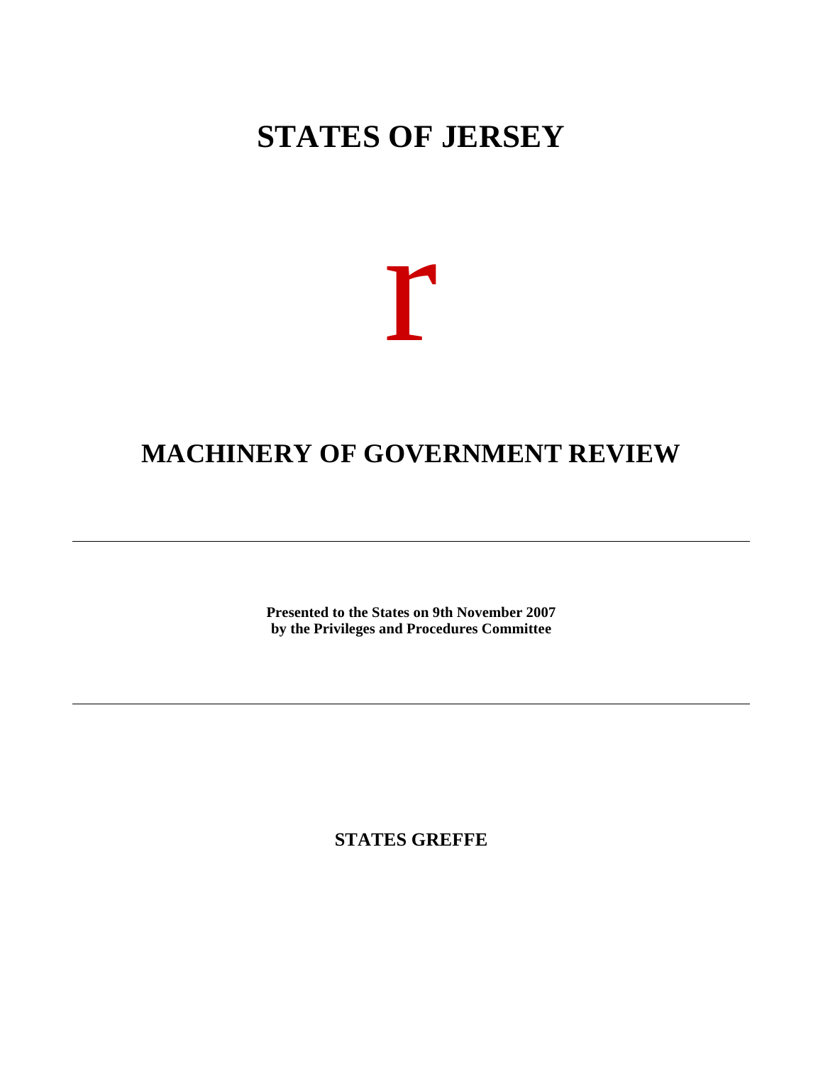# STATES OF JERSEY

r

# MACHINERY OF GOVERNMENT REVIEW

---

**Presented to the States on 9th November 2007**
**by the Privileges and Procedures Committee**

---

**STATES GREFFE**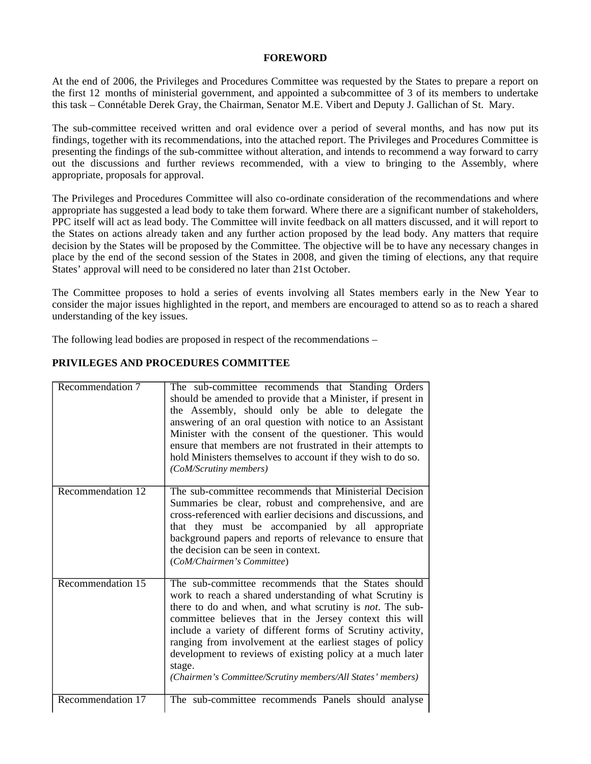## FOREWORD

At the end of 2006, the Privileges and Procedures Committee was requested by the States to prepare a report on the first 12 months of ministerial government, and appointed a sub-committee of 3 of its members to undertake this task – Connétable Derek Gray, the Chairman, Senator M.E. Vibert and Deputy J. Gallichan of St. Mary.

The sub-committee received written and oral evidence over a period of several months, and has now put its findings, together with its recommendations, into the attached report. The Privileges and Procedures Committee is presenting the findings of the sub-committee without alteration, and intends to recommend a way forward to carry out the discussions and further reviews recommended, with a view to bringing to the Assembly, where appropriate, proposals for approval.

The Privileges and Procedures Committee will also co-ordinate consideration of the recommendations and where appropriate has suggested a lead body to take them forward. Where there are a significant number of stakeholders, PPC itself will act as lead body. The Committee will invite feedback on all matters discussed, and it will report to the States on actions already taken and any further action proposed by the lead body. Any matters that require decision by the States will be proposed by the Committee. The objective will be to have any necessary changes in place by the end of the second session of the States in 2008, and given the timing of elections, any that require States' approval will need to be considered no later than 21st October.

The Committee proposes to hold a series of events involving all States members early in the New Year to consider the major issues highlighted in the report, and members are encouraged to attend so as to reach a shared understanding of the key issues.

The following lead bodies are proposed in respect of the recommendations –

**PRIVILEGES AND PROCEDURES COMMITTEE**

| | |
|---|---|
| Recommendation 7 | The sub-committee recommends that Standing Orders should be amended to provide that a Minister, if present in the Assembly, should only be able to delegate the answering of an oral question with notice to an Assistant Minister with the consent of the questioner. This would ensure that members are not frustrated in their attempts to hold Ministers themselves to account if they wish to do so. *(CoM/Scrutiny members)* |
| Recommendation 12 | The sub-committee recommends that Ministerial Decision Summaries be clear, robust and comprehensive, and are cross-referenced with earlier decisions and discussions, and that they must be accompanied by all appropriate background papers and reports of relevance to ensure that the decision can be seen in context. (*CoM/Chairmen's Committee*) |
| Recommendation 15 | The sub-committee recommends that the States should work to reach a shared understanding of what Scrutiny is there to do and when, and what scrutiny is *not*. The sub-committee believes that in the Jersey context this will include a variety of different forms of Scrutiny activity, ranging from involvement at the earliest stages of policy development to reviews of existing policy at a much later stage. *(Chairmen's Committee/Scrutiny members/All States' members)* |
| Recommendation 17 | The sub-committee recommends Panels should analyse |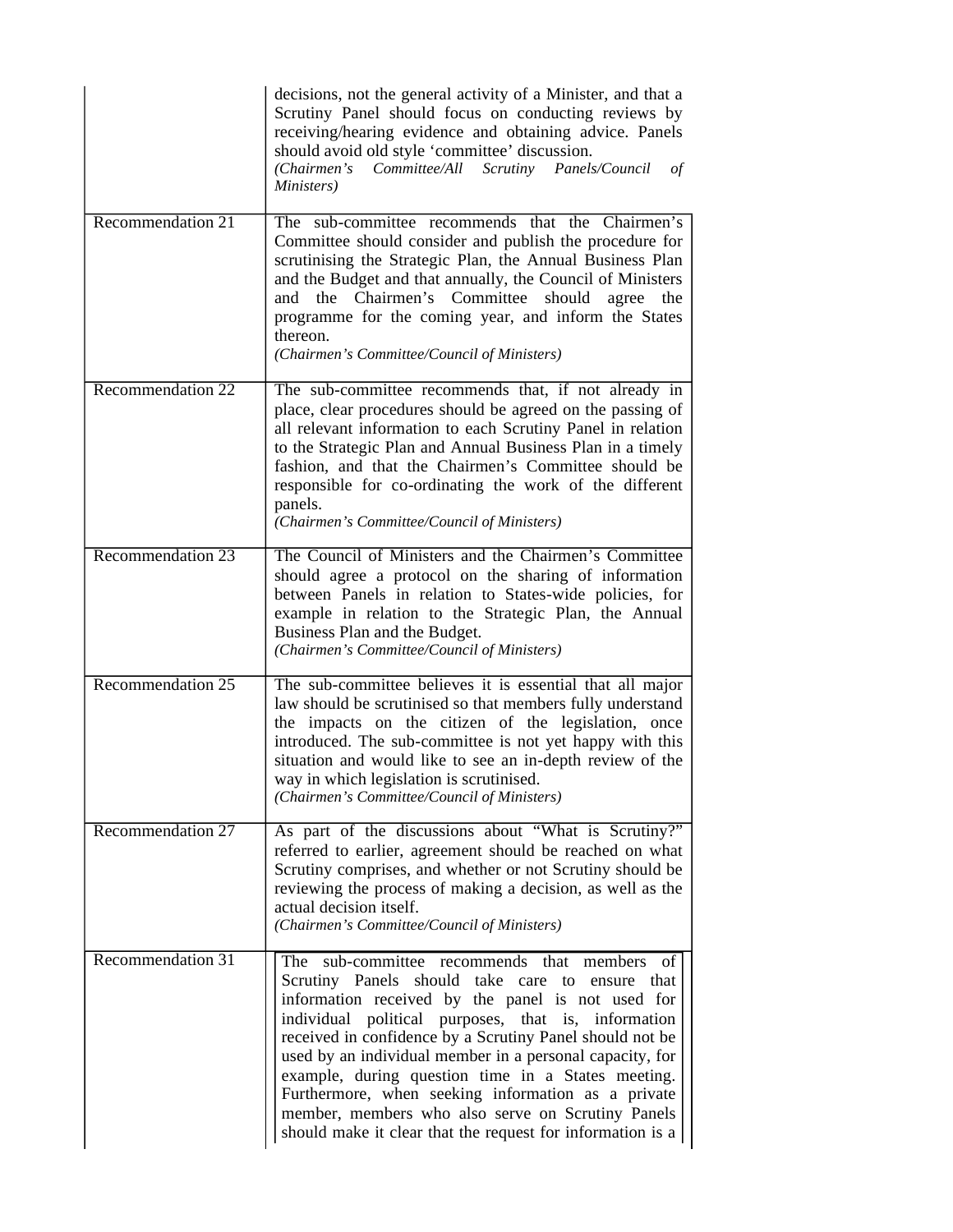| | |
|---|---|
| | decisions, not the general activity of a Minister, and that a Scrutiny Panel should focus on conducting reviews by receiving/hearing evidence and obtaining advice. Panels should avoid old style 'committee' discussion. *(Chairmen's Committee/All Scrutiny Panels/Council of Ministers)* |
| Recommendation 21 | The sub-committee recommends that the Chairmen's Committee should consider and publish the procedure for scrutinising the Strategic Plan, the Annual Business Plan and the Budget and that annually, the Council of Ministers and the Chairmen's Committee should agree the programme for the coming year, and inform the States thereon. *(Chairmen's Committee/Council of Ministers)* |
| Recommendation 22 | The sub-committee recommends that, if not already in place, clear procedures should be agreed on the passing of all relevant information to each Scrutiny Panel in relation to the Strategic Plan and Annual Business Plan in a timely fashion, and that the Chairmen's Committee should be responsible for co-ordinating the work of the different panels. *(Chairmen's Committee/Council of Ministers)* |
| Recommendation 23 | The Council of Ministers and the Chairmen's Committee should agree a protocol on the sharing of information between Panels in relation to States-wide policies, for example in relation to the Strategic Plan, the Annual Business Plan and the Budget. *(Chairmen's Committee/Council of Ministers)* |
| Recommendation 25 | The sub-committee believes it is essential that all major law should be scrutinised so that members fully understand the impacts on the citizen of the legislation, once introduced. The sub-committee is not yet happy with this situation and would like to see an in-depth review of the way in which legislation is scrutinised. *(Chairmen's Committee/Council of Ministers)* |
| Recommendation 27 | As part of the discussions about "What is Scrutiny?" referred to earlier, agreement should be reached on what Scrutiny comprises, and whether or not Scrutiny should be reviewing the process of making a decision, as well as the actual decision itself. *(Chairmen's Committee/Council of Ministers)* |
| Recommendation 31 | The sub-committee recommends that members of Scrutiny Panels should take care to ensure that information received by the panel is not used for individual political purposes, that is, information received in confidence by a Scrutiny Panel should not be used by an individual member in a personal capacity, for example, during question time in a States meeting. Furthermore, when seeking information as a private member, members who also serve on Scrutiny Panels should make it clear that the request for information is a |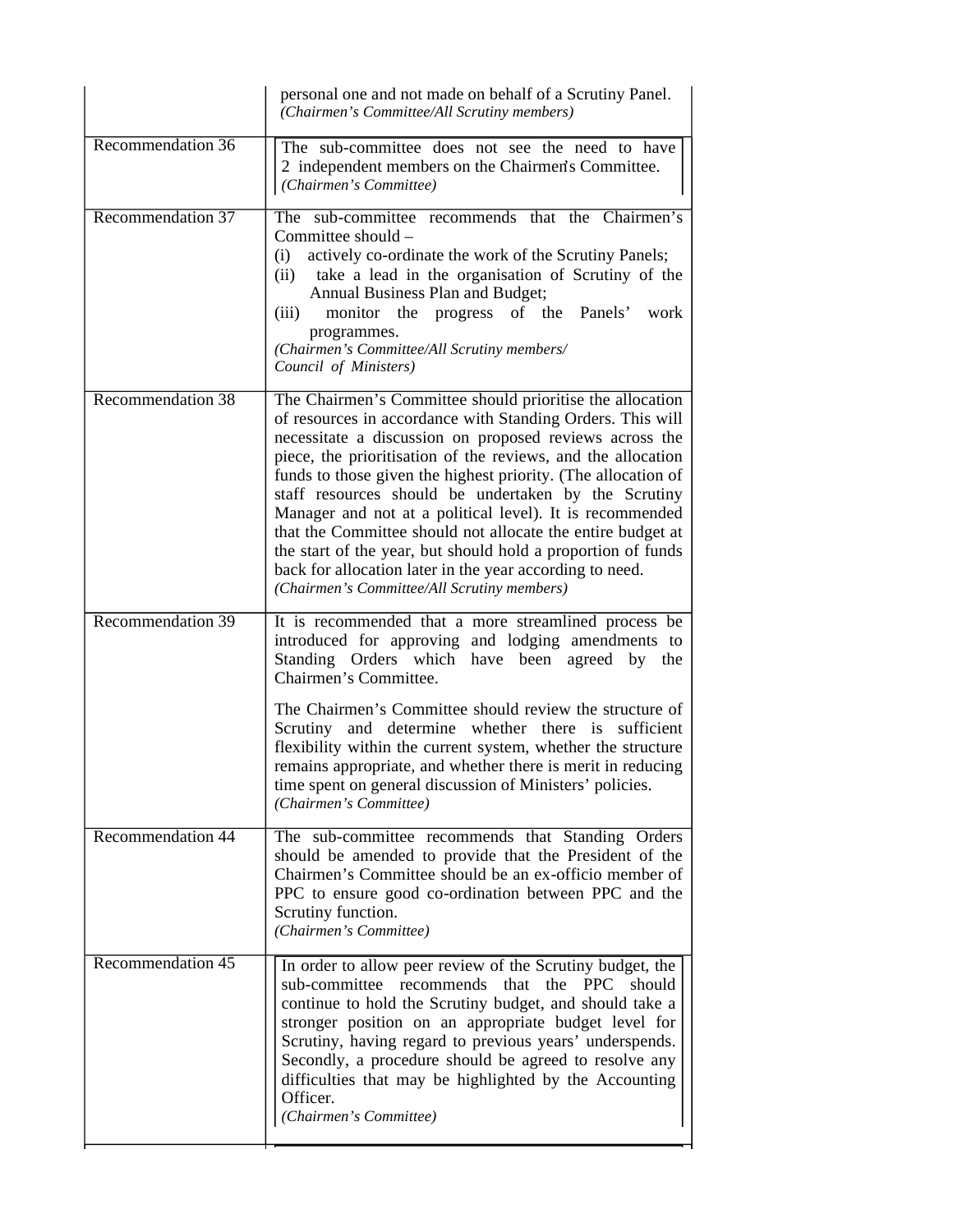| | |
|---|---|
| | personal one and not made on behalf of a Scrutiny Panel.<br>*(Chairmen's Committee/All Scrutiny members)* |
| Recommendation 36 | The sub-committee does not see the need to have 2 independent members on the Chairmen's Committee.<br>*(Chairmen's Committee)* |
| Recommendation 37 | The sub-committee recommends that the Chairmen's Committee should –<br>(i) actively co-ordinate the work of the Scrutiny Panels;<br>(ii) take a lead in the organisation of Scrutiny of the Annual Business Plan and Budget;<br>(iii) monitor the progress of the Panels' work programmes.<br>*(Chairmen's Committee/All Scrutiny members/ Council of Ministers)* |
| Recommendation 38 | The Chairmen's Committee should prioritise the allocation of resources in accordance with Standing Orders. This will necessitate a discussion on proposed reviews across the piece, the prioritisation of the reviews, and the allocation funds to those given the highest priority. (The allocation of staff resources should be undertaken by the Scrutiny Manager and not at a political level). It is recommended that the Committee should not allocate the entire budget at the start of the year, but should hold a proportion of funds back for allocation later in the year according to need.<br>*(Chairmen's Committee/All Scrutiny members)* |
| Recommendation 39 | It is recommended that a more streamlined process be introduced for approving and lodging amendments to Standing Orders which have been agreed by the Chairmen's Committee.<br><br>The Chairmen's Committee should review the structure of Scrutiny and determine whether there is sufficient flexibility within the current system, whether the structure remains appropriate, and whether there is merit in reducing time spent on general discussion of Ministers' policies.<br>*(Chairmen's Committee)* |
| Recommendation 44 | The sub-committee recommends that Standing Orders should be amended to provide that the President of the Chairmen's Committee should be an ex-officio member of PPC to ensure good co-ordination between PPC and the Scrutiny function.<br>*(Chairmen's Committee)* |
| Recommendation 45 | In order to allow peer review of the Scrutiny budget, the sub-committee recommends that the PPC should continue to hold the Scrutiny budget, and should take a stronger position on an appropriate budget level for Scrutiny, having regard to previous years' underspends. Secondly, a procedure should be agreed to resolve any difficulties that may be highlighted by the Accounting Officer.<br>*(Chairmen's Committee)* |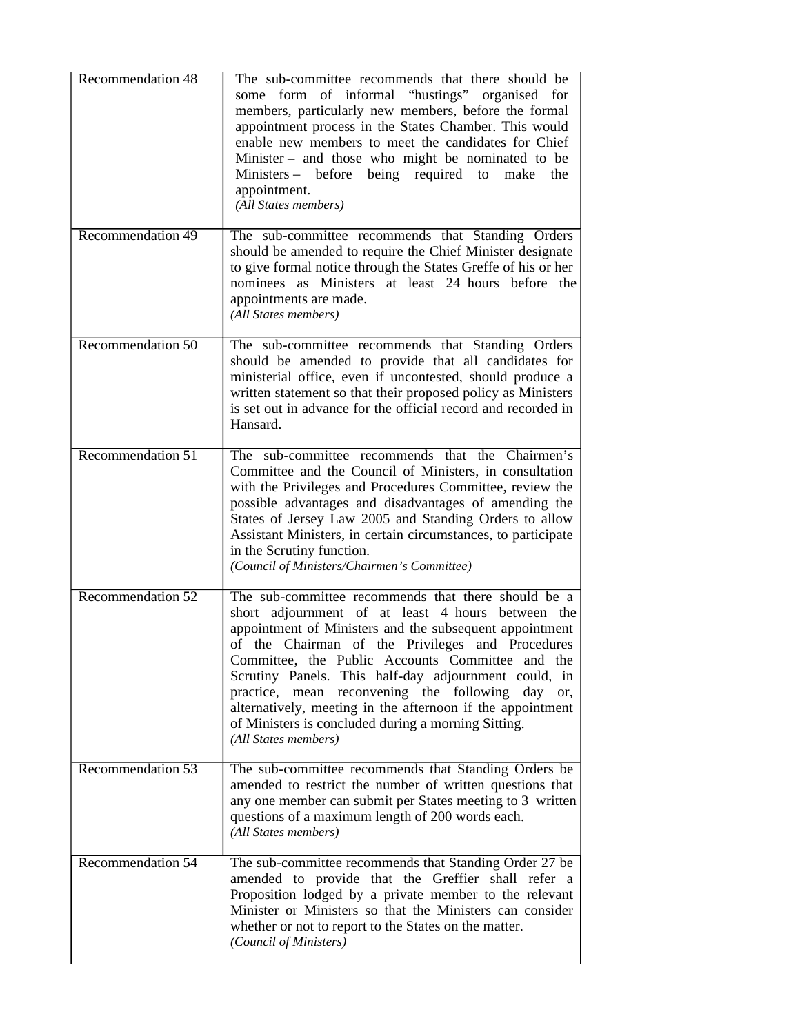| | |
|---|---|
| Recommendation 48 | The sub-committee recommends that there should be some form of informal "hustings" organised for members, particularly new members, before the formal appointment process in the States Chamber. This would enable new members to meet the candidates for Chief Minister – and those who might be nominated to be Ministers – before being required to make the appointment.<br>*(All States members)* |
| Recommendation 49 | The sub-committee recommends that Standing Orders should be amended to require the Chief Minister designate to give formal notice through the States Greffe of his or her nominees as Ministers at least 24 hours before the appointments are made.<br>*(All States members)* |
| Recommendation 50 | The sub-committee recommends that Standing Orders should be amended to provide that all candidates for ministerial office, even if uncontested, should produce a written statement so that their proposed policy as Ministers is set out in advance for the official record and recorded in Hansard. |
| Recommendation 51 | The sub-committee recommends that the Chairmen's Committee and the Council of Ministers, in consultation with the Privileges and Procedures Committee, review the possible advantages and disadvantages of amending the States of Jersey Law 2005 and Standing Orders to allow Assistant Ministers, in certain circumstances, to participate in the Scrutiny function.<br>*(Council of Ministers/Chairmen's Committee)* |
| Recommendation 52 | The sub-committee recommends that there should be a short adjournment of at least 4 hours between the appointment of Ministers and the subsequent appointment of the Chairman of the Privileges and Procedures Committee, the Public Accounts Committee and the Scrutiny Panels. This half-day adjournment could, in practice, mean reconvening the following day or, alternatively, meeting in the afternoon if the appointment of Ministers is concluded during a morning Sitting.<br>*(All States members)* |
| Recommendation 53 | The sub-committee recommends that Standing Orders be amended to restrict the number of written questions that any one member can submit per States meeting to 3 written questions of a maximum length of 200 words each.<br>*(All States members)* |
| Recommendation 54 | The sub-committee recommends that Standing Order 27 be amended to provide that the Greffier shall refer a Proposition lodged by a private member to the relevant Minister or Ministers so that the Ministers can consider whether or not to report to the States on the matter.<br>*(Council of Ministers)* |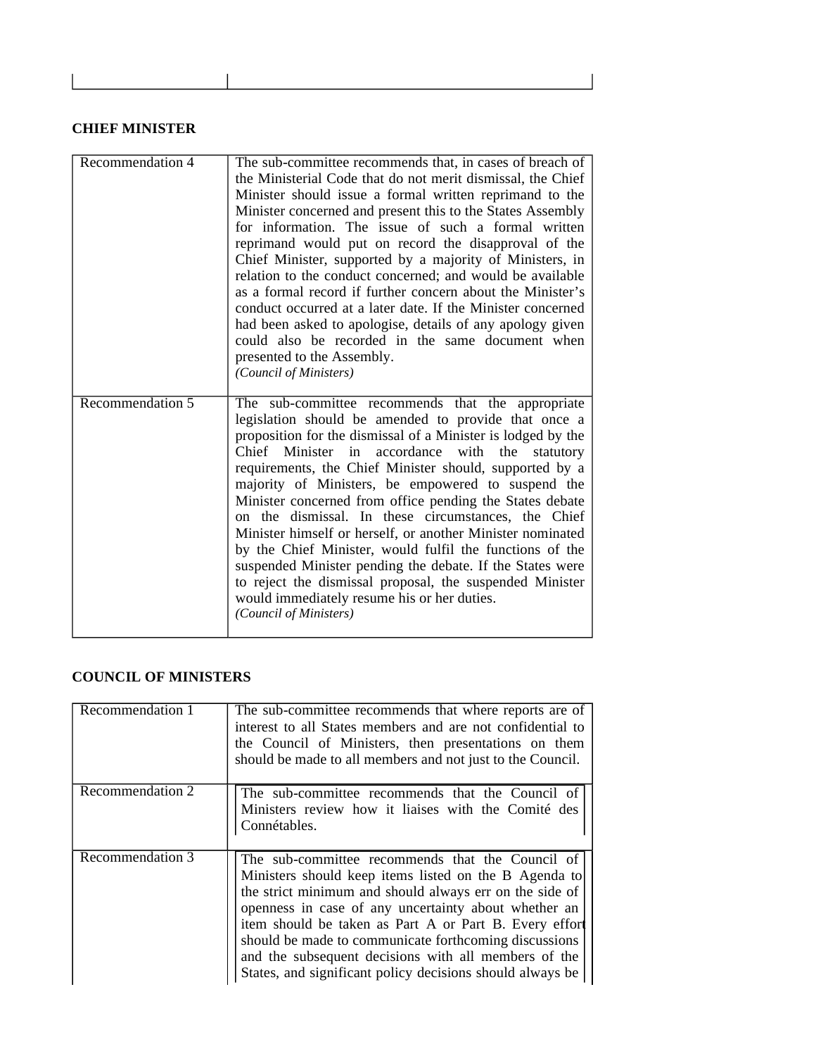## CHIEF MINISTER

| | |
|---|---|
| Recommendation 4 | The sub-committee recommends that, in cases of breach of the Ministerial Code that do not merit dismissal, the Chief Minister should issue a formal written reprimand to the Minister concerned and present this to the States Assembly for information. The issue of such a formal written reprimand would put on record the disapproval of the Chief Minister, supported by a majority of Ministers, in relation to the conduct concerned; and would be available as a formal record if further concern about the Minister's conduct occurred at a later date. If the Minister concerned had been asked to apologise, details of any apology given could also be recorded in the same document when presented to the Assembly. *(Council of Ministers)* |
| Recommendation 5 | The sub-committee recommends that the appropriate legislation should be amended to provide that once a proposition for the dismissal of a Minister is lodged by the Chief Minister in accordance with the statutory requirements, the Chief Minister should, supported by a majority of Ministers, be empowered to suspend the Minister concerned from office pending the States debate on the dismissal. In these circumstances, the Chief Minister himself or herself, or another Minister nominated by the Chief Minister, would fulfil the functions of the suspended Minister pending the debate. If the States were to reject the dismissal proposal, the suspended Minister would immediately resume his or her duties. *(Council of Ministers)* |

## COUNCIL OF MINISTERS

| | |
|---|---|
| Recommendation 1 | The sub-committee recommends that where reports are of interest to all States members and are not confidential to the Council of Ministers, then presentations on them should be made to all members and not just to the Council. |
| Recommendation 2 | The sub-committee recommends that the Council of Ministers review how it liaises with the Comité des Connétables. |
| Recommendation 3 | The sub-committee recommends that the Council of Ministers should keep items listed on the B Agenda to the strict minimum and should always err on the side of openness in case of any uncertainty about whether an item should be taken as Part A or Part B. Every effort should be made to communicate forthcoming discussions and the subsequent decisions with all members of the States, and significant policy decisions should always be |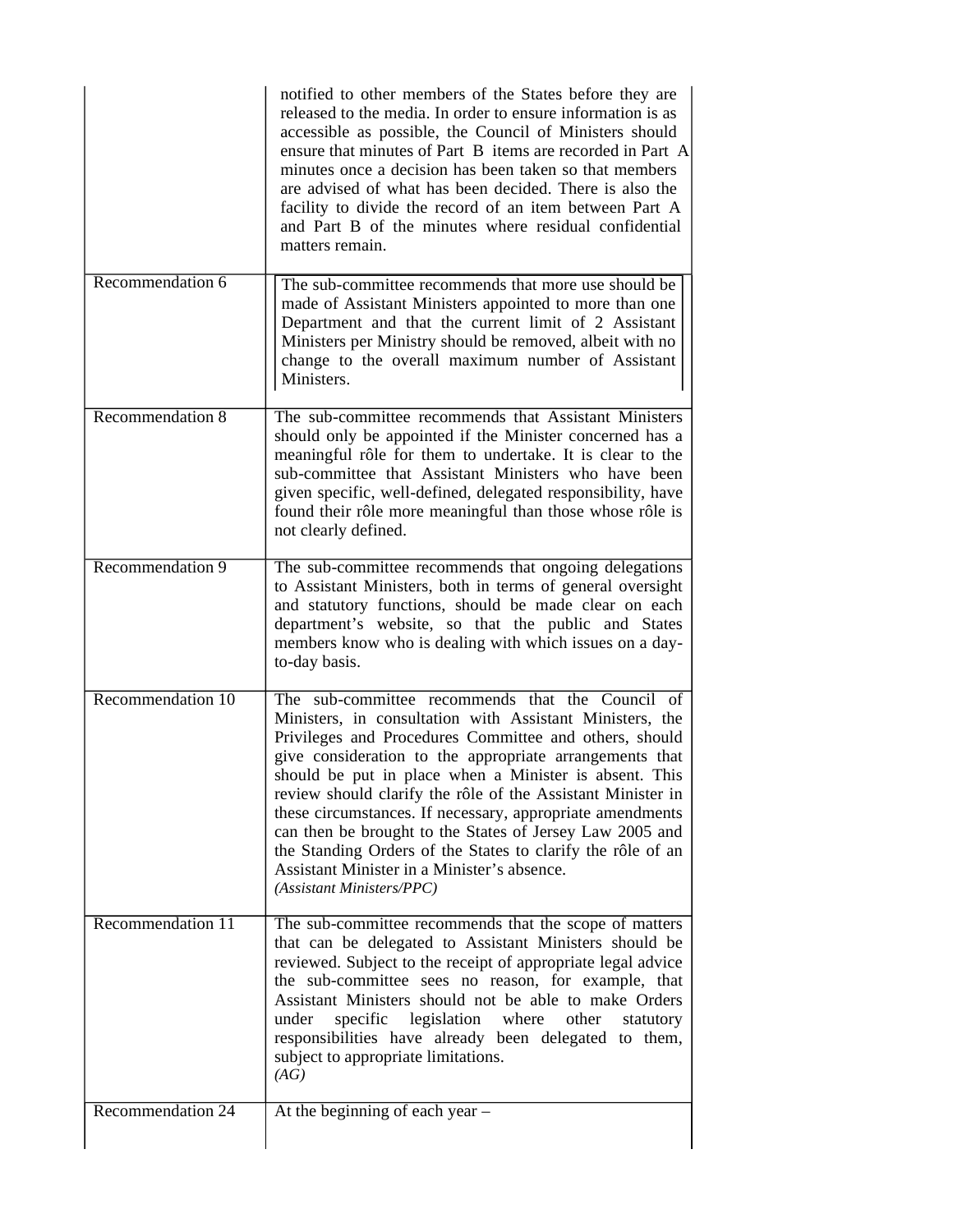| | |
|---|---|
| | notified to other members of the States before they are released to the media. In order to ensure information is as accessible as possible, the Council of Ministers should ensure that minutes of Part B items are recorded in Part A minutes once a decision has been taken so that members are advised of what has been decided. There is also the facility to divide the record of an item between Part A and Part B of the minutes where residual confidential matters remain. |
| Recommendation 6 | The sub-committee recommends that more use should be made of Assistant Ministers appointed to more than one Department and that the current limit of 2 Assistant Ministers per Ministry should be removed, albeit with no change to the overall maximum number of Assistant Ministers. |
| Recommendation 8 | The sub-committee recommends that Assistant Ministers should only be appointed if the Minister concerned has a meaningful rôle for them to undertake. It is clear to the sub-committee that Assistant Ministers who have been given specific, well-defined, delegated responsibility, have found their rôle more meaningful than those whose rôle is not clearly defined. |
| Recommendation 9 | The sub-committee recommends that ongoing delegations to Assistant Ministers, both in terms of general oversight and statutory functions, should be made clear on each department's website, so that the public and States members know who is dealing with which issues on a day-to-day basis. |
| Recommendation 10 | The sub-committee recommends that the Council of Ministers, in consultation with Assistant Ministers, the Privileges and Procedures Committee and others, should give consideration to the appropriate arrangements that should be put in place when a Minister is absent. This review should clarify the rôle of the Assistant Minister in these circumstances. If necessary, appropriate amendments can then be brought to the States of Jersey Law 2005 and the Standing Orders of the States to clarify the rôle of an Assistant Minister in a Minister's absence. *(Assistant Ministers/PPC)* |
| Recommendation 11 | The sub-committee recommends that the scope of matters that can be delegated to Assistant Ministers should be reviewed. Subject to the receipt of appropriate legal advice the sub-committee sees no reason, for example, that Assistant Ministers should not be able to make Orders under specific legislation where other statutory responsibilities have already been delegated to them, subject to appropriate limitations. *(AG)* |
| Recommendation 24 | At the beginning of each year – |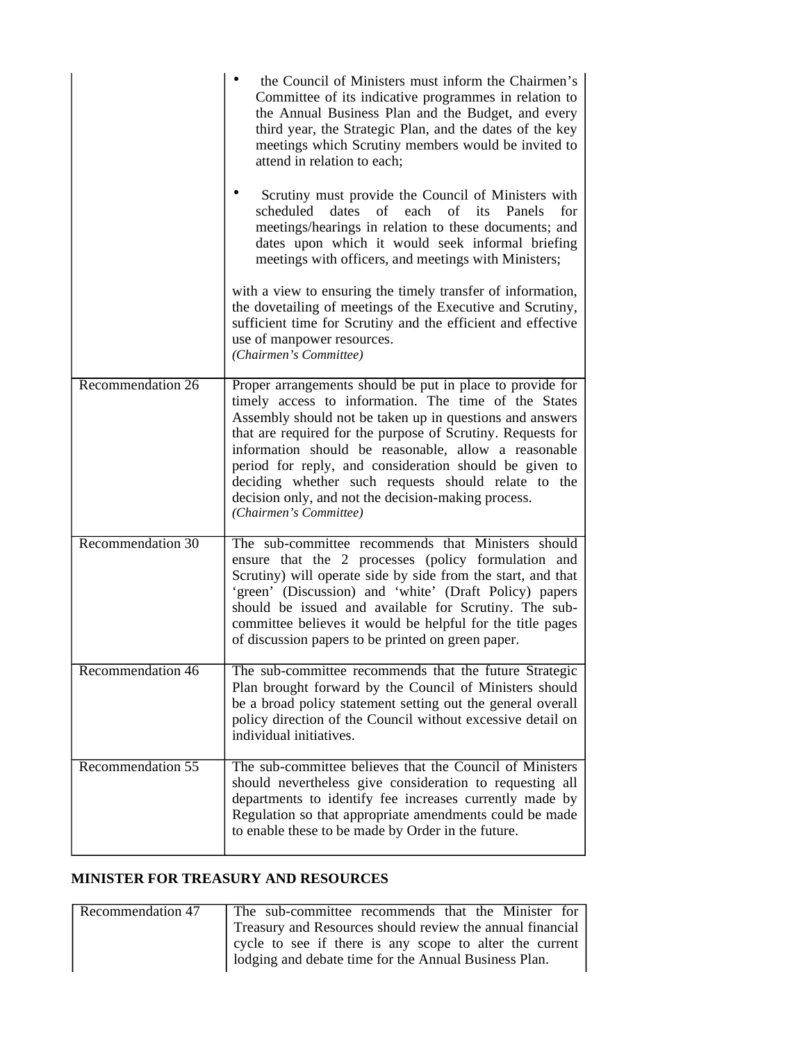| | |
|---|---|
| | • the Council of Ministers must inform the Chairmen's Committee of its indicative programmes in relation to the Annual Business Plan and the Budget, and every third year, the Strategic Plan, and the dates of the key meetings which Scrutiny members would be invited to attend in relation to each;<br><br>• Scrutiny must provide the Council of Ministers with scheduled dates of each of its Panels for meetings/hearings in relation to these documents; and dates upon which it would seek informal briefing meetings with officers, and meetings with Ministers;<br><br>with a view to ensuring the timely transfer of information, the dovetailing of meetings of the Executive and Scrutiny, sufficient time for Scrutiny and the efficient and effective use of manpower resources.<br>*(Chairmen's Committee)* |
| Recommendation 26 | Proper arrangements should be put in place to provide for timely access to information. The time of the States Assembly should not be taken up in questions and answers that are required for the purpose of Scrutiny. Requests for information should be reasonable, allow a reasonable period for reply, and consideration should be given to deciding whether such requests should relate to the decision only, and not the decision-making process.<br>*(Chairmen's Committee)* |
| Recommendation 30 | The sub-committee recommends that Ministers should ensure that the 2 processes (policy formulation and Scrutiny) will operate side by side from the start, and that 'green' (Discussion) and 'white' (Draft Policy) papers should be issued and available for Scrutiny. The sub-committee believes it would be helpful for the title pages of discussion papers to be printed on green paper. |
| Recommendation 46 | The sub-committee recommends that the future Strategic Plan brought forward by the Council of Ministers should be a broad policy statement setting out the general overall policy direction of the Council without excessive detail on individual initiatives. |
| Recommendation 55 | The sub-committee believes that the Council of Ministers should nevertheless give consideration to requesting all departments to identify fee increases currently made by Regulation so that appropriate amendments could be made to enable these to be made by Order in the future. |

**MINISTER FOR TREASURY AND RESOURCES**

| | |
|---|---|
| Recommendation 47 | The sub-committee recommends that the Minister for Treasury and Resources should review the annual financial cycle to see if there is any scope to alter the current lodging and debate time for the Annual Business Plan. |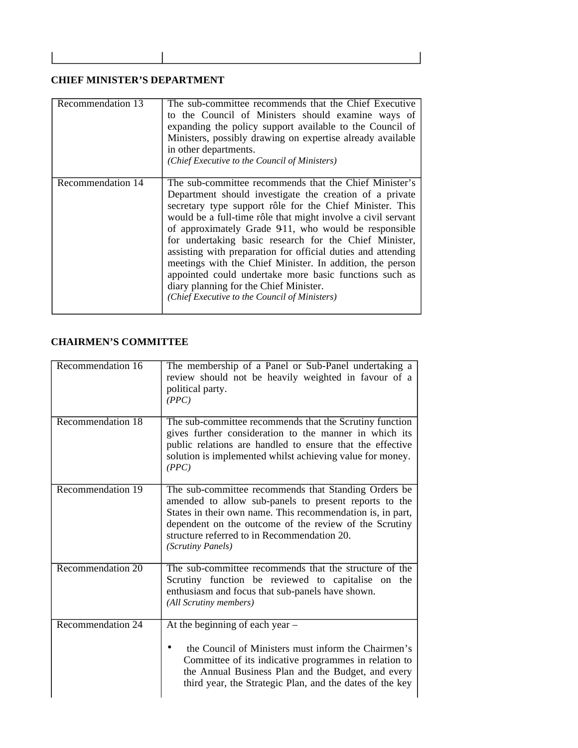## CHIEF MINISTER'S DEPARTMENT

| | |
|---|---|
| Recommendation 13 | The sub-committee recommends that the Chief Executive to the Council of Ministers should examine ways of expanding the policy support available to the Council of Ministers, possibly drawing on expertise already available in other departments. *(Chief Executive to the Council of Ministers)* |
| Recommendation 14 | The sub-committee recommends that the Chief Minister's Department should investigate the creation of a private secretary type support rôle for the Chief Minister. This would be a full-time rôle that might involve a civil servant of approximately Grade 9-11, who would be responsible for undertaking basic research for the Chief Minister, assisting with preparation for official duties and attending meetings with the Chief Minister. In addition, the person appointed could undertake more basic functions such as diary planning for the Chief Minister. *(Chief Executive to the Council of Ministers)* |

## CHAIRMEN'S COMMITTEE

| | |
|---|---|
| Recommendation 16 | The membership of a Panel or Sub-Panel undertaking a review should not be heavily weighted in favour of a political party. *(PPC)* |
| Recommendation 18 | The sub-committee recommends that the Scrutiny function gives further consideration to the manner in which its public relations are handled to ensure that the effective solution is implemented whilst achieving value for money. *(PPC)* |
| Recommendation 19 | The sub-committee recommends that Standing Orders be amended to allow sub-panels to present reports to the States in their own name. This recommendation is, in part, dependent on the outcome of the review of the Scrutiny structure referred to in Recommendation 20. *(Scrutiny Panels)* |
| Recommendation 20 | The sub-committee recommends that the structure of the Scrutiny function be reviewed to capitalise on the enthusiasm and focus that sub-panels have shown. *(All Scrutiny members)* |
| Recommendation 24 | At the beginning of each year – <br><br>• the Council of Ministers must inform the Chairmen's Committee of its indicative programmes in relation to the Annual Business Plan and the Budget, and every third year, the Strategic Plan, and the dates of the key |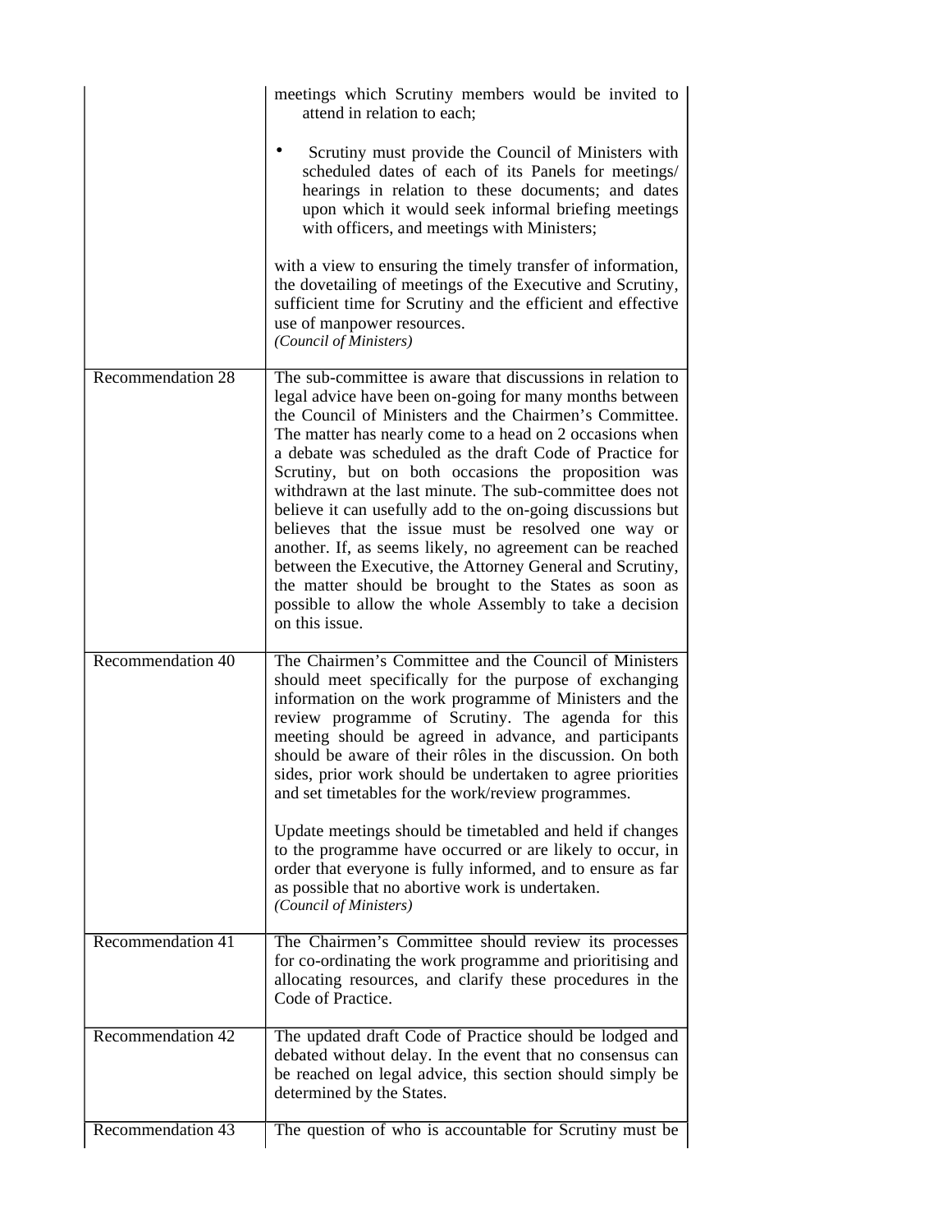| | |
|---|---|
| | meetings which Scrutiny members would be invited to attend in relation to each;<br><br>• Scrutiny must provide the Council of Ministers with scheduled dates of each of its Panels for meetings/ hearings in relation to these documents; and dates upon which it would seek informal briefing meetings with officers, and meetings with Ministers;<br><br>with a view to ensuring the timely transfer of information, the dovetailing of meetings of the Executive and Scrutiny, sufficient time for Scrutiny and the efficient and effective use of manpower resources.<br>*(Council of Ministers)* |
| Recommendation 28 | The sub-committee is aware that discussions in relation to legal advice have been on-going for many months between the Council of Ministers and the Chairmen's Committee. The matter has nearly come to a head on 2 occasions when a debate was scheduled as the draft Code of Practice for Scrutiny, but on both occasions the proposition was withdrawn at the last minute. The sub-committee does not believe it can usefully add to the on-going discussions but believes that the issue must be resolved one way or another. If, as seems likely, no agreement can be reached between the Executive, the Attorney General and Scrutiny, the matter should be brought to the States as soon as possible to allow the whole Assembly to take a decision on this issue. |
| Recommendation 40 | The Chairmen's Committee and the Council of Ministers should meet specifically for the purpose of exchanging information on the work programme of Ministers and the review programme of Scrutiny. The agenda for this meeting should be agreed in advance, and participants should be aware of their rôles in the discussion. On both sides, prior work should be undertaken to agree priorities and set timetables for the work/review programmes.<br><br>Update meetings should be timetabled and held if changes to the programme have occurred or are likely to occur, in order that everyone is fully informed, and to ensure as far as possible that no abortive work is undertaken.<br>*(Council of Ministers)* |
| Recommendation 41 | The Chairmen's Committee should review its processes for co-ordinating the work programme and prioritising and allocating resources, and clarify these procedures in the Code of Practice. |
| Recommendation 42 | The updated draft Code of Practice should be lodged and debated without delay. In the event that no consensus can be reached on legal advice, this section should simply be determined by the States. |
| Recommendation 43 | The question of who is accountable for Scrutiny must be |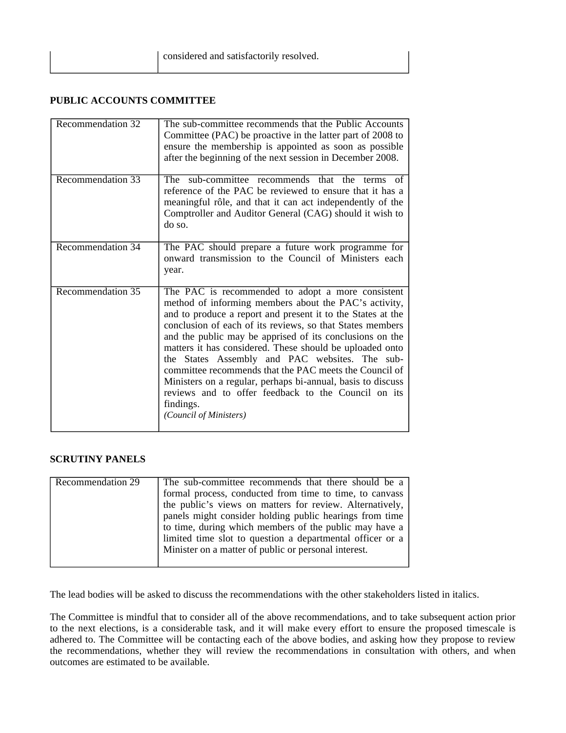| | |
|---|---|
| | considered and satisfactorily resolved. |

**PUBLIC ACCOUNTS COMMITTEE**

| | |
|---|---|
| Recommendation 32 | The sub-committee recommends that the Public Accounts Committee (PAC) be proactive in the latter part of 2008 to ensure the membership is appointed as soon as possible after the beginning of the next session in December 2008. |
| Recommendation 33 | The sub-committee recommends that the terms of reference of the PAC be reviewed to ensure that it has a meaningful rôle, and that it can act independently of the Comptroller and Auditor General (CAG) should it wish to do so. |
| Recommendation 34 | The PAC should prepare a future work programme for onward transmission to the Council of Ministers each year. |
| Recommendation 35 | The PAC is recommended to adopt a more consistent method of informing members about the PAC's activity, and to produce a report and present it to the States at the conclusion of each of its reviews, so that States members and the public may be apprised of its conclusions on the matters it has considered. These should be uploaded onto the States Assembly and PAC websites. The sub-committee recommends that the PAC meets the Council of Ministers on a regular, perhaps bi-annual, basis to discuss reviews and to offer feedback to the Council on its findings. *(Council of Ministers)* |

**SCRUTINY PANELS**

| | |
|---|---|
| Recommendation 29 | The sub-committee recommends that there should be a formal process, conducted from time to time, to canvass the public's views on matters for review. Alternatively, panels might consider holding public hearings from time to time, during which members of the public may have a limited time slot to question a departmental officer or a Minister on a matter of public or personal interest. |

The lead bodies will be asked to discuss the recommendations with the other stakeholders listed in italics.

The Committee is mindful that to consider all of the above recommendations, and to take subsequent action prior to the next elections, is a considerable task, and it will make every effort to ensure the proposed timescale is adhered to. The Committee will be contacting each of the above bodies, and asking how they propose to review the recommendations, whether they will review the recommendations in consultation with others, and when outcomes are estimated to be available.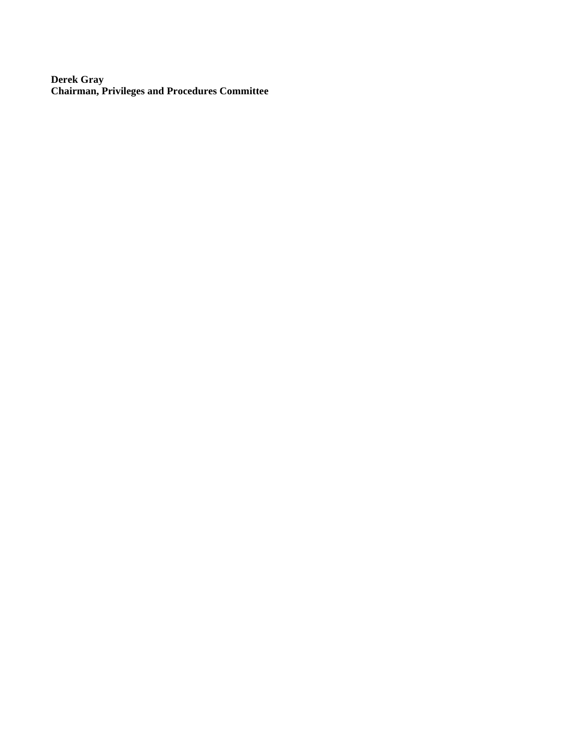**Derek Gray**
**Chairman, Privileges and Procedures Committee**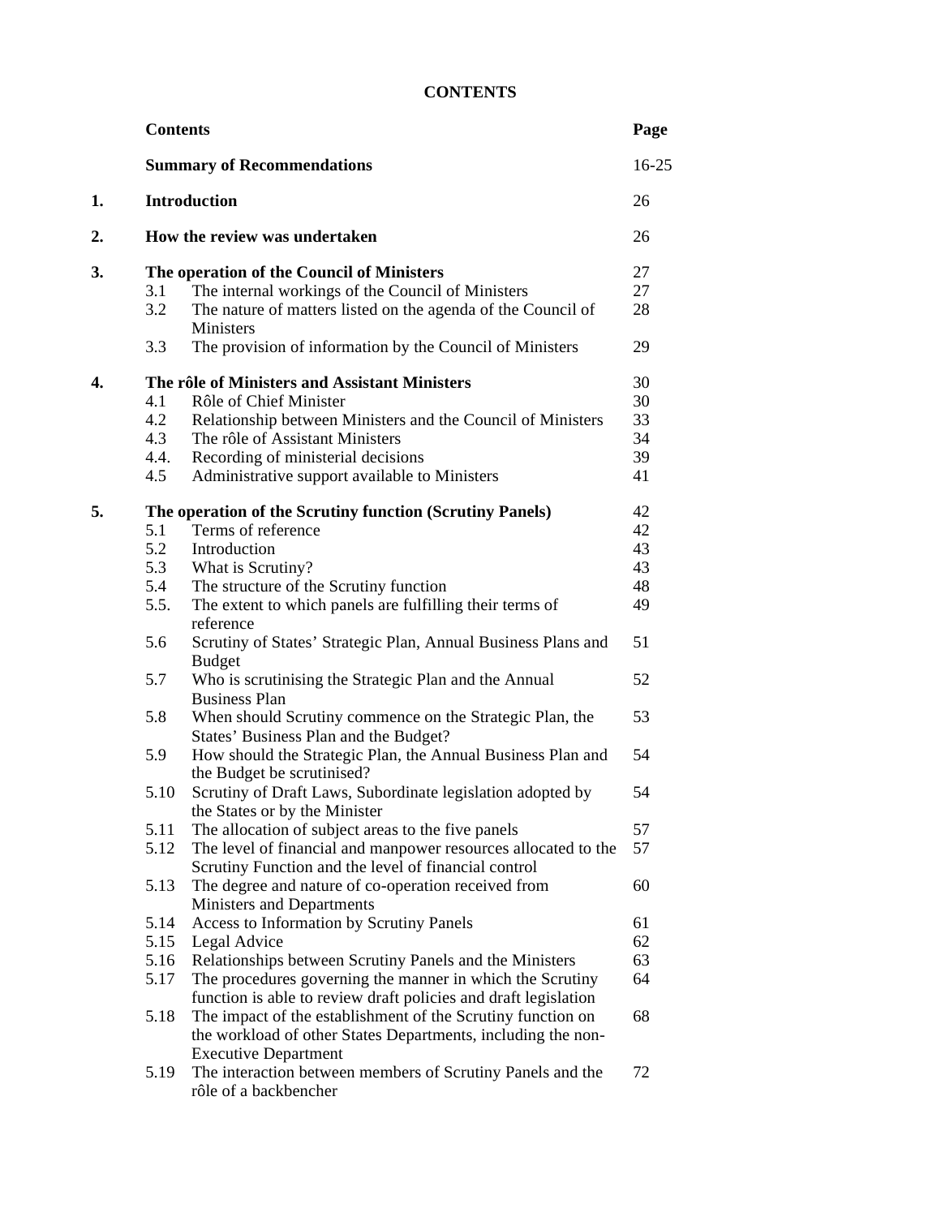**CONTENTS**

| | **Contents** | | **Page** |
|---|---|---|---|
| | **Summary of Recommendations** | | 16-25 |
| **1.** | **Introduction** | | 26 |
| **2.** | **How the review was undertaken** | | 26 |
| **3.** | **The operation of the Council of Ministers** | | 27 |
| | 3.1 | The internal workings of the Council of Ministers | 27 |
| | 3.2 | The nature of matters listed on the agenda of the Council of Ministers | 28 |
| | 3.3 | The provision of information by the Council of Ministers | 29 |
| **4.** | **The rôle of Ministers and Assistant Ministers** | | 30 |
| | 4.1 | Rôle of Chief Minister | 30 |
| | 4.2 | Relationship between Ministers and the Council of Ministers | 33 |
| | 4.3 | The rôle of Assistant Ministers | 34 |
| | 4.4. | Recording of ministerial decisions | 39 |
| | 4.5 | Administrative support available to Ministers | 41 |
| **5.** | **The operation of the Scrutiny function (Scrutiny Panels)** | | 42 |
| | 5.1 | Terms of reference | 42 |
| | 5.2 | Introduction | 43 |
| | 5.3 | What is Scrutiny? | 43 |
| | 5.4 | The structure of the Scrutiny function | 48 |
| | 5.5. | The extent to which panels are fulfilling their terms of reference | 49 |
| | 5.6 | Scrutiny of States' Strategic Plan, Annual Business Plans and Budget | 51 |
| | 5.7 | Who is scrutinising the Strategic Plan and the Annual Business Plan | 52 |
| | 5.8 | When should Scrutiny commence on the Strategic Plan, the States' Business Plan and the Budget? | 53 |
| | 5.9 | How should the Strategic Plan, the Annual Business Plan and the Budget be scrutinised? | 54 |
| | 5.10 | Scrutiny of Draft Laws, Subordinate legislation adopted by the States or by the Minister | 54 |
| | 5.11 | The allocation of subject areas to the five panels | 57 |
| | 5.12 | The level of financial and manpower resources allocated to the Scrutiny Function and the level of financial control | 57 |
| | 5.13 | The degree and nature of co-operation received from Ministers and Departments | 60 |
| | 5.14 | Access to Information by Scrutiny Panels | 61 |
| | 5.15 | Legal Advice | 62 |
| | 5.16 | Relationships between Scrutiny Panels and the Ministers | 63 |
| | 5.17 | The procedures governing the manner in which the Scrutiny function is able to review draft policies and draft legislation | 64 |
| | 5.18 | The impact of the establishment of the Scrutiny function on the workload of other States Departments, including the non-Executive Department | 68 |
| | 5.19 | The interaction between members of Scrutiny Panels and the rôle of a backbencher | 72 |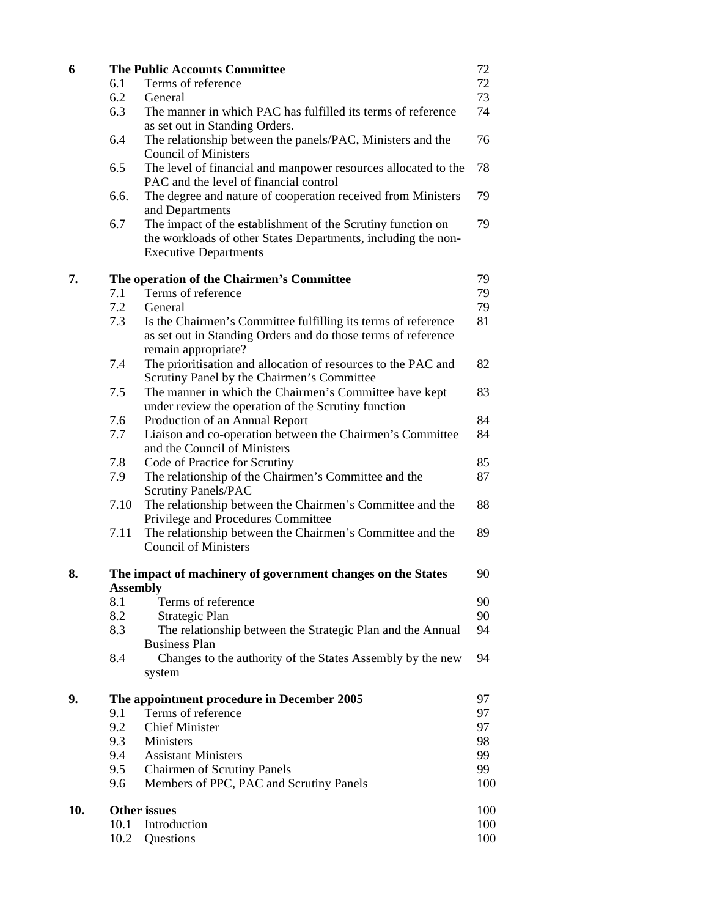| | | | |
|---|---|---|---|
| **6** | **The Public Accounts Committee** | | 72 |
| | 6.1 | Terms of reference | 72 |
| | 6.2 | General | 73 |
| | 6.3 | The manner in which PAC has fulfilled its terms of reference as set out in Standing Orders. | 74 |
| | 6.4 | The relationship between the panels/PAC, Ministers and the Council of Ministers | 76 |
| | 6.5 | The level of financial and manpower resources allocated to the PAC and the level of financial control | 78 |
| | 6.6. | The degree and nature of cooperation received from Ministers and Departments | 79 |
| | 6.7 | The impact of the establishment of the Scrutiny function on the workloads of other States Departments, including the non-Executive Departments | 79 |
| **7.** | **The operation of the Chairmen's Committee** | | 79 |
| | 7.1 | Terms of reference | 79 |
| | 7.2 | General | 79 |
| | 7.3 | Is the Chairmen's Committee fulfilling its terms of reference as set out in Standing Orders and do those terms of reference remain appropriate? | 81 |
| | 7.4 | The prioritisation and allocation of resources to the PAC and Scrutiny Panel by the Chairmen's Committee | 82 |
| | 7.5 | The manner in which the Chairmen's Committee have kept under review the operation of the Scrutiny function | 83 |
| | 7.6 | Production of an Annual Report | 84 |
| | 7.7 | Liaison and co-operation between the Chairmen's Committee and the Council of Ministers | 84 |
| | 7.8 | Code of Practice for Scrutiny | 85 |
| | 7.9 | The relationship of the Chairmen's Committee and the Scrutiny Panels/PAC | 87 |
| | 7.10 | The relationship between the Chairmen's Committee and the Privilege and Procedures Committee | 88 |
| | 7.11 | The relationship between the Chairmen's Committee and the Council of Ministers | 89 |
| **8.** | **The impact of machinery of government changes on the States Assembly** | | 90 |
| | 8.1 | Terms of reference | 90 |
| | 8.2 | Strategic Plan | 90 |
| | 8.3 | The relationship between the Strategic Plan and the Annual Business Plan | 94 |
| | 8.4 | Changes to the authority of the States Assembly by the new system | 94 |
| **9.** | **The appointment procedure in December 2005** | | 97 |
| | 9.1 | Terms of reference | 97 |
| | 9.2 | Chief Minister | 97 |
| | 9.3 | Ministers | 98 |
| | 9.4 | Assistant Ministers | 99 |
| | 9.5 | Chairmen of Scrutiny Panels | 99 |
| | 9.6 | Members of PPC, PAC and Scrutiny Panels | 100 |
| **10.** | **Other issues** | | 100 |
| | 10.1 | Introduction | 100 |
| | 10.2 | Questions | 100 |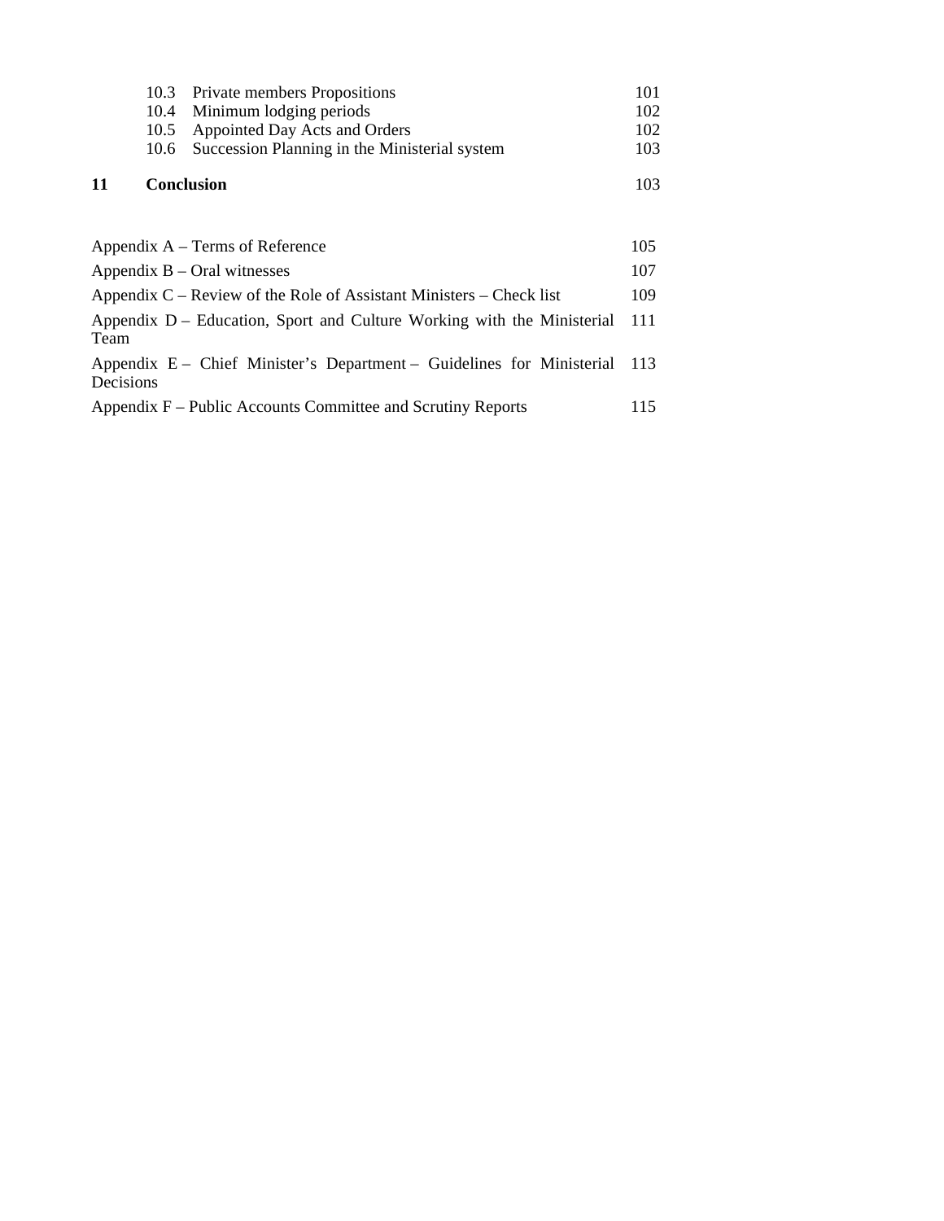| | | |
|---|---|---|
| 10.3 | Private members Propositions | 101 |
| 10.4 | Minimum lodging periods | 102 |
| 10.5 | Appointed Day Acts and Orders | 102 |
| 10.6 | Succession Planning in the Ministerial system | 103 |

**11 Conclusion** 103

| | |
|---|---|
| Appendix A – Terms of Reference | 105 |
| Appendix B – Oral witnesses | 107 |
| Appendix C – Review of the Role of Assistant Ministers – Check list | 109 |
| Appendix D – Education, Sport and Culture Working with the Ministerial Team | 111 |
| Appendix E – Chief Minister's Department – Guidelines for Ministerial Decisions | 113 |
| Appendix F – Public Accounts Committee and Scrutiny Reports | 115 |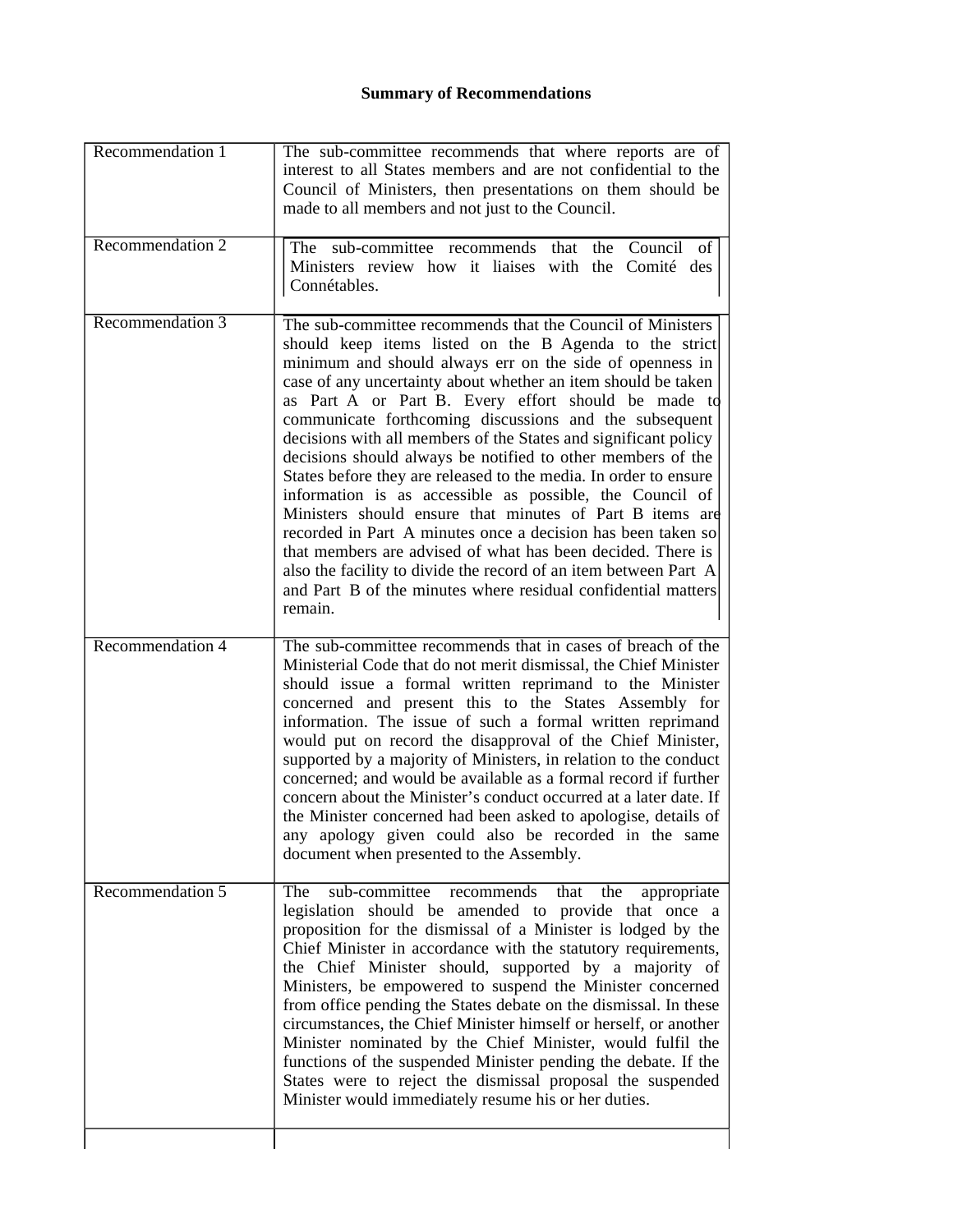**Summary of Recommendations**

| | |
|---|---|
| Recommendation 1 | The sub-committee recommends that where reports are of interest to all States members and are not confidential to the Council of Ministers, then presentations on them should be made to all members and not just to the Council. |
| Recommendation 2 | The sub-committee recommends that the Council of Ministers review how it liaises with the Comité des Connétables. |
| Recommendation 3 | The sub-committee recommends that the Council of Ministers should keep items listed on the B Agenda to the strict minimum and should always err on the side of openness in case of any uncertainty about whether an item should be taken as Part A or Part B. Every effort should be made to communicate forthcoming discussions and the subsequent decisions with all members of the States and significant policy decisions should always be notified to other members of the States before they are released to the media. In order to ensure information is as accessible as possible, the Council of Ministers should ensure that minutes of Part B items are recorded in Part A minutes once a decision has been taken so that members are advised of what has been decided. There is also the facility to divide the record of an item between Part A and Part B of the minutes where residual confidential matters remain. |
| Recommendation 4 | The sub-committee recommends that in cases of breach of the Ministerial Code that do not merit dismissal, the Chief Minister should issue a formal written reprimand to the Minister concerned and present this to the States Assembly for information. The issue of such a formal written reprimand would put on record the disapproval of the Chief Minister, supported by a majority of Ministers, in relation to the conduct concerned; and would be available as a formal record if further concern about the Minister's conduct occurred at a later date. If the Minister concerned had been asked to apologise, details of any apology given could also be recorded in the same document when presented to the Assembly. |
| Recommendation 5 | The sub-committee recommends that the appropriate legislation should be amended to provide that once a proposition for the dismissal of a Minister is lodged by the Chief Minister in accordance with the statutory requirements, the Chief Minister should, supported by a majority of Ministers, be empowered to suspend the Minister concerned from office pending the States debate on the dismissal. In these circumstances, the Chief Minister himself or herself, or another Minister nominated by the Chief Minister, would fulfil the functions of the suspended Minister pending the debate. If the States were to reject the dismissal proposal the suspended Minister would immediately resume his or her duties. |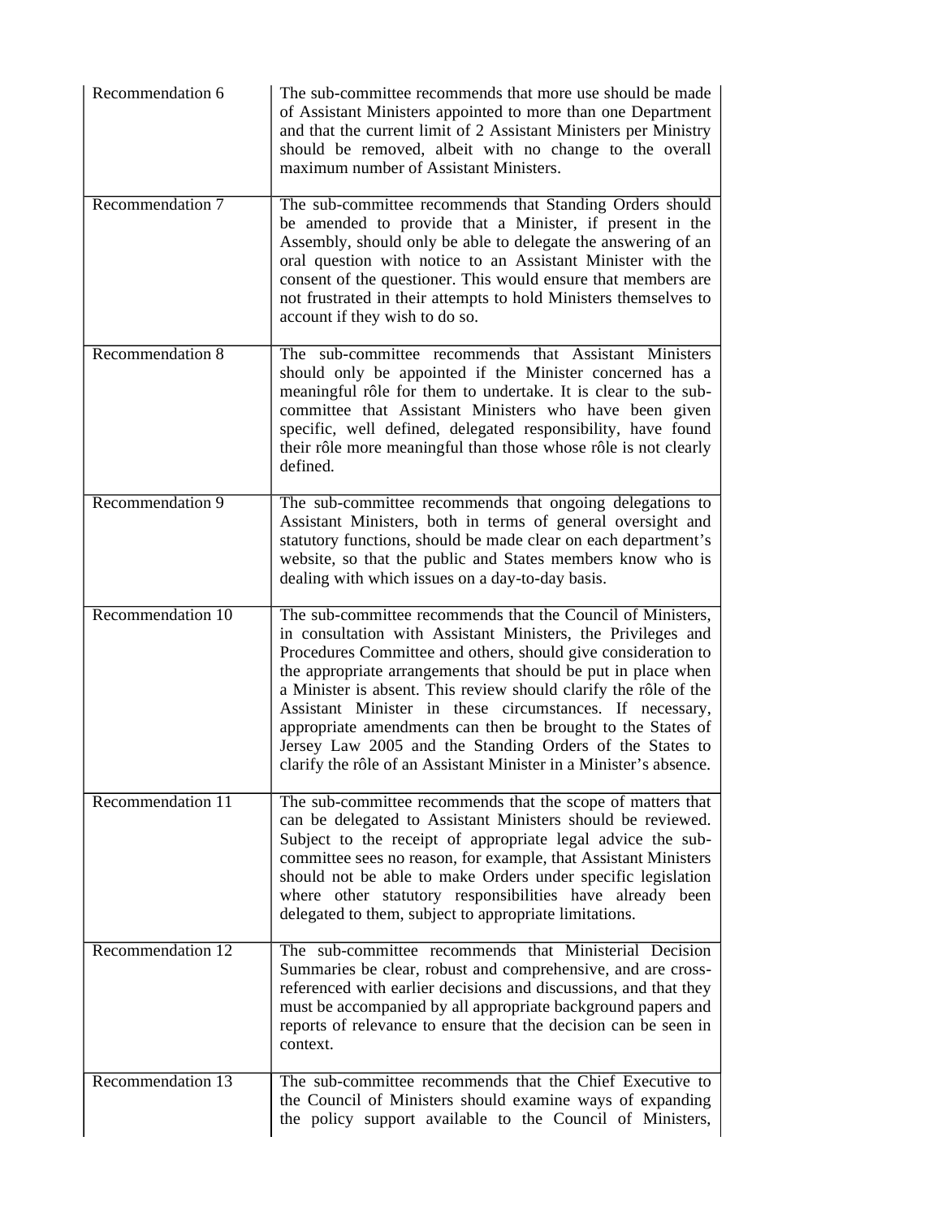| | |
|---|---|
| Recommendation 6 | The sub-committee recommends that more use should be made of Assistant Ministers appointed to more than one Department and that the current limit of 2 Assistant Ministers per Ministry should be removed, albeit with no change to the overall maximum number of Assistant Ministers. |
| Recommendation 7 | The sub-committee recommends that Standing Orders should be amended to provide that a Minister, if present in the Assembly, should only be able to delegate the answering of an oral question with notice to an Assistant Minister with the consent of the questioner. This would ensure that members are not frustrated in their attempts to hold Ministers themselves to account if they wish to do so. |
| Recommendation 8 | The sub-committee recommends that Assistant Ministers should only be appointed if the Minister concerned has a meaningful rôle for them to undertake. It is clear to the sub-committee that Assistant Ministers who have been given specific, well defined, delegated responsibility, have found their rôle more meaningful than those whose rôle is not clearly defined. |
| Recommendation 9 | The sub-committee recommends that ongoing delegations to Assistant Ministers, both in terms of general oversight and statutory functions, should be made clear on each department's website, so that the public and States members know who is dealing with which issues on a day-to-day basis. |
| Recommendation 10 | The sub-committee recommends that the Council of Ministers, in consultation with Assistant Ministers, the Privileges and Procedures Committee and others, should give consideration to the appropriate arrangements that should be put in place when a Minister is absent. This review should clarify the rôle of the Assistant Minister in these circumstances. If necessary, appropriate amendments can then be brought to the States of Jersey Law 2005 and the Standing Orders of the States to clarify the rôle of an Assistant Minister in a Minister's absence. |
| Recommendation 11 | The sub-committee recommends that the scope of matters that can be delegated to Assistant Ministers should be reviewed. Subject to the receipt of appropriate legal advice the sub-committee sees no reason, for example, that Assistant Ministers should not be able to make Orders under specific legislation where other statutory responsibilities have already been delegated to them, subject to appropriate limitations. |
| Recommendation 12 | The sub-committee recommends that Ministerial Decision Summaries be clear, robust and comprehensive, and are cross-referenced with earlier decisions and discussions, and that they must be accompanied by all appropriate background papers and reports of relevance to ensure that the decision can be seen in context. |
| Recommendation 13 | The sub-committee recommends that the Chief Executive to the Council of Ministers should examine ways of expanding the policy support available to the Council of Ministers, |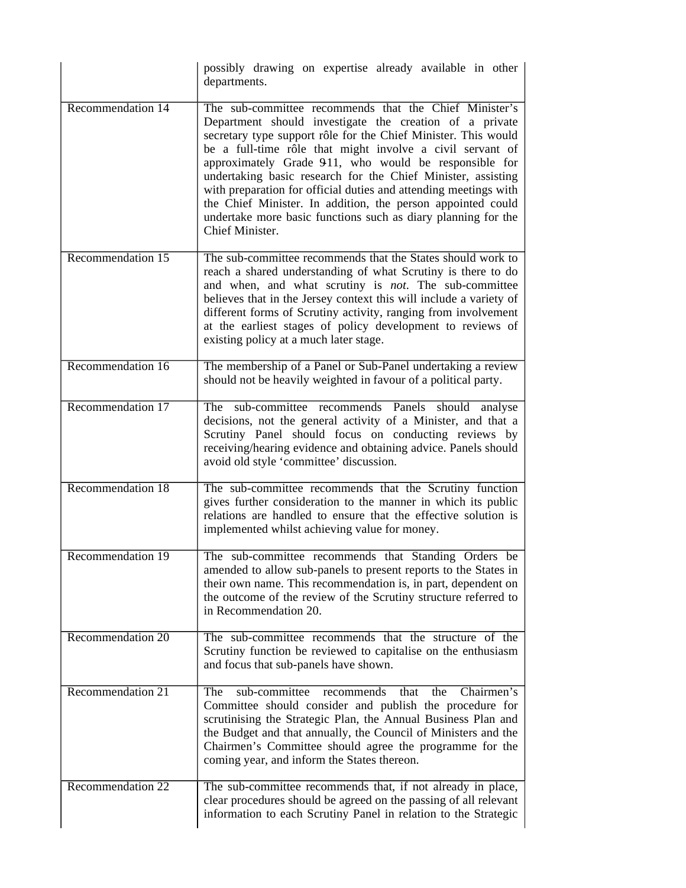| | |
|---|---|
| | possibly drawing on expertise already available in other departments. |
| Recommendation 14 | The sub-committee recommends that the Chief Minister's Department should investigate the creation of a private secretary type support rôle for the Chief Minister. This would be a full-time rôle that might involve a civil servant of approximately Grade 9-11, who would be responsible for undertaking basic research for the Chief Minister, assisting with preparation for official duties and attending meetings with the Chief Minister. In addition, the person appointed could undertake more basic functions such as diary planning for the Chief Minister. |
| Recommendation 15 | The sub-committee recommends that the States should work to reach a shared understanding of what Scrutiny is there to do and when, and what scrutiny is *not*. The sub-committee believes that in the Jersey context this will include a variety of different forms of Scrutiny activity, ranging from involvement at the earliest stages of policy development to reviews of existing policy at a much later stage. |
| Recommendation 16 | The membership of a Panel or Sub-Panel undertaking a review should not be heavily weighted in favour of a political party. |
| Recommendation 17 | The sub-committee recommends Panels should analyse decisions, not the general activity of a Minister, and that a Scrutiny Panel should focus on conducting reviews by receiving/hearing evidence and obtaining advice. Panels should avoid old style 'committee' discussion. |
| Recommendation 18 | The sub-committee recommends that the Scrutiny function gives further consideration to the manner in which its public relations are handled to ensure that the effective solution is implemented whilst achieving value for money. |
| Recommendation 19 | The sub-committee recommends that Standing Orders be amended to allow sub-panels to present reports to the States in their own name. This recommendation is, in part, dependent on the outcome of the review of the Scrutiny structure referred to in Recommendation 20. |
| Recommendation 20 | The sub-committee recommends that the structure of the Scrutiny function be reviewed to capitalise on the enthusiasm and focus that sub-panels have shown. |
| Recommendation 21 | The sub-committee recommends that the Chairmen's Committee should consider and publish the procedure for scrutinising the Strategic Plan, the Annual Business Plan and the Budget and that annually, the Council of Ministers and the Chairmen's Committee should agree the programme for the coming year, and inform the States thereon. |
| Recommendation 22 | The sub-committee recommends that, if not already in place, clear procedures should be agreed on the passing of all relevant information to each Scrutiny Panel in relation to the Strategic |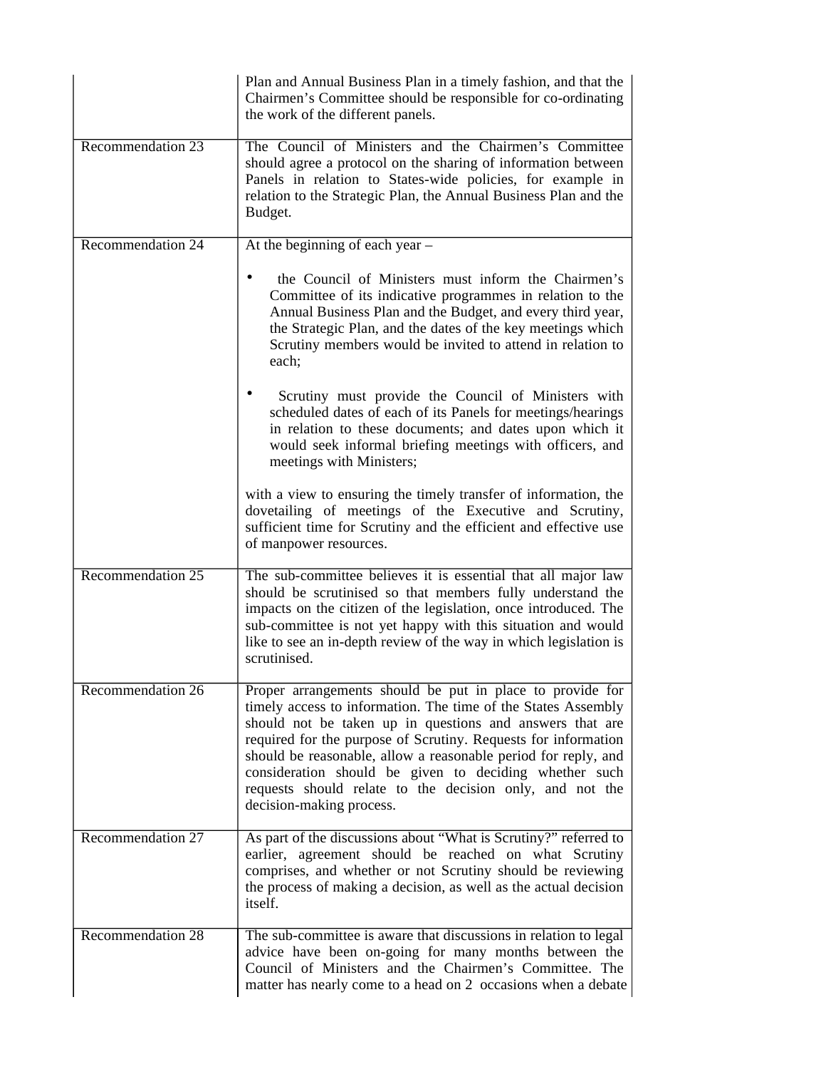| | |
|---|---|
| | Plan and Annual Business Plan in a timely fashion, and that the Chairmen's Committee should be responsible for co-ordinating the work of the different panels. |
| Recommendation 23 | The Council of Ministers and the Chairmen's Committee should agree a protocol on the sharing of information between Panels in relation to States-wide policies, for example in relation to the Strategic Plan, the Annual Business Plan and the Budget. |
| Recommendation 24 | At the beginning of each year – <br><br>• the Council of Ministers must inform the Chairmen's Committee of its indicative programmes in relation to the Annual Business Plan and the Budget, and every third year, the Strategic Plan, and the dates of the key meetings which Scrutiny members would be invited to attend in relation to each; <br><br>• Scrutiny must provide the Council of Ministers with scheduled dates of each of its Panels for meetings/hearings in relation to these documents; and dates upon which it would seek informal briefing meetings with officers, and meetings with Ministers; <br><br>with a view to ensuring the timely transfer of information, the dovetailing of meetings of the Executive and Scrutiny, sufficient time for Scrutiny and the efficient and effective use of manpower resources. |
| Recommendation 25 | The sub-committee believes it is essential that all major law should be scrutinised so that members fully understand the impacts on the citizen of the legislation, once introduced. The sub-committee is not yet happy with this situation and would like to see an in-depth review of the way in which legislation is scrutinised. |
| Recommendation 26 | Proper arrangements should be put in place to provide for timely access to information. The time of the States Assembly should not be taken up in questions and answers that are required for the purpose of Scrutiny. Requests for information should be reasonable, allow a reasonable period for reply, and consideration should be given to deciding whether such requests should relate to the decision only, and not the decision-making process. |
| Recommendation 27 | As part of the discussions about "What is Scrutiny?" referred to earlier, agreement should be reached on what Scrutiny comprises, and whether or not Scrutiny should be reviewing the process of making a decision, as well as the actual decision itself. |
| Recommendation 28 | The sub-committee is aware that discussions in relation to legal advice have been on-going for many months between the Council of Ministers and the Chairmen's Committee. The matter has nearly come to a head on 2 occasions when a debate |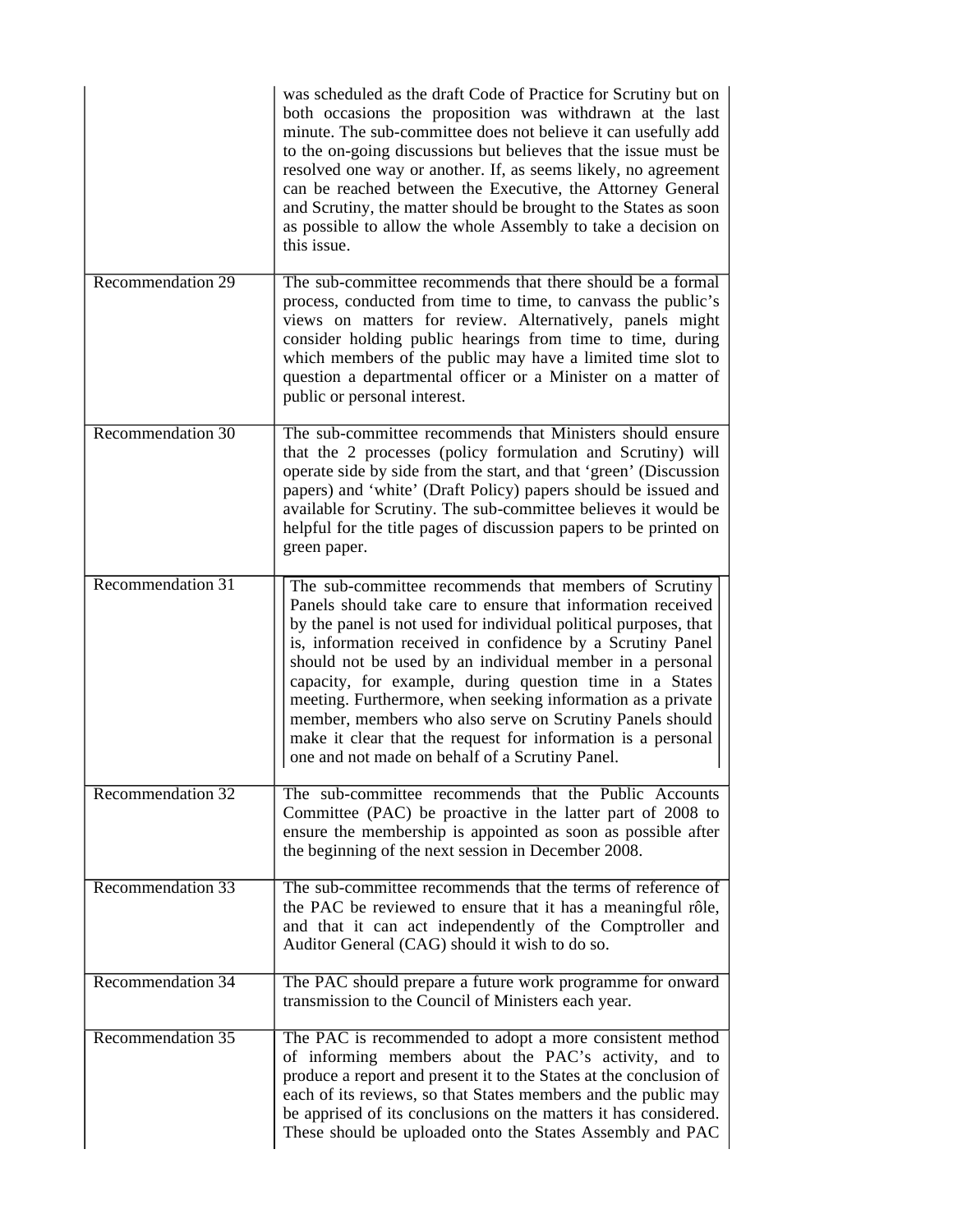| | |
|---|---|
| | was scheduled as the draft Code of Practice for Scrutiny but on both occasions the proposition was withdrawn at the last minute. The sub-committee does not believe it can usefully add to the on-going discussions but believes that the issue must be resolved one way or another. If, as seems likely, no agreement can be reached between the Executive, the Attorney General and Scrutiny, the matter should be brought to the States as soon as possible to allow the whole Assembly to take a decision on this issue. |
| Recommendation 29 | The sub-committee recommends that there should be a formal process, conducted from time to time, to canvass the public's views on matters for review. Alternatively, panels might consider holding public hearings from time to time, during which members of the public may have a limited time slot to question a departmental officer or a Minister on a matter of public or personal interest. |
| Recommendation 30 | The sub-committee recommends that Ministers should ensure that the 2 processes (policy formulation and Scrutiny) will operate side by side from the start, and that 'green' (Discussion papers) and 'white' (Draft Policy) papers should be issued and available for Scrutiny. The sub-committee believes it would be helpful for the title pages of discussion papers to be printed on green paper. |
| Recommendation 31 | The sub-committee recommends that members of Scrutiny Panels should take care to ensure that information received by the panel is not used for individual political purposes, that is, information received in confidence by a Scrutiny Panel should not be used by an individual member in a personal capacity, for example, during question time in a States meeting. Furthermore, when seeking information as a private member, members who also serve on Scrutiny Panels should make it clear that the request for information is a personal one and not made on behalf of a Scrutiny Panel. |
| Recommendation 32 | The sub-committee recommends that the Public Accounts Committee (PAC) be proactive in the latter part of 2008 to ensure the membership is appointed as soon as possible after the beginning of the next session in December 2008. |
| Recommendation 33 | The sub-committee recommends that the terms of reference of the PAC be reviewed to ensure that it has a meaningful rôle, and that it can act independently of the Comptroller and Auditor General (CAG) should it wish to do so. |
| Recommendation 34 | The PAC should prepare a future work programme for onward transmission to the Council of Ministers each year. |
| Recommendation 35 | The PAC is recommended to adopt a more consistent method of informing members about the PAC's activity, and to produce a report and present it to the States at the conclusion of each of its reviews, so that States members and the public may be apprised of its conclusions on the matters it has considered. These should be uploaded onto the States Assembly and PAC |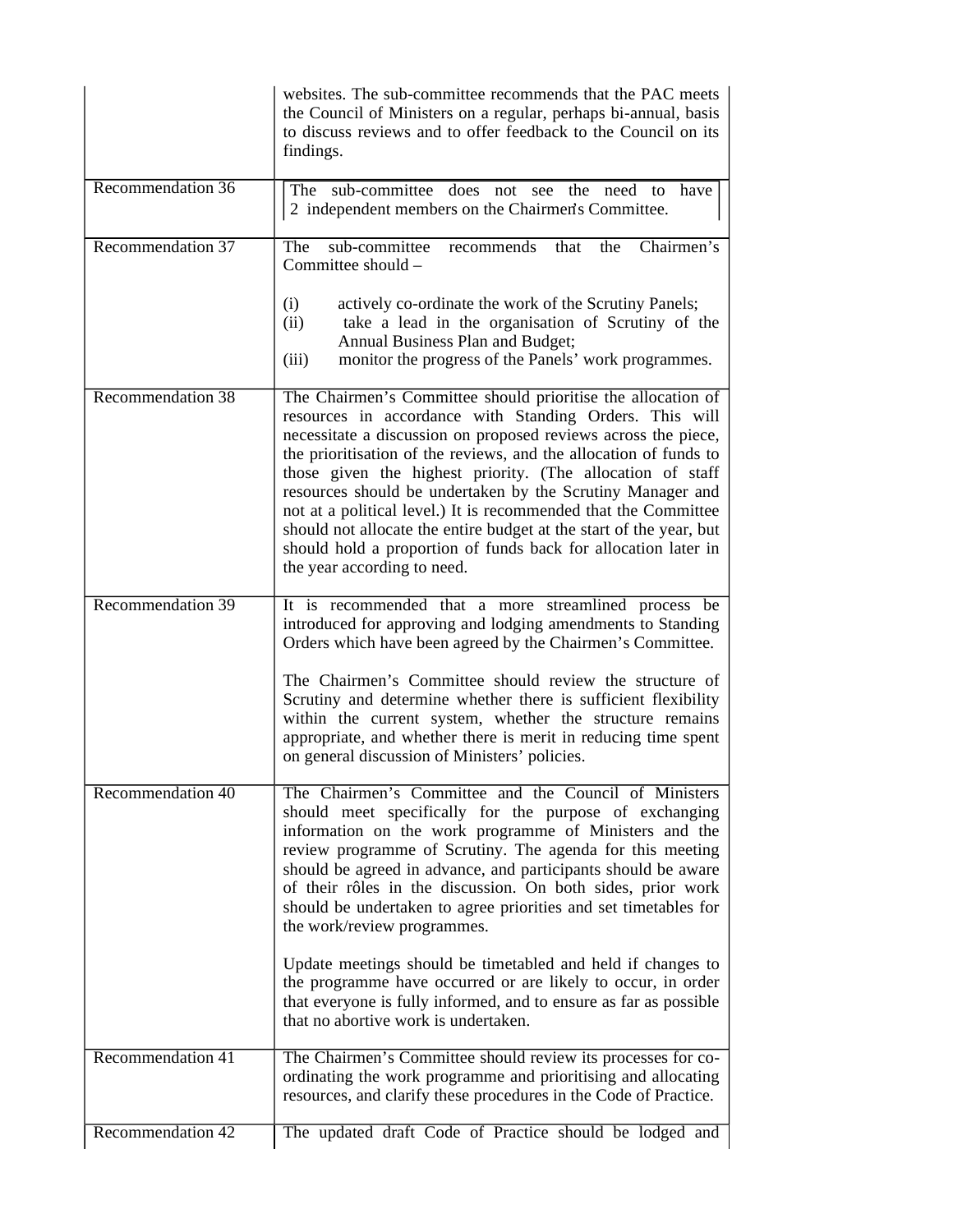| | |
|---|---|
| | websites. The sub-committee recommends that the PAC meets the Council of Ministers on a regular, perhaps bi-annual, basis to discuss reviews and to offer feedback to the Council on its findings. |
| Recommendation 36 | The sub-committee does not see the need to have 2 independent members on the Chairmen's Committee. |
| Recommendation 37 | The sub-committee recommends that the Chairmen's Committee should –<br><br>(i) actively co-ordinate the work of the Scrutiny Panels;<br>(ii) take a lead in the organisation of Scrutiny of the Annual Business Plan and Budget;<br>(iii) monitor the progress of the Panels' work programmes. |
| Recommendation 38 | The Chairmen's Committee should prioritise the allocation of resources in accordance with Standing Orders. This will necessitate a discussion on proposed reviews across the piece, the prioritisation of the reviews, and the allocation of funds to those given the highest priority. (The allocation of staff resources should be undertaken by the Scrutiny Manager and not at a political level.) It is recommended that the Committee should not allocate the entire budget at the start of the year, but should hold a proportion of funds back for allocation later in the year according to need. |
| Recommendation 39 | It is recommended that a more streamlined process be introduced for approving and lodging amendments to Standing Orders which have been agreed by the Chairmen's Committee.<br><br>The Chairmen's Committee should review the structure of Scrutiny and determine whether there is sufficient flexibility within the current system, whether the structure remains appropriate, and whether there is merit in reducing time spent on general discussion of Ministers' policies. |
| Recommendation 40 | The Chairmen's Committee and the Council of Ministers should meet specifically for the purpose of exchanging information on the work programme of Ministers and the review programme of Scrutiny. The agenda for this meeting should be agreed in advance, and participants should be aware of their rôles in the discussion. On both sides, prior work should be undertaken to agree priorities and set timetables for the work/review programmes.<br><br>Update meetings should be timetabled and held if changes to the programme have occurred or are likely to occur, in order that everyone is fully informed, and to ensure as far as possible that no abortive work is undertaken. |
| Recommendation 41 | The Chairmen's Committee should review its processes for co-ordinating the work programme and prioritising and allocating resources, and clarify these procedures in the Code of Practice. |
| Recommendation 42 | The updated draft Code of Practice should be lodged and |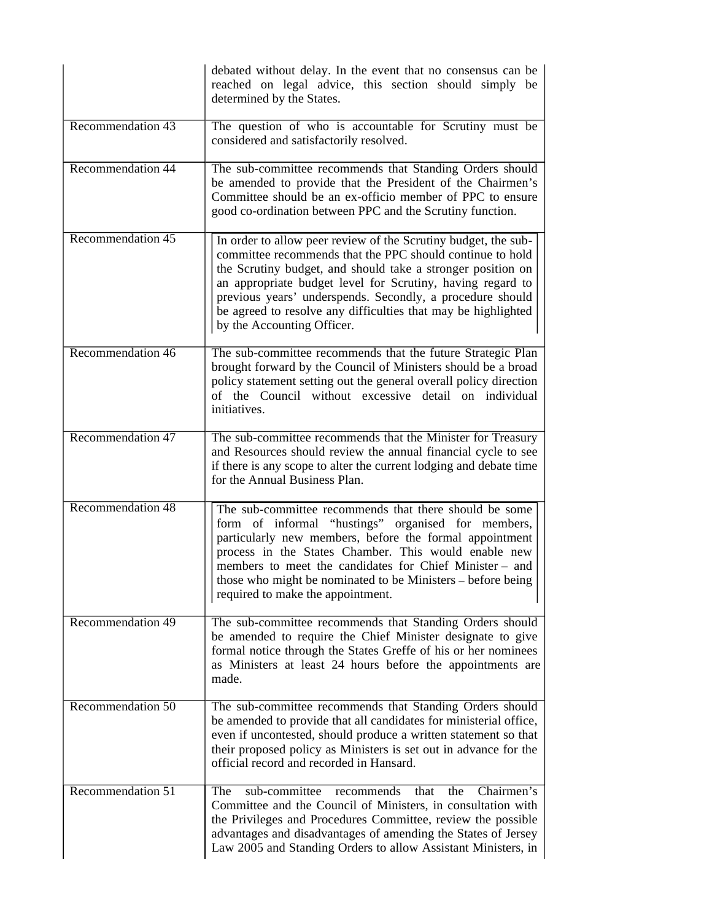| | |
|---|---|
| | debated without delay. In the event that no consensus can be reached on legal advice, this section should simply be determined by the States. |
| Recommendation 43 | The question of who is accountable for Scrutiny must be considered and satisfactorily resolved. |
| Recommendation 44 | The sub-committee recommends that Standing Orders should be amended to provide that the President of the Chairmen's Committee should be an ex-officio member of PPC to ensure good co-ordination between PPC and the Scrutiny function. |
| Recommendation 45 | In order to allow peer review of the Scrutiny budget, the sub-committee recommends that the PPC should continue to hold the Scrutiny budget, and should take a stronger position on an appropriate budget level for Scrutiny, having regard to previous years' underspends. Secondly, a procedure should be agreed to resolve any difficulties that may be highlighted by the Accounting Officer. |
| Recommendation 46 | The sub-committee recommends that the future Strategic Plan brought forward by the Council of Ministers should be a broad policy statement setting out the general overall policy direction of the Council without excessive detail on individual initiatives. |
| Recommendation 47 | The sub-committee recommends that the Minister for Treasury and Resources should review the annual financial cycle to see if there is any scope to alter the current lodging and debate time for the Annual Business Plan. |
| Recommendation 48 | The sub-committee recommends that there should be some form of informal "hustings" organised for members, particularly new members, before the formal appointment process in the States Chamber. This would enable new members to meet the candidates for Chief Minister – and those who might be nominated to be Ministers – before being required to make the appointment. |
| Recommendation 49 | The sub-committee recommends that Standing Orders should be amended to require the Chief Minister designate to give formal notice through the States Greffe of his or her nominees as Ministers at least 24 hours before the appointments are made. |
| Recommendation 50 | The sub-committee recommends that Standing Orders should be amended to provide that all candidates for ministerial office, even if uncontested, should produce a written statement so that their proposed policy as Ministers is set out in advance for the official record and recorded in Hansard. |
| Recommendation 51 | The sub-committee recommends that the Chairmen's Committee and the Council of Ministers, in consultation with the Privileges and Procedures Committee, review the possible advantages and disadvantages of amending the States of Jersey Law 2005 and Standing Orders to allow Assistant Ministers, in |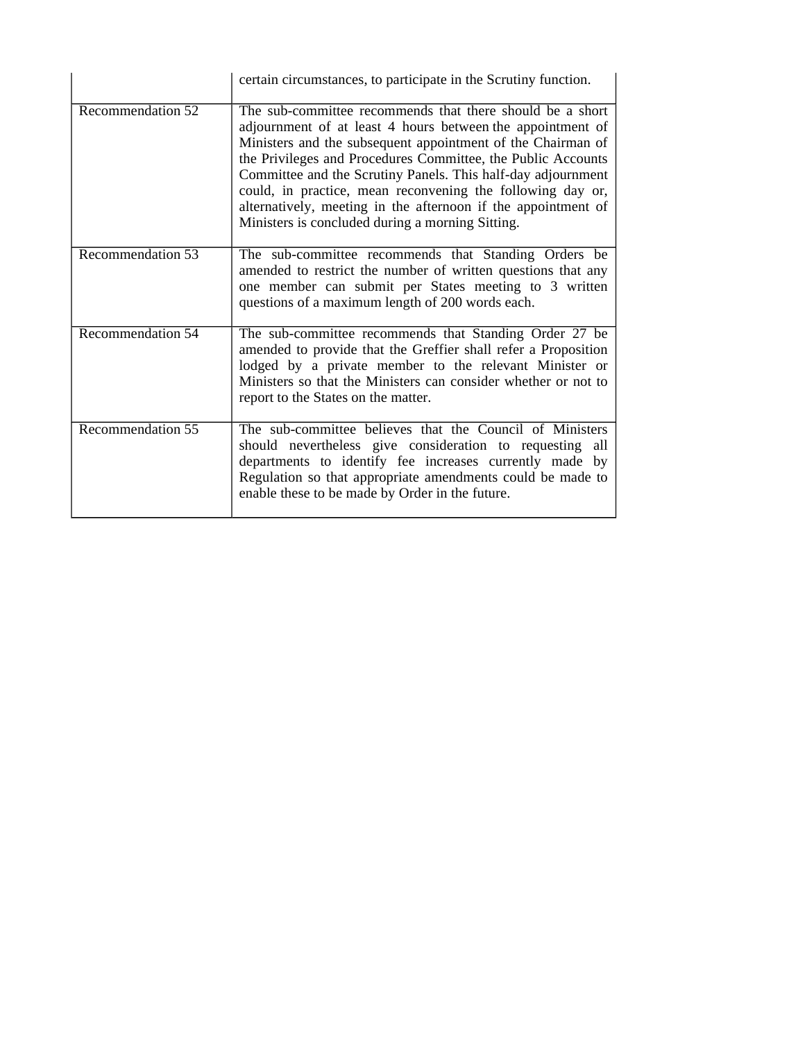| | |
|---|---|
| | certain circumstances, to participate in the Scrutiny function. |
| Recommendation 52 | The sub-committee recommends that there should be a short adjournment of at least 4 hours between the appointment of Ministers and the subsequent appointment of the Chairman of the Privileges and Procedures Committee, the Public Accounts Committee and the Scrutiny Panels. This half-day adjournment could, in practice, mean reconvening the following day or, alternatively, meeting in the afternoon if the appointment of Ministers is concluded during a morning Sitting. |
| Recommendation 53 | The sub-committee recommends that Standing Orders be amended to restrict the number of written questions that any one member can submit per States meeting to 3 written questions of a maximum length of 200 words each. |
| Recommendation 54 | The sub-committee recommends that Standing Order 27 be amended to provide that the Greffier shall refer a Proposition lodged by a private member to the relevant Minister or Ministers so that the Ministers can consider whether or not to report to the States on the matter. |
| Recommendation 55 | The sub-committee believes that the Council of Ministers should nevertheless give consideration to requesting all departments to identify fee increases currently made by Regulation so that appropriate amendments could be made to enable these to be made by Order in the future. |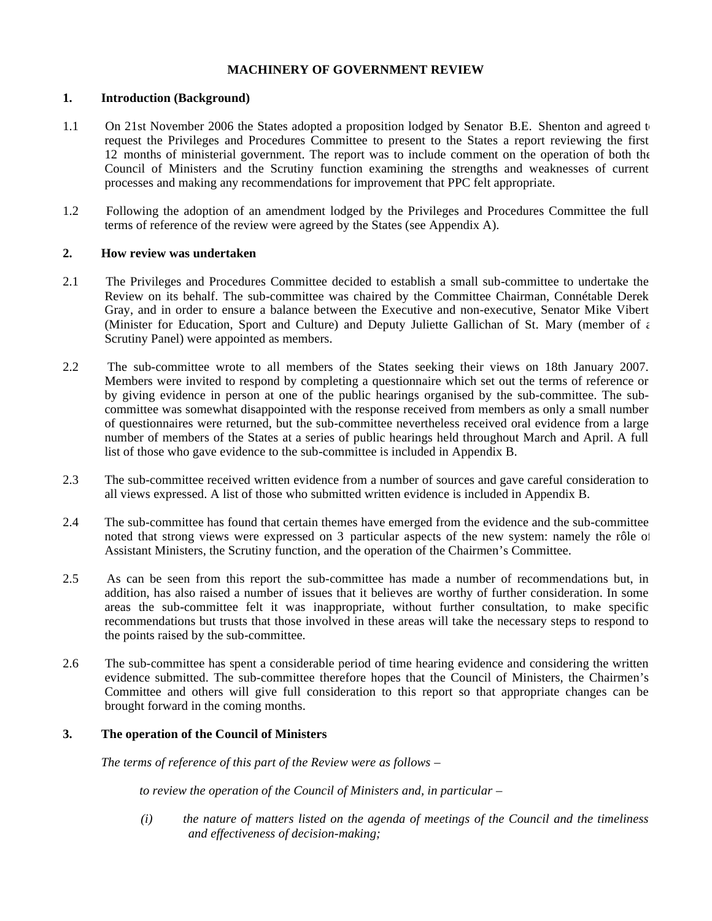# MACHINERY OF GOVERNMENT REVIEW

## 1. Introduction (Background)

1.1 On 21st November 2006 the States adopted a proposition lodged by Senator B.E. Shenton and agreed to request the Privileges and Procedures Committee to present to the States a report reviewing the first 12 months of ministerial government. The report was to include comment on the operation of both the Council of Ministers and the Scrutiny function examining the strengths and weaknesses of current processes and making any recommendations for improvement that PPC felt appropriate.

1.2 Following the adoption of an amendment lodged by the Privileges and Procedures Committee the full terms of reference of the review were agreed by the States (see Appendix A).

## 2. How review was undertaken

2.1 The Privileges and Procedures Committee decided to establish a small sub-committee to undertake the Review on its behalf. The sub-committee was chaired by the Committee Chairman, Connétable Derek Gray, and in order to ensure a balance between the Executive and non-executive, Senator Mike Vibert (Minister for Education, Sport and Culture) and Deputy Juliette Gallichan of St. Mary (member of a Scrutiny Panel) were appointed as members.

2.2 The sub-committee wrote to all members of the States seeking their views on 18th January 2007. Members were invited to respond by completing a questionnaire which set out the terms of reference or by giving evidence in person at one of the public hearings organised by the sub-committee. The sub-committee was somewhat disappointed with the response received from members as only a small number of questionnaires were returned, but the sub-committee nevertheless received oral evidence from a large number of members of the States at a series of public hearings held throughout March and April. A full list of those who gave evidence to the sub-committee is included in Appendix B.

2.3 The sub-committee received written evidence from a number of sources and gave careful consideration to all views expressed. A list of those who submitted written evidence is included in Appendix B.

2.4 The sub-committee has found that certain themes have emerged from the evidence and the sub-committee noted that strong views were expressed on 3 particular aspects of the new system: namely the rôle of Assistant Ministers, the Scrutiny function, and the operation of the Chairmen's Committee.

2.5 As can be seen from this report the sub-committee has made a number of recommendations but, in addition, has also raised a number of issues that it believes are worthy of further consideration. In some areas the sub-committee felt it was inappropriate, without further consultation, to make specific recommendations but trusts that those involved in these areas will take the necessary steps to respond to the points raised by the sub-committee.

2.6 The sub-committee has spent a considerable period of time hearing evidence and considering the written evidence submitted. The sub-committee therefore hopes that the Council of Ministers, the Chairmen's Committee and others will give full consideration to this report so that appropriate changes can be brought forward in the coming months.

## 3. The operation of the Council of Ministers

*The terms of reference of this part of the Review were as follows –*

*to review the operation of the Council of Ministers and, in particular –*

*(i) the nature of matters listed on the agenda of meetings of the Council and the timeliness and effectiveness of decision-making;*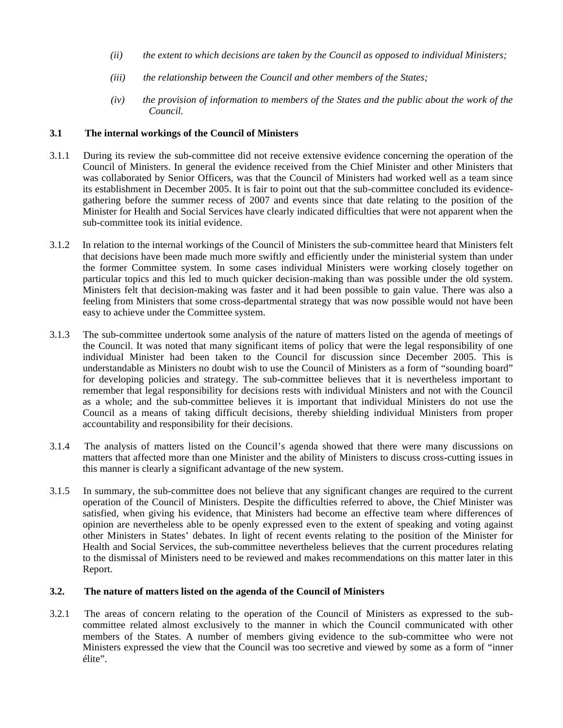*(ii) the extent to which decisions are taken by the Council as opposed to individual Ministers;*

*(iii) the relationship between the Council and other members of the States;*

*(iv) the provision of information to members of the States and the public about the work of the Council.*

### 3.1 The internal workings of the Council of Ministers

3.1.1 During its review the sub-committee did not receive extensive evidence concerning the operation of the Council of Ministers. In general the evidence received from the Chief Minister and other Ministers that was collaborated by Senior Officers, was that the Council of Ministers had worked well as a team since its establishment in December 2005. It is fair to point out that the sub-committee concluded its evidence-gathering before the summer recess of 2007 and events since that date relating to the position of the Minister for Health and Social Services have clearly indicated difficulties that were not apparent when the sub-committee took its initial evidence.

3.1.2 In relation to the internal workings of the Council of Ministers the sub-committee heard that Ministers felt that decisions have been made much more swiftly and efficiently under the ministerial system than under the former Committee system. In some cases individual Ministers were working closely together on particular topics and this led to much quicker decision-making than was possible under the old system. Ministers felt that decision-making was faster and it had been possible to gain value. There was also a feeling from Ministers that some cross-departmental strategy that was now possible would not have been easy to achieve under the Committee system.

3.1.3 The sub-committee undertook some analysis of the nature of matters listed on the agenda of meetings of the Council. It was noted that many significant items of policy that were the legal responsibility of one individual Minister had been taken to the Council for discussion since December 2005. This is understandable as Ministers no doubt wish to use the Council of Ministers as a form of "sounding board" for developing policies and strategy. The sub-committee believes that it is nevertheless important to remember that legal responsibility for decisions rests with individual Ministers and not with the Council as a whole; and the sub-committee believes it is important that individual Ministers do not use the Council as a means of taking difficult decisions, thereby shielding individual Ministers from proper accountability and responsibility for their decisions.

3.1.4 The analysis of matters listed on the Council's agenda showed that there were many discussions on matters that affected more than one Minister and the ability of Ministers to discuss cross-cutting issues in this manner is clearly a significant advantage of the new system.

3.1.5 In summary, the sub-committee does not believe that any significant changes are required to the current operation of the Council of Ministers. Despite the difficulties referred to above, the Chief Minister was satisfied, when giving his evidence, that Ministers had become an effective team where differences of opinion are nevertheless able to be openly expressed even to the extent of speaking and voting against other Ministers in States' debates. In light of recent events relating to the position of the Minister for Health and Social Services, the sub-committee nevertheless believes that the current procedures relating to the dismissal of Ministers need to be reviewed and makes recommendations on this matter later in this Report.

### 3.2. The nature of matters listed on the agenda of the Council of Ministers

3.2.1 The areas of concern relating to the operation of the Council of Ministers as expressed to the sub-committee related almost exclusively to the manner in which the Council communicated with other members of the States. A number of members giving evidence to the sub-committee who were not Ministers expressed the view that the Council was too secretive and viewed by some as a form of "inner élite".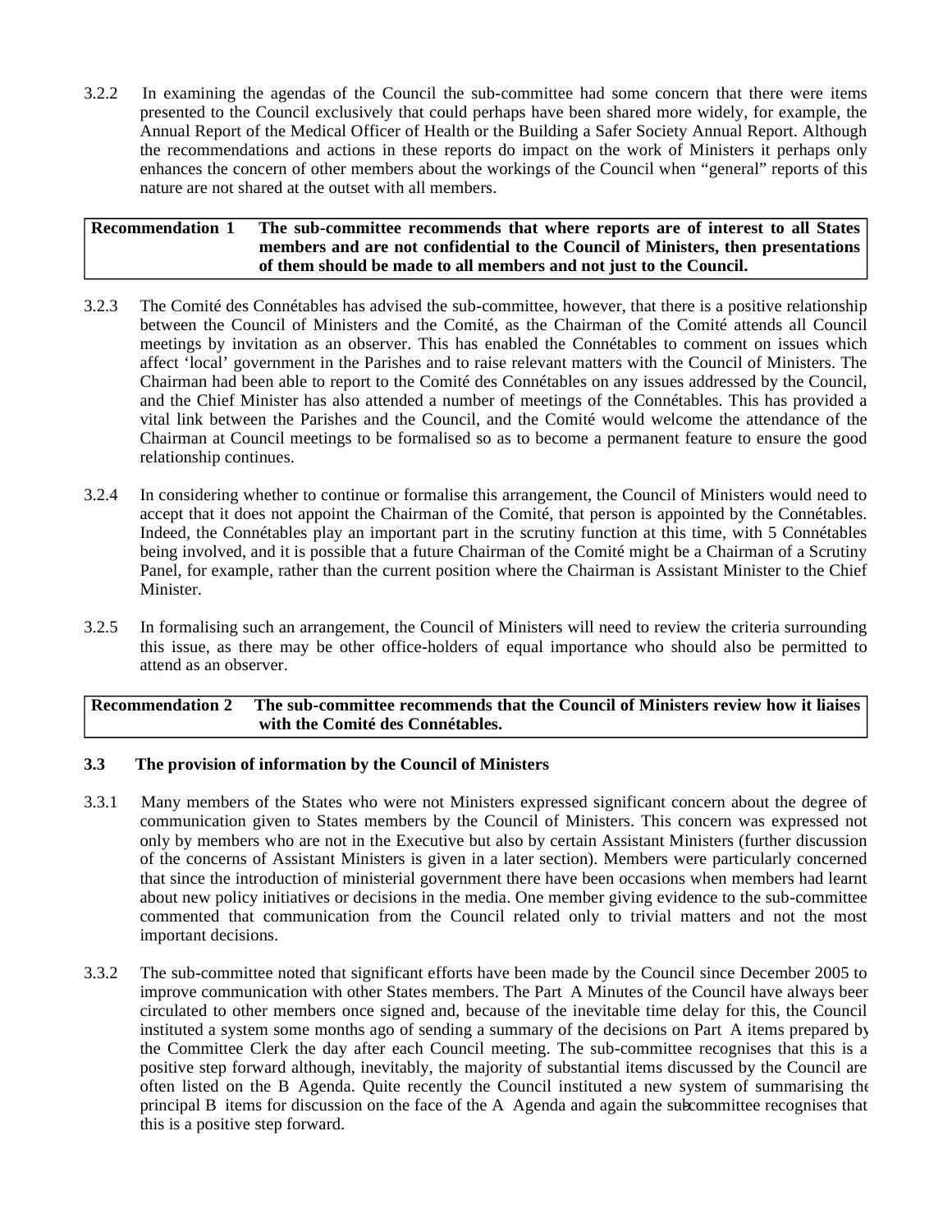3.2.2 In examining the agendas of the Council the sub-committee had some concern that there were items presented to the Council exclusively that could perhaps have been shared more widely, for example, the Annual Report of the Medical Officer of Health or the Building a Safer Society Annual Report. Although the recommendations and actions in these reports do impact on the work of Ministers it perhaps only enhances the concern of other members about the workings of the Council when "general" reports of this nature are not shared at the outset with all members.

| **Recommendation 1** | **The sub-committee recommends that where reports are of interest to all States members and are not confidential to the Council of Ministers, then presentations of them should be made to all members and not just to the Council.** |
|---|---|

3.2.3 The Comité des Connétables has advised the sub-committee, however, that there is a positive relationship between the Council of Ministers and the Comité, as the Chairman of the Comité attends all Council meetings by invitation as an observer. This has enabled the Connétables to comment on issues which affect 'local' government in the Parishes and to raise relevant matters with the Council of Ministers. The Chairman had been able to report to the Comité des Connétables on any issues addressed by the Council, and the Chief Minister has also attended a number of meetings of the Connétables. This has provided a vital link between the Parishes and the Council, and the Comité would welcome the attendance of the Chairman at Council meetings to be formalised so as to become a permanent feature to ensure the good relationship continues.

3.2.4 In considering whether to continue or formalise this arrangement, the Council of Ministers would need to accept that it does not appoint the Chairman of the Comité, that person is appointed by the Connétables. Indeed, the Connétables play an important part in the scrutiny function at this time, with 5 Connétables being involved, and it is possible that a future Chairman of the Comité might be a Chairman of a Scrutiny Panel, for example, rather than the current position where the Chairman is Assistant Minister to the Chief Minister.

3.2.5 In formalising such an arrangement, the Council of Ministers will need to review the criteria surrounding this issue, as there may be other office-holders of equal importance who should also be permitted to attend as an observer.

| **Recommendation 2** | **The sub-committee recommends that the Council of Ministers review how it liaises with the Comité des Connétables.** |
|---|---|

### 3.3 The provision of information by the Council of Ministers

3.3.1 Many members of the States who were not Ministers expressed significant concern about the degree of communication given to States members by the Council of Ministers. This concern was expressed not only by members who are not in the Executive but also by certain Assistant Ministers (further discussion of the concerns of Assistant Ministers is given in a later section). Members were particularly concerned that since the introduction of ministerial government there have been occasions when members had learnt about new policy initiatives or decisions in the media. One member giving evidence to the sub-committee commented that communication from the Council related only to trivial matters and not the most important decisions.

3.3.2 The sub-committee noted that significant efforts have been made by the Council since December 2005 to improve communication with other States members. The Part A Minutes of the Council have always been circulated to other members once signed and, because of the inevitable time delay for this, the Council instituted a system some months ago of sending a summary of the decisions on Part A items prepared by the Committee Clerk the day after each Council meeting. The sub-committee recognises that this is a positive step forward although, inevitably, the majority of substantial items discussed by the Council are often listed on the B Agenda. Quite recently the Council instituted a new system of summarising the principal B items for discussion on the face of the A Agenda and again the sub-committee recognises that this is a positive step forward.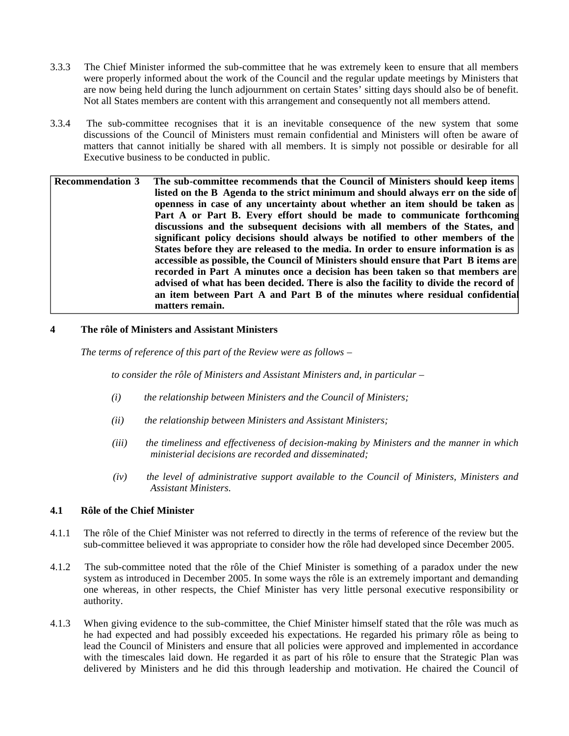3.3.3 The Chief Minister informed the sub-committee that he was extremely keen to ensure that all members were properly informed about the work of the Council and the regular update meetings by Ministers that are now being held during the lunch adjournment on certain States' sitting days should also be of benefit. Not all States members are content with this arrangement and consequently not all members attend.

3.3.4 The sub-committee recognises that it is an inevitable consequence of the new system that some discussions of the Council of Ministers must remain confidential and Ministers will often be aware of matters that cannot initially be shared with all members. It is simply not possible or desirable for all Executive business to be conducted in public.

| **Recommendation 3** | **The sub-committee recommends that the Council of Ministers should keep items listed on the B Agenda to the strict minimum and should always err on the side of openness in case of any uncertainty about whether an item should be taken as Part A or Part B. Every effort should be made to communicate forthcoming discussions and the subsequent decisions with all members of the States, and significant policy decisions should always be notified to other members of the States before they are released to the media. In order to ensure information is as accessible as possible, the Council of Ministers should ensure that Part B items are recorded in Part A minutes once a decision has been taken so that members are advised of what has been decided. There is also the facility to divide the record of an item between Part A and Part B of the minutes where residual confidential matters remain.** |
|---|---|

## 4 The rôle of Ministers and Assistant Ministers

*The terms of reference of this part of the Review were as follows –*

*to consider the rôle of Ministers and Assistant Ministers and, in particular –*

*(i) the relationship between Ministers and the Council of Ministers;*

*(ii) the relationship between Ministers and Assistant Ministers;*

*(iii) the timeliness and effectiveness of decision-making by Ministers and the manner in which ministerial decisions are recorded and disseminated;*

*(iv) the level of administrative support available to the Council of Ministers, Ministers and Assistant Ministers.*

### 4.1 Rôle of the Chief Minister

4.1.1 The rôle of the Chief Minister was not referred to directly in the terms of reference of the review but the sub-committee believed it was appropriate to consider how the rôle had developed since December 2005.

4.1.2 The sub-committee noted that the rôle of the Chief Minister is something of a paradox under the new system as introduced in December 2005. In some ways the rôle is an extremely important and demanding one whereas, in other respects, the Chief Minister has very little personal executive responsibility or authority.

4.1.3 When giving evidence to the sub-committee, the Chief Minister himself stated that the rôle was much as he had expected and had possibly exceeded his expectations. He regarded his primary rôle as being to lead the Council of Ministers and ensure that all policies were approved and implemented in accordance with the timescales laid down. He regarded it as part of his rôle to ensure that the Strategic Plan was delivered by Ministers and he did this through leadership and motivation. He chaired the Council of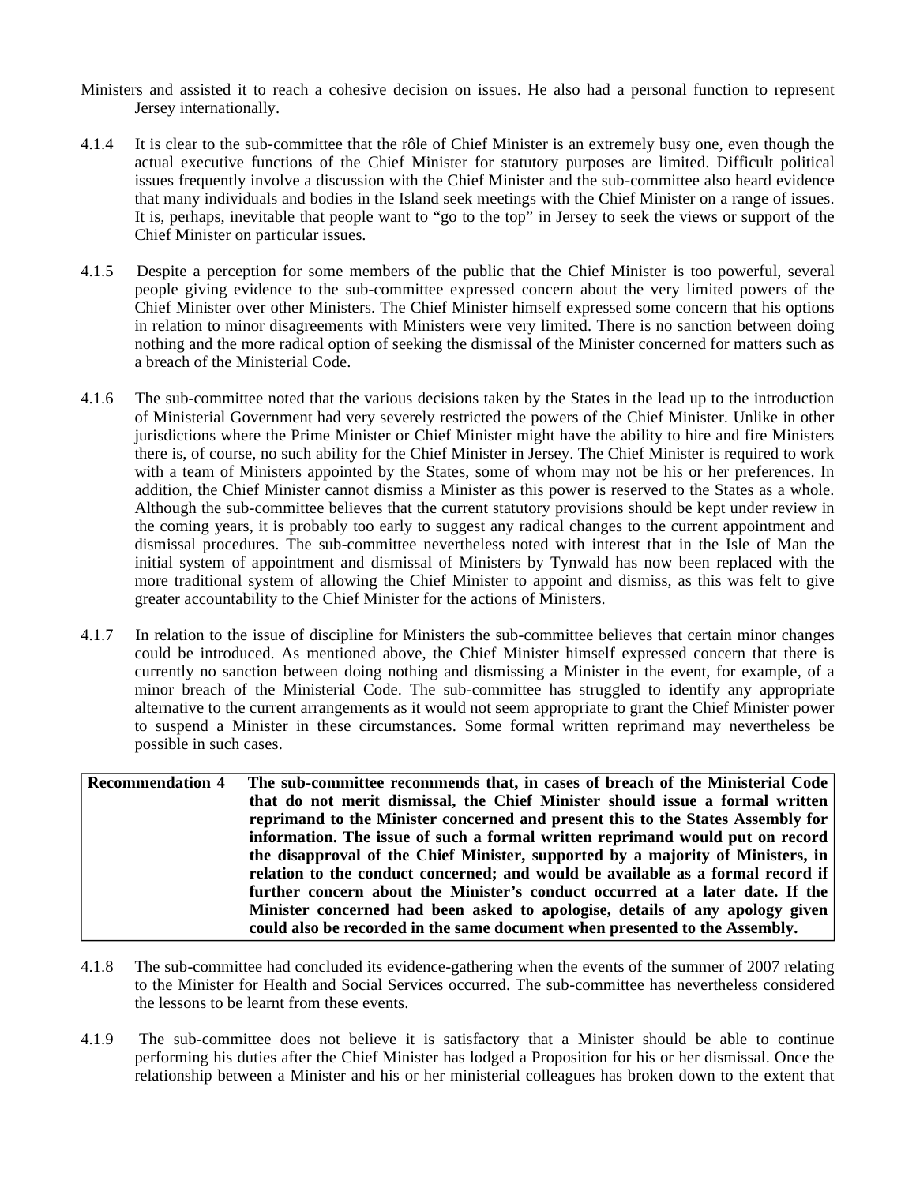Ministers and assisted it to reach a cohesive decision on issues. He also had a personal function to represent Jersey internationally.

4.1.4 It is clear to the sub-committee that the rôle of Chief Minister is an extremely busy one, even though the actual executive functions of the Chief Minister for statutory purposes are limited. Difficult political issues frequently involve a discussion with the Chief Minister and the sub-committee also heard evidence that many individuals and bodies in the Island seek meetings with the Chief Minister on a range of issues. It is, perhaps, inevitable that people want to "go to the top" in Jersey to seek the views or support of the Chief Minister on particular issues.

4.1.5 Despite a perception for some members of the public that the Chief Minister is too powerful, several people giving evidence to the sub-committee expressed concern about the very limited powers of the Chief Minister over other Ministers. The Chief Minister himself expressed some concern that his options in relation to minor disagreements with Ministers were very limited. There is no sanction between doing nothing and the more radical option of seeking the dismissal of the Minister concerned for matters such as a breach of the Ministerial Code.

4.1.6 The sub-committee noted that the various decisions taken by the States in the lead up to the introduction of Ministerial Government had very severely restricted the powers of the Chief Minister. Unlike in other jurisdictions where the Prime Minister or Chief Minister might have the ability to hire and fire Ministers there is, of course, no such ability for the Chief Minister in Jersey. The Chief Minister is required to work with a team of Ministers appointed by the States, some of whom may not be his or her preferences. In addition, the Chief Minister cannot dismiss a Minister as this power is reserved to the States as a whole. Although the sub-committee believes that the current statutory provisions should be kept under review in the coming years, it is probably too early to suggest any radical changes to the current appointment and dismissal procedures. The sub-committee nevertheless noted with interest that in the Isle of Man the initial system of appointment and dismissal of Ministers by Tynwald has now been replaced with the more traditional system of allowing the Chief Minister to appoint and dismiss, as this was felt to give greater accountability to the Chief Minister for the actions of Ministers.

4.1.7 In relation to the issue of discipline for Ministers the sub-committee believes that certain minor changes could be introduced. As mentioned above, the Chief Minister himself expressed concern that there is currently no sanction between doing nothing and dismissing a Minister in the event, for example, of a minor breach of the Ministerial Code. The sub-committee has struggled to identify any appropriate alternative to the current arrangements as it would not seem appropriate to grant the Chief Minister power to suspend a Minister in these circumstances. Some formal written reprimand may nevertheless be possible in such cases.

| **Recommendation 4** | **The sub-committee recommends that, in cases of breach of the Ministerial Code that do not merit dismissal, the Chief Minister should issue a formal written reprimand to the Minister concerned and present this to the States Assembly for information. The issue of such a formal written reprimand would put on record the disapproval of the Chief Minister, supported by a majority of Ministers, in relation to the conduct concerned; and would be available as a formal record if further concern about the Minister's conduct occurred at a later date. If the Minister concerned had been asked to apologise, details of any apology given could also be recorded in the same document when presented to the Assembly.** |
|---|---|

4.1.8 The sub-committee had concluded its evidence-gathering when the events of the summer of 2007 relating to the Minister for Health and Social Services occurred. The sub-committee has nevertheless considered the lessons to be learnt from these events.

4.1.9 The sub-committee does not believe it is satisfactory that a Minister should be able to continue performing his duties after the Chief Minister has lodged a Proposition for his or her dismissal. Once the relationship between a Minister and his or her ministerial colleagues has broken down to the extent that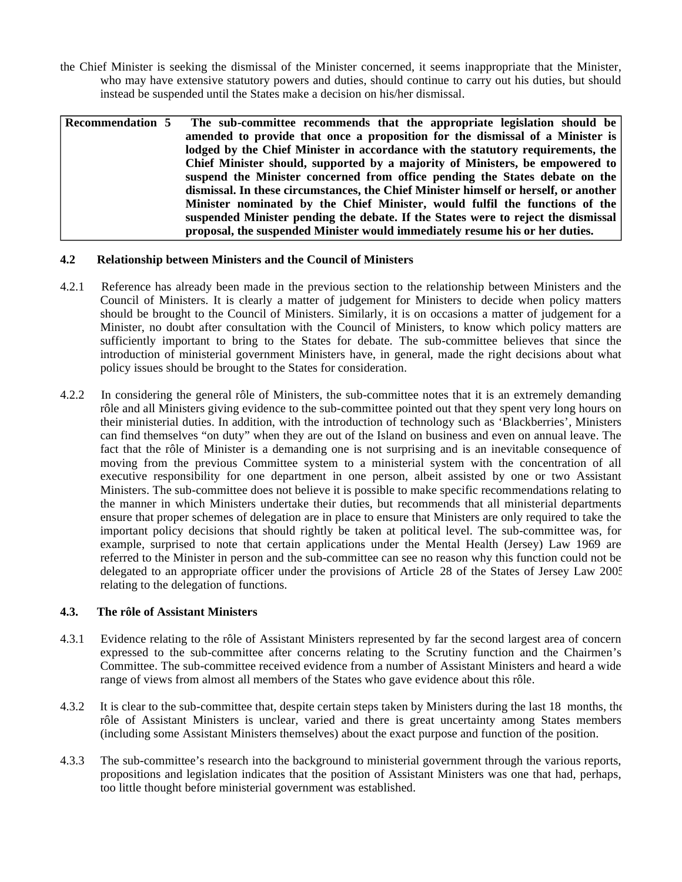the Chief Minister is seeking the dismissal of the Minister concerned, it seems inappropriate that the Minister, who may have extensive statutory powers and duties, should continue to carry out his duties, but should instead be suspended until the States make a decision on his/her dismissal.

| **Recommendation 5** | **The sub-committee recommends that the appropriate legislation should be amended to provide that once a proposition for the dismissal of a Minister is lodged by the Chief Minister in accordance with the statutory requirements, the Chief Minister should, supported by a majority of Ministers, be empowered to suspend the Minister concerned from office pending the States debate on the dismissal. In these circumstances, the Chief Minister himself or herself, or another Minister nominated by the Chief Minister, would fulfil the functions of the suspended Minister pending the debate. If the States were to reject the dismissal proposal, the suspended Minister would immediately resume his or her duties.** |
|---|---|

### 4.2 Relationship between Ministers and the Council of Ministers

4.2.1 Reference has already been made in the previous section to the relationship between Ministers and the Council of Ministers. It is clearly a matter of judgement for Ministers to decide when policy matters should be brought to the Council of Ministers. Similarly, it is on occasions a matter of judgement for a Minister, no doubt after consultation with the Council of Ministers, to know which policy matters are sufficiently important to bring to the States for debate. The sub-committee believes that since the introduction of ministerial government Ministers have, in general, made the right decisions about what policy issues should be brought to the States for consideration.

4.2.2 In considering the general rôle of Ministers, the sub-committee notes that it is an extremely demanding rôle and all Ministers giving evidence to the sub-committee pointed out that they spent very long hours on their ministerial duties. In addition, with the introduction of technology such as 'Blackberries', Ministers can find themselves "on duty" when they are out of the Island on business and even on annual leave. The fact that the rôle of Minister is a demanding one is not surprising and is an inevitable consequence of moving from the previous Committee system to a ministerial system with the concentration of all executive responsibility for one department in one person, albeit assisted by one or two Assistant Ministers. The sub-committee does not believe it is possible to make specific recommendations relating to the manner in which Ministers undertake their duties, but recommends that all ministerial departments ensure that proper schemes of delegation are in place to ensure that Ministers are only required to take the important policy decisions that should rightly be taken at political level. The sub-committee was, for example, surprised to note that certain applications under the Mental Health (Jersey) Law 1969 are referred to the Minister in person and the sub-committee can see no reason why this function could not be delegated to an appropriate officer under the provisions of Article 28 of the States of Jersey Law 2005 relating to the delegation of functions.

### 4.3. The rôle of Assistant Ministers

4.3.1 Evidence relating to the rôle of Assistant Ministers represented by far the second largest area of concern expressed to the sub-committee after concerns relating to the Scrutiny function and the Chairmen's Committee. The sub-committee received evidence from a number of Assistant Ministers and heard a wide range of views from almost all members of the States who gave evidence about this rôle.

4.3.2 It is clear to the sub-committee that, despite certain steps taken by Ministers during the last 18 months, the rôle of Assistant Ministers is unclear, varied and there is great uncertainty among States members (including some Assistant Ministers themselves) about the exact purpose and function of the position.

4.3.3 The sub-committee's research into the background to ministerial government through the various reports, propositions and legislation indicates that the position of Assistant Ministers was one that had, perhaps, too little thought before ministerial government was established.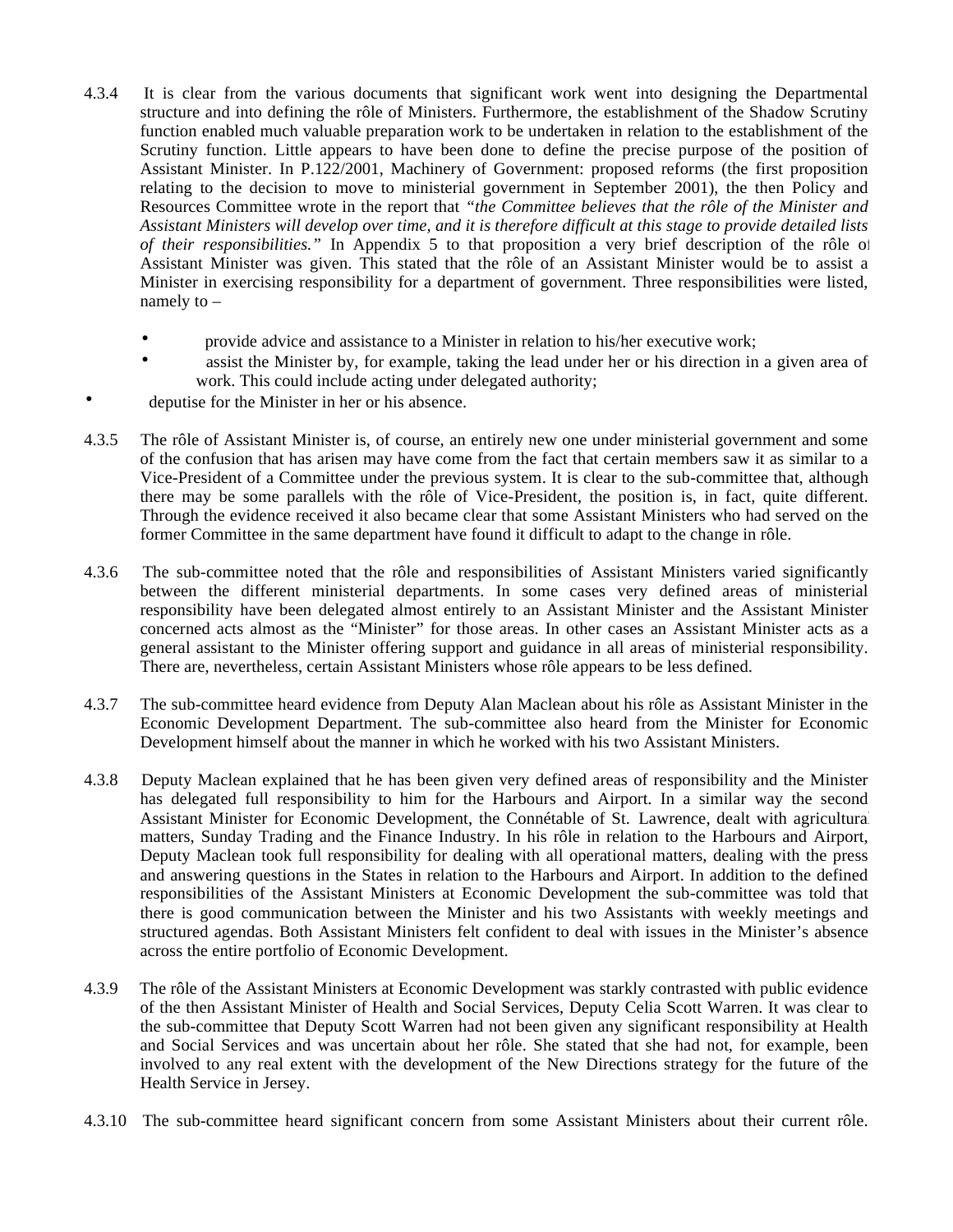4.3.4 It is clear from the various documents that significant work went into designing the Departmental structure and into defining the rôle of Ministers. Furthermore, the establishment of the Shadow Scrutiny function enabled much valuable preparation work to be undertaken in relation to the establishment of the Scrutiny function. Little appears to have been done to define the precise purpose of the position of Assistant Minister. In P.122/2001, Machinery of Government: proposed reforms (the first proposition relating to the decision to move to ministerial government in September 2001), the then Policy and Resources Committee wrote in the report that *"the Committee believes that the rôle of the Minister and Assistant Ministers will develop over time, and it is therefore difficult at this stage to provide detailed lists of their responsibilities."* In Appendix 5 to that proposition a very brief description of the rôle of Assistant Minister was given. This stated that the rôle of an Assistant Minister would be to assist a Minister in exercising responsibility for a department of government. Three responsibilities were listed, namely to –

- provide advice and assistance to a Minister in relation to his/her executive work;
- assist the Minister by, for example, taking the lead under her or his direction in a given area of work. This could include acting under delegated authority;
- deputise for the Minister in her or his absence.

4.3.5 The rôle of Assistant Minister is, of course, an entirely new one under ministerial government and some of the confusion that has arisen may have come from the fact that certain members saw it as similar to a Vice-President of a Committee under the previous system. It is clear to the sub-committee that, although there may be some parallels with the rôle of Vice-President, the position is, in fact, quite different. Through the evidence received it also became clear that some Assistant Ministers who had served on the former Committee in the same department have found it difficult to adapt to the change in rôle.

4.3.6 The sub-committee noted that the rôle and responsibilities of Assistant Ministers varied significantly between the different ministerial departments. In some cases very defined areas of ministerial responsibility have been delegated almost entirely to an Assistant Minister and the Assistant Minister concerned acts almost as the "Minister" for those areas. In other cases an Assistant Minister acts as a general assistant to the Minister offering support and guidance in all areas of ministerial responsibility. There are, nevertheless, certain Assistant Ministers whose rôle appears to be less defined.

4.3.7 The sub-committee heard evidence from Deputy Alan Maclean about his rôle as Assistant Minister in the Economic Development Department. The sub-committee also heard from the Minister for Economic Development himself about the manner in which he worked with his two Assistant Ministers.

4.3.8 Deputy Maclean explained that he has been given very defined areas of responsibility and the Minister has delegated full responsibility to him for the Harbours and Airport. In a similar way the second Assistant Minister for Economic Development, the Connétable of St. Lawrence, dealt with agricultural matters, Sunday Trading and the Finance Industry. In his rôle in relation to the Harbours and Airport, Deputy Maclean took full responsibility for dealing with all operational matters, dealing with the press and answering questions in the States in relation to the Harbours and Airport. In addition to the defined responsibilities of the Assistant Ministers at Economic Development the sub-committee was told that there is good communication between the Minister and his two Assistants with weekly meetings and structured agendas. Both Assistant Ministers felt confident to deal with issues in the Minister's absence across the entire portfolio of Economic Development.

4.3.9 The rôle of the Assistant Ministers at Economic Development was starkly contrasted with public evidence of the then Assistant Minister of Health and Social Services, Deputy Celia Scott Warren. It was clear to the sub-committee that Deputy Scott Warren had not been given any significant responsibility at Health and Social Services and was uncertain about her rôle. She stated that she had not, for example, been involved to any real extent with the development of the New Directions strategy for the future of the Health Service in Jersey.

4.3.10 The sub-committee heard significant concern from some Assistant Ministers about their current rôle.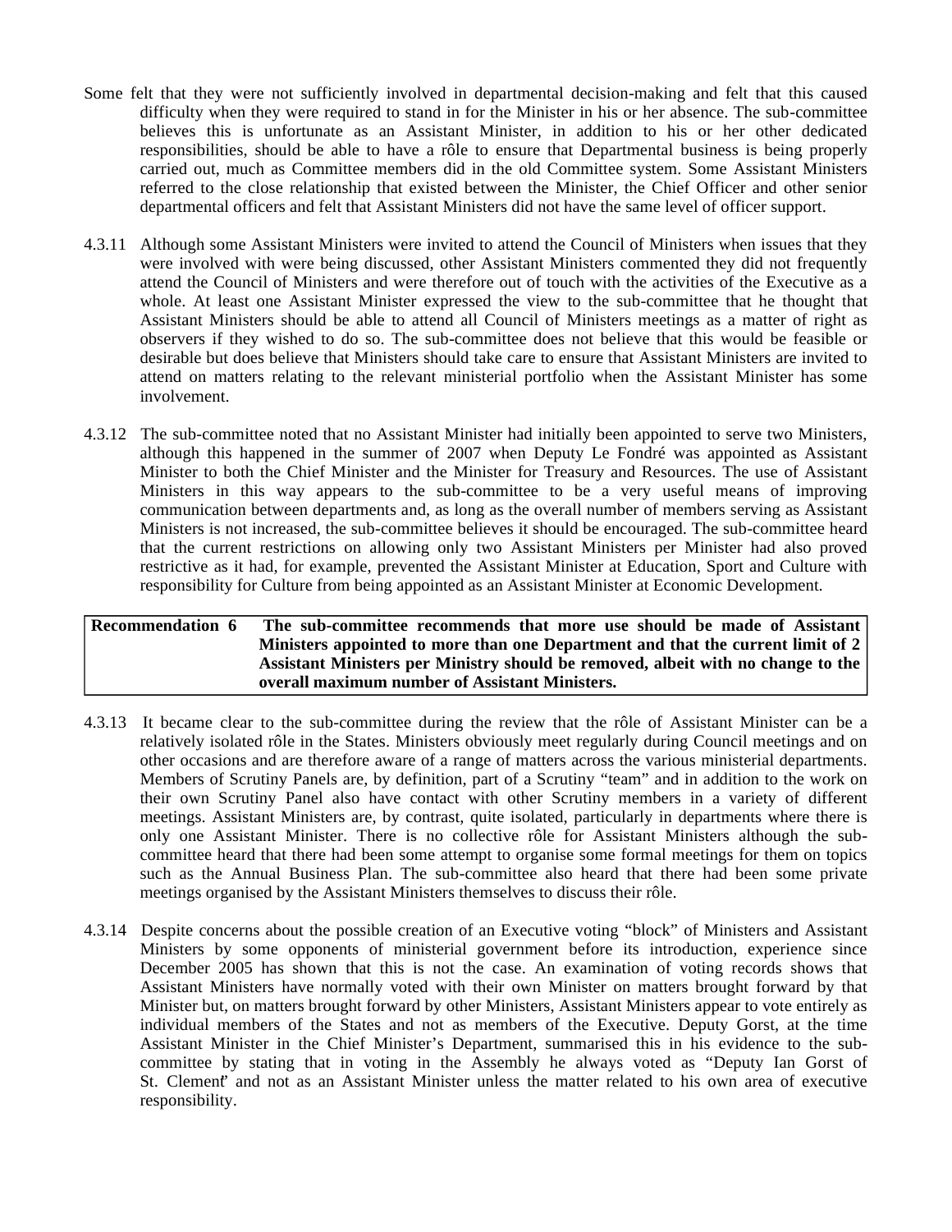Some felt that they were not sufficiently involved in departmental decision-making and felt that this caused difficulty when they were required to stand in for the Minister in his or her absence. The sub-committee believes this is unfortunate as an Assistant Minister, in addition to his or her other dedicated responsibilities, should be able to have a rôle to ensure that Departmental business is being properly carried out, much as Committee members did in the old Committee system. Some Assistant Ministers referred to the close relationship that existed between the Minister, the Chief Officer and other senior departmental officers and felt that Assistant Ministers did not have the same level of officer support.

4.3.11 Although some Assistant Ministers were invited to attend the Council of Ministers when issues that they were involved with were being discussed, other Assistant Ministers commented they did not frequently attend the Council of Ministers and were therefore out of touch with the activities of the Executive as a whole. At least one Assistant Minister expressed the view to the sub-committee that he thought that Assistant Ministers should be able to attend all Council of Ministers meetings as a matter of right as observers if they wished to do so. The sub-committee does not believe that this would be feasible or desirable but does believe that Ministers should take care to ensure that Assistant Ministers are invited to attend on matters relating to the relevant ministerial portfolio when the Assistant Minister has some involvement.

4.3.12 The sub-committee noted that no Assistant Minister had initially been appointed to serve two Ministers, although this happened in the summer of 2007 when Deputy Le Fondré was appointed as Assistant Minister to both the Chief Minister and the Minister for Treasury and Resources. The use of Assistant Ministers in this way appears to the sub-committee to be a very useful means of improving communication between departments and, as long as the overall number of members serving as Assistant Ministers is not increased, the sub-committee believes it should be encouraged. The sub-committee heard that the current restrictions on allowing only two Assistant Ministers per Minister had also proved restrictive as it had, for example, prevented the Assistant Minister at Education, Sport and Culture with responsibility for Culture from being appointed as an Assistant Minister at Economic Development.

| **Recommendation 6** | **The sub-committee recommends that more use should be made of Assistant Ministers appointed to more than one Department and that the current limit of 2 Assistant Ministers per Ministry should be removed, albeit with no change to the overall maximum number of Assistant Ministers.** |
|---|---|

4.3.13 It became clear to the sub-committee during the review that the rôle of Assistant Minister can be a relatively isolated rôle in the States. Ministers obviously meet regularly during Council meetings and on other occasions and are therefore aware of a range of matters across the various ministerial departments. Members of Scrutiny Panels are, by definition, part of a Scrutiny "team" and in addition to the work on their own Scrutiny Panel also have contact with other Scrutiny members in a variety of different meetings. Assistant Ministers are, by contrast, quite isolated, particularly in departments where there is only one Assistant Minister. There is no collective rôle for Assistant Ministers although the sub-committee heard that there had been some attempt to organise some formal meetings for them on topics such as the Annual Business Plan. The sub-committee also heard that there had been some private meetings organised by the Assistant Ministers themselves to discuss their rôle.

4.3.14 Despite concerns about the possible creation of an Executive voting "block" of Ministers and Assistant Ministers by some opponents of ministerial government before its introduction, experience since December 2005 has shown that this is not the case. An examination of voting records shows that Assistant Ministers have normally voted with their own Minister on matters brought forward by that Minister but, on matters brought forward by other Ministers, Assistant Ministers appear to vote entirely as individual members of the States and not as members of the Executive. Deputy Gorst, at the time Assistant Minister in the Chief Minister's Department, summarised this in his evidence to the sub-committee by stating that in voting in the Assembly he always voted as "Deputy Ian Gorst of St. Clement" and not as an Assistant Minister unless the matter related to his own area of executive responsibility.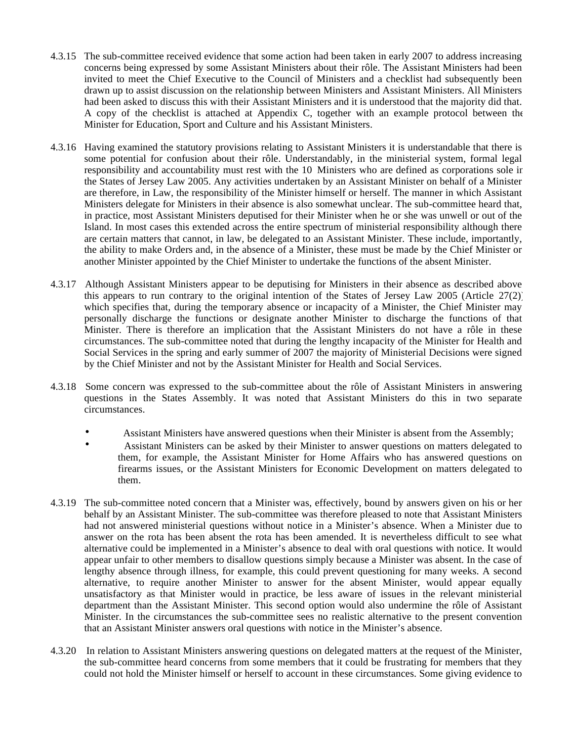4.3.15 The sub-committee received evidence that some action had been taken in early 2007 to address increasing concerns being expressed by some Assistant Ministers about their rôle. The Assistant Ministers had been invited to meet the Chief Executive to the Council of Ministers and a checklist had subsequently been drawn up to assist discussion on the relationship between Ministers and Assistant Ministers. All Ministers had been asked to discuss this with their Assistant Ministers and it is understood that the majority did that. A copy of the checklist is attached at Appendix C, together with an example protocol between the Minister for Education, Sport and Culture and his Assistant Ministers.

4.3.16 Having examined the statutory provisions relating to Assistant Ministers it is understandable that there is some potential for confusion about their rôle. Understandably, in the ministerial system, formal legal responsibility and accountability must rest with the 10 Ministers who are defined as corporations sole in the States of Jersey Law 2005. Any activities undertaken by an Assistant Minister on behalf of a Minister are therefore, in Law, the responsibility of the Minister himself or herself. The manner in which Assistant Ministers delegate for Ministers in their absence is also somewhat unclear. The sub-committee heard that, in practice, most Assistant Ministers deputised for their Minister when he or she was unwell or out of the Island. In most cases this extended across the entire spectrum of ministerial responsibility although there are certain matters that cannot, in law, be delegated to an Assistant Minister. These include, importantly, the ability to make Orders and, in the absence of a Minister, these must be made by the Chief Minister or another Minister appointed by the Chief Minister to undertake the functions of the absent Minister.

4.3.17 Although Assistant Ministers appear to be deputising for Ministers in their absence as described above this appears to run contrary to the original intention of the States of Jersey Law 2005 (Article 27(2)) which specifies that, during the temporary absence or incapacity of a Minister, the Chief Minister may personally discharge the functions or designate another Minister to discharge the functions of that Minister. There is therefore an implication that the Assistant Ministers do not have a rôle in these circumstances. The sub-committee noted that during the lengthy incapacity of the Minister for Health and Social Services in the spring and early summer of 2007 the majority of Ministerial Decisions were signed by the Chief Minister and not by the Assistant Minister for Health and Social Services.

4.3.18 Some concern was expressed to the sub-committee about the rôle of Assistant Ministers in answering questions in the States Assembly. It was noted that Assistant Ministers do this in two separate circumstances.

- Assistant Ministers have answered questions when their Minister is absent from the Assembly;
- Assistant Ministers can be asked by their Minister to answer questions on matters delegated to them, for example, the Assistant Minister for Home Affairs who has answered questions on firearms issues, or the Assistant Ministers for Economic Development on matters delegated to them.

4.3.19 The sub-committee noted concern that a Minister was, effectively, bound by answers given on his or her behalf by an Assistant Minister. The sub-committee was therefore pleased to note that Assistant Ministers had not answered ministerial questions without notice in a Minister's absence. When a Minister due to answer on the rota has been absent the rota has been amended. It is nevertheless difficult to see what alternative could be implemented in a Minister's absence to deal with oral questions with notice. It would appear unfair to other members to disallow questions simply because a Minister was absent. In the case of lengthy absence through illness, for example, this could prevent questioning for many weeks. A second alternative, to require another Minister to answer for the absent Minister, would appear equally unsatisfactory as that Minister would in practice, be less aware of issues in the relevant ministerial department than the Assistant Minister. This second option would also undermine the rôle of Assistant Minister. In the circumstances the sub-committee sees no realistic alternative to the present convention that an Assistant Minister answers oral questions with notice in the Minister's absence.

4.3.20 In relation to Assistant Ministers answering questions on delegated matters at the request of the Minister, the sub-committee heard concerns from some members that it could be frustrating for members that they could not hold the Minister himself or herself to account in these circumstances. Some giving evidence to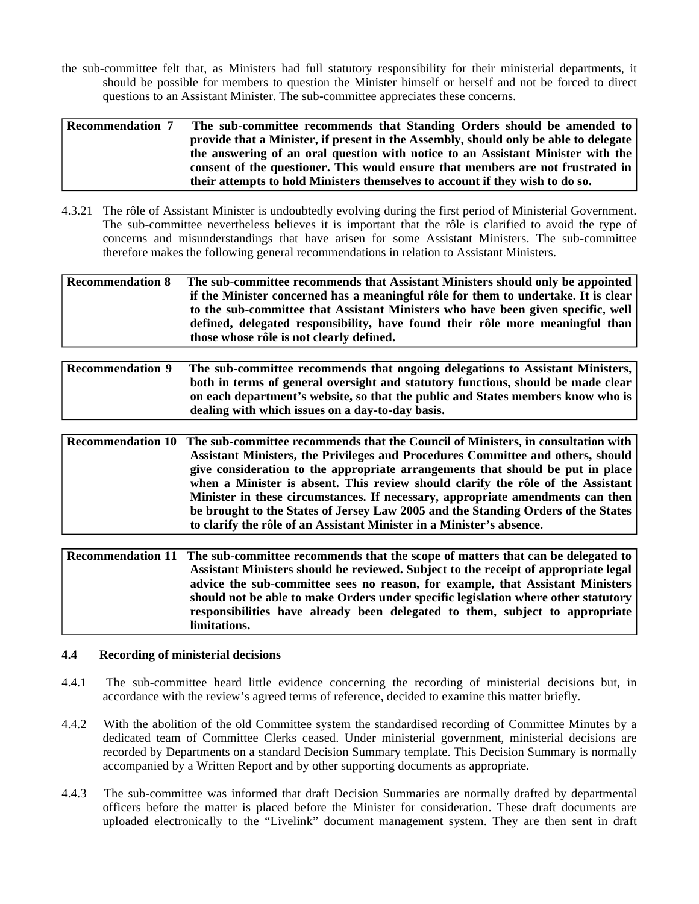the sub-committee felt that, as Ministers had full statutory responsibility for their ministerial departments, it should be possible for members to question the Minister himself or herself and not be forced to direct questions to an Assistant Minister. The sub-committee appreciates these concerns.

| **Recommendation 7** | **The sub-committee recommends that Standing Orders should be amended to provide that a Minister, if present in the Assembly, should only be able to delegate the answering of an oral question with notice to an Assistant Minister with the consent of the questioner. This would ensure that members are not frustrated in their attempts to hold Ministers themselves to account if they wish to do so.** |
|---|---|

4.3.21 The rôle of Assistant Minister is undoubtedly evolving during the first period of Ministerial Government. The sub-committee nevertheless believes it is important that the rôle is clarified to avoid the type of concerns and misunderstandings that have arisen for some Assistant Ministers. The sub-committee therefore makes the following general recommendations in relation to Assistant Ministers.

| **Recommendation 8** | **The sub-committee recommends that Assistant Ministers should only be appointed if the Minister concerned has a meaningful rôle for them to undertake. It is clear to the sub-committee that Assistant Ministers who have been given specific, well defined, delegated responsibility, have found their rôle more meaningful than those whose rôle is not clearly defined.** |
|---|---|

| **Recommendation 9** | **The sub-committee recommends that ongoing delegations to Assistant Ministers, both in terms of general oversight and statutory functions, should be made clear on each department's website, so that the public and States members know who is dealing with which issues on a day-to-day basis.** |
|---|---|

| **Recommendation 10** | **The sub-committee recommends that the Council of Ministers, in consultation with Assistant Ministers, the Privileges and Procedures Committee and others, should give consideration to the appropriate arrangements that should be put in place when a Minister is absent. This review should clarify the rôle of the Assistant Minister in these circumstances. If necessary, appropriate amendments can then be brought to the States of Jersey Law 2005 and the Standing Orders of the States to clarify the rôle of an Assistant Minister in a Minister's absence.** |
|---|---|

| **Recommendation 11** | **The sub-committee recommends that the scope of matters that can be delegated to Assistant Ministers should be reviewed. Subject to the receipt of appropriate legal advice the sub-committee sees no reason, for example, that Assistant Ministers should not be able to make Orders under specific legislation where other statutory responsibilities have already been delegated to them, subject to appropriate limitations.** |
|---|---|

### 4.4 Recording of ministerial decisions

4.4.1 The sub-committee heard little evidence concerning the recording of ministerial decisions but, in accordance with the review's agreed terms of reference, decided to examine this matter briefly.

4.4.2 With the abolition of the old Committee system the standardised recording of Committee Minutes by a dedicated team of Committee Clerks ceased. Under ministerial government, ministerial decisions are recorded by Departments on a standard Decision Summary template. This Decision Summary is normally accompanied by a Written Report and by other supporting documents as appropriate.

4.4.3 The sub-committee was informed that draft Decision Summaries are normally drafted by departmental officers before the matter is placed before the Minister for consideration. These draft documents are uploaded electronically to the "Livelink" document management system. They are then sent in draft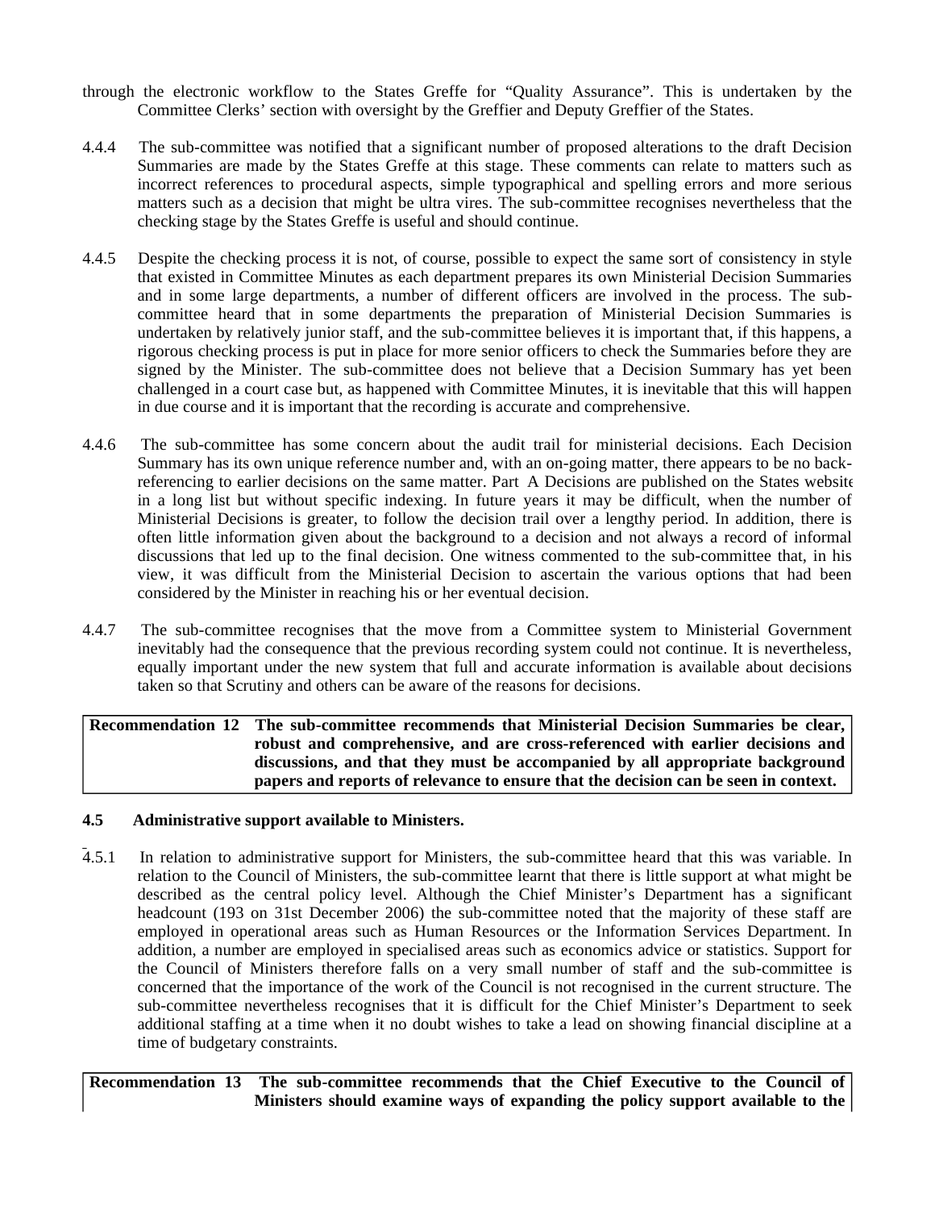through the electronic workflow to the States Greffe for "Quality Assurance". This is undertaken by the Committee Clerks' section with oversight by the Greffier and Deputy Greffier of the States.

4.4.4 The sub-committee was notified that a significant number of proposed alterations to the draft Decision Summaries are made by the States Greffe at this stage. These comments can relate to matters such as incorrect references to procedural aspects, simple typographical and spelling errors and more serious matters such as a decision that might be ultra vires. The sub-committee recognises nevertheless that the checking stage by the States Greffe is useful and should continue.

4.4.5 Despite the checking process it is not, of course, possible to expect the same sort of consistency in style that existed in Committee Minutes as each department prepares its own Ministerial Decision Summaries and in some large departments, a number of different officers are involved in the process. The sub-committee heard that in some departments the preparation of Ministerial Decision Summaries is undertaken by relatively junior staff, and the sub-committee believes it is important that, if this happens, a rigorous checking process is put in place for more senior officers to check the Summaries before they are signed by the Minister. The sub-committee does not believe that a Decision Summary has yet been challenged in a court case but, as happened with Committee Minutes, it is inevitable that this will happen in due course and it is important that the recording is accurate and comprehensive.

4.4.6 The sub-committee has some concern about the audit trail for ministerial decisions. Each Decision Summary has its own unique reference number and, with an on-going matter, there appears to be no back-referencing to earlier decisions on the same matter. Part A Decisions are published on the States website in a long list but without specific indexing. In future years it may be difficult, when the number of Ministerial Decisions is greater, to follow the decision trail over a lengthy period. In addition, there is often little information given about the background to a decision and not always a record of informal discussions that led up to the final decision. One witness commented to the sub-committee that, in his view, it was difficult from the Ministerial Decision to ascertain the various options that had been considered by the Minister in reaching his or her eventual decision.

4.4.7 The sub-committee recognises that the move from a Committee system to Ministerial Government inevitably had the consequence that the previous recording system could not continue. It is nevertheless, equally important under the new system that full and accurate information is available about decisions taken so that Scrutiny and others can be aware of the reasons for decisions.

| **Recommendation 12** | **The sub-committee recommends that Ministerial Decision Summaries be clear, robust and comprehensive, and are cross-referenced with earlier decisions and discussions, and that they must be accompanied by all appropriate background papers and reports of relevance to ensure that the decision can be seen in context.** |
|---|---|

## 4.5 Administrative support available to Ministers.

4.5.1 In relation to administrative support for Ministers, the sub-committee heard that this was variable. In relation to the Council of Ministers, the sub-committee learnt that there is little support at what might be described as the central policy level. Although the Chief Minister's Department has a significant headcount (193 on 31st December 2006) the sub-committee noted that the majority of these staff are employed in operational areas such as Human Resources or the Information Services Department. In addition, a number are employed in specialised areas such as economics advice or statistics. Support for the Council of Ministers therefore falls on a very small number of staff and the sub-committee is concerned that the importance of the work of the Council is not recognised in the current structure. The sub-committee nevertheless recognises that it is difficult for the Chief Minister's Department to seek additional staffing at a time when it no doubt wishes to take a lead on showing financial discipline at a time of budgetary constraints.

| **Recommendation 13** | **The sub-committee recommends that the Chief Executive to the Council of Ministers should examine ways of expanding the policy support available to the** |
|---|---|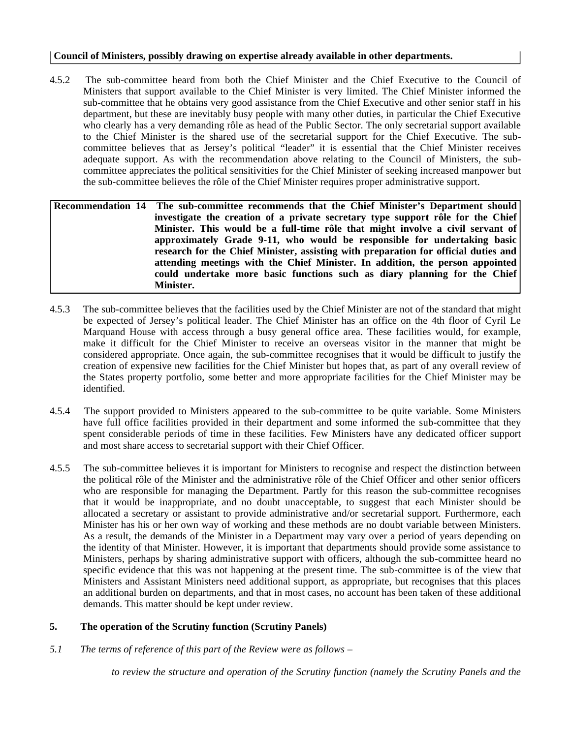**Council of Ministers, possibly drawing on expertise already available in other departments.**

4.5.2 The sub-committee heard from both the Chief Minister and the Chief Executive to the Council of Ministers that support available to the Chief Minister is very limited. The Chief Minister informed the sub-committee that he obtains very good assistance from the Chief Executive and other senior staff in his department, but these are inevitably busy people with many other duties, in particular the Chief Executive who clearly has a very demanding rôle as head of the Public Sector. The only secretarial support available to the Chief Minister is the shared use of the secretarial support for the Chief Executive. The sub-committee believes that as Jersey's political "leader" it is essential that the Chief Minister receives adequate support. As with the recommendation above relating to the Council of Ministers, the sub-committee appreciates the political sensitivities for the Chief Minister of seeking increased manpower but the sub-committee believes the rôle of the Chief Minister requires proper administrative support.

| | |
|---|---|
| **Recommendation 14** | **The sub-committee recommends that the Chief Minister's Department should investigate the creation of a private secretary type support rôle for the Chief Minister. This would be a full-time rôle that might involve a civil servant of approximately Grade 9-11, who would be responsible for undertaking basic research for the Chief Minister, assisting with preparation for official duties and attending meetings with the Chief Minister. In addition, the person appointed could undertake more basic functions such as diary planning for the Chief Minister.** |

4.5.3 The sub-committee believes that the facilities used by the Chief Minister are not of the standard that might be expected of Jersey's political leader. The Chief Minister has an office on the 4th floor of Cyril Le Marquand House with access through a busy general office area. These facilities would, for example, make it difficult for the Chief Minister to receive an overseas visitor in the manner that might be considered appropriate. Once again, the sub-committee recognises that it would be difficult to justify the creation of expensive new facilities for the Chief Minister but hopes that, as part of any overall review of the States property portfolio, some better and more appropriate facilities for the Chief Minister may be identified.

4.5.4 The support provided to Ministers appeared to the sub-committee to be quite variable. Some Ministers have full office facilities provided in their department and some informed the sub-committee that they spent considerable periods of time in these facilities. Few Ministers have any dedicated officer support and most share access to secretarial support with their Chief Officer.

4.5.5 The sub-committee believes it is important for Ministers to recognise and respect the distinction between the political rôle of the Minister and the administrative rôle of the Chief Officer and other senior officers who are responsible for managing the Department. Partly for this reason the sub-committee recognises that it would be inappropriate, and no doubt unacceptable, to suggest that each Minister should be allocated a secretary or assistant to provide administrative and/or secretarial support. Furthermore, each Minister has his or her own way of working and these methods are no doubt variable between Ministers. As a result, the demands of the Minister in a Department may vary over a period of years depending on the identity of that Minister. However, it is important that departments should provide some assistance to Ministers, perhaps by sharing administrative support with officers, although the sub-committee heard no specific evidence that this was not happening at the present time. The sub-committee is of the view that Ministers and Assistant Ministers need additional support, as appropriate, but recognises that this places an additional burden on departments, and that in most cases, no account has been taken of these additional demands. This matter should be kept under review.

## 5. The operation of the Scrutiny function (Scrutiny Panels)

*5.1 The terms of reference of this part of the Review were as follows –*

*to review the structure and operation of the Scrutiny function (namely the Scrutiny Panels and the*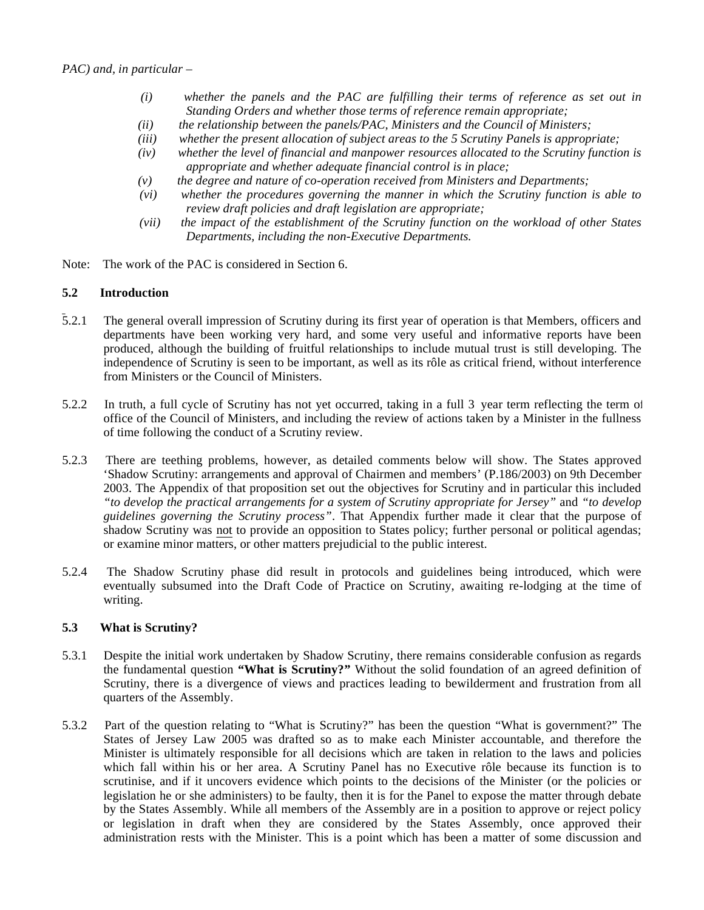*PAC) and, in particular –*

*(i) whether the panels and the PAC are fulfilling their terms of reference as set out in Standing Orders and whether those terms of reference remain appropriate;*

*(ii) the relationship between the panels/PAC, Ministers and the Council of Ministers;*

*(iii) whether the present allocation of subject areas to the 5 Scrutiny Panels is appropriate;*

*(iv) whether the level of financial and manpower resources allocated to the Scrutiny function is appropriate and whether adequate financial control is in place;*

*(v) the degree and nature of co-operation received from Ministers and Departments;*

*(vi) whether the procedures governing the manner in which the Scrutiny function is able to review draft policies and draft legislation are appropriate;*

*(vii) the impact of the establishment of the Scrutiny function on the workload of other States Departments, including the non-Executive Departments.*

Note: The work of the PAC is considered in Section 6.

**5.2 Introduction**

5.2.1 The general overall impression of Scrutiny during its first year of operation is that Members, officers and departments have been working very hard, and some very useful and informative reports have been produced, although the building of fruitful relationships to include mutual trust is still developing. The independence of Scrutiny is seen to be important, as well as its rôle as critical friend, without interference from Ministers or the Council of Ministers.

5.2.2 In truth, a full cycle of Scrutiny has not yet occurred, taking in a full 3 year term reflecting the term of office of the Council of Ministers, and including the review of actions taken by a Minister in the fullness of time following the conduct of a Scrutiny review.

5.2.3 There are teething problems, however, as detailed comments below will show. The States approved 'Shadow Scrutiny: arrangements and approval of Chairmen and members' (P.186/2003) on 9th December 2003. The Appendix of that proposition set out the objectives for Scrutiny and in particular this included *"to develop the practical arrangements for a system of Scrutiny appropriate for Jersey"* and *"to develop guidelines governing the Scrutiny process"*. That Appendix further made it clear that the purpose of shadow Scrutiny was not to provide an opposition to States policy; further personal or political agendas; or examine minor matters, or other matters prejudicial to the public interest.

5.2.4 The Shadow Scrutiny phase did result in protocols and guidelines being introduced, which were eventually subsumed into the Draft Code of Practice on Scrutiny, awaiting re-lodging at the time of writing.

**5.3 What is Scrutiny?**

5.3.1 Despite the initial work undertaken by Shadow Scrutiny, there remains considerable confusion as regards the fundamental question **"What is Scrutiny?"** Without the solid foundation of an agreed definition of Scrutiny, there is a divergence of views and practices leading to bewilderment and frustration from all quarters of the Assembly.

5.3.2 Part of the question relating to "What is Scrutiny?" has been the question "What is government?" The States of Jersey Law 2005 was drafted so as to make each Minister accountable, and therefore the Minister is ultimately responsible for all decisions which are taken in relation to the laws and policies which fall within his or her area. A Scrutiny Panel has no Executive rôle because its function is to scrutinise, and if it uncovers evidence which points to the decisions of the Minister (or the policies or legislation he or she administers) to be faulty, then it is for the Panel to expose the matter through debate by the States Assembly. While all members of the Assembly are in a position to approve or reject policy or legislation in draft when they are considered by the States Assembly, once approved their administration rests with the Minister. This is a point which has been a matter of some discussion and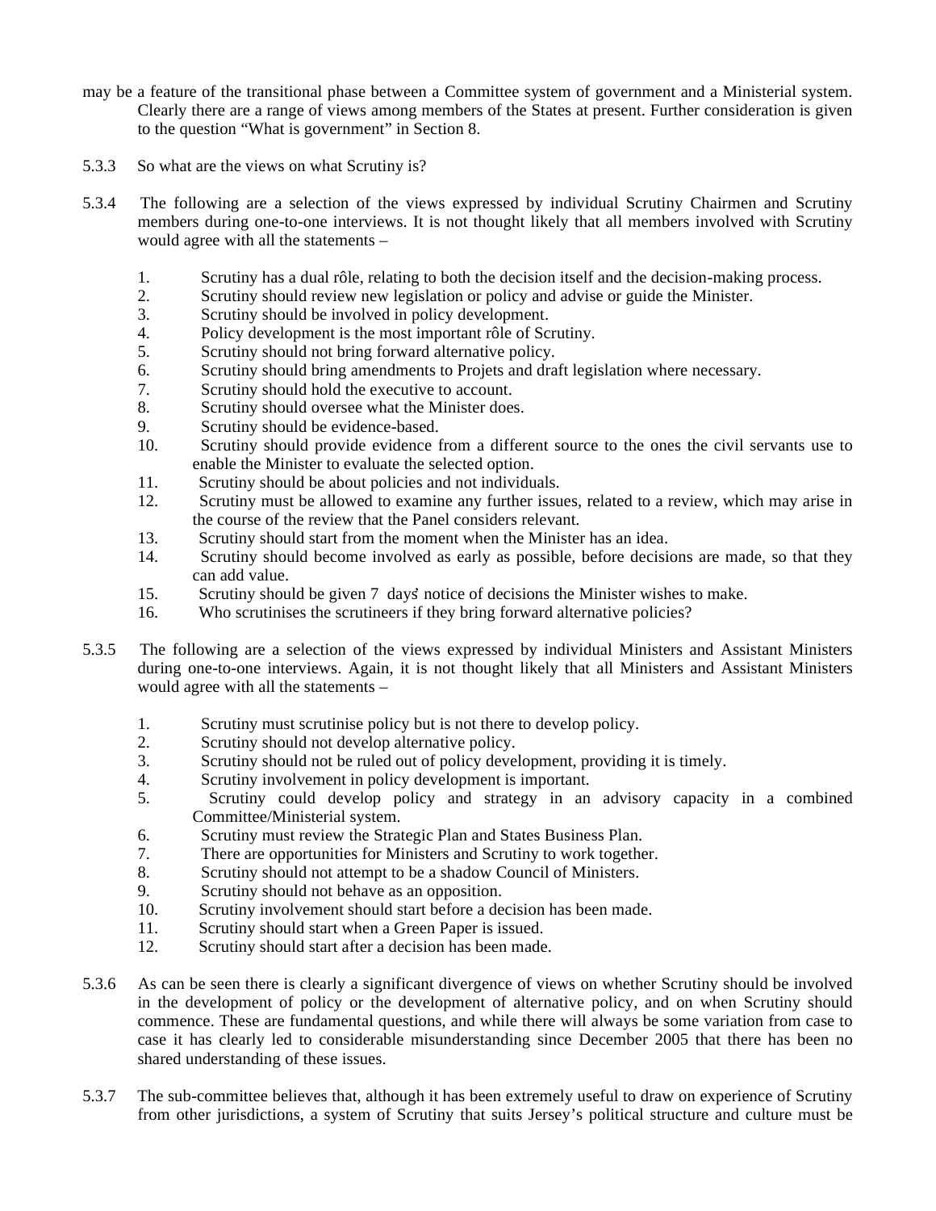may be a feature of the transitional phase between a Committee system of government and a Ministerial system. Clearly there are a range of views among members of the States at present. Further consideration is given to the question "What is government" in Section 8.

5.3.3 So what are the views on what Scrutiny is?

5.3.4 The following are a selection of the views expressed by individual Scrutiny Chairmen and Scrutiny members during one-to-one interviews. It is not thought likely that all members involved with Scrutiny would agree with all the statements –

1. Scrutiny has a dual rôle, relating to both the decision itself and the decision-making process.
2. Scrutiny should review new legislation or policy and advise or guide the Minister.
3. Scrutiny should be involved in policy development.
4. Policy development is the most important rôle of Scrutiny.
5. Scrutiny should not bring forward alternative policy.
6. Scrutiny should bring amendments to Projets and draft legislation where necessary.
7. Scrutiny should hold the executive to account.
8. Scrutiny should oversee what the Minister does.
9. Scrutiny should be evidence-based.
10. Scrutiny should provide evidence from a different source to the ones the civil servants use to enable the Minister to evaluate the selected option.
11. Scrutiny should be about policies and not individuals.
12. Scrutiny must be allowed to examine any further issues, related to a review, which may arise in the course of the review that the Panel considers relevant.
13. Scrutiny should start from the moment when the Minister has an idea.
14. Scrutiny should become involved as early as possible, before decisions are made, so that they can add value.
15. Scrutiny should be given 7 days' notice of decisions the Minister wishes to make.
16. Who scrutinises the scrutineers if they bring forward alternative policies?

5.3.5 The following are a selection of the views expressed by individual Ministers and Assistant Ministers during one-to-one interviews. Again, it is not thought likely that all Ministers and Assistant Ministers would agree with all the statements –

1. Scrutiny must scrutinise policy but is not there to develop policy.
2. Scrutiny should not develop alternative policy.
3. Scrutiny should not be ruled out of policy development, providing it is timely.
4. Scrutiny involvement in policy development is important.
5. Scrutiny could develop policy and strategy in an advisory capacity in a combined Committee/Ministerial system.
6. Scrutiny must review the Strategic Plan and States Business Plan.
7. There are opportunities for Ministers and Scrutiny to work together.
8. Scrutiny should not attempt to be a shadow Council of Ministers.
9. Scrutiny should not behave as an opposition.
10. Scrutiny involvement should start before a decision has been made.
11. Scrutiny should start when a Green Paper is issued.
12. Scrutiny should start after a decision has been made.

5.3.6 As can be seen there is clearly a significant divergence of views on whether Scrutiny should be involved in the development of policy or the development of alternative policy, and on when Scrutiny should commence. These are fundamental questions, and while there will always be some variation from case to case it has clearly led to considerable misunderstanding since December 2005 that there has been no shared understanding of these issues.

5.3.7 The sub-committee believes that, although it has been extremely useful to draw on experience of Scrutiny from other jurisdictions, a system of Scrutiny that suits Jersey's political structure and culture must be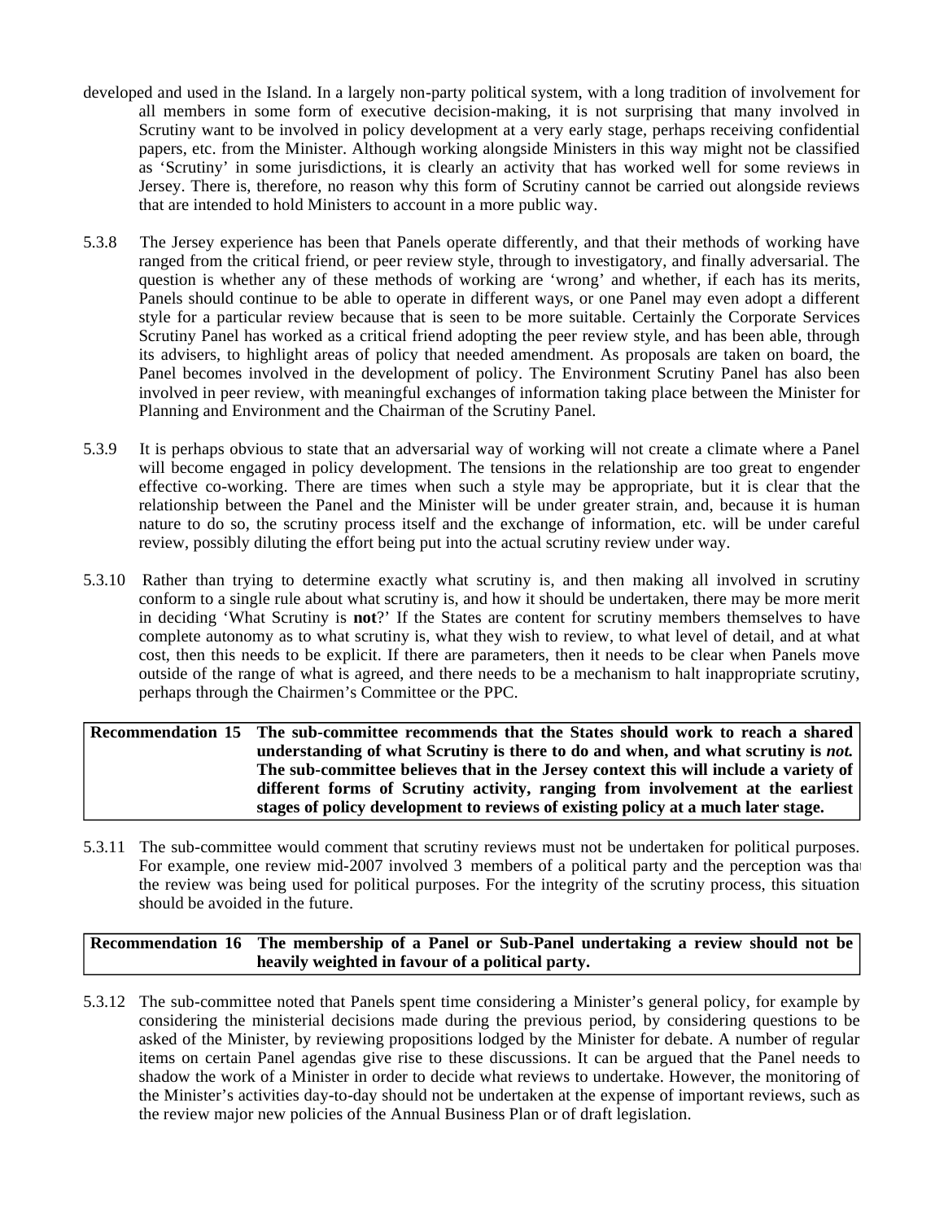developed and used in the Island. In a largely non-party political system, with a long tradition of involvement for all members in some form of executive decision-making, it is not surprising that many involved in Scrutiny want to be involved in policy development at a very early stage, perhaps receiving confidential papers, etc. from the Minister. Although working alongside Ministers in this way might not be classified as 'Scrutiny' in some jurisdictions, it is clearly an activity that has worked well for some reviews in Jersey. There is, therefore, no reason why this form of Scrutiny cannot be carried out alongside reviews that are intended to hold Ministers to account in a more public way.

5.3.8 The Jersey experience has been that Panels operate differently, and that their methods of working have ranged from the critical friend, or peer review style, through to investigatory, and finally adversarial. The question is whether any of these methods of working are 'wrong' and whether, if each has its merits, Panels should continue to be able to operate in different ways, or one Panel may even adopt a different style for a particular review because that is seen to be more suitable. Certainly the Corporate Services Scrutiny Panel has worked as a critical friend adopting the peer review style, and has been able, through its advisers, to highlight areas of policy that needed amendment. As proposals are taken on board, the Panel becomes involved in the development of policy. The Environment Scrutiny Panel has also been involved in peer review, with meaningful exchanges of information taking place between the Minister for Planning and Environment and the Chairman of the Scrutiny Panel.

5.3.9 It is perhaps obvious to state that an adversarial way of working will not create a climate where a Panel will become engaged in policy development. The tensions in the relationship are too great to engender effective co-working. There are times when such a style may be appropriate, but it is clear that the relationship between the Panel and the Minister will be under greater strain, and, because it is human nature to do so, the scrutiny process itself and the exchange of information, etc. will be under careful review, possibly diluting the effort being put into the actual scrutiny review under way.

5.3.10 Rather than trying to determine exactly what scrutiny is, and then making all involved in scrutiny conform to a single rule about what scrutiny is, and how it should be undertaken, there may be more merit in deciding 'What Scrutiny is **not**?' If the States are content for scrutiny members themselves to have complete autonomy as to what scrutiny is, what they wish to review, to what level of detail, and at what cost, then this needs to be explicit. If there are parameters, then it needs to be clear when Panels move outside of the range of what is agreed, and there needs to be a mechanism to halt inappropriate scrutiny, perhaps through the Chairmen's Committee or the PPC.

| **Recommendation 15** | **The sub-committee recommends that the States should work to reach a shared understanding of what Scrutiny is there to do and when, and what scrutiny is *not.* The sub-committee believes that in the Jersey context this will include a variety of different forms of Scrutiny activity, ranging from involvement at the earliest stages of policy development to reviews of existing policy at a much later stage.** |
|---|---|

5.3.11 The sub-committee would comment that scrutiny reviews must not be undertaken for political purposes. For example, one review mid-2007 involved 3 members of a political party and the perception was that the review was being used for political purposes. For the integrity of the scrutiny process, this situation should be avoided in the future.

| **Recommendation 16** | **The membership of a Panel or Sub-Panel undertaking a review should not be heavily weighted in favour of a political party.** |
|---|---|

5.3.12 The sub-committee noted that Panels spent time considering a Minister's general policy, for example by considering the ministerial decisions made during the previous period, by considering questions to be asked of the Minister, by reviewing propositions lodged by the Minister for debate. A number of regular items on certain Panel agendas give rise to these discussions. It can be argued that the Panel needs to shadow the work of a Minister in order to decide what reviews to undertake. However, the monitoring of the Minister's activities day-to-day should not be undertaken at the expense of important reviews, such as the review major new policies of the Annual Business Plan or of draft legislation.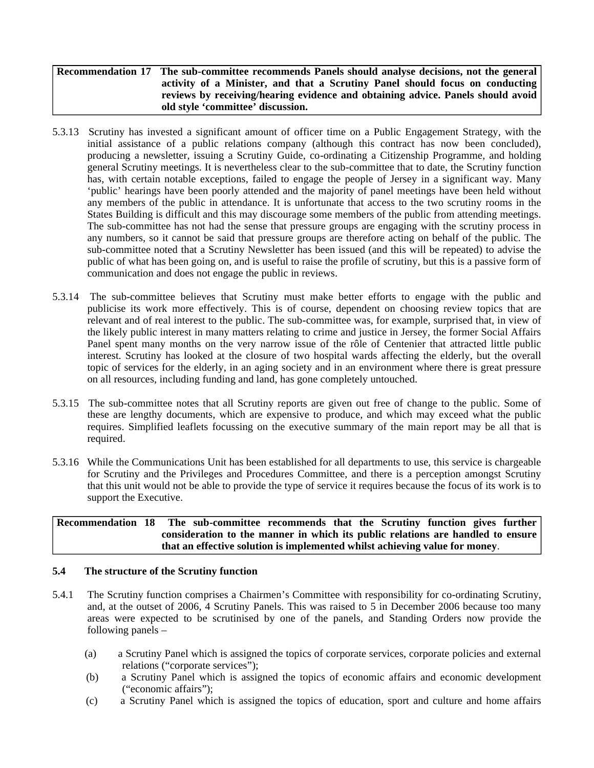| Recommendation 17 | **The sub-committee recommends Panels should analyse decisions, not the general activity of a Minister, and that a Scrutiny Panel should focus on conducting reviews by receiving/hearing evidence and obtaining advice. Panels should avoid old style 'committee' discussion.** |
|---|---|

5.3.13 Scrutiny has invested a significant amount of officer time on a Public Engagement Strategy, with the initial assistance of a public relations company (although this contract has now been concluded), producing a newsletter, issuing a Scrutiny Guide, co-ordinating a Citizenship Programme, and holding general Scrutiny meetings. It is nevertheless clear to the sub-committee that to date, the Scrutiny function has, with certain notable exceptions, failed to engage the people of Jersey in a significant way. Many 'public' hearings have been poorly attended and the majority of panel meetings have been held without any members of the public in attendance. It is unfortunate that access to the two scrutiny rooms in the States Building is difficult and this may discourage some members of the public from attending meetings. The sub-committee has not had the sense that pressure groups are engaging with the scrutiny process in any numbers, so it cannot be said that pressure groups are therefore acting on behalf of the public. The sub-committee noted that a Scrutiny Newsletter has been issued (and this will be repeated) to advise the public of what has been going on, and is useful to raise the profile of scrutiny, but this is a passive form of communication and does not engage the public in reviews.

5.3.14 The sub-committee believes that Scrutiny must make better efforts to engage with the public and publicise its work more effectively. This is of course, dependent on choosing review topics that are relevant and of real interest to the public. The sub-committee was, for example, surprised that, in view of the likely public interest in many matters relating to crime and justice in Jersey, the former Social Affairs Panel spent many months on the very narrow issue of the rôle of Centenier that attracted little public interest. Scrutiny has looked at the closure of two hospital wards affecting the elderly, but the overall topic of services for the elderly, in an aging society and in an environment where there is great pressure on all resources, including funding and land, has gone completely untouched.

5.3.15 The sub-committee notes that all Scrutiny reports are given out free of change to the public. Some of these are lengthy documents, which are expensive to produce, and which may exceed what the public requires. Simplified leaflets focussing on the executive summary of the main report may be all that is required.

5.3.16 While the Communications Unit has been established for all departments to use, this service is chargeable for Scrutiny and the Privileges and Procedures Committee, and there is a perception amongst Scrutiny that this unit would not be able to provide the type of service it requires because the focus of its work is to support the Executive.

| Recommendation 18 | **The sub-committee recommends that the Scrutiny function gives further consideration to the manner in which its public relations are handled to ensure that an effective solution is implemented whilst achieving value for money**. |
|---|---|

### 5.4 The structure of the Scrutiny function

5.4.1 The Scrutiny function comprises a Chairmen's Committee with responsibility for co-ordinating Scrutiny, and, at the outset of 2006, 4 Scrutiny Panels. This was raised to 5 in December 2006 because too many areas were expected to be scrutinised by one of the panels, and Standing Orders now provide the following panels –

(a) a Scrutiny Panel which is assigned the topics of corporate services, corporate policies and external relations ("corporate services");

(b) a Scrutiny Panel which is assigned the topics of economic affairs and economic development ("economic affairs");

(c) a Scrutiny Panel which is assigned the topics of education, sport and culture and home affairs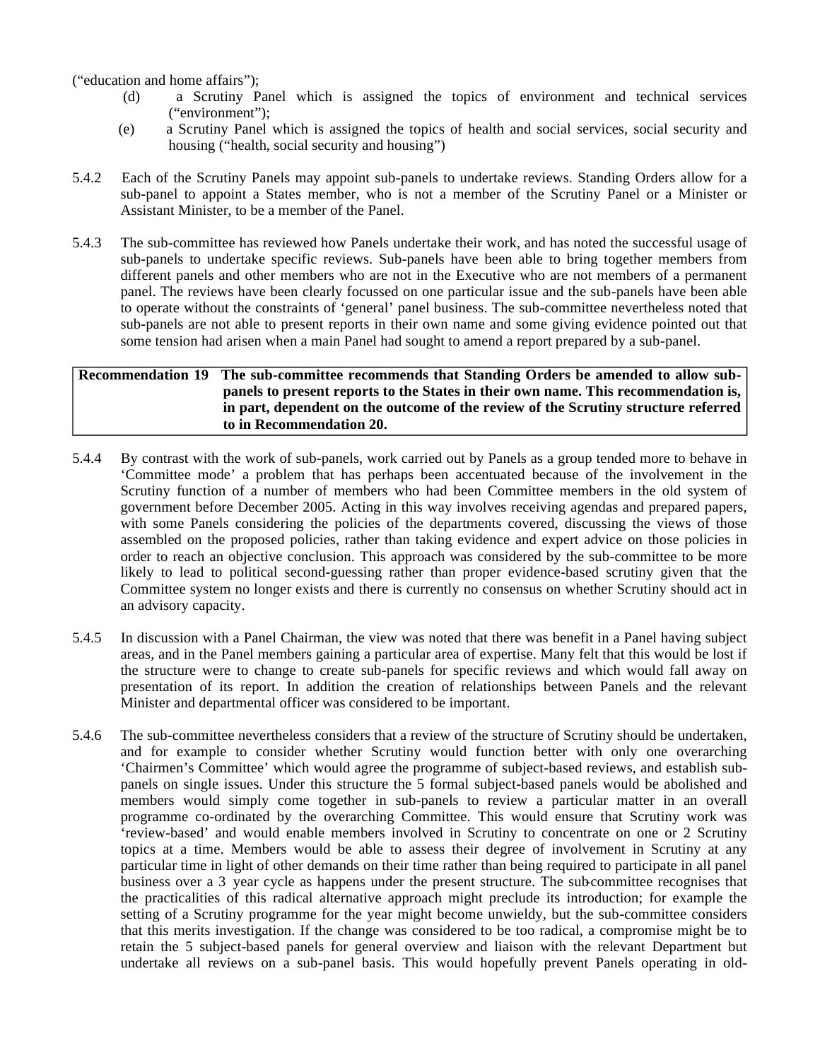("education and home affairs");

(d) a Scrutiny Panel which is assigned the topics of environment and technical services ("environment");

(e) a Scrutiny Panel which is assigned the topics of health and social services, social security and housing ("health, social security and housing")

5.4.2 Each of the Scrutiny Panels may appoint sub-panels to undertake reviews. Standing Orders allow for a sub-panel to appoint a States member, who is not a member of the Scrutiny Panel or a Minister or Assistant Minister, to be a member of the Panel.

5.4.3 The sub-committee has reviewed how Panels undertake their work, and has noted the successful usage of sub-panels to undertake specific reviews. Sub-panels have been able to bring together members from different panels and other members who are not in the Executive who are not members of a permanent panel. The reviews have been clearly focussed on one particular issue and the sub-panels have been able to operate without the constraints of 'general' panel business. The sub-committee nevertheless noted that sub-panels are not able to present reports in their own name and some giving evidence pointed out that some tension had arisen when a main Panel had sought to amend a report prepared by a sub-panel.

| **Recommendation 19** | **The sub-committee recommends that Standing Orders be amended to allow sub-panels to present reports to the States in their own name. This recommendation is, in part, dependent on the outcome of the review of the Scrutiny structure referred to in Recommendation 20.** |
|---|---|

5.4.4 By contrast with the work of sub-panels, work carried out by Panels as a group tended more to behave in 'Committee mode' a problem that has perhaps been accentuated because of the involvement in the Scrutiny function of a number of members who had been Committee members in the old system of government before December 2005. Acting in this way involves receiving agendas and prepared papers, with some Panels considering the policies of the departments covered, discussing the views of those assembled on the proposed policies, rather than taking evidence and expert advice on those policies in order to reach an objective conclusion. This approach was considered by the sub-committee to be more likely to lead to political second-guessing rather than proper evidence-based scrutiny given that the Committee system no longer exists and there is currently no consensus on whether Scrutiny should act in an advisory capacity.

5.4.5 In discussion with a Panel Chairman, the view was noted that there was benefit in a Panel having subject areas, and in the Panel members gaining a particular area of expertise. Many felt that this would be lost if the structure were to change to create sub-panels for specific reviews and which would fall away on presentation of its report. In addition the creation of relationships between Panels and the relevant Minister and departmental officer was considered to be important.

5.4.6 The sub-committee nevertheless considers that a review of the structure of Scrutiny should be undertaken, and for example to consider whether Scrutiny would function better with only one overarching 'Chairmen's Committee' which would agree the programme of subject-based reviews, and establish sub-panels on single issues. Under this structure the 5 formal subject-based panels would be abolished and members would simply come together in sub-panels to review a particular matter in an overall programme co-ordinated by the overarching Committee. This would ensure that Scrutiny work was 'review-based' and would enable members involved in Scrutiny to concentrate on one or 2 Scrutiny topics at a time. Members would be able to assess their degree of involvement in Scrutiny at any particular time in light of other demands on their time rather than being required to participate in all panel business over a 3 year cycle as happens under the present structure. The sub-committee recognises that the practicalities of this radical alternative approach might preclude its introduction; for example the setting of a Scrutiny programme for the year might become unwieldy, but the sub-committee considers that this merits investigation. If the change was considered to be too radical, a compromise might be to retain the 5 subject-based panels for general overview and liaison with the relevant Department but undertake all reviews on a sub-panel basis. This would hopefully prevent Panels operating in old-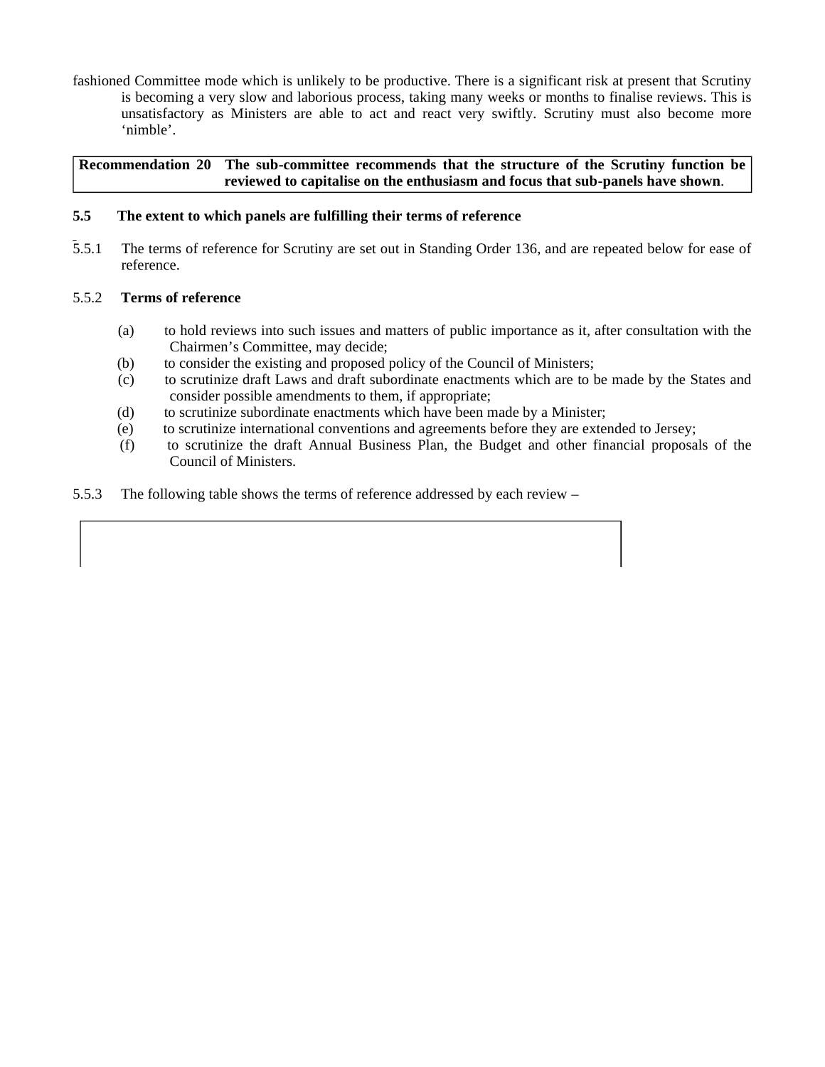fashioned Committee mode which is unlikely to be productive. There is a significant risk at present that Scrutiny is becoming a very slow and laborious process, taking many weeks or months to finalise reviews. This is unsatisfactory as Ministers are able to act and react very swiftly. Scrutiny must also become more 'nimble'.

| Recommendation 20 | The sub-committee recommends that the structure of the Scrutiny function be reviewed to capitalise on the enthusiasm and focus that sub-panels have shown. |
|---|---|

### 5.5 The extent to which panels are fulfilling their terms of reference

5.5.1 The terms of reference for Scrutiny are set out in Standing Order 136, and are repeated below for ease of reference.

5.5.2 **Terms of reference**

(a) to hold reviews into such issues and matters of public importance as it, after consultation with the Chairmen's Committee, may decide;

(b) to consider the existing and proposed policy of the Council of Ministers;

(c) to scrutinize draft Laws and draft subordinate enactments which are to be made by the States and consider possible amendments to them, if appropriate;

(d) to scrutinize subordinate enactments which have been made by a Minister;

(e) to scrutinize international conventions and agreements before they are extended to Jersey;

(f) to scrutinize the draft Annual Business Plan, the Budget and other financial proposals of the Council of Ministers.

5.5.3 The following table shows the terms of reference addressed by each review –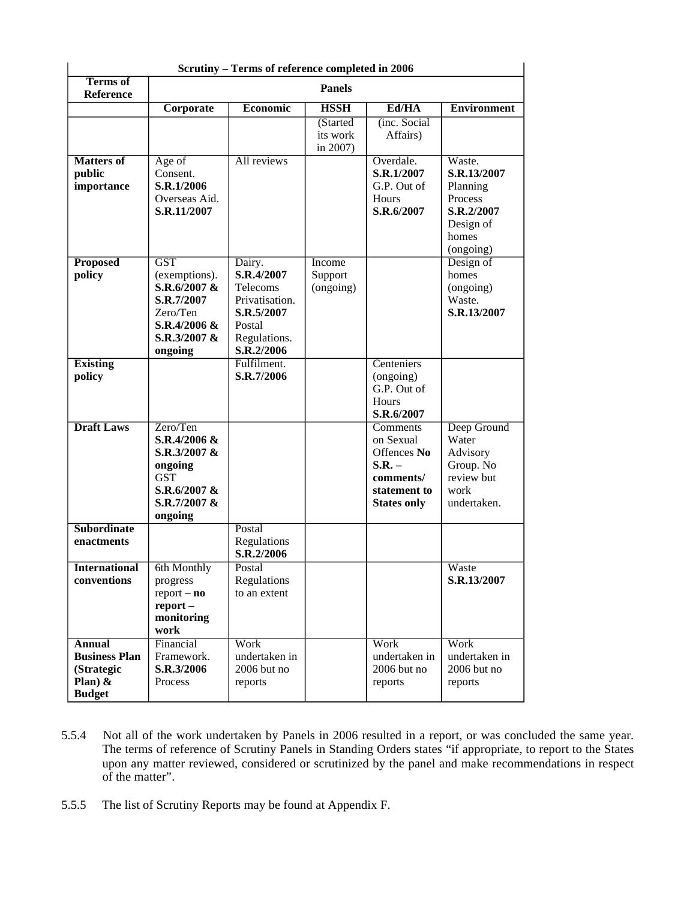| Scrutiny – Terms of reference completed in 2006 | | | | | |
|---|---|---|---|---|---|
| **Terms of Reference** | **Panels** | | | | |
| | **Corporate** | **Economic** | **HSSH** | **Ed/HA** | **Environment** |
| | | | (Started its work in 2007) | (inc. Social Affairs) | |
| **Matters of public importance** | Age of Consent. **S.R.1/2006** Overseas Aid. **S.R.11/2007** | All reviews | | Overdale. **S.R.1/2007** G.P. Out of Hours **S.R.6/2007** | Waste. **S.R.13/2007** Planning Process **S.R.2/2007** Design of homes (ongoing) |
| **Proposed policy** | GST (exemptions). **S.R.6/2007 & S.R.7/2007** Zero/Ten **S.R.4/2006 & S.R.3/2007 & ongoing** | Dairy. **S.R.4/2007** Telecoms Privatisation. **S.R.5/2007** Postal Regulations. **S.R.2/2006** | Income Support (ongoing) | | Design of homes (ongoing) Waste. **S.R.13/2007** |
| **Existing policy** | | Fulfilment. **S.R.7/2006** | | Centeniers (ongoing) G.P. Out of Hours **S.R.6/2007** | |
| **Draft Laws** | Zero/Ten **S.R.4/2006 & S.R.3/2007 & ongoing** GST **S.R.6/2007 & S.R.7/2007 & ongoing** | | | Comments on Sexual Offences **No S.R. – comments/ statement to States only** | Deep Ground Water Advisory Group. No review but work undertaken. |
| **Subordinate enactments** | | Postal Regulations **S.R.2/2006** | | | |
| **International conventions** | 6th Monthly progress report – **no report – monitoring work** | Postal Regulations to an extent | | | Waste **S.R.13/2007** |
| **Annual Business Plan (Strategic Plan) & Budget** | Financial Framework. **S.R.3/2006** Process | Work undertaken in 2006 but no reports | | Work undertaken in 2006 but no reports | Work undertaken in 2006 but no reports |

5.5.4 Not all of the work undertaken by Panels in 2006 resulted in a report, or was concluded the same year. The terms of reference of Scrutiny Panels in Standing Orders states "if appropriate, to report to the States upon any matter reviewed, considered or scrutinized by the panel and make recommendations in respect of the matter".

5.5.5 The list of Scrutiny Reports may be found at Appendix F.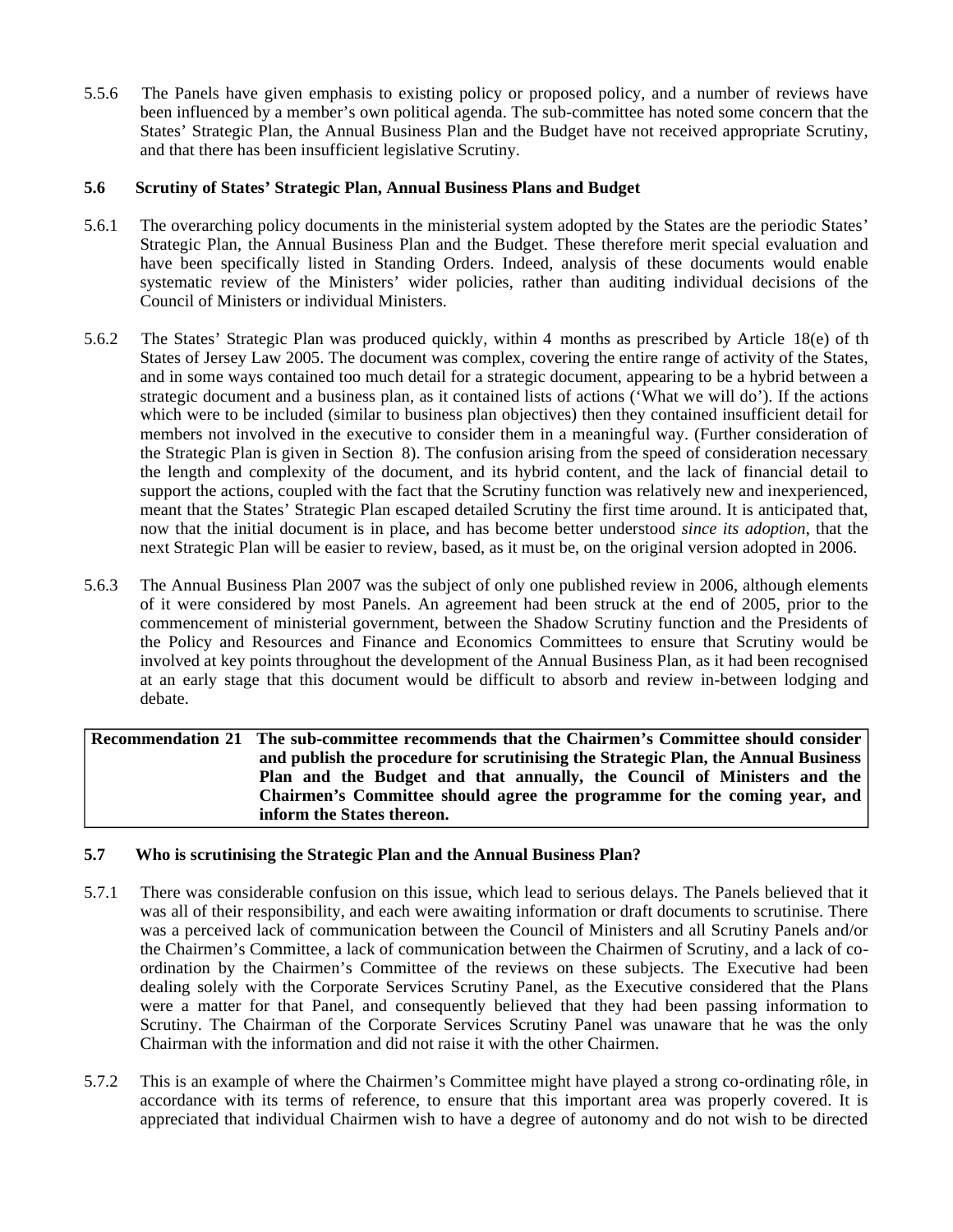5.5.6 The Panels have given emphasis to existing policy or proposed policy, and a number of reviews have been influenced by a member's own political agenda. The sub-committee has noted some concern that the States' Strategic Plan, the Annual Business Plan and the Budget have not received appropriate Scrutiny, and that there has been insufficient legislative Scrutiny.

### 5.6 Scrutiny of States' Strategic Plan, Annual Business Plans and Budget

5.6.1 The overarching policy documents in the ministerial system adopted by the States are the periodic States' Strategic Plan, the Annual Business Plan and the Budget. These therefore merit special evaluation and have been specifically listed in Standing Orders. Indeed, analysis of these documents would enable systematic review of the Ministers' wider policies, rather than auditing individual decisions of the Council of Ministers or individual Ministers.

5.6.2 The States' Strategic Plan was produced quickly, within 4 months as prescribed by Article 18(e) of th States of Jersey Law 2005. The document was complex, covering the entire range of activity of the States, and in some ways contained too much detail for a strategic document, appearing to be a hybrid between a strategic document and a business plan, as it contained lists of actions ('What we will do'). If the actions which were to be included (similar to business plan objectives) then they contained insufficient detail for members not involved in the executive to consider them in a meaningful way. (Further consideration of the Strategic Plan is given in Section 8). The confusion arising from the speed of consideration necessary the length and complexity of the document, and its hybrid content, and the lack of financial detail to support the actions, coupled with the fact that the Scrutiny function was relatively new and inexperienced, meant that the States' Strategic Plan escaped detailed Scrutiny the first time around. It is anticipated that, now that the initial document is in place, and has become better understood *since its adoption*, that the next Strategic Plan will be easier to review, based, as it must be, on the original version adopted in 2006.

5.6.3 The Annual Business Plan 2007 was the subject of only one published review in 2006, although elements of it were considered by most Panels. An agreement had been struck at the end of 2005, prior to the commencement of ministerial government, between the Shadow Scrutiny function and the Presidents of the Policy and Resources and Finance and Economics Committees to ensure that Scrutiny would be involved at key points throughout the development of the Annual Business Plan, as it had been recognised at an early stage that this document would be difficult to absorb and review in-between lodging and debate.

| **Recommendation 21** | **The sub-committee recommends that the Chairmen's Committee should consider and publish the procedure for scrutinising the Strategic Plan, the Annual Business Plan and the Budget and that annually, the Council of Ministers and the Chairmen's Committee should agree the programme for the coming year, and inform the States thereon.** |
|---|---|

### 5.7 Who is scrutinising the Strategic Plan and the Annual Business Plan?

5.7.1 There was considerable confusion on this issue, which lead to serious delays. The Panels believed that it was all of their responsibility, and each were awaiting information or draft documents to scrutinise. There was a perceived lack of communication between the Council of Ministers and all Scrutiny Panels and/or the Chairmen's Committee, a lack of communication between the Chairmen of Scrutiny, and a lack of co-ordination by the Chairmen's Committee of the reviews on these subjects. The Executive had been dealing solely with the Corporate Services Scrutiny Panel, as the Executive considered that the Plans were a matter for that Panel, and consequently believed that they had been passing information to Scrutiny. The Chairman of the Corporate Services Scrutiny Panel was unaware that he was the only Chairman with the information and did not raise it with the other Chairmen.

5.7.2 This is an example of where the Chairmen's Committee might have played a strong co-ordinating rôle, in accordance with its terms of reference, to ensure that this important area was properly covered. It is appreciated that individual Chairmen wish to have a degree of autonomy and do not wish to be directed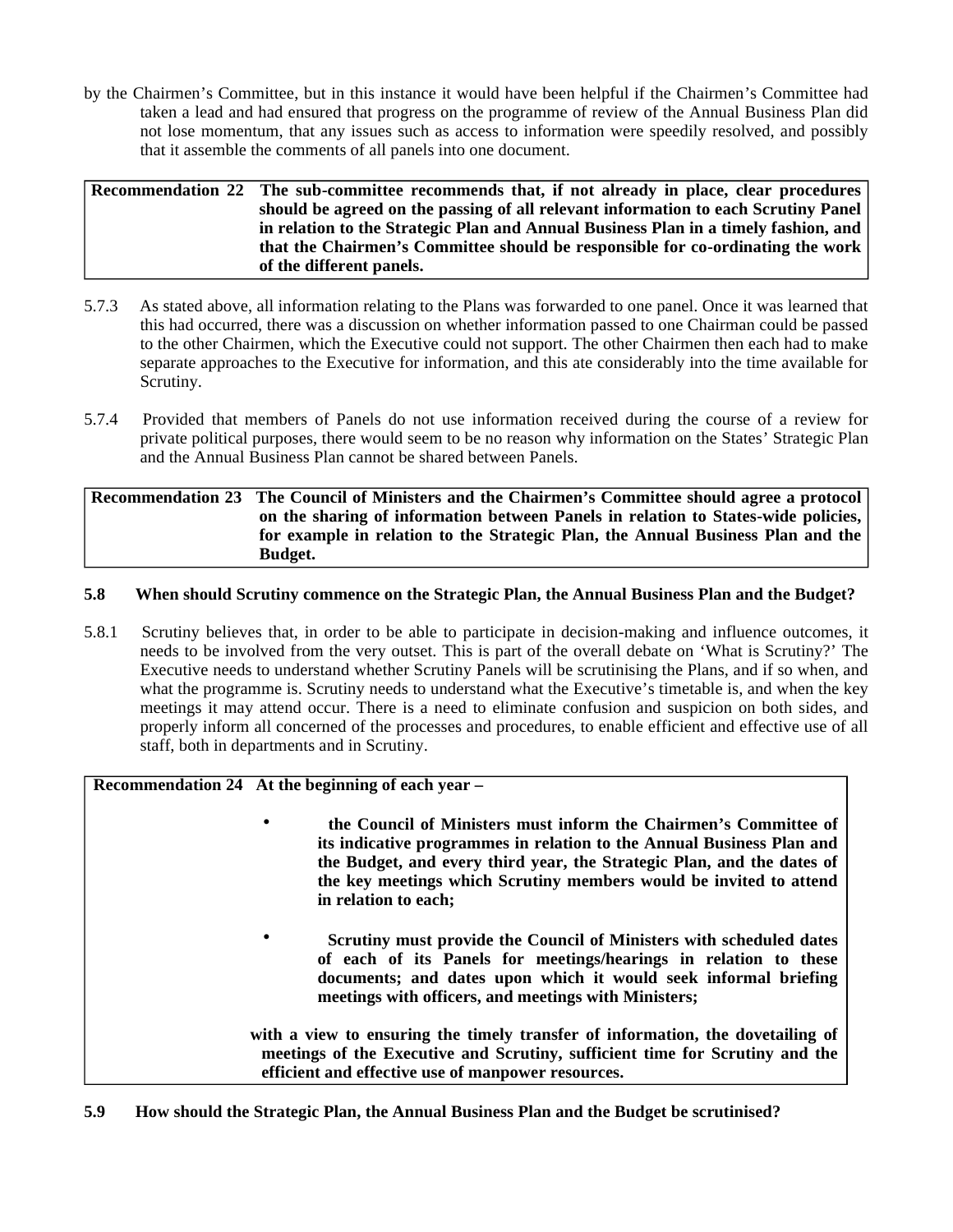by the Chairmen's Committee, but in this instance it would have been helpful if the Chairmen's Committee had taken a lead and had ensured that progress on the programme of review of the Annual Business Plan did not lose momentum, that any issues such as access to information were speedily resolved, and possibly that it assemble the comments of all panels into one document.

| Recommendation 22 | The sub-committee recommends that, if not already in place, clear procedures should be agreed on the passing of all relevant information to each Scrutiny Panel in relation to the Strategic Plan and Annual Business Plan in a timely fashion, and that the Chairmen's Committee should be responsible for co-ordinating the work of the different panels. |
|---|---|

5.7.3 As stated above, all information relating to the Plans was forwarded to one panel. Once it was learned that this had occurred, there was a discussion on whether information passed to one Chairman could be passed to the other Chairmen, which the Executive could not support. The other Chairmen then each had to make separate approaches to the Executive for information, and this ate considerably into the time available for Scrutiny.

5.7.4 Provided that members of Panels do not use information received during the course of a review for private political purposes, there would seem to be no reason why information on the States' Strategic Plan and the Annual Business Plan cannot be shared between Panels.

| Recommendation 23 | The Council of Ministers and the Chairmen's Committee should agree a protocol on the sharing of information between Panels in relation to States-wide policies, for example in relation to the Strategic Plan, the Annual Business Plan and the Budget. |
|---|---|

**5.8 When should Scrutiny commence on the Strategic Plan, the Annual Business Plan and the Budget?**

5.8.1 Scrutiny believes that, in order to be able to participate in decision-making and influence outcomes, it needs to be involved from the very outset. This is part of the overall debate on 'What is Scrutiny?' The Executive needs to understand whether Scrutiny Panels will be scrutinising the Plans, and if so when, and what the programme is. Scrutiny needs to understand what the Executive's timetable is, and when the key meetings it may attend occur. There is a need to eliminate confusion and suspicion on both sides, and properly inform all concerned of the processes and procedures, to enable efficient and effective use of all staff, both in departments and in Scrutiny.

**Recommendation 24 At the beginning of each year –**

- **the Council of Ministers must inform the Chairmen's Committee of its indicative programmes in relation to the Annual Business Plan and the Budget, and every third year, the Strategic Plan, and the dates of the key meetings which Scrutiny members would be invited to attend in relation to each;**
- **Scrutiny must provide the Council of Ministers with scheduled dates of each of its Panels for meetings/hearings in relation to these documents; and dates upon which it would seek informal briefing meetings with officers, and meetings with Ministers;**

**with a view to ensuring the timely transfer of information, the dovetailing of meetings of the Executive and Scrutiny, sufficient time for Scrutiny and the efficient and effective use of manpower resources.**

**5.9 How should the Strategic Plan, the Annual Business Plan and the Budget be scrutinised?**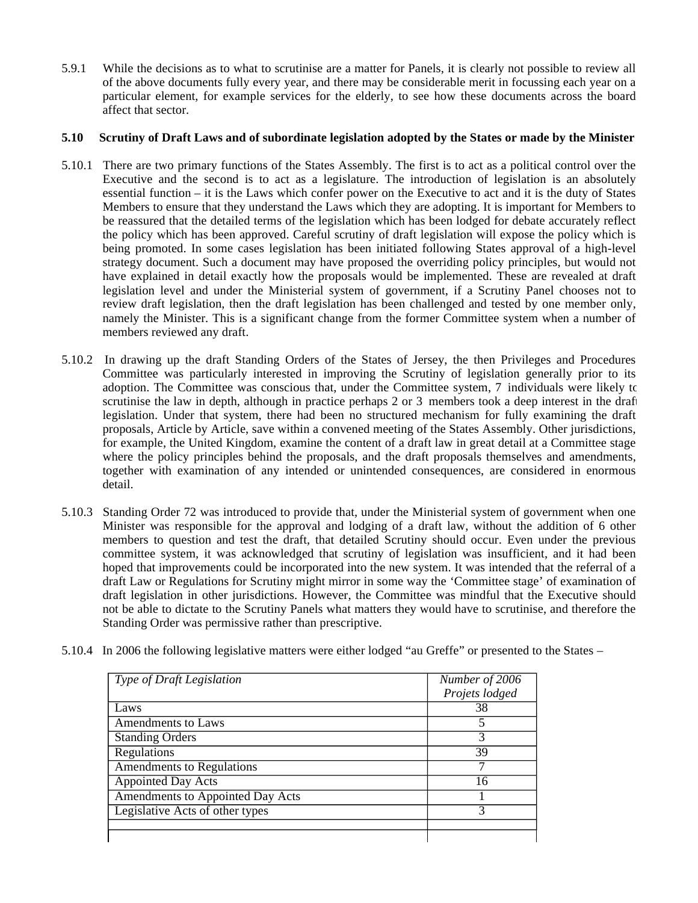5.9.1 While the decisions as to what to scrutinise are a matter for Panels, it is clearly not possible to review all of the above documents fully every year, and there may be considerable merit in focussing each year on a particular element, for example services for the elderly, to see how these documents across the board affect that sector.

**5.10 Scrutiny of Draft Laws and of subordinate legislation adopted by the States or made by the Minister**

5.10.1 There are two primary functions of the States Assembly. The first is to act as a political control over the Executive and the second is to act as a legislature. The introduction of legislation is an absolutely essential function – it is the Laws which confer power on the Executive to act and it is the duty of States Members to ensure that they understand the Laws which they are adopting. It is important for Members to be reassured that the detailed terms of the legislation which has been lodged for debate accurately reflect the policy which has been approved. Careful scrutiny of draft legislation will expose the policy which is being promoted. In some cases legislation has been initiated following States approval of a high-level strategy document. Such a document may have proposed the overriding policy principles, but would not have explained in detail exactly how the proposals would be implemented. These are revealed at draft legislation level and under the Ministerial system of government, if a Scrutiny Panel chooses not to review draft legislation, then the draft legislation has been challenged and tested by one member only, namely the Minister. This is a significant change from the former Committee system when a number of members reviewed any draft.

5.10.2 In drawing up the draft Standing Orders of the States of Jersey, the then Privileges and Procedures Committee was particularly interested in improving the Scrutiny of legislation generally prior to its adoption. The Committee was conscious that, under the Committee system, 7 individuals were likely to scrutinise the law in depth, although in practice perhaps 2 or 3 members took a deep interest in the draft legislation. Under that system, there had been no structured mechanism for fully examining the draft proposals, Article by Article, save within a convened meeting of the States Assembly. Other jurisdictions, for example, the United Kingdom, examine the content of a draft law in great detail at a Committee stage where the policy principles behind the proposals, and the draft proposals themselves and amendments, together with examination of any intended or unintended consequences, are considered in enormous detail.

5.10.3 Standing Order 72 was introduced to provide that, under the Ministerial system of government when one Minister was responsible for the approval and lodging of a draft law, without the addition of 6 other members to question and test the draft, that detailed Scrutiny should occur. Even under the previous committee system, it was acknowledged that scrutiny of legislation was insufficient, and it had been hoped that improvements could be incorporated into the new system. It was intended that the referral of a draft Law or Regulations for Scrutiny might mirror in some way the 'Committee stage' of examination of draft legislation in other jurisdictions. However, the Committee was mindful that the Executive should not be able to dictate to the Scrutiny Panels what matters they would have to scrutinise, and therefore the Standing Order was permissive rather than prescriptive.

5.10.4 In 2006 the following legislative matters were either lodged "au Greffe" or presented to the States –

| *Type of Draft Legislation* | *Number of 2006 Projets lodged* |
|---|---|
| Laws | 38 |
| Amendments to Laws | 5 |
| Standing Orders | 3 |
| Regulations | 39 |
| Amendments to Regulations | 7 |
| Appointed Day Acts | 16 |
| Amendments to Appointed Day Acts | 1 |
| Legislative Acts of other types | 3 |
| | |
| | |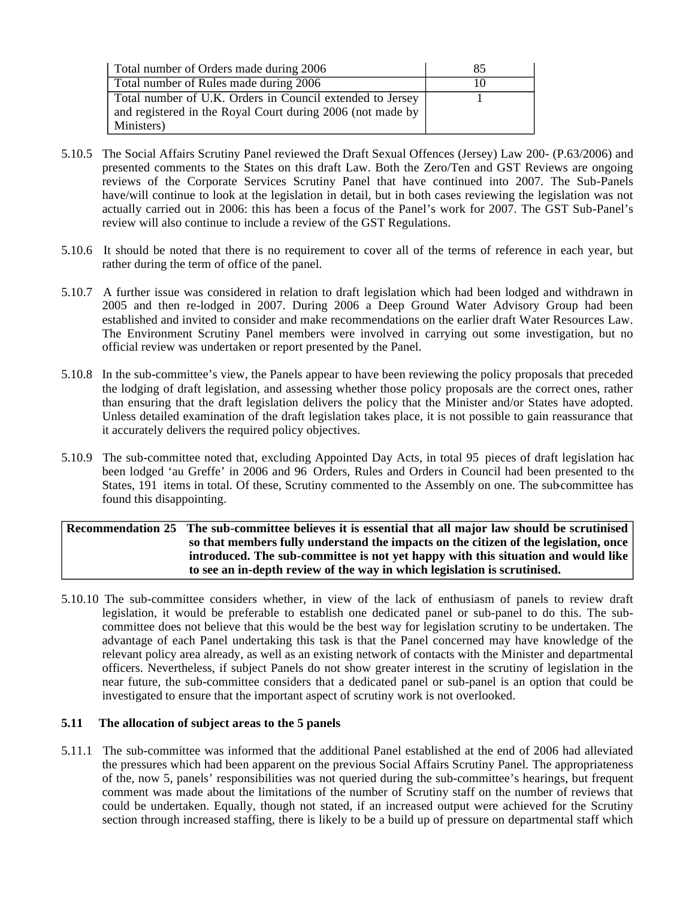| Total number of Orders made during 2006 | 85 |
| --- | --- |
| Total number of Rules made during 2006 | 10 |
| Total number of U.K. Orders in Council extended to Jersey and registered in the Royal Court during 2006 (not made by Ministers) | 1 |

5.10.5 The Social Affairs Scrutiny Panel reviewed the Draft Sexual Offences (Jersey) Law 200- (P.63/2006) and presented comments to the States on this draft Law. Both the Zero/Ten and GST Reviews are ongoing reviews of the Corporate Services Scrutiny Panel that have continued into 2007. The Sub-Panels have/will continue to look at the legislation in detail, but in both cases reviewing the legislation was not actually carried out in 2006: this has been a focus of the Panel's work for 2007. The GST Sub-Panel's review will also continue to include a review of the GST Regulations.

5.10.6 It should be noted that there is no requirement to cover all of the terms of reference in each year, but rather during the term of office of the panel.

5.10.7 A further issue was considered in relation to draft legislation which had been lodged and withdrawn in 2005 and then re-lodged in 2007. During 2006 a Deep Ground Water Advisory Group had been established and invited to consider and make recommendations on the earlier draft Water Resources Law. The Environment Scrutiny Panel members were involved in carrying out some investigation, but no official review was undertaken or report presented by the Panel.

5.10.8 In the sub-committee's view, the Panels appear to have been reviewing the policy proposals that preceded the lodging of draft legislation, and assessing whether those policy proposals are the correct ones, rather than ensuring that the draft legislation delivers the policy that the Minister and/or States have adopted. Unless detailed examination of the draft legislation takes place, it is not possible to gain reassurance that it accurately delivers the required policy objectives.

5.10.9 The sub-committee noted that, excluding Appointed Day Acts, in total 95 pieces of draft legislation had been lodged 'au Greffe' in 2006 and 96 Orders, Rules and Orders in Council had been presented to the States, 191 items in total. Of these, Scrutiny commented to the Assembly on one. The sub-committee has found this disappointing.

| **Recommendation 25** | **The sub-committee believes it is essential that all major law should be scrutinised so that members fully understand the impacts on the citizen of the legislation, once introduced. The sub-committee is not yet happy with this situation and would like to see an in-depth review of the way in which legislation is scrutinised.** |
| --- | --- |

5.10.10 The sub-committee considers whether, in view of the lack of enthusiasm of panels to review draft legislation, it would be preferable to establish one dedicated panel or sub-panel to do this. The sub-committee does not believe that this would be the best way for legislation scrutiny to be undertaken. The advantage of each Panel undertaking this task is that the Panel concerned may have knowledge of the relevant policy area already, as well as an existing network of contacts with the Minister and departmental officers. Nevertheless, if subject Panels do not show greater interest in the scrutiny of legislation in the near future, the sub-committee considers that a dedicated panel or sub-panel is an option that could be investigated to ensure that the important aspect of scrutiny work is not overlooked.

### 5.11 The allocation of subject areas to the 5 panels

5.11.1 The sub-committee was informed that the additional Panel established at the end of 2006 had alleviated the pressures which had been apparent on the previous Social Affairs Scrutiny Panel. The appropriateness of the, now 5, panels' responsibilities was not queried during the sub-committee's hearings, but frequent comment was made about the limitations of the number of Scrutiny staff on the number of reviews that could be undertaken. Equally, though not stated, if an increased output were achieved for the Scrutiny section through increased staffing, there is likely to be a build up of pressure on departmental staff which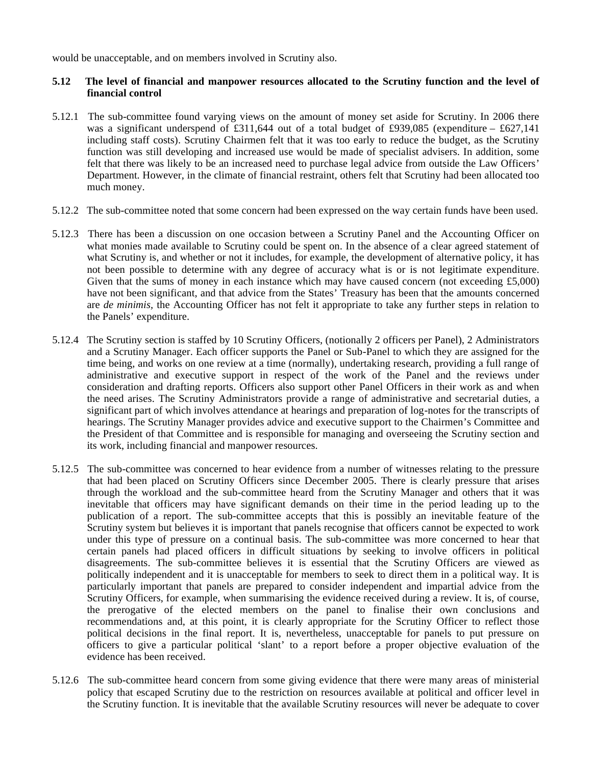would be unacceptable, and on members involved in Scrutiny also.

### 5.12 The level of financial and manpower resources allocated to the Scrutiny function and the level of financial control

5.12.1 The sub-committee found varying views on the amount of money set aside for Scrutiny. In 2006 there was a significant underspend of £311,644 out of a total budget of £939,085 (expenditure – £627,141 including staff costs). Scrutiny Chairmen felt that it was too early to reduce the budget, as the Scrutiny function was still developing and increased use would be made of specialist advisers. In addition, some felt that there was likely to be an increased need to purchase legal advice from outside the Law Officers' Department. However, in the climate of financial restraint, others felt that Scrutiny had been allocated too much money.

5.12.2 The sub-committee noted that some concern had been expressed on the way certain funds have been used.

5.12.3 There has been a discussion on one occasion between a Scrutiny Panel and the Accounting Officer on what monies made available to Scrutiny could be spent on. In the absence of a clear agreed statement of what Scrutiny is, and whether or not it includes, for example, the development of alternative policy, it has not been possible to determine with any degree of accuracy what is or is not legitimate expenditure. Given that the sums of money in each instance which may have caused concern (not exceeding £5,000) have not been significant, and that advice from the States' Treasury has been that the amounts concerned are *de minimis*, the Accounting Officer has not felt it appropriate to take any further steps in relation to the Panels' expenditure.

5.12.4 The Scrutiny section is staffed by 10 Scrutiny Officers, (notionally 2 officers per Panel), 2 Administrators and a Scrutiny Manager. Each officer supports the Panel or Sub-Panel to which they are assigned for the time being, and works on one review at a time (normally), undertaking research, providing a full range of administrative and executive support in respect of the work of the Panel and the reviews under consideration and drafting reports. Officers also support other Panel Officers in their work as and when the need arises. The Scrutiny Administrators provide a range of administrative and secretarial duties, a significant part of which involves attendance at hearings and preparation of log-notes for the transcripts of hearings. The Scrutiny Manager provides advice and executive support to the Chairmen's Committee and the President of that Committee and is responsible for managing and overseeing the Scrutiny section and its work, including financial and manpower resources.

5.12.5 The sub-committee was concerned to hear evidence from a number of witnesses relating to the pressure that had been placed on Scrutiny Officers since December 2005. There is clearly pressure that arises through the workload and the sub-committee heard from the Scrutiny Manager and others that it was inevitable that officers may have significant demands on their time in the period leading up to the publication of a report. The sub-committee accepts that this is possibly an inevitable feature of the Scrutiny system but believes it is important that panels recognise that officers cannot be expected to work under this type of pressure on a continual basis. The sub-committee was more concerned to hear that certain panels had placed officers in difficult situations by seeking to involve officers in political disagreements. The sub-committee believes it is essential that the Scrutiny Officers are viewed as politically independent and it is unacceptable for members to seek to direct them in a political way. It is particularly important that panels are prepared to consider independent and impartial advice from the Scrutiny Officers, for example, when summarising the evidence received during a review. It is, of course, the prerogative of the elected members on the panel to finalise their own conclusions and recommendations and, at this point, it is clearly appropriate for the Scrutiny Officer to reflect those political decisions in the final report. It is, nevertheless, unacceptable for panels to put pressure on officers to give a particular political 'slant' to a report before a proper objective evaluation of the evidence has been received.

5.12.6 The sub-committee heard concern from some giving evidence that there were many areas of ministerial policy that escaped Scrutiny due to the restriction on resources available at political and officer level in the Scrutiny function. It is inevitable that the available Scrutiny resources will never be adequate to cover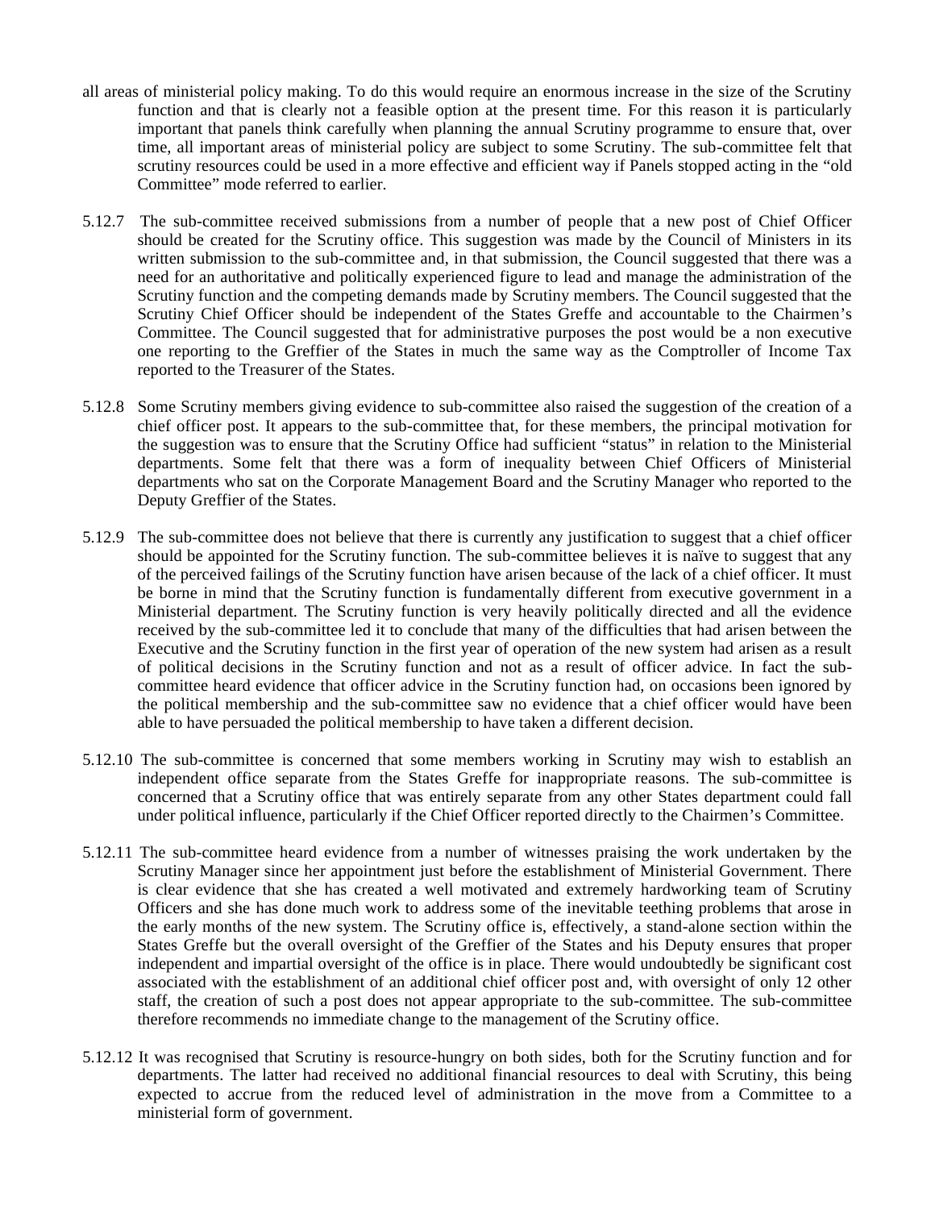all areas of ministerial policy making. To do this would require an enormous increase in the size of the Scrutiny function and that is clearly not a feasible option at the present time. For this reason it is particularly important that panels think carefully when planning the annual Scrutiny programme to ensure that, over time, all important areas of ministerial policy are subject to some Scrutiny. The sub-committee felt that scrutiny resources could be used in a more effective and efficient way if Panels stopped acting in the "old Committee" mode referred to earlier.

5.12.7 The sub-committee received submissions from a number of people that a new post of Chief Officer should be created for the Scrutiny office. This suggestion was made by the Council of Ministers in its written submission to the sub-committee and, in that submission, the Council suggested that there was a need for an authoritative and politically experienced figure to lead and manage the administration of the Scrutiny function and the competing demands made by Scrutiny members. The Council suggested that the Scrutiny Chief Officer should be independent of the States Greffe and accountable to the Chairmen's Committee. The Council suggested that for administrative purposes the post would be a non executive one reporting to the Greffier of the States in much the same way as the Comptroller of Income Tax reported to the Treasurer of the States.

5.12.8 Some Scrutiny members giving evidence to sub-committee also raised the suggestion of the creation of a chief officer post. It appears to the sub-committee that, for these members, the principal motivation for the suggestion was to ensure that the Scrutiny Office had sufficient "status" in relation to the Ministerial departments. Some felt that there was a form of inequality between Chief Officers of Ministerial departments who sat on the Corporate Management Board and the Scrutiny Manager who reported to the Deputy Greffier of the States.

5.12.9 The sub-committee does not believe that there is currently any justification to suggest that a chief officer should be appointed for the Scrutiny function. The sub-committee believes it is naïve to suggest that any of the perceived failings of the Scrutiny function have arisen because of the lack of a chief officer. It must be borne in mind that the Scrutiny function is fundamentally different from executive government in a Ministerial department. The Scrutiny function is very heavily politically directed and all the evidence received by the sub-committee led it to conclude that many of the difficulties that had arisen between the Executive and the Scrutiny function in the first year of operation of the new system had arisen as a result of political decisions in the Scrutiny function and not as a result of officer advice. In fact the sub-committee heard evidence that officer advice in the Scrutiny function had, on occasions been ignored by the political membership and the sub-committee saw no evidence that a chief officer would have been able to have persuaded the political membership to have taken a different decision.

5.12.10 The sub-committee is concerned that some members working in Scrutiny may wish to establish an independent office separate from the States Greffe for inappropriate reasons. The sub-committee is concerned that a Scrutiny office that was entirely separate from any other States department could fall under political influence, particularly if the Chief Officer reported directly to the Chairmen's Committee.

5.12.11 The sub-committee heard evidence from a number of witnesses praising the work undertaken by the Scrutiny Manager since her appointment just before the establishment of Ministerial Government. There is clear evidence that she has created a well motivated and extremely hardworking team of Scrutiny Officers and she has done much work to address some of the inevitable teething problems that arose in the early months of the new system. The Scrutiny office is, effectively, a stand-alone section within the States Greffe but the overall oversight of the Greffier of the States and his Deputy ensures that proper independent and impartial oversight of the office is in place. There would undoubtedly be significant cost associated with the establishment of an additional chief officer post and, with oversight of only 12 other staff, the creation of such a post does not appear appropriate to the sub-committee. The sub-committee therefore recommends no immediate change to the management of the Scrutiny office.

5.12.12 It was recognised that Scrutiny is resource-hungry on both sides, both for the Scrutiny function and for departments. The latter had received no additional financial resources to deal with Scrutiny, this being expected to accrue from the reduced level of administration in the move from a Committee to a ministerial form of government.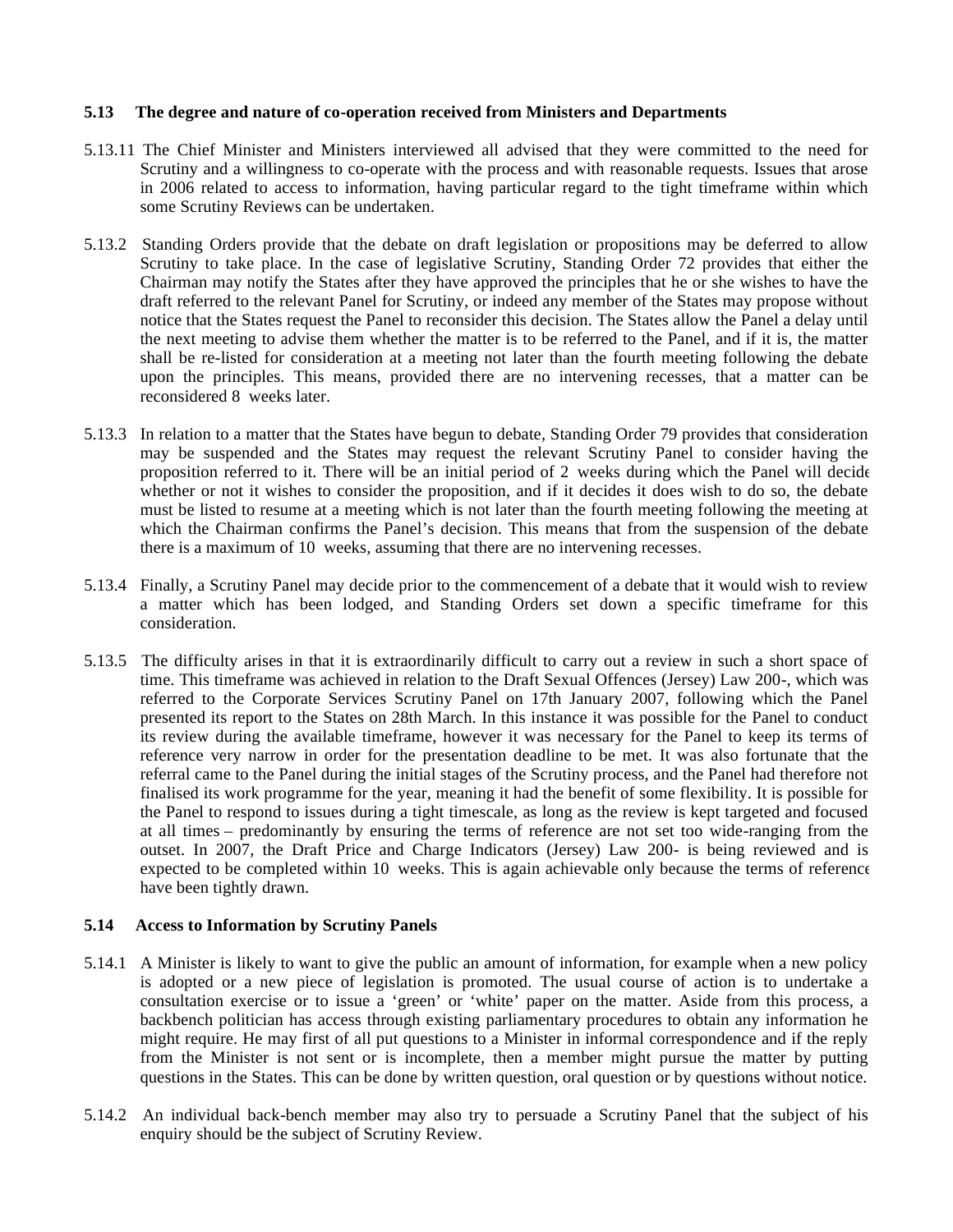**5.13 The degree and nature of co-operation received from Ministers and Departments**

5.13.11 The Chief Minister and Ministers interviewed all advised that they were committed to the need for Scrutiny and a willingness to co-operate with the process and with reasonable requests. Issues that arose in 2006 related to access to information, having particular regard to the tight timeframe within which some Scrutiny Reviews can be undertaken.

5.13.2 Standing Orders provide that the debate on draft legislation or propositions may be deferred to allow Scrutiny to take place. In the case of legislative Scrutiny, Standing Order 72 provides that either the Chairman may notify the States after they have approved the principles that he or she wishes to have the draft referred to the relevant Panel for Scrutiny, or indeed any member of the States may propose without notice that the States request the Panel to reconsider this decision. The States allow the Panel a delay until the next meeting to advise them whether the matter is to be referred to the Panel, and if it is, the matter shall be re-listed for consideration at a meeting not later than the fourth meeting following the debate upon the principles. This means, provided there are no intervening recesses, that a matter can be reconsidered 8 weeks later.

5.13.3 In relation to a matter that the States have begun to debate, Standing Order 79 provides that consideration may be suspended and the States may request the relevant Scrutiny Panel to consider having the proposition referred to it. There will be an initial period of 2 weeks during which the Panel will decide whether or not it wishes to consider the proposition, and if it decides it does wish to do so, the debate must be listed to resume at a meeting which is not later than the fourth meeting following the meeting at which the Chairman confirms the Panel's decision. This means that from the suspension of the debate there is a maximum of 10 weeks, assuming that there are no intervening recesses.

5.13.4 Finally, a Scrutiny Panel may decide prior to the commencement of a debate that it would wish to review a matter which has been lodged, and Standing Orders set down a specific timeframe for this consideration.

5.13.5 The difficulty arises in that it is extraordinarily difficult to carry out a review in such a short space of time. This timeframe was achieved in relation to the Draft Sexual Offences (Jersey) Law 200-, which was referred to the Corporate Services Scrutiny Panel on 17th January 2007, following which the Panel presented its report to the States on 28th March. In this instance it was possible for the Panel to conduct its review during the available timeframe, however it was necessary for the Panel to keep its terms of reference very narrow in order for the presentation deadline to be met. It was also fortunate that the referral came to the Panel during the initial stages of the Scrutiny process, and the Panel had therefore not finalised its work programme for the year, meaning it had the benefit of some flexibility. It is possible for the Panel to respond to issues during a tight timescale, as long as the review is kept targeted and focused at all times – predominantly by ensuring the terms of reference are not set too wide-ranging from the outset. In 2007, the Draft Price and Charge Indicators (Jersey) Law 200- is being reviewed and is expected to be completed within 10 weeks. This is again achievable only because the terms of reference have been tightly drawn.

**5.14 Access to Information by Scrutiny Panels**

5.14.1 A Minister is likely to want to give the public an amount of information, for example when a new policy is adopted or a new piece of legislation is promoted. The usual course of action is to undertake a consultation exercise or to issue a 'green' or 'white' paper on the matter. Aside from this process, a backbench politician has access through existing parliamentary procedures to obtain any information he might require. He may first of all put questions to a Minister in informal correspondence and if the reply from the Minister is not sent or is incomplete, then a member might pursue the matter by putting questions in the States. This can be done by written question, oral question or by questions without notice.

5.14.2 An individual back-bench member may also try to persuade a Scrutiny Panel that the subject of his enquiry should be the subject of Scrutiny Review.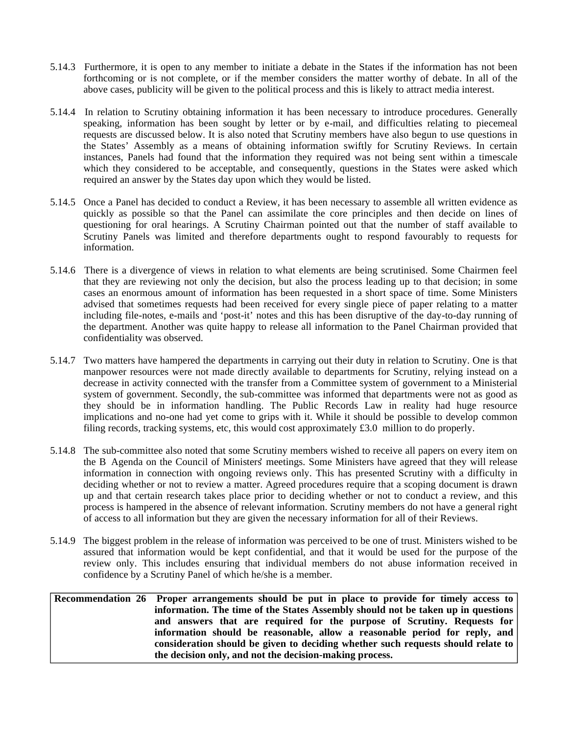5.14.3 Furthermore, it is open to any member to initiate a debate in the States if the information has not been forthcoming or is not complete, or if the member considers the matter worthy of debate. In all of the above cases, publicity will be given to the political process and this is likely to attract media interest.

5.14.4 In relation to Scrutiny obtaining information it has been necessary to introduce procedures. Generally speaking, information has been sought by letter or by e-mail, and difficulties relating to piecemeal requests are discussed below. It is also noted that Scrutiny members have also begun to use questions in the States' Assembly as a means of obtaining information swiftly for Scrutiny Reviews. In certain instances, Panels had found that the information they required was not being sent within a timescale which they considered to be acceptable, and consequently, questions in the States were asked which required an answer by the States day upon which they would be listed.

5.14.5 Once a Panel has decided to conduct a Review, it has been necessary to assemble all written evidence as quickly as possible so that the Panel can assimilate the core principles and then decide on lines of questioning for oral hearings. A Scrutiny Chairman pointed out that the number of staff available to Scrutiny Panels was limited and therefore departments ought to respond favourably to requests for information.

5.14.6 There is a divergence of views in relation to what elements are being scrutinised. Some Chairmen feel that they are reviewing not only the decision, but also the process leading up to that decision; in some cases an enormous amount of information has been requested in a short space of time. Some Ministers advised that sometimes requests had been received for every single piece of paper relating to a matter including file-notes, e-mails and 'post-it' notes and this has been disruptive of the day-to-day running of the department. Another was quite happy to release all information to the Panel Chairman provided that confidentiality was observed.

5.14.7 Two matters have hampered the departments in carrying out their duty in relation to Scrutiny. One is that manpower resources were not made directly available to departments for Scrutiny, relying instead on a decrease in activity connected with the transfer from a Committee system of government to a Ministerial system of government. Secondly, the sub-committee was informed that departments were not as good as they should be in information handling. The Public Records Law in reality had huge resource implications and no-one had yet come to grips with it. While it should be possible to develop common filing records, tracking systems, etc, this would cost approximately £3.0 million to do properly.

5.14.8 The sub-committee also noted that some Scrutiny members wished to receive all papers on every item on the B Agenda on the Council of Ministers' meetings. Some Ministers have agreed that they will release information in connection with ongoing reviews only. This has presented Scrutiny with a difficulty in deciding whether or not to review a matter. Agreed procedures require that a scoping document is drawn up and that certain research takes place prior to deciding whether or not to conduct a review, and this process is hampered in the absence of relevant information. Scrutiny members do not have a general right of access to all information but they are given the necessary information for all of their Reviews.

5.14.9 The biggest problem in the release of information was perceived to be one of trust. Ministers wished to be assured that information would be kept confidential, and that it would be used for the purpose of the review only. This includes ensuring that individual members do not abuse information received in confidence by a Scrutiny Panel of which he/she is a member.

| **Recommendation 26** | **Proper arrangements should be put in place to provide for timely access to information. The time of the States Assembly should not be taken up in questions and answers that are required for the purpose of Scrutiny. Requests for information should be reasonable, allow a reasonable period for reply, and consideration should be given to deciding whether such requests should relate to the decision only, and not the decision-making process.** |
|---|---|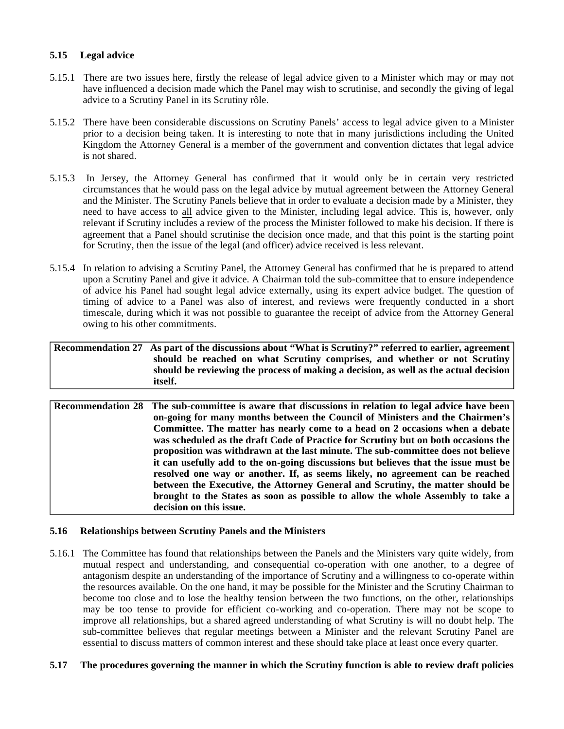### 5.15 Legal advice

5.15.1 There are two issues here, firstly the release of legal advice given to a Minister which may or may not have influenced a decision made which the Panel may wish to scrutinise, and secondly the giving of legal advice to a Scrutiny Panel in its Scrutiny rôle.

5.15.2 There have been considerable discussions on Scrutiny Panels' access to legal advice given to a Minister prior to a decision being taken. It is interesting to note that in many jurisdictions including the United Kingdom the Attorney General is a member of the government and convention dictates that legal advice is not shared.

5.15.3 In Jersey, the Attorney General has confirmed that it would only be in certain very restricted circumstances that he would pass on the legal advice by mutual agreement between the Attorney General and the Minister. The Scrutiny Panels believe that in order to evaluate a decision made by a Minister, they need to have access to all advice given to the Minister, including legal advice. This is, however, only relevant if Scrutiny includes a review of the process the Minister followed to make his decision. If there is agreement that a Panel should scrutinise the decision once made, and that this point is the starting point for Scrutiny, then the issue of the legal (and officer) advice received is less relevant.

5.15.4 In relation to advising a Scrutiny Panel, the Attorney General has confirmed that he is prepared to attend upon a Scrutiny Panel and give it advice. A Chairman told the sub-committee that to ensure independence of advice his Panel had sought legal advice externally, using its expert advice budget. The question of timing of advice to a Panel was also of interest, and reviews were frequently conducted in a short timescale, during which it was not possible to guarantee the receipt of advice from the Attorney General owing to his other commitments.

| | |
|---|---|
| **Recommendation 27** | **As part of the discussions about "What is Scrutiny?" referred to earlier, agreement should be reached on what Scrutiny comprises, and whether or not Scrutiny should be reviewing the process of making a decision, as well as the actual decision itself.** |

| | |
|---|---|
| **Recommendation 28** | **The sub-committee is aware that discussions in relation to legal advice have been on-going for many months between the Council of Ministers and the Chairmen's Committee. The matter has nearly come to a head on 2 occasions when a debate was scheduled as the draft Code of Practice for Scrutiny but on both occasions the proposition was withdrawn at the last minute. The sub-committee does not believe it can usefully add to the on-going discussions but believes that the issue must be resolved one way or another. If, as seems likely, no agreement can be reached between the Executive, the Attorney General and Scrutiny, the matter should be brought to the States as soon as possible to allow the whole Assembly to take a decision on this issue.** |

### 5.16 Relationships between Scrutiny Panels and the Ministers

5.16.1 The Committee has found that relationships between the Panels and the Ministers vary quite widely, from mutual respect and understanding, and consequential co-operation with one another, to a degree of antagonism despite an understanding of the importance of Scrutiny and a willingness to co-operate within the resources available. On the one hand, it may be possible for the Minister and the Scrutiny Chairman to become too close and to lose the healthy tension between the two functions, on the other, relationships may be too tense to provide for efficient co-working and co-operation. There may not be scope to improve all relationships, but a shared agreed understanding of what Scrutiny is will no doubt help. The sub-committee believes that regular meetings between a Minister and the relevant Scrutiny Panel are essential to discuss matters of common interest and these should take place at least once every quarter.

### 5.17 The procedures governing the manner in which the Scrutiny function is able to review draft policies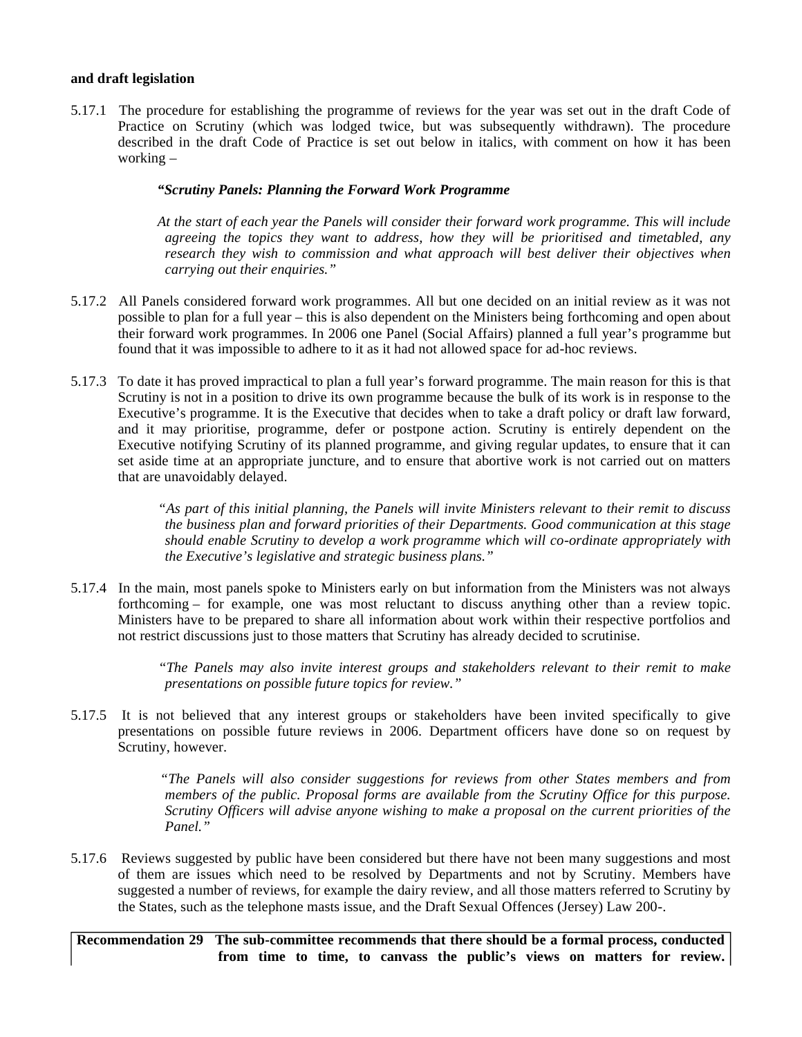**and draft legislation**

5.17.1 The procedure for establishing the programme of reviews for the year was set out in the draft Code of Practice on Scrutiny (which was lodged twice, but was subsequently withdrawn). The procedure described in the draft Code of Practice is set out below in italics, with comment on how it has been working –

> ***"Scrutiny Panels: Planning the Forward Work Programme***
>
> *At the start of each year the Panels will consider their forward work programme. This will include agreeing the topics they want to address, how they will be prioritised and timetabled, any research they wish to commission and what approach will best deliver their objectives when carrying out their enquiries."*

5.17.2 All Panels considered forward work programmes. All but one decided on an initial review as it was not possible to plan for a full year – this is also dependent on the Ministers being forthcoming and open about their forward work programmes. In 2006 one Panel (Social Affairs) planned a full year's programme but found that it was impossible to adhere to it as it had not allowed space for ad-hoc reviews.

5.17.3 To date it has proved impractical to plan a full year's forward programme. The main reason for this is that Scrutiny is not in a position to drive its own programme because the bulk of its work is in response to the Executive's programme. It is the Executive that decides when to take a draft policy or draft law forward, and it may prioritise, programme, defer or postpone action. Scrutiny is entirely dependent on the Executive notifying Scrutiny of its planned programme, and giving regular updates, to ensure that it can set aside time at an appropriate juncture, and to ensure that abortive work is not carried out on matters that are unavoidably delayed.

> *"As part of this initial planning, the Panels will invite Ministers relevant to their remit to discuss the business plan and forward priorities of their Departments. Good communication at this stage should enable Scrutiny to develop a work programme which will co-ordinate appropriately with the Executive's legislative and strategic business plans."*

5.17.4 In the main, most panels spoke to Ministers early on but information from the Ministers was not always forthcoming – for example, one was most reluctant to discuss anything other than a review topic. Ministers have to be prepared to share all information about work within their respective portfolios and not restrict discussions just to those matters that Scrutiny has already decided to scrutinise.

> *"The Panels may also invite interest groups and stakeholders relevant to their remit to make presentations on possible future topics for review."*

5.17.5 It is not believed that any interest groups or stakeholders have been invited specifically to give presentations on possible future reviews in 2006. Department officers have done so on request by Scrutiny, however.

> *"The Panels will also consider suggestions for reviews from other States members and from members of the public. Proposal forms are available from the Scrutiny Office for this purpose. Scrutiny Officers will advise anyone wishing to make a proposal on the current priorities of the Panel."*

5.17.6 Reviews suggested by public have been considered but there have not been many suggestions and most of them are issues which need to be resolved by Departments and not by Scrutiny. Members have suggested a number of reviews, for example the dairy review, and all those matters referred to Scrutiny by the States, such as the telephone masts issue, and the Draft Sexual Offences (Jersey) Law 200-.

| **Recommendation 29** | **The sub-committee recommends that there should be a formal process, conducted from time to time, to canvass the public's views on matters for review.** |
|---|---|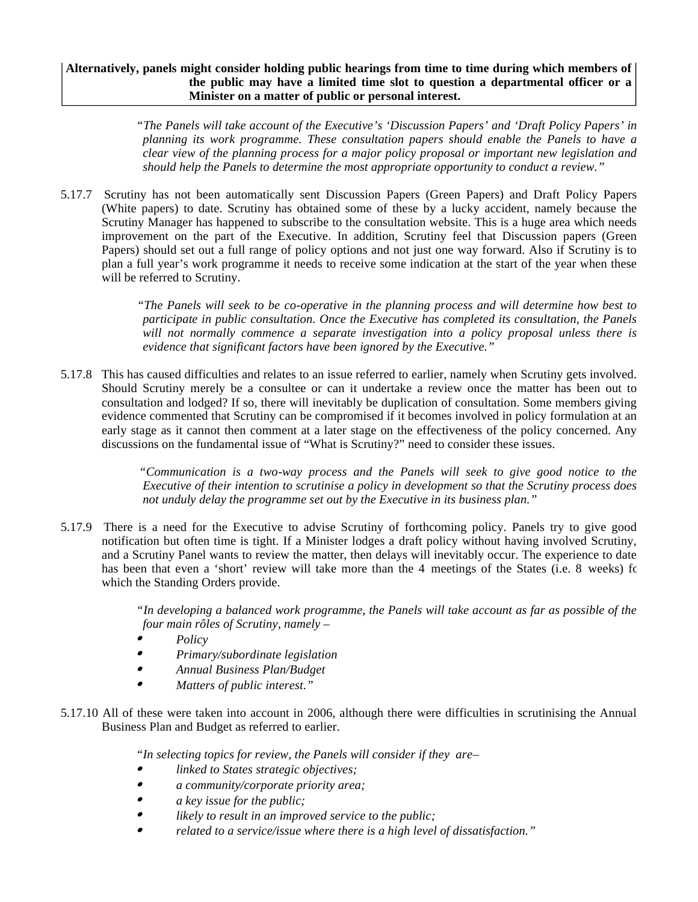**Alternatively, panels might consider holding public hearings from time to time during which members of the public may have a limited time slot to question a departmental officer or a Minister on a matter of public or personal interest.**

> "*The Panels will take account of the Executive's 'Discussion Papers' and 'Draft Policy Papers' in planning its work programme. These consultation papers should enable the Panels to have a clear view of the planning process for a major policy proposal or important new legislation and should help the Panels to determine the most appropriate opportunity to conduct a review.*"

5.17.7 Scrutiny has not been automatically sent Discussion Papers (Green Papers) and Draft Policy Papers (White papers) to date. Scrutiny has obtained some of these by a lucky accident, namely because the Scrutiny Manager has happened to subscribe to the consultation website. This is a huge area which needs improvement on the part of the Executive. In addition, Scrutiny feel that Discussion papers (Green Papers) should set out a full range of policy options and not just one way forward. Also if Scrutiny is to plan a full year's work programme it needs to receive some indication at the start of the year when these will be referred to Scrutiny.

> "*The Panels will seek to be co-operative in the planning process and will determine how best to participate in public consultation. Once the Executive has completed its consultation, the Panels will not normally commence a separate investigation into a policy proposal unless there is evidence that significant factors have been ignored by the Executive.*"

5.17.8 This has caused difficulties and relates to an issue referred to earlier, namely when Scrutiny gets involved. Should Scrutiny merely be a consultee or can it undertake a review once the matter has been out to consultation and lodged? If so, there will inevitably be duplication of consultation. Some members giving evidence commented that Scrutiny can be compromised if it becomes involved in policy formulation at an early stage as it cannot then comment at a later stage on the effectiveness of the policy concerned. Any discussions on the fundamental issue of "What is Scrutiny?" need to consider these issues.

> "*Communication is a two-way process and the Panels will seek to give good notice to the Executive of their intention to scrutinise a policy in development so that the Scrutiny process does not unduly delay the programme set out by the Executive in its business plan.*"

5.17.9 There is a need for the Executive to advise Scrutiny of forthcoming policy. Panels try to give good notification but often time is tight. If a Minister lodges a draft policy without having involved Scrutiny, and a Scrutiny Panel wants to review the matter, then delays will inevitably occur. The experience to date has been that even a 'short' review will take more than the 4 meetings of the States (i.e. 8 weeks) for which the Standing Orders provide.

> "*In developing a balanced work programme, the Panels will take account as far as possible of the four main rôles of Scrutiny, namely –*
>
> - *Policy*
> - *Primary/subordinate legislation*
> - *Annual Business Plan/Budget*
> - *Matters of public interest.*"

5.17.10 All of these were taken into account in 2006, although there were difficulties in scrutinising the Annual Business Plan and Budget as referred to earlier.

> "*In selecting topics for review, the Panels will consider if they are–*
>
> - *linked to States strategic objectives;*
> - *a community/corporate priority area;*
> - *a key issue for the public;*
> - *likely to result in an improved service to the public;*
> - *related to a service/issue where there is a high level of dissatisfaction.*"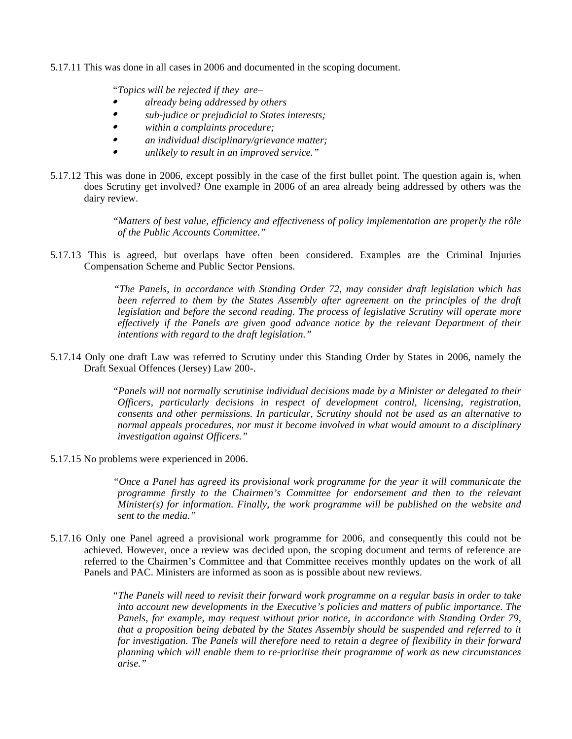5.17.11 This was done in all cases in 2006 and documented in the scoping document.

> "*Topics will be rejected if they are–*
>
> - *already being addressed by others*
> - *sub-judice or prejudicial to States interests;*
> - *within a complaints procedure;*
> - *an individual disciplinary/grievance matter;*
> - *unlikely to result in an improved service.*"

5.17.12 This was done in 2006, except possibly in the case of the first bullet point. The question again is, when does Scrutiny get involved? One example in 2006 of an area already being addressed by others was the dairy review.

> "*Matters of best value, efficiency and effectiveness of policy implementation are properly the rôle of the Public Accounts Committee.*"

5.17.13 This is agreed, but overlaps have often been considered. Examples are the Criminal Injuries Compensation Scheme and Public Sector Pensions.

> "*The Panels, in accordance with Standing Order 72, may consider draft legislation which has been referred to them by the States Assembly after agreement on the principles of the draft legislation and before the second reading. The process of legislative Scrutiny will operate more effectively if the Panels are given good advance notice by the relevant Department of their intentions with regard to the draft legislation.*"

5.17.14 Only one draft Law was referred to Scrutiny under this Standing Order by States in 2006, namely the Draft Sexual Offences (Jersey) Law 200-.

> "*Panels will not normally scrutinise individual decisions made by a Minister or delegated to their Officers, particularly decisions in respect of development control, licensing, registration, consents and other permissions. In particular, Scrutiny should not be used as an alternative to normal appeals procedures, nor must it become involved in what would amount to a disciplinary investigation against Officers.*"

5.17.15 No problems were experienced in 2006.

> "*Once a Panel has agreed its provisional work programme for the year it will communicate the programme firstly to the Chairmen's Committee for endorsement and then to the relevant Minister(s) for information. Finally, the work programme will be published on the website and sent to the media.*"

5.17.16 Only one Panel agreed a provisional work programme for 2006, and consequently this could not be achieved. However, once a review was decided upon, the scoping document and terms of reference are referred to the Chairmen's Committee and that Committee receives monthly updates on the work of all Panels and PAC. Ministers are informed as soon as is possible about new reviews.

> "*The Panels will need to revisit their forward work programme on a regular basis in order to take into account new developments in the Executive's policies and matters of public importance. The Panels, for example, may request without prior notice, in accordance with Standing Order 79, that a proposition being debated by the States Assembly should be suspended and referred to it for investigation. The Panels will therefore need to retain a degree of flexibility in their forward planning which will enable them to re-prioritise their programme of work as new circumstances arise.*"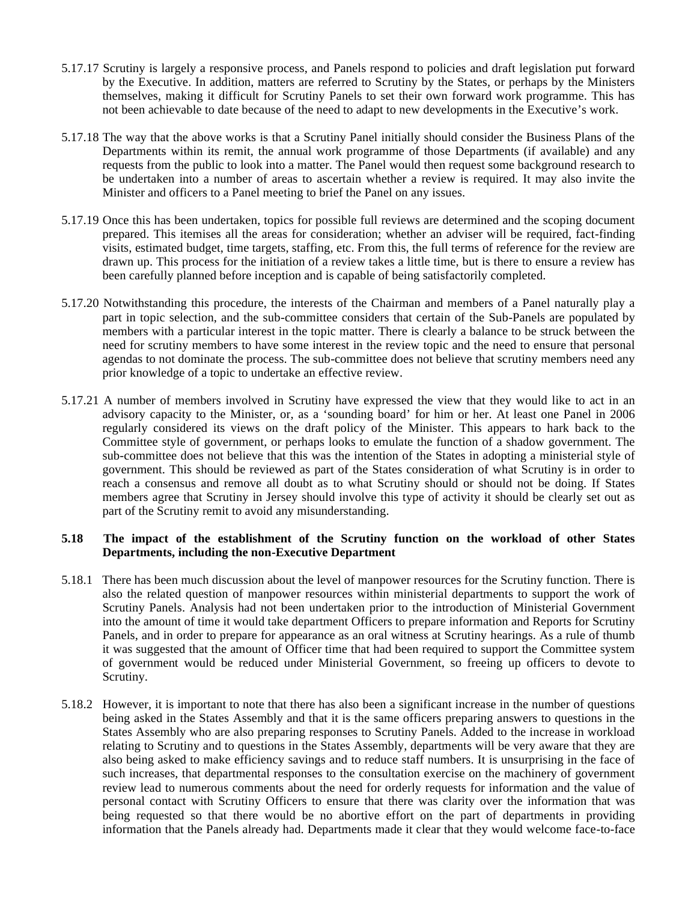5.17.17 Scrutiny is largely a responsive process, and Panels respond to policies and draft legislation put forward by the Executive. In addition, matters are referred to Scrutiny by the States, or perhaps by the Ministers themselves, making it difficult for Scrutiny Panels to set their own forward work programme. This has not been achievable to date because of the need to adapt to new developments in the Executive's work.

5.17.18 The way that the above works is that a Scrutiny Panel initially should consider the Business Plans of the Departments within its remit, the annual work programme of those Departments (if available) and any requests from the public to look into a matter. The Panel would then request some background research to be undertaken into a number of areas to ascertain whether a review is required. It may also invite the Minister and officers to a Panel meeting to brief the Panel on any issues.

5.17.19 Once this has been undertaken, topics for possible full reviews are determined and the scoping document prepared. This itemises all the areas for consideration; whether an adviser will be required, fact-finding visits, estimated budget, time targets, staffing, etc. From this, the full terms of reference for the review are drawn up. This process for the initiation of a review takes a little time, but is there to ensure a review has been carefully planned before inception and is capable of being satisfactorily completed.

5.17.20 Notwithstanding this procedure, the interests of the Chairman and members of a Panel naturally play a part in topic selection, and the sub-committee considers that certain of the Sub-Panels are populated by members with a particular interest in the topic matter. There is clearly a balance to be struck between the need for scrutiny members to have some interest in the review topic and the need to ensure that personal agendas to not dominate the process. The sub-committee does not believe that scrutiny members need any prior knowledge of a topic to undertake an effective review.

5.17.21 A number of members involved in Scrutiny have expressed the view that they would like to act in an advisory capacity to the Minister, or, as a 'sounding board' for him or her. At least one Panel in 2006 regularly considered its views on the draft policy of the Minister. This appears to hark back to the Committee style of government, or perhaps looks to emulate the function of a shadow government. The sub-committee does not believe that this was the intention of the States in adopting a ministerial style of government. This should be reviewed as part of the States consideration of what Scrutiny is in order to reach a consensus and remove all doubt as to what Scrutiny should or should not be doing. If States members agree that Scrutiny in Jersey should involve this type of activity it should be clearly set out as part of the Scrutiny remit to avoid any misunderstanding.

**5.18 The impact of the establishment of the Scrutiny function on the workload of other States Departments, including the non-Executive Department**

5.18.1 There has been much discussion about the level of manpower resources for the Scrutiny function. There is also the related question of manpower resources within ministerial departments to support the work of Scrutiny Panels. Analysis had not been undertaken prior to the introduction of Ministerial Government into the amount of time it would take department Officers to prepare information and Reports for Scrutiny Panels, and in order to prepare for appearance as an oral witness at Scrutiny hearings. As a rule of thumb it was suggested that the amount of Officer time that had been required to support the Committee system of government would be reduced under Ministerial Government, so freeing up officers to devote to Scrutiny.

5.18.2 However, it is important to note that there has also been a significant increase in the number of questions being asked in the States Assembly and that it is the same officers preparing answers to questions in the States Assembly who are also preparing responses to Scrutiny Panels. Added to the increase in workload relating to Scrutiny and to questions in the States Assembly, departments will be very aware that they are also being asked to make efficiency savings and to reduce staff numbers. It is unsurprising in the face of such increases, that departmental responses to the consultation exercise on the machinery of government review lead to numerous comments about the need for orderly requests for information and the value of personal contact with Scrutiny Officers to ensure that there was clarity over the information that was being requested so that there would be no abortive effort on the part of departments in providing information that the Panels already had. Departments made it clear that they would welcome face-to-face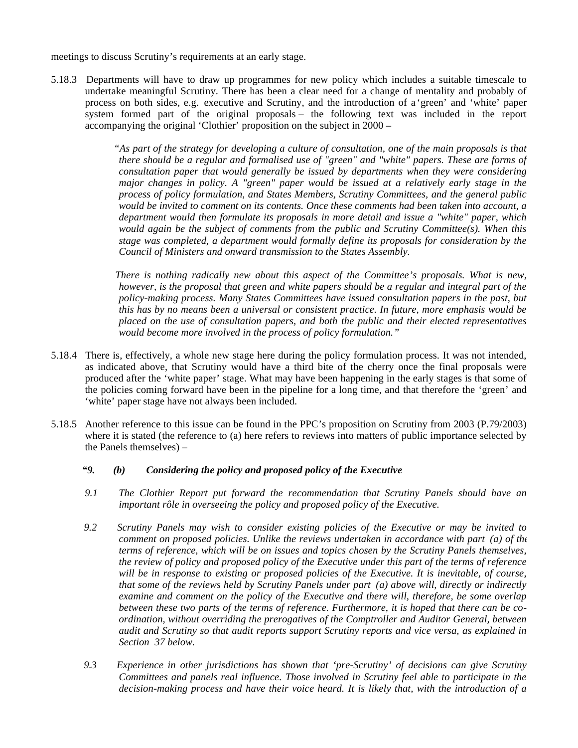meetings to discuss Scrutiny's requirements at an early stage.

5.18.3 Departments will have to draw up programmes for new policy which includes a suitable timescale to undertake meaningful Scrutiny. There has been a clear need for a change of mentality and probably of process on both sides, e.g. executive and Scrutiny, and the introduction of a 'green' and 'white' paper system formed part of the original proposals – the following text was included in the report accompanying the original 'Clothier' proposition on the subject in 2000 –

> "*As part of the strategy for developing a culture of consultation, one of the main proposals is that there should be a regular and formalised use of "green" and "white" papers. These are forms of consultation paper that would generally be issued by departments when they were considering major changes in policy. A "green" paper would be issued at a relatively early stage in the process of policy formulation, and States Members, Scrutiny Committees, and the general public would be invited to comment on its contents. Once these comments had been taken into account, a department would then formulate its proposals in more detail and issue a "white" paper, which would again be the subject of comments from the public and Scrutiny Committee(s). When this stage was completed, a department would formally define its proposals for consideration by the Council of Ministers and onward transmission to the States Assembly.*
>
> *There is nothing radically new about this aspect of the Committee's proposals. What is new, however, is the proposal that green and white papers should be a regular and integral part of the policy-making process. Many States Committees have issued consultation papers in the past, but this has by no means been a universal or consistent practice. In future, more emphasis would be placed on the use of consultation papers, and both the public and their elected representatives would become more involved in the process of policy formulation.*"

5.18.4 There is, effectively, a whole new stage here during the policy formulation process. It was not intended, as indicated above, that Scrutiny would have a third bite of the cherry once the final proposals were produced after the 'white paper' stage. What may have been happening in the early stages is that some of the policies coming forward have been in the pipeline for a long time, and that therefore the 'green' and 'white' paper stage have not always been included.

5.18.5 Another reference to this issue can be found in the PPC's proposition on Scrutiny from 2003 (P.79/2003) where it is stated (the reference to (a) here refers to reviews into matters of public importance selected by the Panels themselves) –

> ***"9. (b) Considering the policy and proposed policy of the Executive***
>
> *9.1 The Clothier Report put forward the recommendation that Scrutiny Panels should have an important rôle in overseeing the policy and proposed policy of the Executive.*
>
> *9.2 Scrutiny Panels may wish to consider existing policies of the Executive or may be invited to comment on proposed policies. Unlike the reviews undertaken in accordance with part (a) of the terms of reference, which will be on issues and topics chosen by the Scrutiny Panels themselves, the review of policy and proposed policy of the Executive under this part of the terms of reference will be in response to existing or proposed policies of the Executive. It is inevitable, of course, that some of the reviews held by Scrutiny Panels under part (a) above will, directly or indirectly, examine and comment on the policy of the Executive and there will, therefore, be some overlap between these two parts of the terms of reference. Furthermore, it is hoped that there can be co-ordination, without overriding the prerogatives of the Comptroller and Auditor General, between audit and Scrutiny so that audit reports support Scrutiny reports and vice versa, as explained in Section 37 below.*
>
> *9.3 Experience in other jurisdictions has shown that 'pre-Scrutiny' of decisions can give Scrutiny Committees and panels real influence. Those involved in Scrutiny feel able to participate in the decision-making process and have their voice heard. It is likely that, with the introduction of a*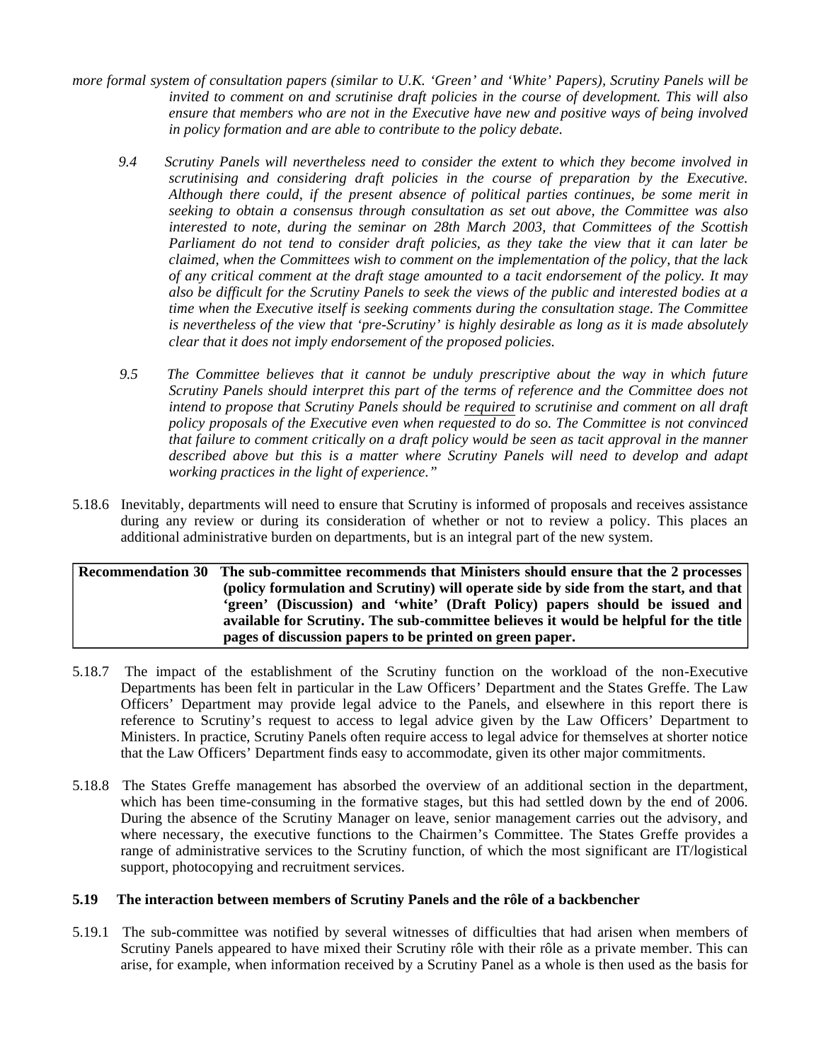*more formal system of consultation papers (similar to U.K. 'Green' and 'White' Papers), Scrutiny Panels will be invited to comment on and scrutinise draft policies in the course of development. This will also ensure that members who are not in the Executive have new and positive ways of being involved in policy formation and are able to contribute to the policy debate.*

*9.4 Scrutiny Panels will nevertheless need to consider the extent to which they become involved in scrutinising and considering draft policies in the course of preparation by the Executive. Although there could, if the present absence of political parties continues, be some merit in seeking to obtain a consensus through consultation as set out above, the Committee was also interested to note, during the seminar on 28th March 2003, that Committees of the Scottish Parliament do not tend to consider draft policies, as they take the view that it can later be claimed, when the Committees wish to comment on the implementation of the policy, that the lack of any critical comment at the draft stage amounted to a tacit endorsement of the policy. It may also be difficult for the Scrutiny Panels to seek the views of the public and interested bodies at a time when the Executive itself is seeking comments during the consultation stage. The Committee is nevertheless of the view that 'pre-Scrutiny' is highly desirable as long as it is made absolutely clear that it does not imply endorsement of the proposed policies.*

*9.5 The Committee believes that it cannot be unduly prescriptive about the way in which future Scrutiny Panels should interpret this part of the terms of reference and the Committee does not intend to propose that Scrutiny Panels should be <u>required</u> to scrutinise and comment on all draft policy proposals of the Executive even when requested to do so. The Committee is not convinced that failure to comment critically on a draft policy would be seen as tacit approval in the manner described above but this is a matter where Scrutiny Panels will need to develop and adapt working practices in the light of experience."*

5.18.6 Inevitably, departments will need to ensure that Scrutiny is informed of proposals and receives assistance during any review or during its consideration of whether or not to review a policy. This places an additional administrative burden on departments, but is an integral part of the new system.

| **Recommendation 30** | **The sub-committee recommends that Ministers should ensure that the 2 processes (policy formulation and Scrutiny) will operate side by side from the start, and that 'green' (Discussion) and 'white' (Draft Policy) papers should be issued and available for Scrutiny. The sub-committee believes it would be helpful for the title pages of discussion papers to be printed on green paper.** |
|---|---|

5.18.7 The impact of the establishment of the Scrutiny function on the workload of the non-Executive Departments has been felt in particular in the Law Officers' Department and the States Greffe. The Law Officers' Department may provide legal advice to the Panels, and elsewhere in this report there is reference to Scrutiny's request to access to legal advice given by the Law Officers' Department to Ministers. In practice, Scrutiny Panels often require access to legal advice for themselves at shorter notice that the Law Officers' Department finds easy to accommodate, given its other major commitments.

5.18.8 The States Greffe management has absorbed the overview of an additional section in the department, which has been time-consuming in the formative stages, but this had settled down by the end of 2006. During the absence of the Scrutiny Manager on leave, senior management carries out the advisory, and where necessary, the executive functions to the Chairmen's Committee. The States Greffe provides a range of administrative services to the Scrutiny function, of which the most significant are IT/logistical support, photocopying and recruitment services.

### 5.19 The interaction between members of Scrutiny Panels and the rôle of a backbencher

5.19.1 The sub-committee was notified by several witnesses of difficulties that had arisen when members of Scrutiny Panels appeared to have mixed their Scrutiny rôle with their rôle as a private member. This can arise, for example, when information received by a Scrutiny Panel as a whole is then used as the basis for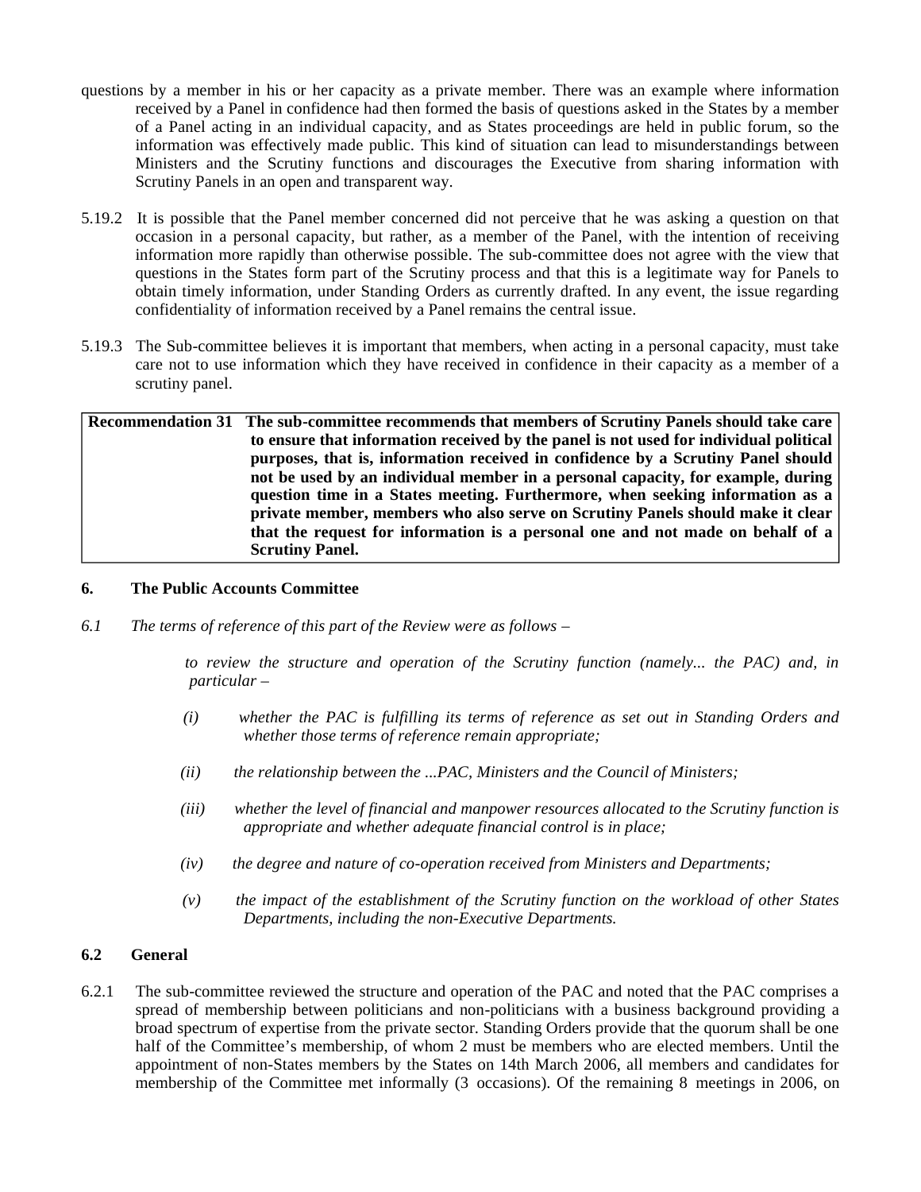questions by a member in his or her capacity as a private member. There was an example where information received by a Panel in confidence had then formed the basis of questions asked in the States by a member of a Panel acting in an individual capacity, and as States proceedings are held in public forum, so the information was effectively made public. This kind of situation can lead to misunderstandings between Ministers and the Scrutiny functions and discourages the Executive from sharing information with Scrutiny Panels in an open and transparent way.

5.19.2 It is possible that the Panel member concerned did not perceive that he was asking a question on that occasion in a personal capacity, but rather, as a member of the Panel, with the intention of receiving information more rapidly than otherwise possible. The sub-committee does not agree with the view that questions in the States form part of the Scrutiny process and that this is a legitimate way for Panels to obtain timely information, under Standing Orders as currently drafted. In any event, the issue regarding confidentiality of information received by a Panel remains the central issue.

5.19.3 The Sub-committee believes it is important that members, when acting in a personal capacity, must take care not to use information which they have received in confidence in their capacity as a member of a scrutiny panel.

| **Recommendation 31** | **The sub-committee recommends that members of Scrutiny Panels should take care to ensure that information received by the panel is not used for individual political purposes, that is, information received in confidence by a Scrutiny Panel should not be used by an individual member in a personal capacity, for example, during question time in a States meeting. Furthermore, when seeking information as a private member, members who also serve on Scrutiny Panels should make it clear that the request for information is a personal one and not made on behalf of a Scrutiny Panel.** |
|---|---|

## 6. The Public Accounts Committee

*6.1 The terms of reference of this part of the Review were as follows –*

*to review the structure and operation of the Scrutiny function (namely... the PAC) and, in particular –*

*(i) whether the PAC is fulfilling its terms of reference as set out in Standing Orders and whether those terms of reference remain appropriate;*

*(ii) the relationship between the ...PAC, Ministers and the Council of Ministers;*

*(iii) whether the level of financial and manpower resources allocated to the Scrutiny function is appropriate and whether adequate financial control is in place;*

*(iv) the degree and nature of co-operation received from Ministers and Departments;*

*(v) the impact of the establishment of the Scrutiny function on the workload of other States Departments, including the non-Executive Departments.*

### 6.2 General

6.2.1 The sub-committee reviewed the structure and operation of the PAC and noted that the PAC comprises a spread of membership between politicians and non-politicians with a business background providing a broad spectrum of expertise from the private sector. Standing Orders provide that the quorum shall be one half of the Committee's membership, of whom 2 must be members who are elected members. Until the appointment of non-States members by the States on 14th March 2006, all members and candidates for membership of the Committee met informally (3 occasions). Of the remaining 8 meetings in 2006, on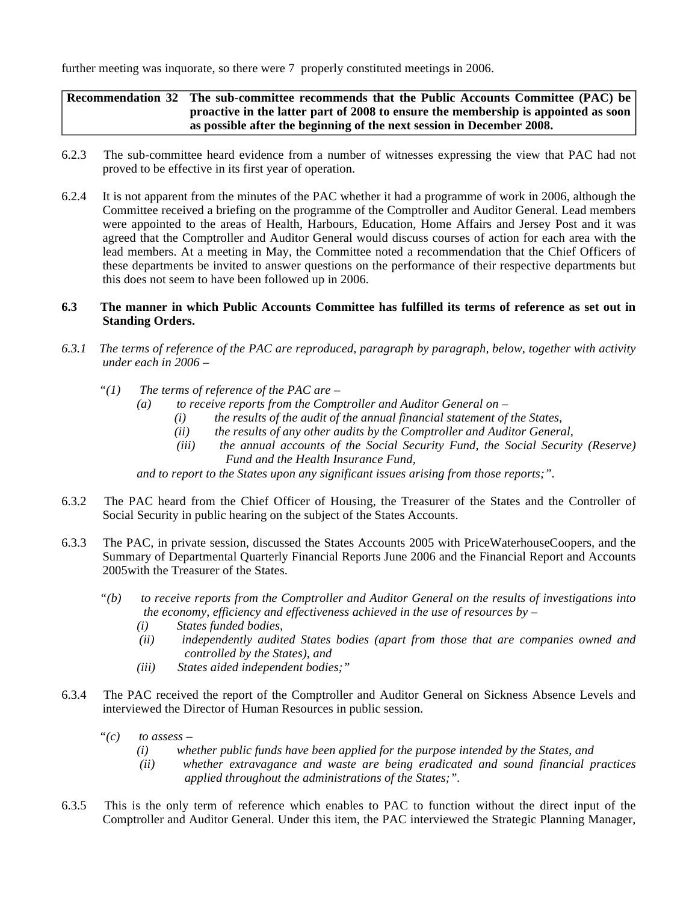further meeting was inquorate, so there were 7 properly constituted meetings in 2006.

| **Recommendation 32** | **The sub-committee recommends that the Public Accounts Committee (PAC) be proactive in the latter part of 2008 to ensure the membership is appointed as soon as possible after the beginning of the next session in December 2008.** |
|---|---|

6.2.3 The sub-committee heard evidence from a number of witnesses expressing the view that PAC had not proved to be effective in its first year of operation.

6.2.4 It is not apparent from the minutes of the PAC whether it had a programme of work in 2006, although the Committee received a briefing on the programme of the Comptroller and Auditor General. Lead members were appointed to the areas of Health, Harbours, Education, Home Affairs and Jersey Post and it was agreed that the Comptroller and Auditor General would discuss courses of action for each area with the lead members. At a meeting in May, the Committee noted a recommendation that the Chief Officers of these departments be invited to answer questions on the performance of their respective departments but this does not seem to have been followed up in 2006.

**6.3 The manner in which Public Accounts Committee has fulfilled its terms of reference as set out in Standing Orders.**

*6.3.1 The terms of reference of the PAC are reproduced, paragraph by paragraph, below, together with activity under each in 2006 –*

*"(1) The terms of reference of the PAC are –*

*(a) to receive reports from the Comptroller and Auditor General on –*

*(i) the results of the audit of the annual financial statement of the States,*

*(ii) the results of any other audits by the Comptroller and Auditor General,*

*(iii) the annual accounts of the Social Security Fund, the Social Security (Reserve) Fund and the Health Insurance Fund,*

*and to report to the States upon any significant issues arising from those reports;".*

6.3.2 The PAC heard from the Chief Officer of Housing, the Treasurer of the States and the Controller of Social Security in public hearing on the subject of the States Accounts.

6.3.3 The PAC, in private session, discussed the States Accounts 2005 with PriceWaterhouseCoopers, and the Summary of Departmental Quarterly Financial Reports June 2006 and the Financial Report and Accounts 2005with the Treasurer of the States.

*"(b) to receive reports from the Comptroller and Auditor General on the results of investigations into the economy, efficiency and effectiveness achieved in the use of resources by –*

*(i) States funded bodies,*

*(ii) independently audited States bodies (apart from those that are companies owned and controlled by the States), and*

*(iii) States aided independent bodies;"*

6.3.4 The PAC received the report of the Comptroller and Auditor General on Sickness Absence Levels and interviewed the Director of Human Resources in public session.

*"(c) to assess –*

*(i) whether public funds have been applied for the purpose intended by the States, and*

*(ii) whether extravagance and waste are being eradicated and sound financial practices applied throughout the administrations of the States;".*

6.3.5 This is the only term of reference which enables to PAC to function without the direct input of the Comptroller and Auditor General. Under this item, the PAC interviewed the Strategic Planning Manager,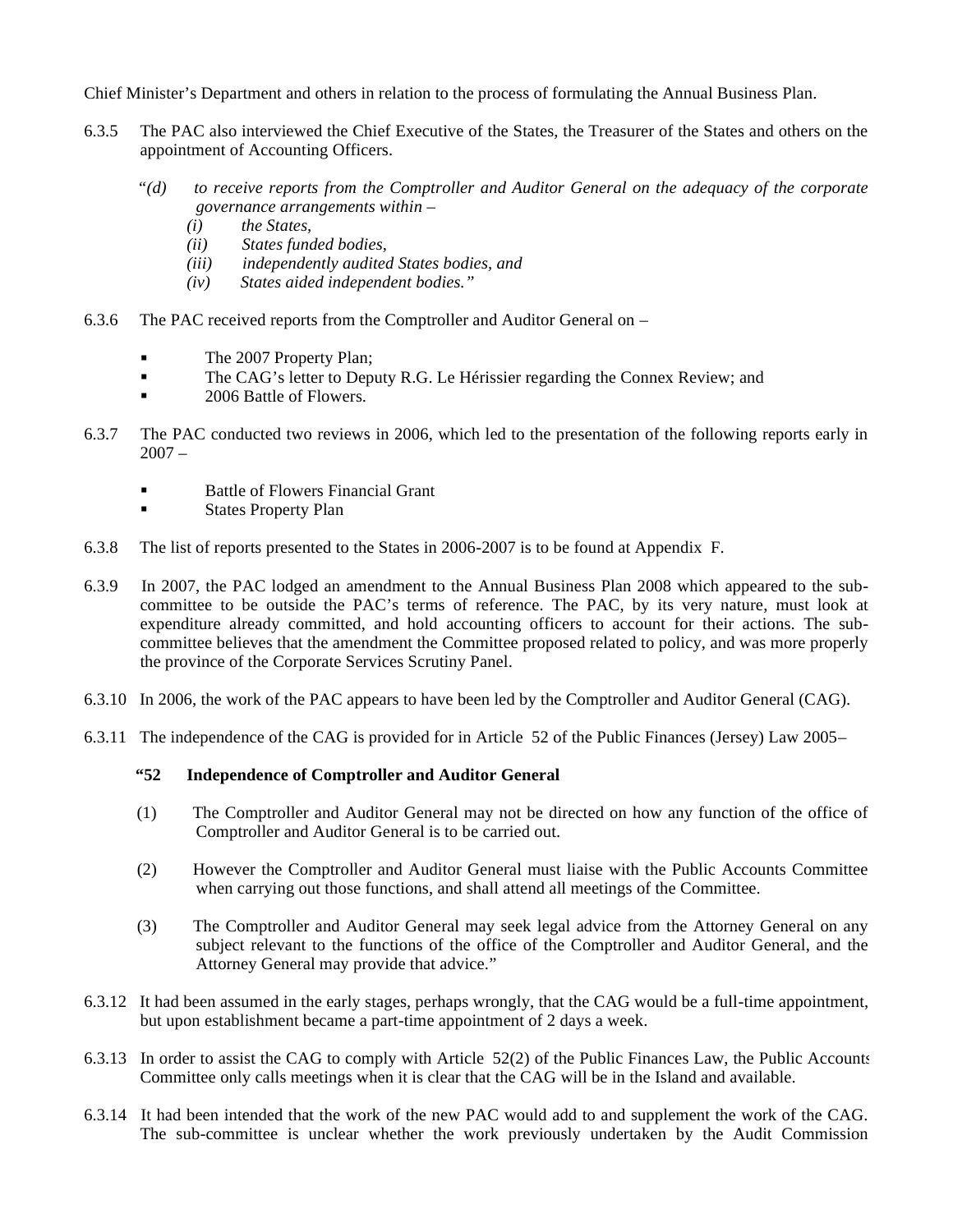Chief Minister's Department and others in relation to the process of formulating the Annual Business Plan.

6.3.5 The PAC also interviewed the Chief Executive of the States, the Treasurer of the States and others on the appointment of Accounting Officers.

> "*(d) to receive reports from the Comptroller and Auditor General on the adequacy of the corporate governance arrangements within –*
> *(i) the States,*
> *(ii) States funded bodies,*
> *(iii) independently audited States bodies, and*
> *(iv) States aided independent bodies."*

6.3.6 The PAC received reports from the Comptroller and Auditor General on –

- The 2007 Property Plan;
- The CAG's letter to Deputy R.G. Le Hérissier regarding the Connex Review; and
- 2006 Battle of Flowers.

6.3.7 The PAC conducted two reviews in 2006, which led to the presentation of the following reports early in 2007 –

- Battle of Flowers Financial Grant
- States Property Plan

6.3.8 The list of reports presented to the States in 2006-2007 is to be found at Appendix F.

6.3.9 In 2007, the PAC lodged an amendment to the Annual Business Plan 2008 which appeared to the sub-committee to be outside the PAC's terms of reference. The PAC, by its very nature, must look at expenditure already committed, and hold accounting officers to account for their actions. The sub-committee believes that the amendment the Committee proposed related to policy, and was more properly the province of the Corporate Services Scrutiny Panel.

6.3.10 In 2006, the work of the PAC appears to have been led by the Comptroller and Auditor General (CAG).

6.3.11 The independence of the CAG is provided for in Article 52 of the Public Finances (Jersey) Law 2005–

> **"52 Independence of Comptroller and Auditor General**
>
> (1) The Comptroller and Auditor General may not be directed on how any function of the office of Comptroller and Auditor General is to be carried out.
>
> (2) However the Comptroller and Auditor General must liaise with the Public Accounts Committee when carrying out those functions, and shall attend all meetings of the Committee.
>
> (3) The Comptroller and Auditor General may seek legal advice from the Attorney General on any subject relevant to the functions of the office of the Comptroller and Auditor General, and the Attorney General may provide that advice."

6.3.12 It had been assumed in the early stages, perhaps wrongly, that the CAG would be a full-time appointment, but upon establishment became a part-time appointment of 2 days a week.

6.3.13 In order to assist the CAG to comply with Article 52(2) of the Public Finances Law, the Public Accounts Committee only calls meetings when it is clear that the CAG will be in the Island and available.

6.3.14 It had been intended that the work of the new PAC would add to and supplement the work of the CAG. The sub-committee is unclear whether the work previously undertaken by the Audit Commission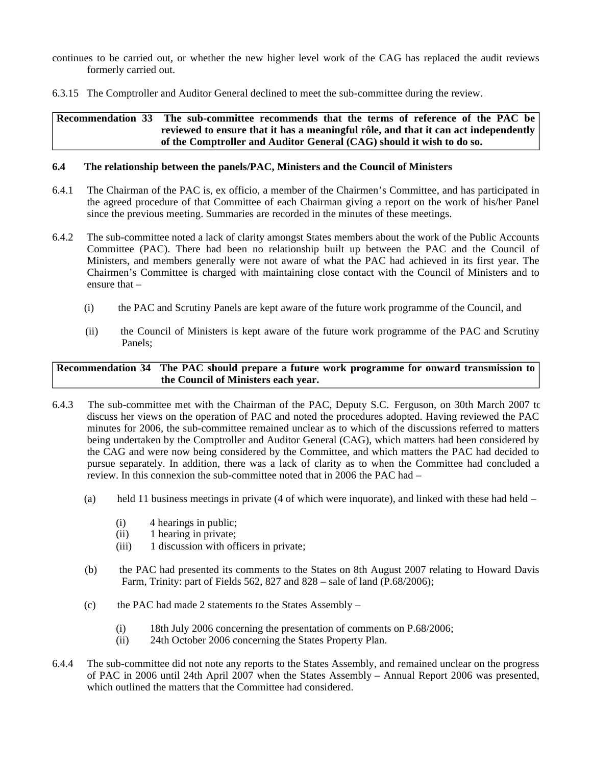continues to be carried out, or whether the new higher level work of the CAG has replaced the audit reviews formerly carried out.

6.3.15 The Comptroller and Auditor General declined to meet the sub-committee during the review.

| **Recommendation 33** | **The sub-committee recommends that the terms of reference of the PAC be reviewed to ensure that it has a meaningful rôle, and that it can act independently of the Comptroller and Auditor General (CAG) should it wish to do so.** |
|---|---|

### 6.4 The relationship between the panels/PAC, Ministers and the Council of Ministers

6.4.1 The Chairman of the PAC is, ex officio, a member of the Chairmen's Committee, and has participated in the agreed procedure of that Committee of each Chairman giving a report on the work of his/her Panel since the previous meeting. Summaries are recorded in the minutes of these meetings.

6.4.2 The sub-committee noted a lack of clarity amongst States members about the work of the Public Accounts Committee (PAC). There had been no relationship built up between the PAC and the Council of Ministers, and members generally were not aware of what the PAC had achieved in its first year. The Chairmen's Committee is charged with maintaining close contact with the Council of Ministers and to ensure that –

(i) the PAC and Scrutiny Panels are kept aware of the future work programme of the Council, and

(ii) the Council of Ministers is kept aware of the future work programme of the PAC and Scrutiny Panels;

| **Recommendation 34** | **The PAC should prepare a future work programme for onward transmission to the Council of Ministers each year.** |
|---|---|

6.4.3 The sub-committee met with the Chairman of the PAC, Deputy S.C. Ferguson, on 30th March 2007 to discuss her views on the operation of PAC and noted the procedures adopted. Having reviewed the PAC minutes for 2006, the sub-committee remained unclear as to which of the discussions referred to matters being undertaken by the Comptroller and Auditor General (CAG), which matters had been considered by the CAG and were now being considered by the Committee, and which matters the PAC had decided to pursue separately. In addition, there was a lack of clarity as to when the Committee had concluded a review. In this connexion the sub-committee noted that in 2006 the PAC had –

(a) held 11 business meetings in private (4 of which were inquorate), and linked with these had held –

   (i) 4 hearings in public;
   (ii) 1 hearing in private;
   (iii) 1 discussion with officers in private;

(b) the PAC had presented its comments to the States on 8th August 2007 relating to Howard Davis Farm, Trinity: part of Fields 562, 827 and 828 – sale of land (P.68/2006);

(c) the PAC had made 2 statements to the States Assembly –

   (i) 18th July 2006 concerning the presentation of comments on P.68/2006;
   (ii) 24th October 2006 concerning the States Property Plan.

6.4.4 The sub-committee did not note any reports to the States Assembly, and remained unclear on the progress of PAC in 2006 until 24th April 2007 when the States Assembly – Annual Report 2006 was presented, which outlined the matters that the Committee had considered.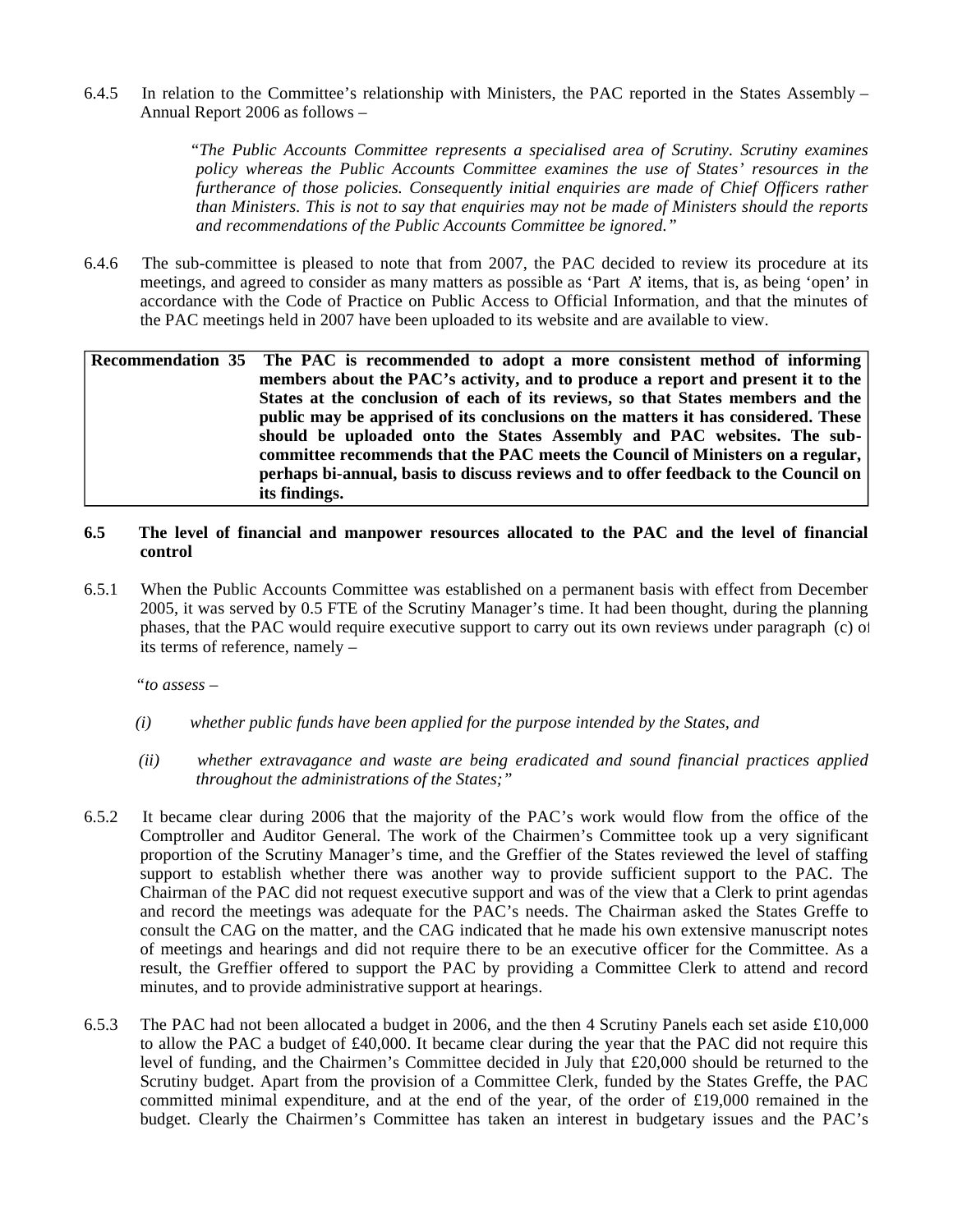6.4.5 In relation to the Committee's relationship with Ministers, the PAC reported in the States Assembly – Annual Report 2006 as follows –

> *"The Public Accounts Committee represents a specialised area of Scrutiny. Scrutiny examines policy whereas the Public Accounts Committee examines the use of States' resources in the furtherance of those policies. Consequently initial enquiries are made of Chief Officers rather than Ministers. This is not to say that enquiries may not be made of Ministers should the reports and recommendations of the Public Accounts Committee be ignored."*

6.4.6 The sub-committee is pleased to note that from 2007, the PAC decided to review its procedure at its meetings, and agreed to consider as many matters as possible as 'Part A' items, that is, as being 'open' in accordance with the Code of Practice on Public Access to Official Information, and that the minutes of the PAC meetings held in 2007 have been uploaded to its website and are available to view.

| **Recommendation 35** | **The PAC is recommended to adopt a more consistent method of informing members about the PAC's activity, and to produce a report and present it to the States at the conclusion of each of its reviews, so that States members and the public may be apprised of its conclusions on the matters it has considered. These should be uploaded onto the States Assembly and PAC websites. The sub-committee recommends that the PAC meets the Council of Ministers on a regular, perhaps bi-annual, basis to discuss reviews and to offer feedback to the Council on its findings.** |
|---|---|

**6.5 The level of financial and manpower resources allocated to the PAC and the level of financial control**

6.5.1 When the Public Accounts Committee was established on a permanent basis with effect from December 2005, it was served by 0.5 FTE of the Scrutiny Manager's time. It had been thought, during the planning phases, that the PAC would require executive support to carry out its own reviews under paragraph (c) of its terms of reference, namely –

"*to assess –*

*(i) whether public funds have been applied for the purpose intended by the States, and*

*(ii) whether extravagance and waste are being eradicated and sound financial practices applied throughout the administrations of the States;"*

6.5.2 It became clear during 2006 that the majority of the PAC's work would flow from the office of the Comptroller and Auditor General. The work of the Chairmen's Committee took up a very significant proportion of the Scrutiny Manager's time, and the Greffier of the States reviewed the level of staffing support to establish whether there was another way to provide sufficient support to the PAC. The Chairman of the PAC did not request executive support and was of the view that a Clerk to print agendas and record the meetings was adequate for the PAC's needs. The Chairman asked the States Greffe to consult the CAG on the matter, and the CAG indicated that he made his own extensive manuscript notes of meetings and hearings and did not require there to be an executive officer for the Committee. As a result, the Greffier offered to support the PAC by providing a Committee Clerk to attend and record minutes, and to provide administrative support at hearings.

6.5.3 The PAC had not been allocated a budget in 2006, and the then 4 Scrutiny Panels each set aside £10,000 to allow the PAC a budget of £40,000. It became clear during the year that the PAC did not require this level of funding, and the Chairmen's Committee decided in July that £20,000 should be returned to the Scrutiny budget. Apart from the provision of a Committee Clerk, funded by the States Greffe, the PAC committed minimal expenditure, and at the end of the year, of the order of £19,000 remained in the budget. Clearly the Chairmen's Committee has taken an interest in budgetary issues and the PAC's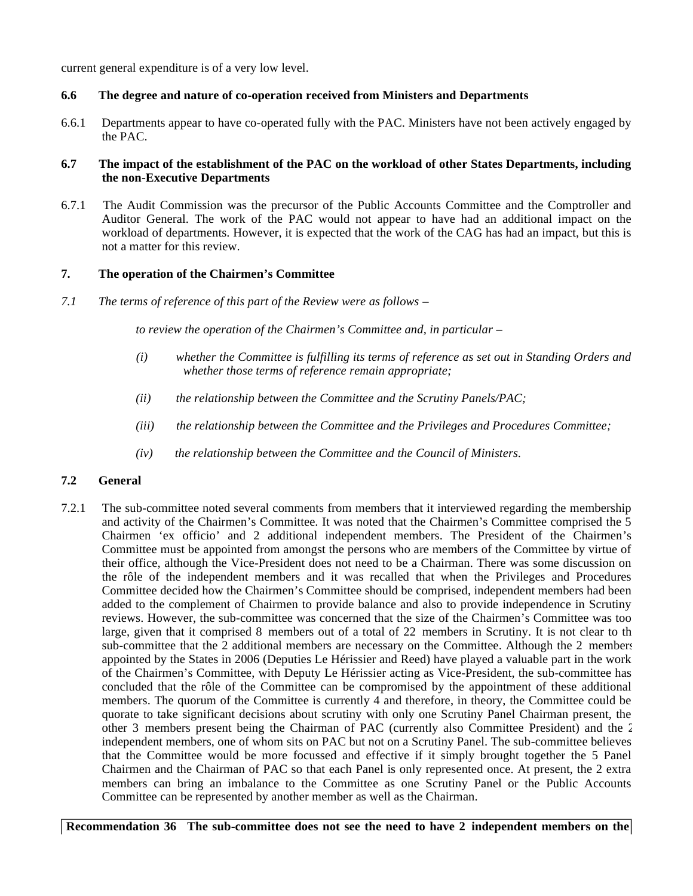current general expenditure is of a very low level.

**6.6 The degree and nature of co-operation received from Ministers and Departments**

6.6.1 Departments appear to have co-operated fully with the PAC. Ministers have not been actively engaged by the PAC.

**6.7 The impact of the establishment of the PAC on the workload of other States Departments, including the non-Executive Departments**

6.7.1 The Audit Commission was the precursor of the Public Accounts Committee and the Comptroller and Auditor General. The work of the PAC would not appear to have had an additional impact on the workload of departments. However, it is expected that the work of the CAG has had an impact, but this is not a matter for this review.

**7. The operation of the Chairmen's Committee**

*7.1 The terms of reference of this part of the Review were as follows –*

*to review the operation of the Chairmen's Committee and, in particular –*

*(i) whether the Committee is fulfilling its terms of reference as set out in Standing Orders and whether those terms of reference remain appropriate;*

*(ii) the relationship between the Committee and the Scrutiny Panels/PAC;*

*(iii) the relationship between the Committee and the Privileges and Procedures Committee;*

*(iv) the relationship between the Committee and the Council of Ministers.*

**7.2 General**

7.2.1 The sub-committee noted several comments from members that it interviewed regarding the membership and activity of the Chairmen's Committee. It was noted that the Chairmen's Committee comprised the 5 Chairmen 'ex officio' and 2 additional independent members. The President of the Chairmen's Committee must be appointed from amongst the persons who are members of the Committee by virtue of their office, although the Vice-President does not need to be a Chairman. There was some discussion on the rôle of the independent members and it was recalled that when the Privileges and Procedures Committee decided how the Chairmen's Committee should be comprised, independent members had been added to the complement of Chairmen to provide balance and also to provide independence in Scrutiny reviews. However, the sub-committee was concerned that the size of the Chairmen's Committee was too large, given that it comprised 8 members out of a total of 22 members in Scrutiny. It is not clear to the sub-committee that the 2 additional members are necessary on the Committee. Although the 2 members appointed by the States in 2006 (Deputies Le Hérissier and Reed) have played a valuable part in the work of the Chairmen's Committee, with Deputy Le Hérissier acting as Vice-President, the sub-committee has concluded that the rôle of the Committee can be compromised by the appointment of these additional members. The quorum of the Committee is currently 4 and therefore, in theory, the Committee could be quorate to take significant decisions about scrutiny with only one Scrutiny Panel Chairman present, the other 3 members present being the Chairman of PAC (currently also Committee President) and the 2 independent members, one of whom sits on PAC but not on a Scrutiny Panel. The sub-committee believes that the Committee would be more focussed and effective if it simply brought together the 5 Panel Chairmen and the Chairman of PAC so that each Panel is only represented once. At present, the 2 extra members can bring an imbalance to the Committee as one Scrutiny Panel or the Public Accounts Committee can be represented by another member as well as the Chairman.

**Recommendation 36 The sub-committee does not see the need to have 2 independent members on the**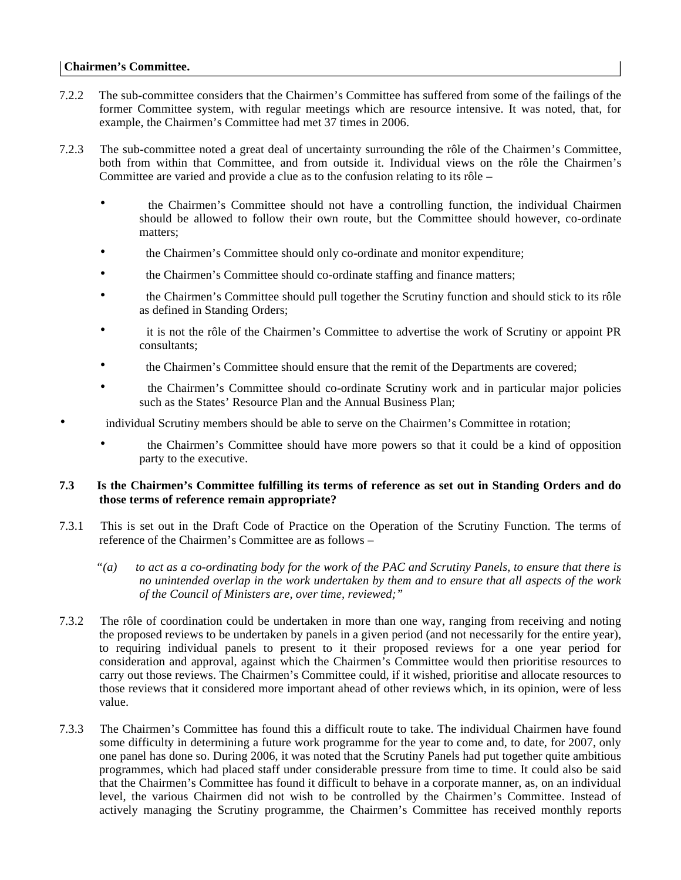**Chairmen's Committee.**

7.2.2 The sub-committee considers that the Chairmen's Committee has suffered from some of the failings of the former Committee system, with regular meetings which are resource intensive. It was noted, that, for example, the Chairmen's Committee had met 37 times in 2006.

7.2.3 The sub-committee noted a great deal of uncertainty surrounding the rôle of the Chairmen's Committee, both from within that Committee, and from outside it. Individual views on the rôle the Chairmen's Committee are varied and provide a clue as to the confusion relating to its rôle –

- the Chairmen's Committee should not have a controlling function, the individual Chairmen should be allowed to follow their own route, but the Committee should however, co-ordinate matters;
- the Chairmen's Committee should only co-ordinate and monitor expenditure;
- the Chairmen's Committee should co-ordinate staffing and finance matters;
- the Chairmen's Committee should pull together the Scrutiny function and should stick to its rôle as defined in Standing Orders;
- it is not the rôle of the Chairmen's Committee to advertise the work of Scrutiny or appoint PR consultants;
- the Chairmen's Committee should ensure that the remit of the Departments are covered;
- the Chairmen's Committee should co-ordinate Scrutiny work and in particular major policies such as the States' Resource Plan and the Annual Business Plan;
- individual Scrutiny members should be able to serve on the Chairmen's Committee in rotation;
- the Chairmen's Committee should have more powers so that it could be a kind of opposition party to the executive.

**7.3 Is the Chairmen's Committee fulfilling its terms of reference as set out in Standing Orders and do those terms of reference remain appropriate?**

7.3.1 This is set out in the Draft Code of Practice on the Operation of the Scrutiny Function. The terms of reference of the Chairmen's Committee are as follows –

*"(a) to act as a co-ordinating body for the work of the PAC and Scrutiny Panels, to ensure that there is no unintended overlap in the work undertaken by them and to ensure that all aspects of the work of the Council of Ministers are, over time, reviewed;"*

7.3.2 The rôle of coordination could be undertaken in more than one way, ranging from receiving and noting the proposed reviews to be undertaken by panels in a given period (and not necessarily for the entire year), to requiring individual panels to present to it their proposed reviews for a one year period for consideration and approval, against which the Chairmen's Committee would then prioritise resources to carry out those reviews. The Chairmen's Committee could, if it wished, prioritise and allocate resources to those reviews that it considered more important ahead of other reviews which, in its opinion, were of less value.

7.3.3 The Chairmen's Committee has found this a difficult route to take. The individual Chairmen have found some difficulty in determining a future work programme for the year to come and, to date, for 2007, only one panel has done so. During 2006, it was noted that the Scrutiny Panels had put together quite ambitious programmes, which had placed staff under considerable pressure from time to time. It could also be said that the Chairmen's Committee has found it difficult to behave in a corporate manner, as, on an individual level, the various Chairmen did not wish to be controlled by the Chairmen's Committee. Instead of actively managing the Scrutiny programme, the Chairmen's Committee has received monthly reports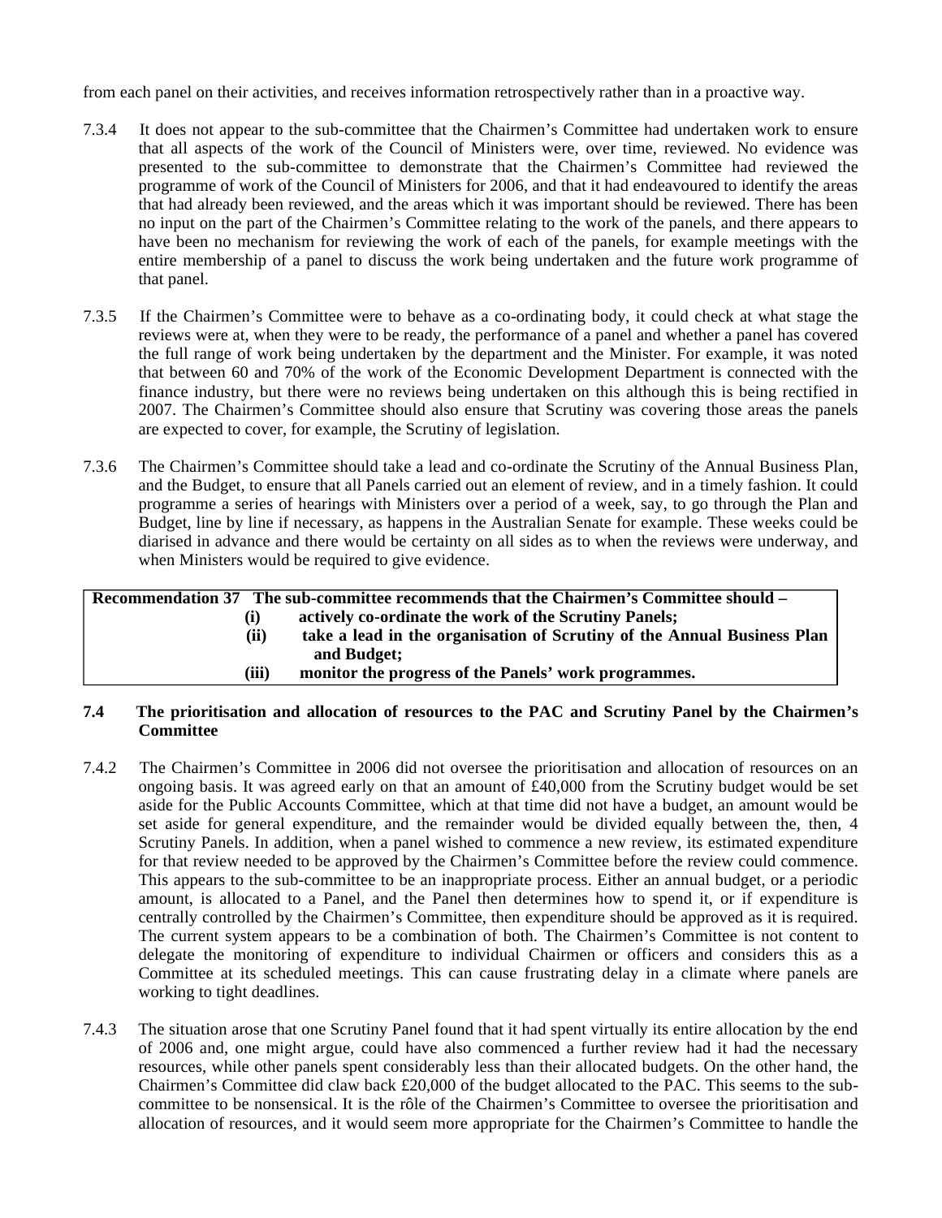from each panel on their activities, and receives information retrospectively rather than in a proactive way.

7.3.4 It does not appear to the sub-committee that the Chairmen's Committee had undertaken work to ensure that all aspects of the work of the Council of Ministers were, over time, reviewed. No evidence was presented to the sub-committee to demonstrate that the Chairmen's Committee had reviewed the programme of work of the Council of Ministers for 2006, and that it had endeavoured to identify the areas that had already been reviewed, and the areas which it was important should be reviewed. There has been no input on the part of the Chairmen's Committee relating to the work of the panels, and there appears to have been no mechanism for reviewing the work of each of the panels, for example meetings with the entire membership of a panel to discuss the work being undertaken and the future work programme of that panel.

7.3.5 If the Chairmen's Committee were to behave as a co-ordinating body, it could check at what stage the reviews were at, when they were to be ready, the performance of a panel and whether a panel has covered the full range of work being undertaken by the department and the Minister. For example, it was noted that between 60 and 70% of the work of the Economic Development Department is connected with the finance industry, but there were no reviews being undertaken on this although this is being rectified in 2007. The Chairmen's Committee should also ensure that Scrutiny was covering those areas the panels are expected to cover, for example, the Scrutiny of legislation.

7.3.6 The Chairmen's Committee should take a lead and co-ordinate the Scrutiny of the Annual Business Plan, and the Budget, to ensure that all Panels carried out an element of review, and in a timely fashion. It could programme a series of hearings with Ministers over a period of a week, say, to go through the Plan and Budget, line by line if necessary, as happens in the Australian Senate for example. These weeks could be diarised in advance and there would be certainty on all sides as to when the reviews were underway, and when Ministers would be required to give evidence.

**Recommendation 37 The sub-committee recommends that the Chairmen's Committee should –**

**(i) actively co-ordinate the work of the Scrutiny Panels;**

**(ii) take a lead in the organisation of Scrutiny of the Annual Business Plan and Budget;**

**(iii) monitor the progress of the Panels' work programmes.**

### 7.4 The prioritisation and allocation of resources to the PAC and Scrutiny Panel by the Chairmen's Committee

7.4.2 The Chairmen's Committee in 2006 did not oversee the prioritisation and allocation of resources on an ongoing basis. It was agreed early on that an amount of £40,000 from the Scrutiny budget would be set aside for the Public Accounts Committee, which at that time did not have a budget, an amount would be set aside for general expenditure, and the remainder would be divided equally between the, then, 4 Scrutiny Panels. In addition, when a panel wished to commence a new review, its estimated expenditure for that review needed to be approved by the Chairmen's Committee before the review could commence. This appears to the sub-committee to be an inappropriate process. Either an annual budget, or a periodic amount, is allocated to a Panel, and the Panel then determines how to spend it, or if expenditure is centrally controlled by the Chairmen's Committee, then expenditure should be approved as it is required. The current system appears to be a combination of both. The Chairmen's Committee is not content to delegate the monitoring of expenditure to individual Chairmen or officers and considers this as a Committee at its scheduled meetings. This can cause frustrating delay in a climate where panels are working to tight deadlines.

7.4.3 The situation arose that one Scrutiny Panel found that it had spent virtually its entire allocation by the end of 2006 and, one might argue, could have also commenced a further review had it had the necessary resources, while other panels spent considerably less than their allocated budgets. On the other hand, the Chairmen's Committee did claw back £20,000 of the budget allocated to the PAC. This seems to the sub-committee to be nonsensical. It is the rôle of the Chairmen's Committee to oversee the prioritisation and allocation of resources, and it would seem more appropriate for the Chairmen's Committee to handle the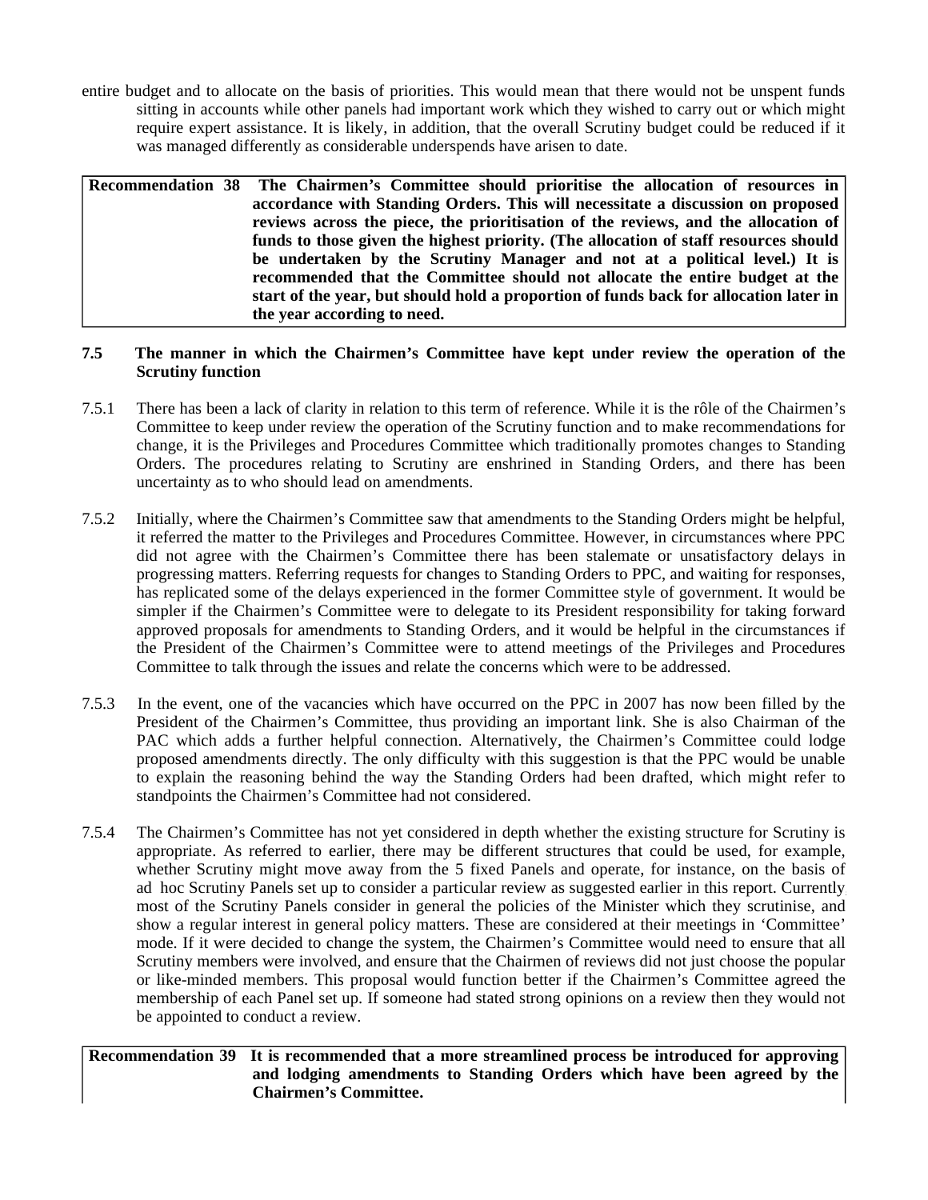entire budget and to allocate on the basis of priorities. This would mean that there would not be unspent funds sitting in accounts while other panels had important work which they wished to carry out or which might require expert assistance. It is likely, in addition, that the overall Scrutiny budget could be reduced if it was managed differently as considerable underspends have arisen to date.

| **Recommendation 38** | **The Chairmen's Committee should prioritise the allocation of resources in accordance with Standing Orders. This will necessitate a discussion on proposed reviews across the piece, the prioritisation of the reviews, and the allocation of funds to those given the highest priority. (The allocation of staff resources should be undertaken by the Scrutiny Manager and not at a political level.) It is recommended that the Committee should not allocate the entire budget at the start of the year, but should hold a proportion of funds back for allocation later in the year according to need.** |
|---|---|

### 7.5 The manner in which the Chairmen's Committee have kept under review the operation of the Scrutiny function

7.5.1 There has been a lack of clarity in relation to this term of reference. While it is the rôle of the Chairmen's Committee to keep under review the operation of the Scrutiny function and to make recommendations for change, it is the Privileges and Procedures Committee which traditionally promotes changes to Standing Orders. The procedures relating to Scrutiny are enshrined in Standing Orders, and there has been uncertainty as to who should lead on amendments.

7.5.2 Initially, where the Chairmen's Committee saw that amendments to the Standing Orders might be helpful, it referred the matter to the Privileges and Procedures Committee. However, in circumstances where PPC did not agree with the Chairmen's Committee there has been stalemate or unsatisfactory delays in progressing matters. Referring requests for changes to Standing Orders to PPC, and waiting for responses, has replicated some of the delays experienced in the former Committee style of government. It would be simpler if the Chairmen's Committee were to delegate to its President responsibility for taking forward approved proposals for amendments to Standing Orders, and it would be helpful in the circumstances if the President of the Chairmen's Committee were to attend meetings of the Privileges and Procedures Committee to talk through the issues and relate the concerns which were to be addressed.

7.5.3 In the event, one of the vacancies which have occurred on the PPC in 2007 has now been filled by the President of the Chairmen's Committee, thus providing an important link. She is also Chairman of the PAC which adds a further helpful connection. Alternatively, the Chairmen's Committee could lodge proposed amendments directly. The only difficulty with this suggestion is that the PPC would be unable to explain the reasoning behind the way the Standing Orders had been drafted, which might refer to standpoints the Chairmen's Committee had not considered.

7.5.4 The Chairmen's Committee has not yet considered in depth whether the existing structure for Scrutiny is appropriate. As referred to earlier, there may be different structures that could be used, for example, whether Scrutiny might move away from the 5 fixed Panels and operate, for instance, on the basis of ad hoc Scrutiny Panels set up to consider a particular review as suggested earlier in this report. Currently most of the Scrutiny Panels consider in general the policies of the Minister which they scrutinise, and show a regular interest in general policy matters. These are considered at their meetings in 'Committee' mode. If it were decided to change the system, the Chairmen's Committee would need to ensure that all Scrutiny members were involved, and ensure that the Chairmen of reviews did not just choose the popular or like-minded members. This proposal would function better if the Chairmen's Committee agreed the membership of each Panel set up. If someone had stated strong opinions on a review then they would not be appointed to conduct a review.

| **Recommendation 39** | **It is recommended that a more streamlined process be introduced for approving and lodging amendments to Standing Orders which have been agreed by the Chairmen's Committee.** |
|---|---|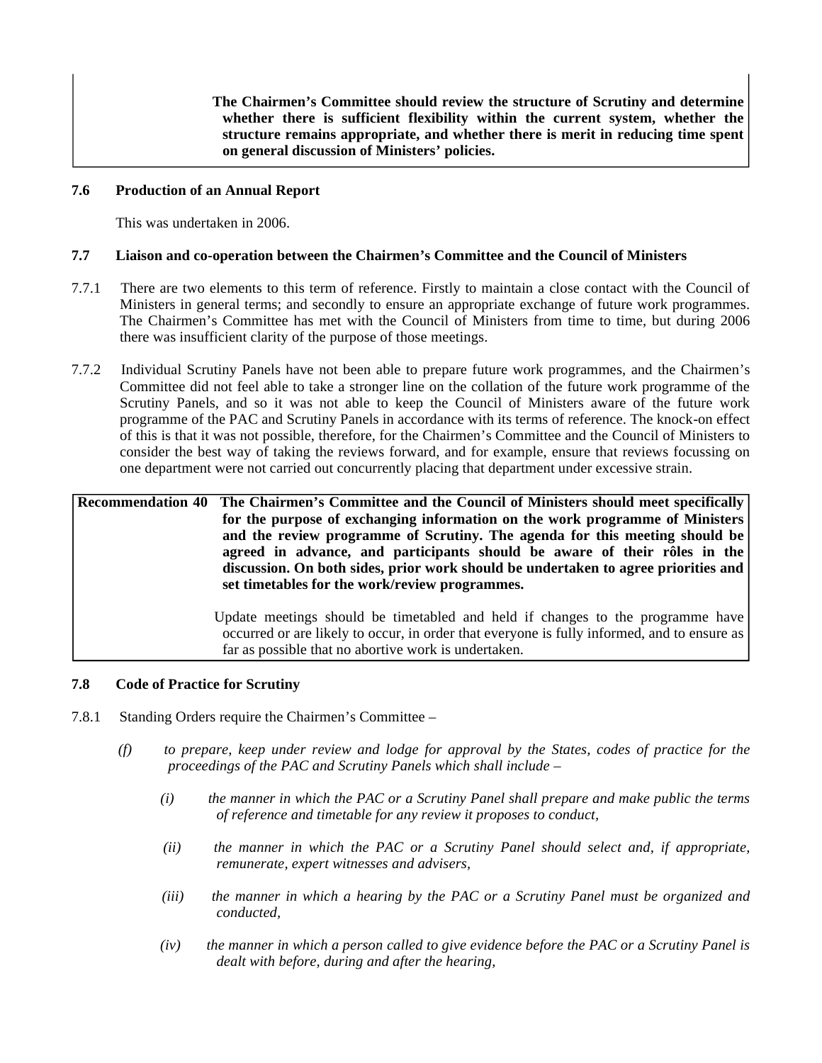**The Chairmen's Committee should review the structure of Scrutiny and determine whether there is sufficient flexibility within the current system, whether the structure remains appropriate, and whether there is merit in reducing time spent on general discussion of Ministers' policies.**

### 7.6 Production of an Annual Report

This was undertaken in 2006.

### 7.7 Liaison and co-operation between the Chairmen's Committee and the Council of Ministers

7.7.1 There are two elements to this term of reference. Firstly to maintain a close contact with the Council of Ministers in general terms; and secondly to ensure an appropriate exchange of future work programmes. The Chairmen's Committee has met with the Council of Ministers from time to time, but during 2006 there was insufficient clarity of the purpose of those meetings.

7.7.2 Individual Scrutiny Panels have not been able to prepare future work programmes, and the Chairmen's Committee did not feel able to take a stronger line on the collation of the future work programme of the Scrutiny Panels, and so it was not able to keep the Council of Ministers aware of the future work programme of the PAC and Scrutiny Panels in accordance with its terms of reference. The knock-on effect of this is that it was not possible, therefore, for the Chairmen's Committee and the Council of Ministers to consider the best way of taking the reviews forward, and for example, ensure that reviews focussing on one department were not carried out concurrently placing that department under excessive strain.

**Recommendation 40** **The Chairmen's Committee and the Council of Ministers should meet specifically for the purpose of exchanging information on the work programme of Ministers and the review programme of Scrutiny. The agenda for this meeting should be agreed in advance, and participants should be aware of their rôles in the discussion. On both sides, prior work should be undertaken to agree priorities and set timetables for the work/review programmes.**

Update meetings should be timetabled and held if changes to the programme have occurred or are likely to occur, in order that everyone is fully informed, and to ensure as far as possible that no abortive work is undertaken.

### 7.8 Code of Practice for Scrutiny

7.8.1 Standing Orders require the Chairmen's Committee –

*(f) to prepare, keep under review and lodge for approval by the States, codes of practice for the proceedings of the PAC and Scrutiny Panels which shall include –*

*(i) the manner in which the PAC or a Scrutiny Panel shall prepare and make public the terms of reference and timetable for any review it proposes to conduct,*

*(ii) the manner in which the PAC or a Scrutiny Panel should select and, if appropriate, remunerate, expert witnesses and advisers,*

*(iii) the manner in which a hearing by the PAC or a Scrutiny Panel must be organized and conducted,*

*(iv) the manner in which a person called to give evidence before the PAC or a Scrutiny Panel is dealt with before, during and after the hearing,*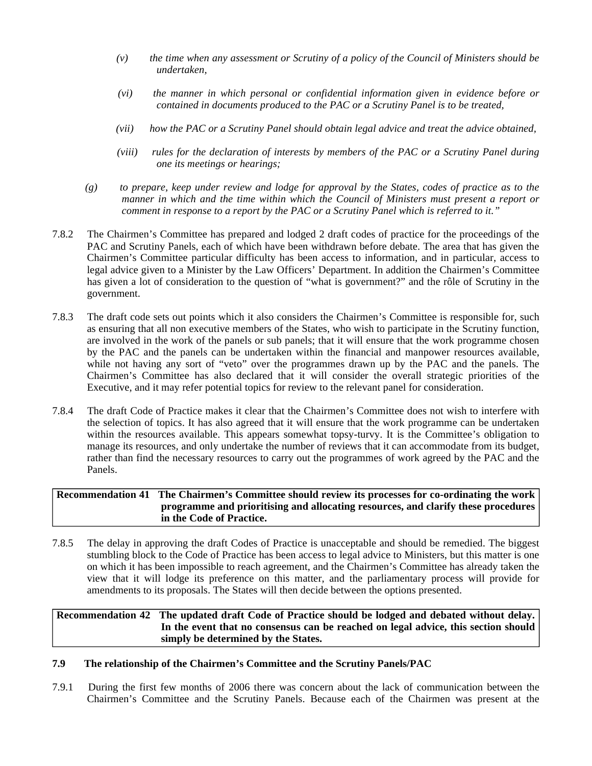*(v) the time when any assessment or Scrutiny of a policy of the Council of Ministers should be undertaken,*

*(vi) the manner in which personal or confidential information given in evidence before or contained in documents produced to the PAC or a Scrutiny Panel is to be treated,*

*(vii) how the PAC or a Scrutiny Panel should obtain legal advice and treat the advice obtained,*

*(viii) rules for the declaration of interests by members of the PAC or a Scrutiny Panel during one its meetings or hearings;*

*(g) to prepare, keep under review and lodge for approval by the States, codes of practice as to the manner in which and the time within which the Council of Ministers must present a report or comment in response to a report by the PAC or a Scrutiny Panel which is referred to it."*

7.8.2 The Chairmen's Committee has prepared and lodged 2 draft codes of practice for the proceedings of the PAC and Scrutiny Panels, each of which have been withdrawn before debate. The area that has given the Chairmen's Committee particular difficulty has been access to information, and in particular, access to legal advice given to a Minister by the Law Officers' Department. In addition the Chairmen's Committee has given a lot of consideration to the question of "what is government?" and the rôle of Scrutiny in the government.

7.8.3 The draft code sets out points which it also considers the Chairmen's Committee is responsible for, such as ensuring that all non executive members of the States, who wish to participate in the Scrutiny function, are involved in the work of the panels or sub panels; that it will ensure that the work programme chosen by the PAC and the panels can be undertaken within the financial and manpower resources available, while not having any sort of "veto" over the programmes drawn up by the PAC and the panels. The Chairmen's Committee has also declared that it will consider the overall strategic priorities of the Executive, and it may refer potential topics for review to the relevant panel for consideration.

7.8.4 The draft Code of Practice makes it clear that the Chairmen's Committee does not wish to interfere with the selection of topics. It has also agreed that it will ensure that the work programme can be undertaken within the resources available. This appears somewhat topsy-turvy. It is the Committee's obligation to manage its resources, and only undertake the number of reviews that it can accommodate from its budget, rather than find the necessary resources to carry out the programmes of work agreed by the PAC and the Panels.

| **Recommendation 41** | **The Chairmen's Committee should review its processes for co-ordinating the work programme and prioritising and allocating resources, and clarify these procedures in the Code of Practice.** |
|---|---|

7.8.5 The delay in approving the draft Codes of Practice is unacceptable and should be remedied. The biggest stumbling block to the Code of Practice has been access to legal advice to Ministers, but this matter is one on which it has been impossible to reach agreement, and the Chairmen's Committee has already taken the view that it will lodge its preference on this matter, and the parliamentary process will provide for amendments to its proposals. The States will then decide between the options presented.

| **Recommendation 42** | **The updated draft Code of Practice should be lodged and debated without delay. In the event that no consensus can be reached on legal advice, this section should simply be determined by the States.** |
|---|---|

### 7.9 The relationship of the Chairmen's Committee and the Scrutiny Panels/PAC

7.9.1 During the first few months of 2006 there was concern about the lack of communication between the Chairmen's Committee and the Scrutiny Panels. Because each of the Chairmen was present at the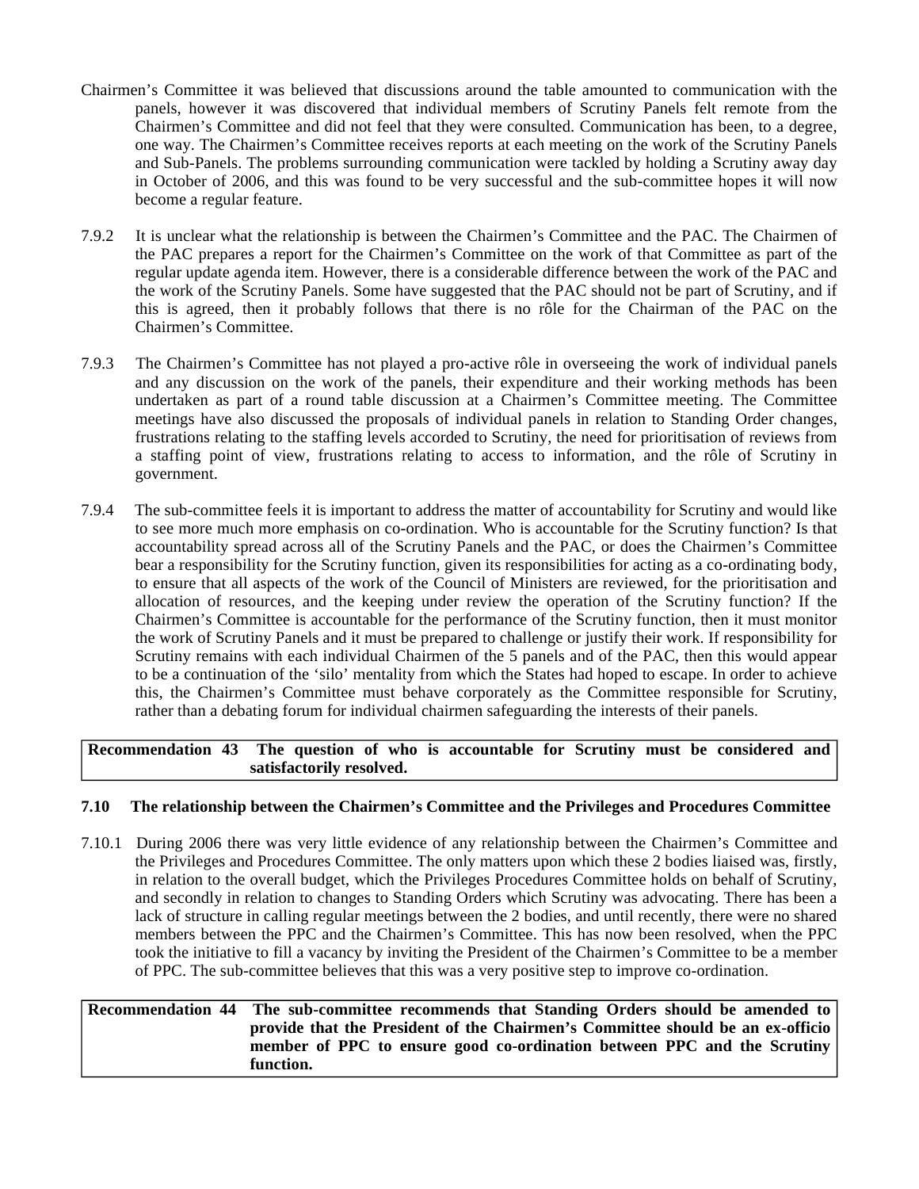Chairmen's Committee it was believed that discussions around the table amounted to communication with the panels, however it was discovered that individual members of Scrutiny Panels felt remote from the Chairmen's Committee and did not feel that they were consulted. Communication has been, to a degree, one way. The Chairmen's Committee receives reports at each meeting on the work of the Scrutiny Panels and Sub-Panels. The problems surrounding communication were tackled by holding a Scrutiny away day in October of 2006, and this was found to be very successful and the sub-committee hopes it will now become a regular feature.

7.9.2 It is unclear what the relationship is between the Chairmen's Committee and the PAC. The Chairmen of the PAC prepares a report for the Chairmen's Committee on the work of that Committee as part of the regular update agenda item. However, there is a considerable difference between the work of the PAC and the work of the Scrutiny Panels. Some have suggested that the PAC should not be part of Scrutiny, and if this is agreed, then it probably follows that there is no rôle for the Chairman of the PAC on the Chairmen's Committee.

7.9.3 The Chairmen's Committee has not played a pro-active rôle in overseeing the work of individual panels and any discussion on the work of the panels, their expenditure and their working methods has been undertaken as part of a round table discussion at a Chairmen's Committee meeting. The Committee meetings have also discussed the proposals of individual panels in relation to Standing Order changes, frustrations relating to the staffing levels accorded to Scrutiny, the need for prioritisation of reviews from a staffing point of view, frustrations relating to access to information, and the rôle of Scrutiny in government.

7.9.4 The sub-committee feels it is important to address the matter of accountability for Scrutiny and would like to see more much more emphasis on co-ordination. Who is accountable for the Scrutiny function? Is that accountability spread across all of the Scrutiny Panels and the PAC, or does the Chairmen's Committee bear a responsibility for the Scrutiny function, given its responsibilities for acting as a co-ordinating body, to ensure that all aspects of the work of the Council of Ministers are reviewed, for the prioritisation and allocation of resources, and the keeping under review the operation of the Scrutiny function? If the Chairmen's Committee is accountable for the performance of the Scrutiny function, then it must monitor the work of Scrutiny Panels and it must be prepared to challenge or justify their work. If responsibility for Scrutiny remains with each individual Chairmen of the 5 panels and of the PAC, then this would appear to be a continuation of the 'silo' mentality from which the States had hoped to escape. In order to achieve this, the Chairmen's Committee must behave corporately as the Committee responsible for Scrutiny, rather than a debating forum for individual chairmen safeguarding the interests of their panels.

**Recommendation 43 The question of who is accountable for Scrutiny must be considered and satisfactorily resolved.**

### 7.10 The relationship between the Chairmen's Committee and the Privileges and Procedures Committee

7.10.1 During 2006 there was very little evidence of any relationship between the Chairmen's Committee and the Privileges and Procedures Committee. The only matters upon which these 2 bodies liaised was, firstly, in relation to the overall budget, which the Privileges Procedures Committee holds on behalf of Scrutiny, and secondly in relation to changes to Standing Orders which Scrutiny was advocating. There has been a lack of structure in calling regular meetings between the 2 bodies, and until recently, there were no shared members between the PPC and the Chairmen's Committee. This has now been resolved, when the PPC took the initiative to fill a vacancy by inviting the President of the Chairmen's Committee to be a member of PPC. The sub-committee believes that this was a very positive step to improve co-ordination.

**Recommendation 44 The sub-committee recommends that Standing Orders should be amended to provide that the President of the Chairmen's Committee should be an ex-officio member of PPC to ensure good co-ordination between PPC and the Scrutiny function.**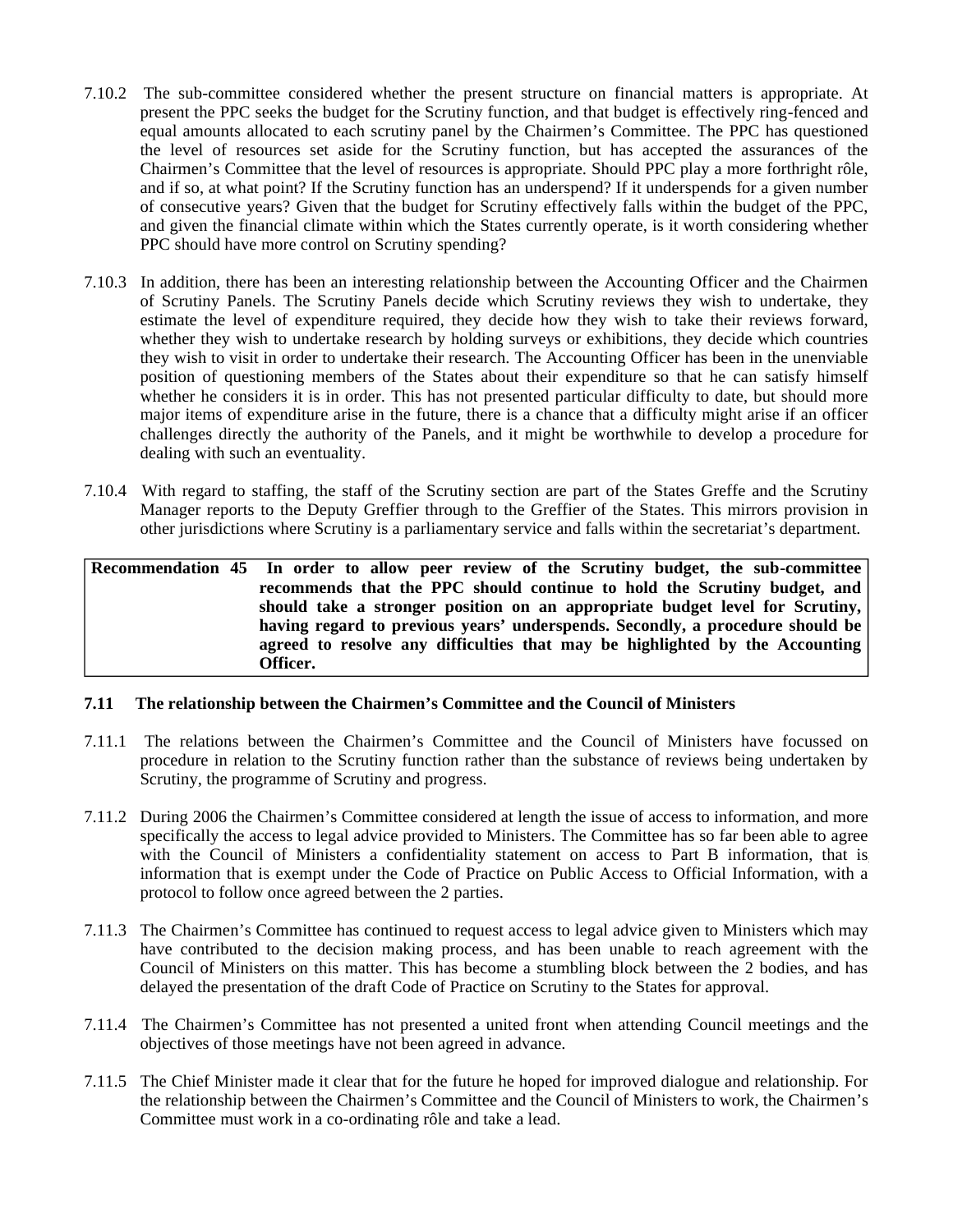7.10.2 The sub-committee considered whether the present structure on financial matters is appropriate. At present the PPC seeks the budget for the Scrutiny function, and that budget is effectively ring-fenced and equal amounts allocated to each scrutiny panel by the Chairmen's Committee. The PPC has questioned the level of resources set aside for the Scrutiny function, but has accepted the assurances of the Chairmen's Committee that the level of resources is appropriate. Should PPC play a more forthright rôle, and if so, at what point? If the Scrutiny function has an underspend? If it underspends for a given number of consecutive years? Given that the budget for Scrutiny effectively falls within the budget of the PPC, and given the financial climate within which the States currently operate, is it worth considering whether PPC should have more control on Scrutiny spending?

7.10.3 In addition, there has been an interesting relationship between the Accounting Officer and the Chairmen of Scrutiny Panels. The Scrutiny Panels decide which Scrutiny reviews they wish to undertake, they estimate the level of expenditure required, they decide how they wish to take their reviews forward, whether they wish to undertake research by holding surveys or exhibitions, they decide which countries they wish to visit in order to undertake their research. The Accounting Officer has been in the unenviable position of questioning members of the States about their expenditure so that he can satisfy himself whether he considers it is in order. This has not presented particular difficulty to date, but should more major items of expenditure arise in the future, there is a chance that a difficulty might arise if an officer challenges directly the authority of the Panels, and it might be worthwhile to develop a procedure for dealing with such an eventuality.

7.10.4 With regard to staffing, the staff of the Scrutiny section are part of the States Greffe and the Scrutiny Manager reports to the Deputy Greffier through to the Greffier of the States. This mirrors provision in other jurisdictions where Scrutiny is a parliamentary service and falls within the secretariat's department.

| | |
|---|---|
| **Recommendation 45** | **In order to allow peer review of the Scrutiny budget, the sub-committee recommends that the PPC should continue to hold the Scrutiny budget, and should take a stronger position on an appropriate budget level for Scrutiny, having regard to previous years' underspends. Secondly, a procedure should be agreed to resolve any difficulties that may be highlighted by the Accounting Officer.** |

### 7.11 The relationship between the Chairmen's Committee and the Council of Ministers

7.11.1 The relations between the Chairmen's Committee and the Council of Ministers have focussed on procedure in relation to the Scrutiny function rather than the substance of reviews being undertaken by Scrutiny, the programme of Scrutiny and progress.

7.11.2 During 2006 the Chairmen's Committee considered at length the issue of access to information, and more specifically the access to legal advice provided to Ministers. The Committee has so far been able to agree with the Council of Ministers a confidentiality statement on access to Part B information, that is information that is exempt under the Code of Practice on Public Access to Official Information, with a protocol to follow once agreed between the 2 parties.

7.11.3 The Chairmen's Committee has continued to request access to legal advice given to Ministers which may have contributed to the decision making process, and has been unable to reach agreement with the Council of Ministers on this matter. This has become a stumbling block between the 2 bodies, and has delayed the presentation of the draft Code of Practice on Scrutiny to the States for approval.

7.11.4 The Chairmen's Committee has not presented a united front when attending Council meetings and the objectives of those meetings have not been agreed in advance.

7.11.5 The Chief Minister made it clear that for the future he hoped for improved dialogue and relationship. For the relationship between the Chairmen's Committee and the Council of Ministers to work, the Chairmen's Committee must work in a co-ordinating rôle and take a lead.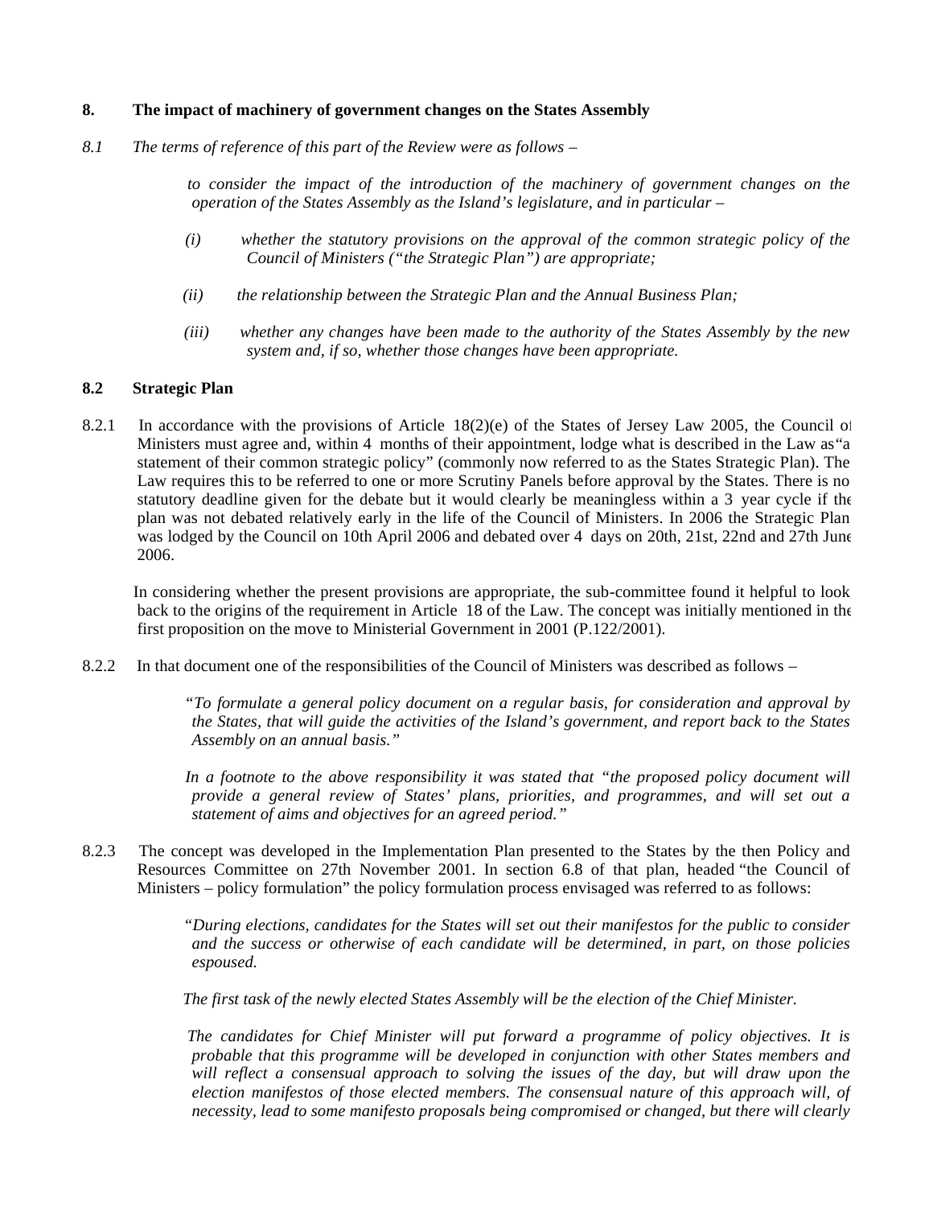## 8. The impact of machinery of government changes on the States Assembly

*8.1 The terms of reference of this part of the Review were as follows –*

> *to consider the impact of the introduction of the machinery of government changes on the operation of the States Assembly as the Island's legislature, and in particular –*
>
> *(i) whether the statutory provisions on the approval of the common strategic policy of the Council of Ministers ("the Strategic Plan") are appropriate;*
>
> *(ii) the relationship between the Strategic Plan and the Annual Business Plan;*
>
> *(iii) whether any changes have been made to the authority of the States Assembly by the new system and, if so, whether those changes have been appropriate.*

### 8.2 Strategic Plan

8.2.1 In accordance with the provisions of Article 18(2)(e) of the States of Jersey Law 2005, the Council of Ministers must agree and, within 4 months of their appointment, lodge what is described in the Law as "a statement of their common strategic policy" (commonly now referred to as the States Strategic Plan). The Law requires this to be referred to one or more Scrutiny Panels before approval by the States. There is no statutory deadline given for the debate but it would clearly be meaningless within a 3 year cycle if the plan was not debated relatively early in the life of the Council of Ministers. In 2006 the Strategic Plan was lodged by the Council on 10th April 2006 and debated over 4 days on 20th, 21st, 22nd and 27th June 2006.

In considering whether the present provisions are appropriate, the sub-committee found it helpful to look back to the origins of the requirement in Article 18 of the Law. The concept was initially mentioned in the first proposition on the move to Ministerial Government in 2001 (P.122/2001).

8.2.2 In that document one of the responsibilities of the Council of Ministers was described as follows –

> *"To formulate a general policy document on a regular basis, for consideration and approval by the States, that will guide the activities of the Island's government, and report back to the States Assembly on an annual basis."*
>
> *In a footnote to the above responsibility it was stated that "the proposed policy document will provide a general review of States' plans, priorities, and programmes, and will set out a statement of aims and objectives for an agreed period."*

8.2.3 The concept was developed in the Implementation Plan presented to the States by the then Policy and Resources Committee on 27th November 2001. In section 6.8 of that plan, headed "the Council of Ministers – policy formulation" the policy formulation process envisaged was referred to as follows:

> *"During elections, candidates for the States will set out their manifestos for the public to consider and the success or otherwise of each candidate will be determined, in part, on those policies espoused.*
>
> *The first task of the newly elected States Assembly will be the election of the Chief Minister.*
>
> *The candidates for Chief Minister will put forward a programme of policy objectives. It is probable that this programme will be developed in conjunction with other States members and will reflect a consensual approach to solving the issues of the day, but will draw upon the election manifestos of those elected members. The consensual nature of this approach will, of necessity, lead to some manifesto proposals being compromised or changed, but there will clearly*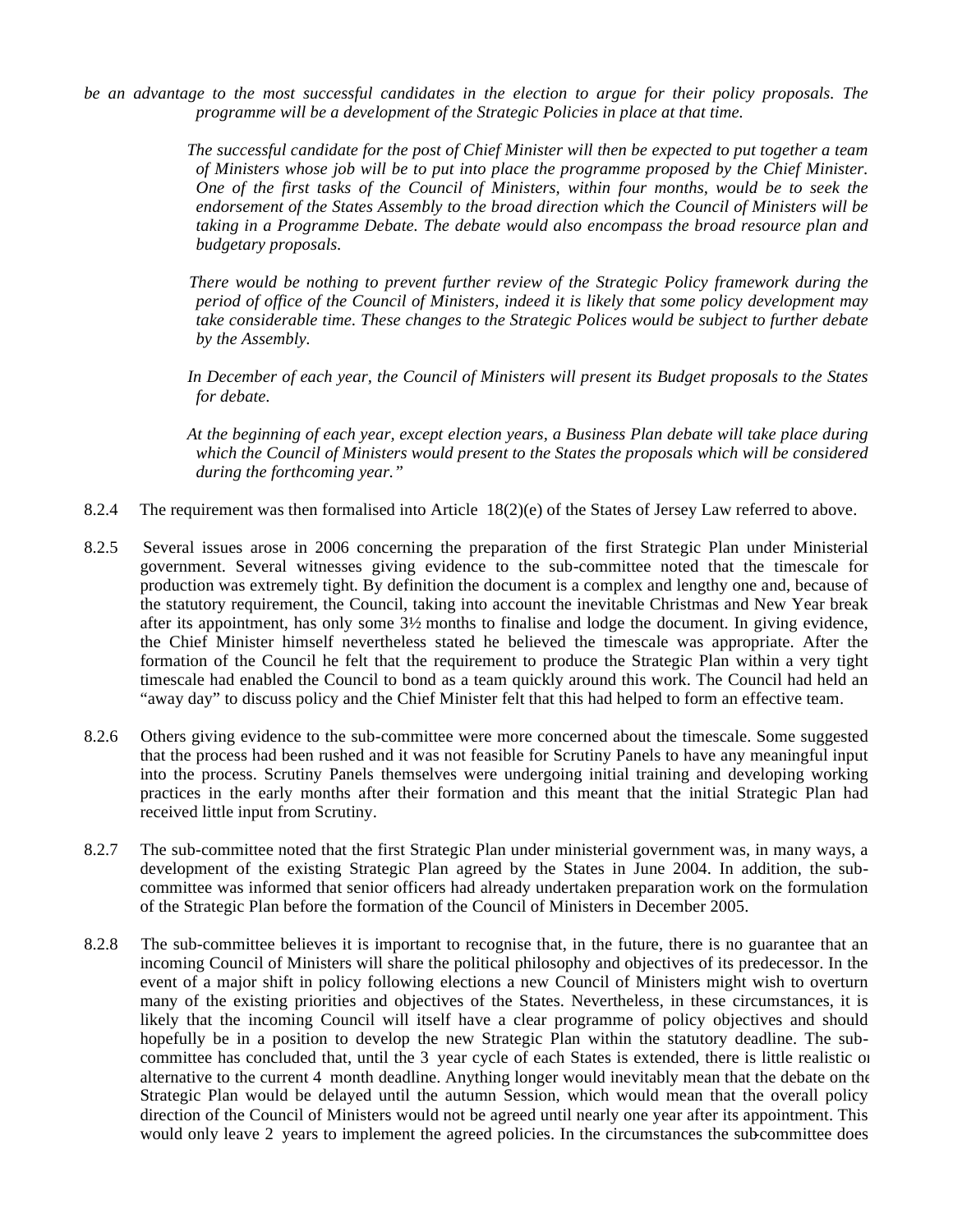*be an advantage to the most successful candidates in the election to argue for their policy proposals. The programme will be a development of the Strategic Policies in place at that time.*

*The successful candidate for the post of Chief Minister will then be expected to put together a team of Ministers whose job will be to put into place the programme proposed by the Chief Minister. One of the first tasks of the Council of Ministers, within four months, would be to seek the endorsement of the States Assembly to the broad direction which the Council of Ministers will be taking in a Programme Debate. The debate would also encompass the broad resource plan and budgetary proposals.*

*There would be nothing to prevent further review of the Strategic Policy framework during the period of office of the Council of Ministers, indeed it is likely that some policy development may take considerable time. These changes to the Strategic Polices would be subject to further debate by the Assembly.*

*In December of each year, the Council of Ministers will present its Budget proposals to the States for debate.*

*At the beginning of each year, except election years, a Business Plan debate will take place during which the Council of Ministers would present to the States the proposals which will be considered during the forthcoming year."*

8.2.4 The requirement was then formalised into Article 18(2)(e) of the States of Jersey Law referred to above.

8.2.5 Several issues arose in 2006 concerning the preparation of the first Strategic Plan under Ministerial government. Several witnesses giving evidence to the sub-committee noted that the timescale for production was extremely tight. By definition the document is a complex and lengthy one and, because of the statutory requirement, the Council, taking into account the inevitable Christmas and New Year break after its appointment, has only some 3½ months to finalise and lodge the document. In giving evidence, the Chief Minister himself nevertheless stated he believed the timescale was appropriate. After the formation of the Council he felt that the requirement to produce the Strategic Plan within a very tight timescale had enabled the Council to bond as a team quickly around this work. The Council had held an "away day" to discuss policy and the Chief Minister felt that this had helped to form an effective team.

8.2.6 Others giving evidence to the sub-committee were more concerned about the timescale. Some suggested that the process had been rushed and it was not feasible for Scrutiny Panels to have any meaningful input into the process. Scrutiny Panels themselves were undergoing initial training and developing working practices in the early months after their formation and this meant that the initial Strategic Plan had received little input from Scrutiny.

8.2.7 The sub-committee noted that the first Strategic Plan under ministerial government was, in many ways, a development of the existing Strategic Plan agreed by the States in June 2004. In addition, the sub-committee was informed that senior officers had already undertaken preparation work on the formulation of the Strategic Plan before the formation of the Council of Ministers in December 2005.

8.2.8 The sub-committee believes it is important to recognise that, in the future, there is no guarantee that an incoming Council of Ministers will share the political philosophy and objectives of its predecessor. In the event of a major shift in policy following elections a new Council of Ministers might wish to overturn many of the existing priorities and objectives of the States. Nevertheless, in these circumstances, it is likely that the incoming Council will itself have a clear programme of policy objectives and should hopefully be in a position to develop the new Strategic Plan within the statutory deadline. The sub-committee has concluded that, until the 3 year cycle of each States is extended, there is little realistic or alternative to the current 4 month deadline. Anything longer would inevitably mean that the debate on the Strategic Plan would be delayed until the autumn Session, which would mean that the overall policy direction of the Council of Ministers would not be agreed until nearly one year after its appointment. This would only leave 2 years to implement the agreed policies. In the circumstances the sub-committee does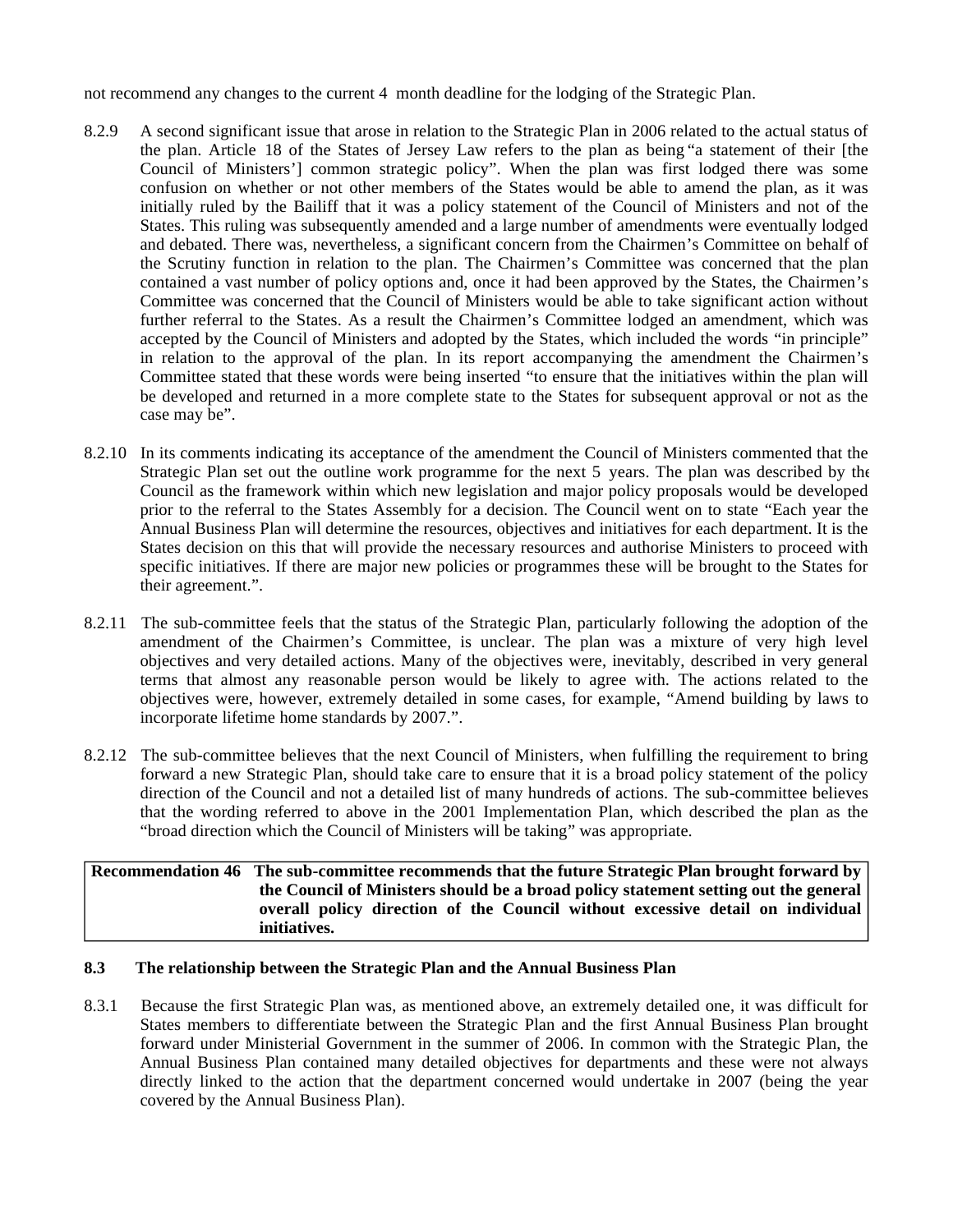not recommend any changes to the current 4 month deadline for the lodging of the Strategic Plan.

8.2.9 A second significant issue that arose in relation to the Strategic Plan in 2006 related to the actual status of the plan. Article 18 of the States of Jersey Law refers to the plan as being "a statement of their [the Council of Ministers'] common strategic policy". When the plan was first lodged there was some confusion on whether or not other members of the States would be able to amend the plan, as it was initially ruled by the Bailiff that it was a policy statement of the Council of Ministers and not of the States. This ruling was subsequently amended and a large number of amendments were eventually lodged and debated. There was, nevertheless, a significant concern from the Chairmen's Committee on behalf of the Scrutiny function in relation to the plan. The Chairmen's Committee was concerned that the plan contained a vast number of policy options and, once it had been approved by the States, the Chairmen's Committee was concerned that the Council of Ministers would be able to take significant action without further referral to the States. As a result the Chairmen's Committee lodged an amendment, which was accepted by the Council of Ministers and adopted by the States, which included the words "in principle" in relation to the approval of the plan. In its report accompanying the amendment the Chairmen's Committee stated that these words were being inserted "to ensure that the initiatives within the plan will be developed and returned in a more complete state to the States for subsequent approval or not as the case may be".

8.2.10 In its comments indicating its acceptance of the amendment the Council of Ministers commented that the Strategic Plan set out the outline work programme for the next 5 years. The plan was described by the Council as the framework within which new legislation and major policy proposals would be developed prior to the referral to the States Assembly for a decision. The Council went on to state "Each year the Annual Business Plan will determine the resources, objectives and initiatives for each department. It is the States decision on this that will provide the necessary resources and authorise Ministers to proceed with specific initiatives. If there are major new policies or programmes these will be brought to the States for their agreement.".

8.2.11 The sub-committee feels that the status of the Strategic Plan, particularly following the adoption of the amendment of the Chairmen's Committee, is unclear. The plan was a mixture of very high level objectives and very detailed actions. Many of the objectives were, inevitably, described in very general terms that almost any reasonable person would be likely to agree with. The actions related to the objectives were, however, extremely detailed in some cases, for example, "Amend building by laws to incorporate lifetime home standards by 2007.".

8.2.12 The sub-committee believes that the next Council of Ministers, when fulfilling the requirement to bring forward a new Strategic Plan, should take care to ensure that it is a broad policy statement of the policy direction of the Council and not a detailed list of many hundreds of actions. The sub-committee believes that the wording referred to above in the 2001 Implementation Plan, which described the plan as the "broad direction which the Council of Ministers will be taking" was appropriate.

| **Recommendation 46** | **The sub-committee recommends that the future Strategic Plan brought forward by the Council of Ministers should be a broad policy statement setting out the general overall policy direction of the Council without excessive detail on individual initiatives.** |
|---|---|

### 8.3 The relationship between the Strategic Plan and the Annual Business Plan

8.3.1 Because the first Strategic Plan was, as mentioned above, an extremely detailed one, it was difficult for States members to differentiate between the Strategic Plan and the first Annual Business Plan brought forward under Ministerial Government in the summer of 2006. In common with the Strategic Plan, the Annual Business Plan contained many detailed objectives for departments and these were not always directly linked to the action that the department concerned would undertake in 2007 (being the year covered by the Annual Business Plan).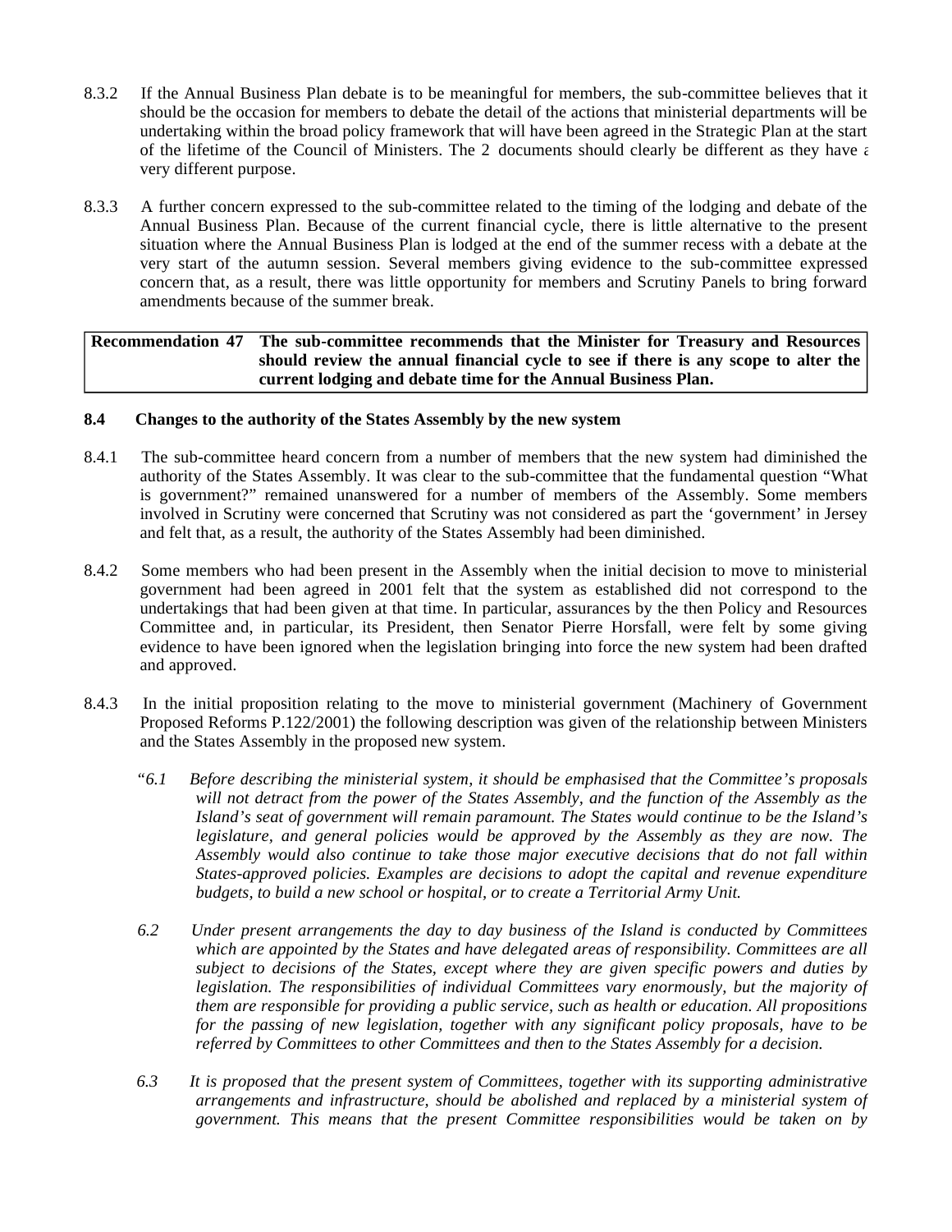8.3.2 If the Annual Business Plan debate is to be meaningful for members, the sub-committee believes that it should be the occasion for members to debate the detail of the actions that ministerial departments will be undertaking within the broad policy framework that will have been agreed in the Strategic Plan at the start of the lifetime of the Council of Ministers. The 2 documents should clearly be different as they have a very different purpose.

8.3.3 A further concern expressed to the sub-committee related to the timing of the lodging and debate of the Annual Business Plan. Because of the current financial cycle, there is little alternative to the present situation where the Annual Business Plan is lodged at the end of the summer recess with a debate at the very start of the autumn session. Several members giving evidence to the sub-committee expressed concern that, as a result, there was little opportunity for members and Scrutiny Panels to bring forward amendments because of the summer break.

| **Recommendation 47** | **The sub-committee recommends that the Minister for Treasury and Resources should review the annual financial cycle to see if there is any scope to alter the current lodging and debate time for the Annual Business Plan.** |
|---|---|

### 8.4 Changes to the authority of the States Assembly by the new system

8.4.1 The sub-committee heard concern from a number of members that the new system had diminished the authority of the States Assembly. It was clear to the sub-committee that the fundamental question "What is government?" remained unanswered for a number of members of the Assembly. Some members involved in Scrutiny were concerned that Scrutiny was not considered as part the 'government' in Jersey and felt that, as a result, the authority of the States Assembly had been diminished.

8.4.2 Some members who had been present in the Assembly when the initial decision to move to ministerial government had been agreed in 2001 felt that the system as established did not correspond to the undertakings that had been given at that time. In particular, assurances by the then Policy and Resources Committee and, in particular, its President, then Senator Pierre Horsfall, were felt by some giving evidence to have been ignored when the legislation bringing into force the new system had been drafted and approved.

8.4.3 In the initial proposition relating to the move to ministerial government (Machinery of Government Proposed Reforms P.122/2001) the following description was given of the relationship between Ministers and the States Assembly in the proposed new system.

"*6.1 Before describing the ministerial system, it should be emphasised that the Committee's proposals will not detract from the power of the States Assembly, and the function of the Assembly as the Island's seat of government will remain paramount. The States would continue to be the Island's legislature, and general policies would be approved by the Assembly as they are now. The Assembly would also continue to take those major executive decisions that do not fall within States-approved policies. Examples are decisions to adopt the capital and revenue expenditure budgets, to build a new school or hospital, or to create a Territorial Army Unit.*

*6.2 Under present arrangements the day to day business of the Island is conducted by Committees which are appointed by the States and have delegated areas of responsibility. Committees are all subject to decisions of the States, except where they are given specific powers and duties by legislation. The responsibilities of individual Committees vary enormously, but the majority of them are responsible for providing a public service, such as health or education. All propositions for the passing of new legislation, together with any significant policy proposals, have to be referred by Committees to other Committees and then to the States Assembly for a decision.*

*6.3 It is proposed that the present system of Committees, together with its supporting administrative arrangements and infrastructure, should be abolished and replaced by a ministerial system of government. This means that the present Committee responsibilities would be taken on by*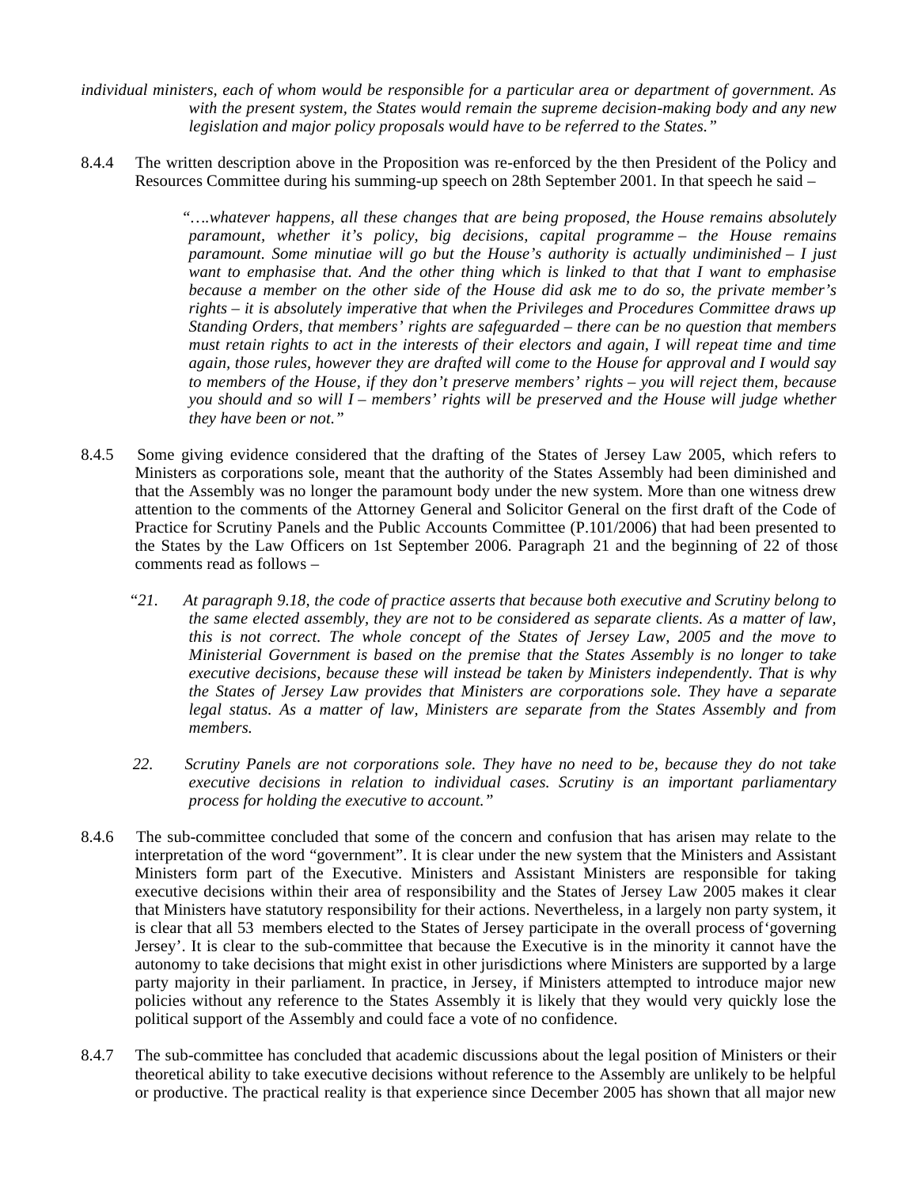*individual ministers, each of whom would be responsible for a particular area or department of government. As with the present system, the States would remain the supreme decision-making body and any new legislation and major policy proposals would have to be referred to the States."*

8.4.4 The written description above in the Proposition was re-enforced by the then President of the Policy and Resources Committee during his summing-up speech on 28th September 2001. In that speech he said –

> *"….whatever happens, all these changes that are being proposed, the House remains absolutely paramount, whether it's policy, big decisions, capital programme – the House remains paramount. Some minutiae will go but the House's authority is actually undiminished – I just want to emphasise that. And the other thing which is linked to that that I want to emphasise because a member on the other side of the House did ask me to do so, the private member's rights – it is absolutely imperative that when the Privileges and Procedures Committee draws up Standing Orders, that members' rights are safeguarded – there can be no question that members must retain rights to act in the interests of their electors and again, I will repeat time and time again, those rules, however they are drafted will come to the House for approval and I would say to members of the House, if they don't preserve members' rights – you will reject them, because you should and so will I – members' rights will be preserved and the House will judge whether they have been or not."*

8.4.5 Some giving evidence considered that the drafting of the States of Jersey Law 2005, which refers to Ministers as corporations sole, meant that the authority of the States Assembly had been diminished and that the Assembly was no longer the paramount body under the new system. More than one witness drew attention to the comments of the Attorney General and Solicitor General on the first draft of the Code of Practice for Scrutiny Panels and the Public Accounts Committee (P.101/2006) that had been presented to the States by the Law Officers on 1st September 2006. Paragraph 21 and the beginning of 22 of those comments read as follows –

> *"21. At paragraph 9.18, the code of practice asserts that because both executive and Scrutiny belong to the same elected assembly, they are not to be considered as separate clients. As a matter of law, this is not correct. The whole concept of the States of Jersey Law, 2005 and the move to Ministerial Government is based on the premise that the States Assembly is no longer to take executive decisions, because these will instead be taken by Ministers independently. That is why the States of Jersey Law provides that Ministers are corporations sole. They have a separate legal status. As a matter of law, Ministers are separate from the States Assembly and from members.*
>
> *22. Scrutiny Panels are not corporations sole. They have no need to be, because they do not take executive decisions in relation to individual cases. Scrutiny is an important parliamentary process for holding the executive to account."*

8.4.6 The sub-committee concluded that some of the concern and confusion that has arisen may relate to the interpretation of the word "government". It is clear under the new system that the Ministers and Assistant Ministers form part of the Executive. Ministers and Assistant Ministers are responsible for taking executive decisions within their area of responsibility and the States of Jersey Law 2005 makes it clear that Ministers have statutory responsibility for their actions. Nevertheless, in a largely non party system, it is clear that all 53 members elected to the States of Jersey participate in the overall process of 'governing Jersey'. It is clear to the sub-committee that because the Executive is in the minority it cannot have the autonomy to take decisions that might exist in other jurisdictions where Ministers are supported by a large party majority in their parliament. In practice, in Jersey, if Ministers attempted to introduce major new policies without any reference to the States Assembly it is likely that they would very quickly lose the political support of the Assembly and could face a vote of no confidence.

8.4.7 The sub-committee has concluded that academic discussions about the legal position of Ministers or their theoretical ability to take executive decisions without reference to the Assembly are unlikely to be helpful or productive. The practical reality is that experience since December 2005 has shown that all major new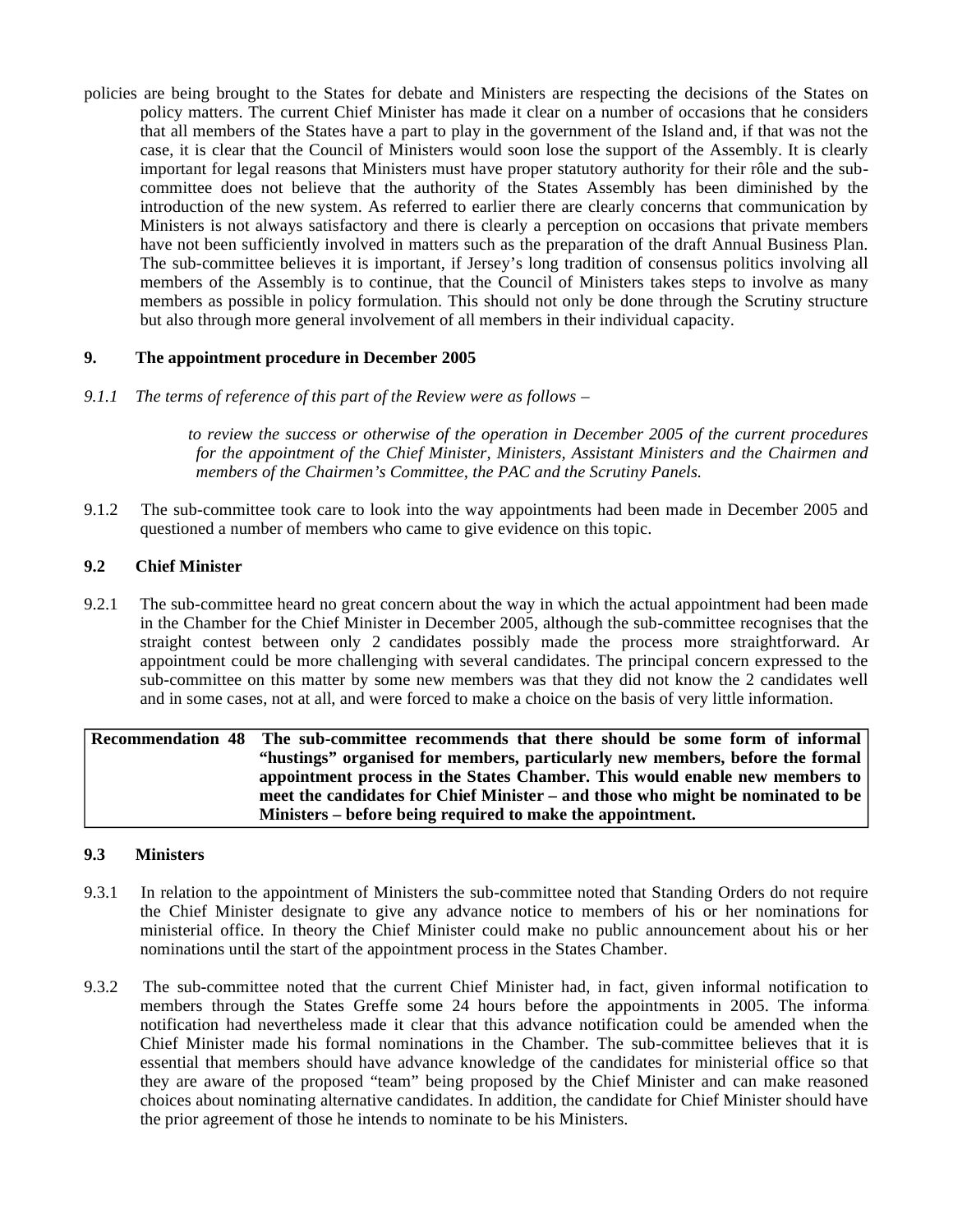policies are being brought to the States for debate and Ministers are respecting the decisions of the States on policy matters. The current Chief Minister has made it clear on a number of occasions that he considers that all members of the States have a part to play in the government of the Island and, if that was not the case, it is clear that the Council of Ministers would soon lose the support of the Assembly. It is clearly important for legal reasons that Ministers must have proper statutory authority for their rôle and the sub-committee does not believe that the authority of the States Assembly has been diminished by the introduction of the new system. As referred to earlier there are clearly concerns that communication by Ministers is not always satisfactory and there is clearly a perception on occasions that private members have not been sufficiently involved in matters such as the preparation of the draft Annual Business Plan. The sub-committee believes it is important, if Jersey's long tradition of consensus politics involving all members of the Assembly is to continue, that the Council of Ministers takes steps to involve as many members as possible in policy formulation. This should not only be done through the Scrutiny structure but also through more general involvement of all members in their individual capacity.

## 9. The appointment procedure in December 2005

*9.1.1 The terms of reference of this part of the Review were as follows –*

> *to review the success or otherwise of the operation in December 2005 of the current procedures for the appointment of the Chief Minister, Ministers, Assistant Ministers and the Chairmen and members of the Chairmen's Committee, the PAC and the Scrutiny Panels.*

9.1.2 The sub-committee took care to look into the way appointments had been made in December 2005 and questioned a number of members who came to give evidence on this topic.

### 9.2 Chief Minister

9.2.1 The sub-committee heard no great concern about the way in which the actual appointment had been made in the Chamber for the Chief Minister in December 2005, although the sub-committee recognises that the straight contest between only 2 candidates possibly made the process more straightforward. An appointment could be more challenging with several candidates. The principal concern expressed to the sub-committee on this matter by some new members was that they did not know the 2 candidates well and in some cases, not at all, and were forced to make a choice on the basis of very little information.

| **Recommendation 48** | **The sub-committee recommends that there should be some form of informal "hustings" organised for members, particularly new members, before the formal appointment process in the States Chamber. This would enable new members to meet the candidates for Chief Minister – and those who might be nominated to be Ministers – before being required to make the appointment.** |
|---|---|

### 9.3 Ministers

9.3.1 In relation to the appointment of Ministers the sub-committee noted that Standing Orders do not require the Chief Minister designate to give any advance notice to members of his or her nominations for ministerial office. In theory the Chief Minister could make no public announcement about his or her nominations until the start of the appointment process in the States Chamber.

9.3.2 The sub-committee noted that the current Chief Minister had, in fact, given informal notification to members through the States Greffe some 24 hours before the appointments in 2005. The informal notification had nevertheless made it clear that this advance notification could be amended when the Chief Minister made his formal nominations in the Chamber. The sub-committee believes that it is essential that members should have advance knowledge of the candidates for ministerial office so that they are aware of the proposed "team" being proposed by the Chief Minister and can make reasoned choices about nominating alternative candidates. In addition, the candidate for Chief Minister should have the prior agreement of those he intends to nominate to be his Ministers.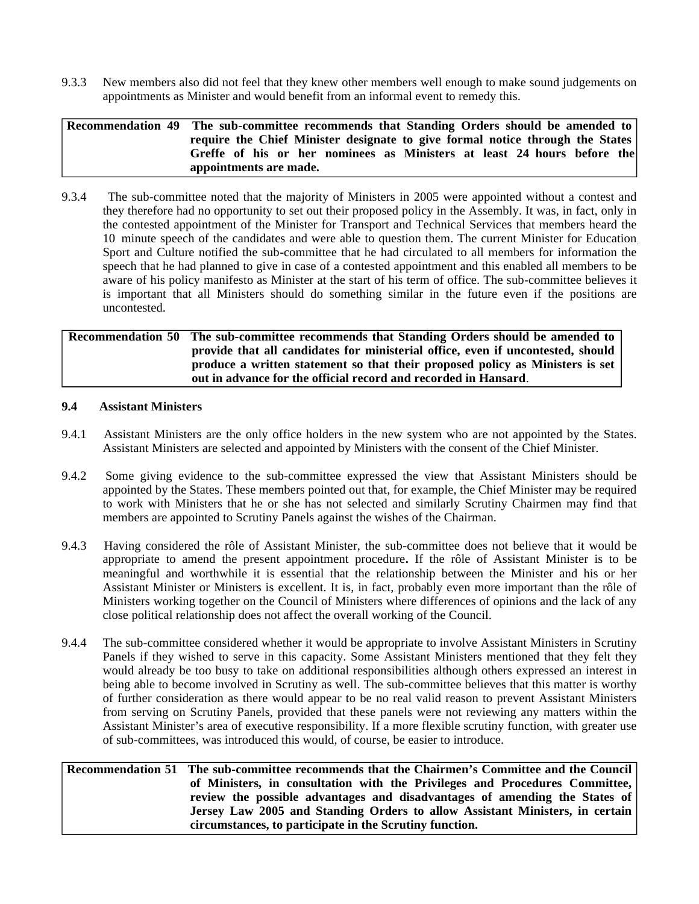9.3.3 New members also did not feel that they knew other members well enough to make sound judgements on appointments as Minister and would benefit from an informal event to remedy this.

| Recommendation 49 | The sub-committee recommends that Standing Orders should be amended to require the Chief Minister designate to give formal notice through the States Greffe of his or her nominees as Ministers at least 24 hours before the appointments are made. |
|---|---|

9.3.4 The sub-committee noted that the majority of Ministers in 2005 were appointed without a contest and they therefore had no opportunity to set out their proposed policy in the Assembly. It was, in fact, only in the contested appointment of the Minister for Transport and Technical Services that members heard the 10 minute speech of the candidates and were able to question them. The current Minister for Education, Sport and Culture notified the sub-committee that he had circulated to all members for information the speech that he had planned to give in case of a contested appointment and this enabled all members to be aware of his policy manifesto as Minister at the start of his term of office. The sub-committee believes it is important that all Ministers should do something similar in the future even if the positions are uncontested.

| Recommendation 50 | The sub-committee recommends that Standing Orders should be amended to provide that all candidates for ministerial office, even if uncontested, should produce a written statement so that their proposed policy as Ministers is set out in advance for the official record and recorded in Hansard. |
|---|---|

### 9.4 Assistant Ministers

9.4.1 Assistant Ministers are the only office holders in the new system who are not appointed by the States. Assistant Ministers are selected and appointed by Ministers with the consent of the Chief Minister.

9.4.2 Some giving evidence to the sub-committee expressed the view that Assistant Ministers should be appointed by the States. These members pointed out that, for example, the Chief Minister may be required to work with Ministers that he or she has not selected and similarly Scrutiny Chairmen may find that members are appointed to Scrutiny Panels against the wishes of the Chairman.

9.4.3 Having considered the rôle of Assistant Minister, the sub-committee does not believe that it would be appropriate to amend the present appointment procedure. If the rôle of Assistant Minister is to be meaningful and worthwhile it is essential that the relationship between the Minister and his or her Assistant Minister or Ministers is excellent. It is, in fact, probably even more important than the rôle of Ministers working together on the Council of Ministers where differences of opinions and the lack of any close political relationship does not affect the overall working of the Council.

9.4.4 The sub-committee considered whether it would be appropriate to involve Assistant Ministers in Scrutiny Panels if they wished to serve in this capacity. Some Assistant Ministers mentioned that they felt they would already be too busy to take on additional responsibilities although others expressed an interest in being able to become involved in Scrutiny as well. The sub-committee believes that this matter is worthy of further consideration as there would appear to be no real valid reason to prevent Assistant Ministers from serving on Scrutiny Panels, provided that these panels were not reviewing any matters within the Assistant Minister's area of executive responsibility. If a more flexible scrutiny function, with greater use of sub-committees, was introduced this would, of course, be easier to introduce.

| Recommendation 51 | The sub-committee recommends that the Chairmen's Committee and the Council of Ministers, in consultation with the Privileges and Procedures Committee, review the possible advantages and disadvantages of amending the States of Jersey Law 2005 and Standing Orders to allow Assistant Ministers, in certain circumstances, to participate in the Scrutiny function. |
|---|---|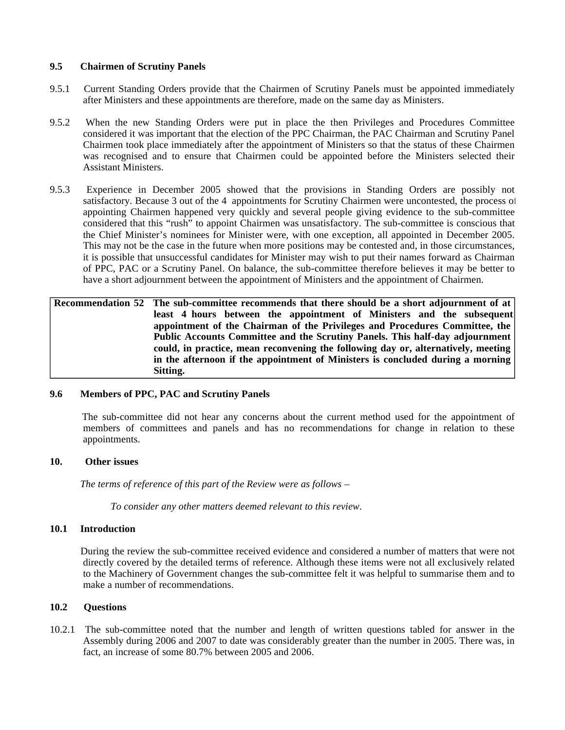### 9.5 Chairmen of Scrutiny Panels

9.5.1 Current Standing Orders provide that the Chairmen of Scrutiny Panels must be appointed immediately after Ministers and these appointments are therefore, made on the same day as Ministers.

9.5.2 When the new Standing Orders were put in place the then Privileges and Procedures Committee considered it was important that the election of the PPC Chairman, the PAC Chairman and Scrutiny Panel Chairmen took place immediately after the appointment of Ministers so that the status of these Chairmen was recognised and to ensure that Chairmen could be appointed before the Ministers selected their Assistant Ministers.

9.5.3 Experience in December 2005 showed that the provisions in Standing Orders are possibly not satisfactory. Because 3 out of the 4 appointments for Scrutiny Chairmen were uncontested, the process of appointing Chairmen happened very quickly and several people giving evidence to the sub-committee considered that this "rush" to appoint Chairmen was unsatisfactory. The sub-committee is conscious that the Chief Minister's nominees for Minister were, with one exception, all appointed in December 2005. This may not be the case in the future when more positions may be contested and, in those circumstances, it is possible that unsuccessful candidates for Minister may wish to put their names forward as Chairman of PPC, PAC or a Scrutiny Panel. On balance, the sub-committee therefore believes it may be better to have a short adjournment between the appointment of Ministers and the appointment of Chairmen.

| **Recommendation 52** | **The sub-committee recommends that there should be a short adjournment of at least 4 hours between the appointment of Ministers and the subsequent appointment of the Chairman of the Privileges and Procedures Committee, the Public Accounts Committee and the Scrutiny Panels. This half-day adjournment could, in practice, mean reconvening the following day or, alternatively, meeting in the afternoon if the appointment of Ministers is concluded during a morning Sitting.** |
|---|---|

### 9.6 Members of PPC, PAC and Scrutiny Panels

The sub-committee did not hear any concerns about the current method used for the appointment of members of committees and panels and has no recommendations for change in relation to these appointments.

## 10. Other issues

*The terms of reference of this part of the Review were as follows –*

*To consider any other matters deemed relevant to this review.*

### 10.1 Introduction

During the review the sub-committee received evidence and considered a number of matters that were not directly covered by the detailed terms of reference. Although these items were not all exclusively related to the Machinery of Government changes the sub-committee felt it was helpful to summarise them and to make a number of recommendations.

### 10.2 Questions

10.2.1 The sub-committee noted that the number and length of written questions tabled for answer in the Assembly during 2006 and 2007 to date was considerably greater than the number in 2005. There was, in fact, an increase of some 80.7% between 2005 and 2006.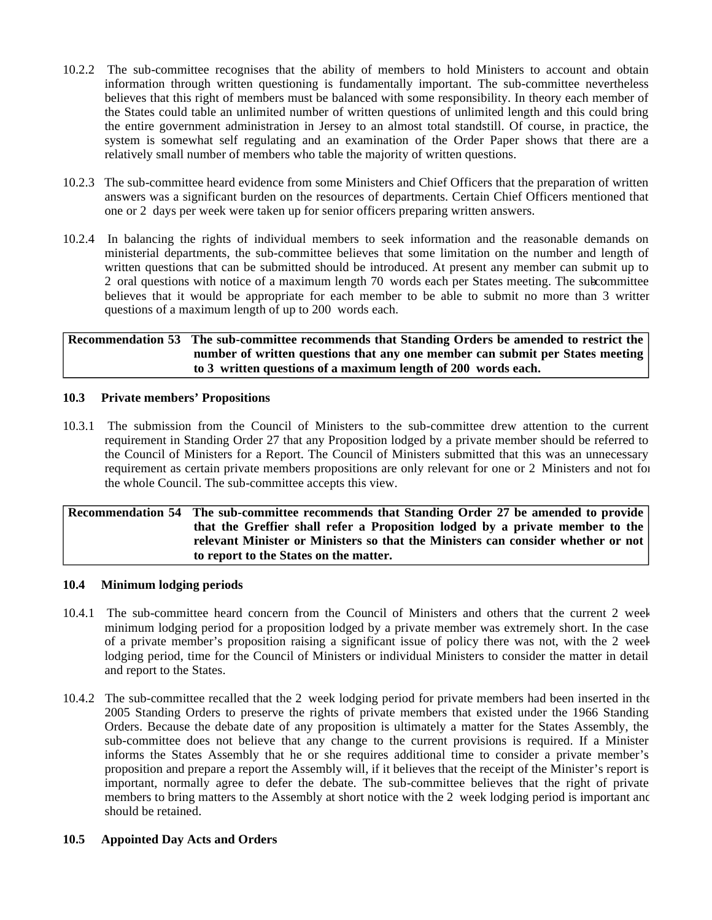10.2.2 The sub-committee recognises that the ability of members to hold Ministers to account and obtain information through written questioning is fundamentally important. The sub-committee nevertheless believes that this right of members must be balanced with some responsibility. In theory each member of the States could table an unlimited number of written questions of unlimited length and this could bring the entire government administration in Jersey to an almost total standstill. Of course, in practice, the system is somewhat self regulating and an examination of the Order Paper shows that there are a relatively small number of members who table the majority of written questions.

10.2.3 The sub-committee heard evidence from some Ministers and Chief Officers that the preparation of written answers was a significant burden on the resources of departments. Certain Chief Officers mentioned that one or 2 days per week were taken up for senior officers preparing written answers.

10.2.4 In balancing the rights of individual members to seek information and the reasonable demands on ministerial departments, the sub-committee believes that some limitation on the number and length of written questions that can be submitted should be introduced. At present any member can submit up to 2 oral questions with notice of a maximum length 70 words each per States meeting. The sub-committee believes that it would be appropriate for each member to be able to submit no more than 3 written questions of a maximum length of up to 200 words each.

| Recommendation 53 | The sub-committee recommends that Standing Orders be amended to restrict the number of written questions that any one member can submit per States meeting to 3 written questions of a maximum length of 200 words each. |
|---|---|

### 10.3 Private members' Propositions

10.3.1 The submission from the Council of Ministers to the sub-committee drew attention to the current requirement in Standing Order 27 that any Proposition lodged by a private member should be referred to the Council of Ministers for a Report. The Council of Ministers submitted that this was an unnecessary requirement as certain private members propositions are only relevant for one or 2 Ministers and not for the whole Council. The sub-committee accepts this view.

| Recommendation 54 | The sub-committee recommends that Standing Order 27 be amended to provide that the Greffier shall refer a Proposition lodged by a private member to the relevant Minister or Ministers so that the Ministers can consider whether or not to report to the States on the matter. |
|---|---|

### 10.4 Minimum lodging periods

10.4.1 The sub-committee heard concern from the Council of Ministers and others that the current 2 week minimum lodging period for a proposition lodged by a private member was extremely short. In the case of a private member's proposition raising a significant issue of policy there was not, with the 2 week lodging period, time for the Council of Ministers or individual Ministers to consider the matter in detail and report to the States.

10.4.2 The sub-committee recalled that the 2 week lodging period for private members had been inserted in the 2005 Standing Orders to preserve the rights of private members that existed under the 1966 Standing Orders. Because the debate date of any proposition is ultimately a matter for the States Assembly, the sub-committee does not believe that any change to the current provisions is required. If a Minister informs the States Assembly that he or she requires additional time to consider a private member's proposition and prepare a report the Assembly will, if it believes that the receipt of the Minister's report is important, normally agree to defer the debate. The sub-committee believes that the right of private members to bring matters to the Assembly at short notice with the 2 week lodging period is important and should be retained.

### 10.5 Appointed Day Acts and Orders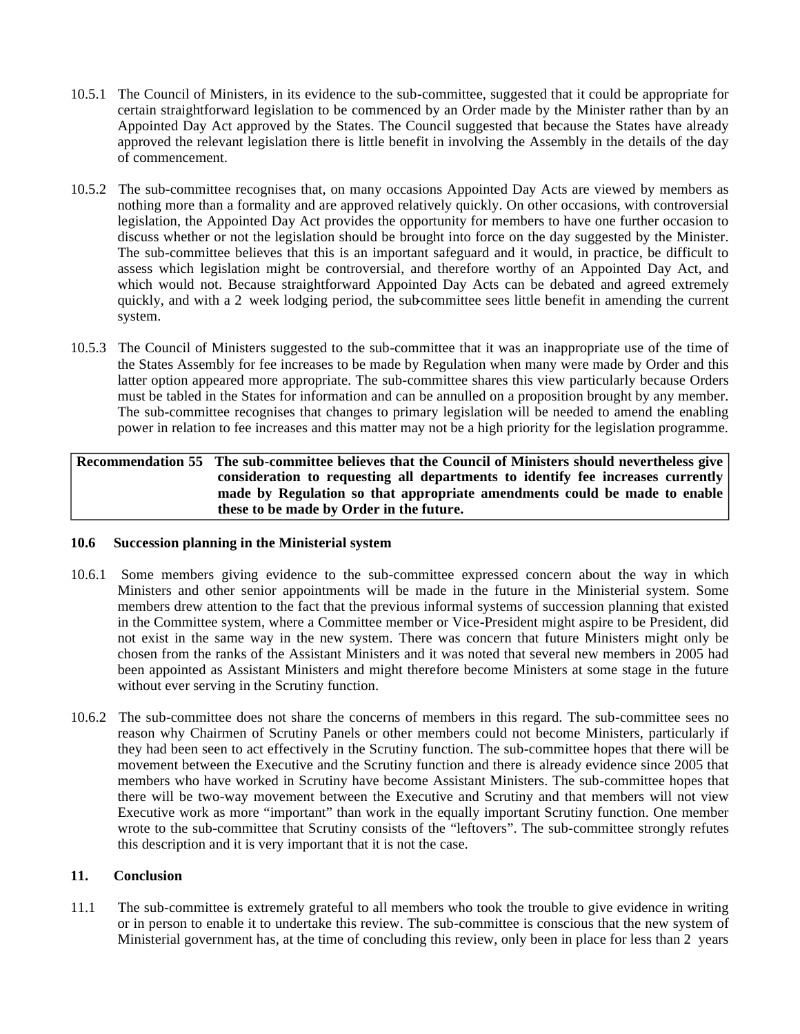10.5.1 The Council of Ministers, in its evidence to the sub-committee, suggested that it could be appropriate for certain straightforward legislation to be commenced by an Order made by the Minister rather than by an Appointed Day Act approved by the States. The Council suggested that because the States have already approved the relevant legislation there is little benefit in involving the Assembly in the details of the day of commencement.

10.5.2 The sub-committee recognises that, on many occasions Appointed Day Acts are viewed by members as nothing more than a formality and are approved relatively quickly. On other occasions, with controversial legislation, the Appointed Day Act provides the opportunity for members to have one further occasion to discuss whether or not the legislation should be brought into force on the day suggested by the Minister. The sub-committee believes that this is an important safeguard and it would, in practice, be difficult to assess which legislation might be controversial, and therefore worthy of an Appointed Day Act, and which would not. Because straightforward Appointed Day Acts can be debated and agreed extremely quickly, and with a 2 week lodging period, the sub-committee sees little benefit in amending the current system.

10.5.3 The Council of Ministers suggested to the sub-committee that it was an inappropriate use of the time of the States Assembly for fee increases to be made by Regulation when many were made by Order and this latter option appeared more appropriate. The sub-committee shares this view particularly because Orders must be tabled in the States for information and can be annulled on a proposition brought by any member. The sub-committee recognises that changes to primary legislation will be needed to amend the enabling power in relation to fee increases and this matter may not be a high priority for the legislation programme.

| **Recommendation 55** | **The sub-committee believes that the Council of Ministers should nevertheless give consideration to requesting all departments to identify fee increases currently made by Regulation so that appropriate amendments could be made to enable these to be made by Order in the future.** |
|---|---|

### 10.6 Succession planning in the Ministerial system

10.6.1 Some members giving evidence to the sub-committee expressed concern about the way in which Ministers and other senior appointments will be made in the future in the Ministerial system. Some members drew attention to the fact that the previous informal systems of succession planning that existed in the Committee system, where a Committee member or Vice-President might aspire to be President, did not exist in the same way in the new system. There was concern that future Ministers might only be chosen from the ranks of the Assistant Ministers and it was noted that several new members in 2005 had been appointed as Assistant Ministers and might therefore become Ministers at some stage in the future without ever serving in the Scrutiny function.

10.6.2 The sub-committee does not share the concerns of members in this regard. The sub-committee sees no reason why Chairmen of Scrutiny Panels or other members could not become Ministers, particularly if they had been seen to act effectively in the Scrutiny function. The sub-committee hopes that there will be movement between the Executive and the Scrutiny function and there is already evidence since 2005 that members who have worked in Scrutiny have become Assistant Ministers. The sub-committee hopes that there will be two-way movement between the Executive and Scrutiny and that members will not view Executive work as more "important" than work in the equally important Scrutiny function. One member wrote to the sub-committee that Scrutiny consists of the "leftovers". The sub-committee strongly refutes this description and it is very important that it is not the case.

## 11. Conclusion

11.1 The sub-committee is extremely grateful to all members who took the trouble to give evidence in writing or in person to enable it to undertake this review. The sub-committee is conscious that the new system of Ministerial government has, at the time of concluding this review, only been in place for less than 2 years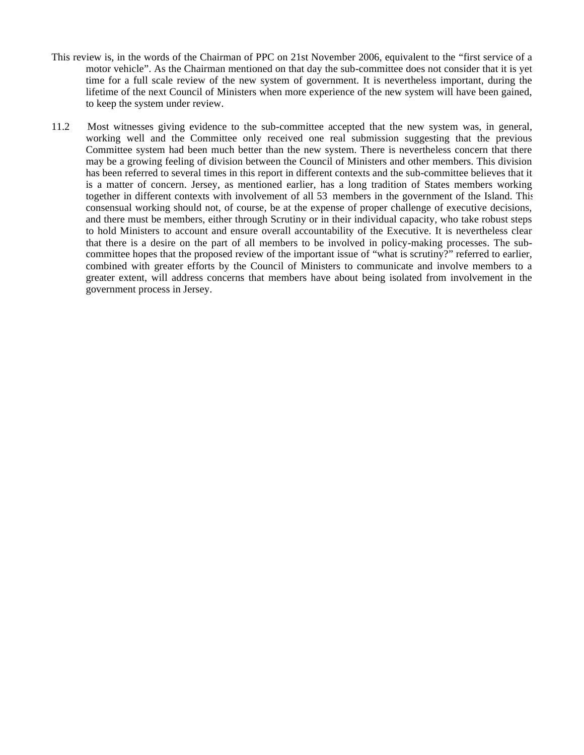This review is, in the words of the Chairman of PPC on 21st November 2006, equivalent to the "first service of a motor vehicle". As the Chairman mentioned on that day the sub-committee does not consider that it is yet time for a full scale review of the new system of government. It is nevertheless important, during the lifetime of the next Council of Ministers when more experience of the new system will have been gained, to keep the system under review.

11.2 Most witnesses giving evidence to the sub-committee accepted that the new system was, in general, working well and the Committee only received one real submission suggesting that the previous Committee system had been much better than the new system. There is nevertheless concern that there may be a growing feeling of division between the Council of Ministers and other members. This division has been referred to several times in this report in different contexts and the sub-committee believes that it is a matter of concern. Jersey, as mentioned earlier, has a long tradition of States members working together in different contexts with involvement of all 53 members in the government of the Island. This consensual working should not, of course, be at the expense of proper challenge of executive decisions, and there must be members, either through Scrutiny or in their individual capacity, who take robust steps to hold Ministers to account and ensure overall accountability of the Executive. It is nevertheless clear that there is a desire on the part of all members to be involved in policy-making processes. The sub-committee hopes that the proposed review of the important issue of "what is scrutiny?" referred to earlier, combined with greater efforts by the Council of Ministers to communicate and involve members to a greater extent, will address concerns that members have about being isolated from involvement in the government process in Jersey.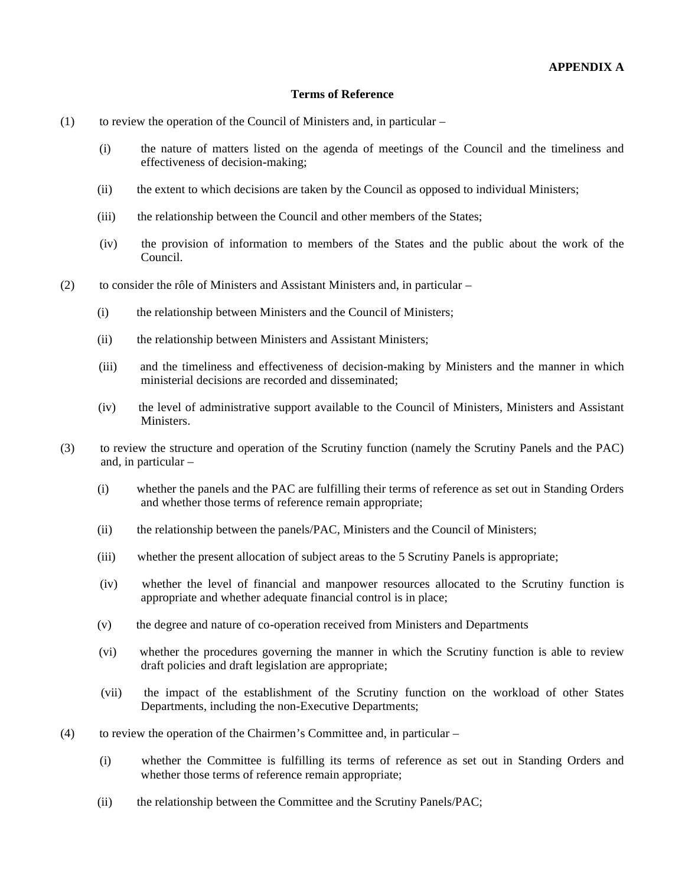**APPENDIX A**

**Terms of Reference**

(1) to review the operation of the Council of Ministers and, in particular –

(i) the nature of matters listed on the agenda of meetings of the Council and the timeliness and effectiveness of decision-making;

(ii) the extent to which decisions are taken by the Council as opposed to individual Ministers;

(iii) the relationship between the Council and other members of the States;

(iv) the provision of information to members of the States and the public about the work of the Council.

(2) to consider the rôle of Ministers and Assistant Ministers and, in particular –

(i) the relationship between Ministers and the Council of Ministers;

(ii) the relationship between Ministers and Assistant Ministers;

(iii) and the timeliness and effectiveness of decision-making by Ministers and the manner in which ministerial decisions are recorded and disseminated;

(iv) the level of administrative support available to the Council of Ministers, Ministers and Assistant Ministers.

(3) to review the structure and operation of the Scrutiny function (namely the Scrutiny Panels and the PAC) and, in particular –

(i) whether the panels and the PAC are fulfilling their terms of reference as set out in Standing Orders and whether those terms of reference remain appropriate;

(ii) the relationship between the panels/PAC, Ministers and the Council of Ministers;

(iii) whether the present allocation of subject areas to the 5 Scrutiny Panels is appropriate;

(iv) whether the level of financial and manpower resources allocated to the Scrutiny function is appropriate and whether adequate financial control is in place;

(v) the degree and nature of co-operation received from Ministers and Departments

(vi) whether the procedures governing the manner in which the Scrutiny function is able to review draft policies and draft legislation are appropriate;

(vii) the impact of the establishment of the Scrutiny function on the workload of other States Departments, including the non-Executive Departments;

(4) to review the operation of the Chairmen's Committee and, in particular –

(i) whether the Committee is fulfilling its terms of reference as set out in Standing Orders and whether those terms of reference remain appropriate;

(ii) the relationship between the Committee and the Scrutiny Panels/PAC;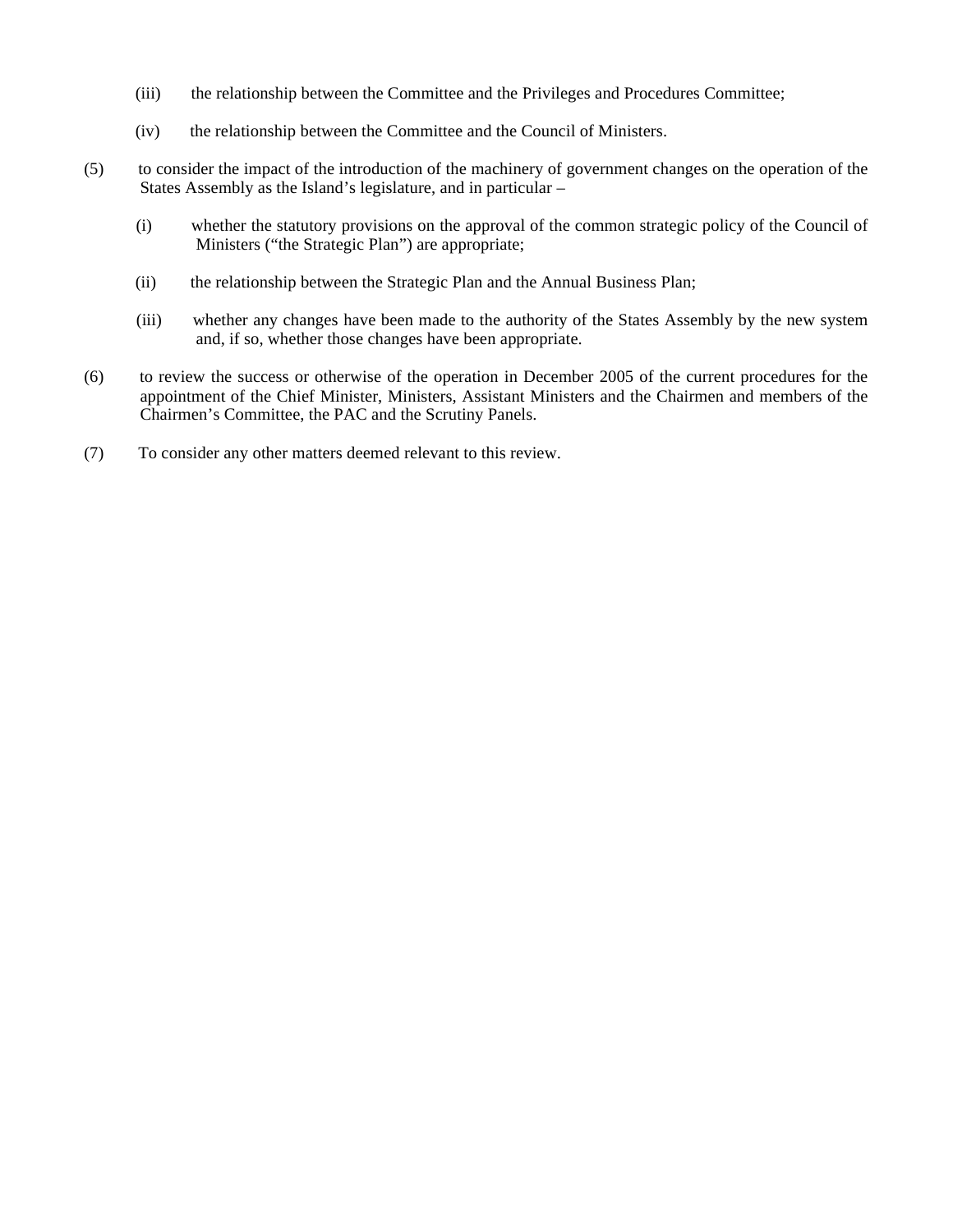(iii) the relationship between the Committee and the Privileges and Procedures Committee;

(iv) the relationship between the Committee and the Council of Ministers.

(5) to consider the impact of the introduction of the machinery of government changes on the operation of the States Assembly as the Island's legislature, and in particular –

(i) whether the statutory provisions on the approval of the common strategic policy of the Council of Ministers ("the Strategic Plan") are appropriate;

(ii) the relationship between the Strategic Plan and the Annual Business Plan;

(iii) whether any changes have been made to the authority of the States Assembly by the new system and, if so, whether those changes have been appropriate.

(6) to review the success or otherwise of the operation in December 2005 of the current procedures for the appointment of the Chief Minister, Ministers, Assistant Ministers and the Chairmen and members of the Chairmen's Committee, the PAC and the Scrutiny Panels.

(7) To consider any other matters deemed relevant to this review.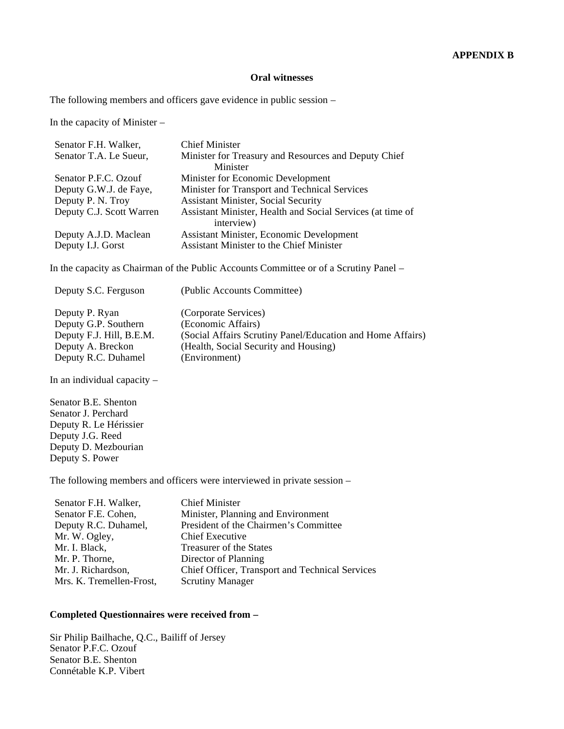**APPENDIX B**

**Oral witnesses**

The following members and officers gave evidence in public session –

In the capacity of Minister –

| | |
|---|---|
| Senator F.H. Walker, | Chief Minister |
| Senator T.A. Le Sueur, | Minister for Treasury and Resources and Deputy Chief Minister |
| Senator P.F.C. Ozouf | Minister for Economic Development |
| Deputy G.W.J. de Faye, | Minister for Transport and Technical Services |
| Deputy P. N. Troy | Assistant Minister, Social Security |
| Deputy C.J. Scott Warren | Assistant Minister, Health and Social Services (at time of interview) |
| Deputy A.J.D. Maclean | Assistant Minister, Economic Development |
| Deputy I.J. Gorst | Assistant Minister to the Chief Minister |

In the capacity as Chairman of the Public Accounts Committee or of a Scrutiny Panel –

| | |
|---|---|
| Deputy S.C. Ferguson | (Public Accounts Committee) |
| Deputy P. Ryan | (Corporate Services) |
| Deputy G.P. Southern | (Economic Affairs) |
| Deputy F.J. Hill, B.E.M. | (Social Affairs Scrutiny Panel/Education and Home Affairs) |
| Deputy A. Breckon | (Health, Social Security and Housing) |
| Deputy R.C. Duhamel | (Environment) |

In an individual capacity –

Senator B.E. Shenton
Senator J. Perchard
Deputy R. Le Hérissier
Deputy J.G. Reed
Deputy D. Mezbourian
Deputy S. Power

The following members and officers were interviewed in private session –

| | |
|---|---|
| Senator F.H. Walker, | Chief Minister |
| Senator F.E. Cohen, | Minister, Planning and Environment |
| Deputy R.C. Duhamel, | President of the Chairmen's Committee |
| Mr. W. Ogley, | Chief Executive |
| Mr. I. Black, | Treasurer of the States |
| Mr. P. Thorne, | Director of Planning |
| Mr. J. Richardson, | Chief Officer, Transport and Technical Services |
| Mrs. K. Tremellen-Frost, | Scrutiny Manager |

**Completed Questionnaires were received from –**

Sir Philip Bailhache, Q.C., Bailiff of Jersey
Senator P.F.C. Ozouf
Senator B.E. Shenton
Connétable K.P. Vibert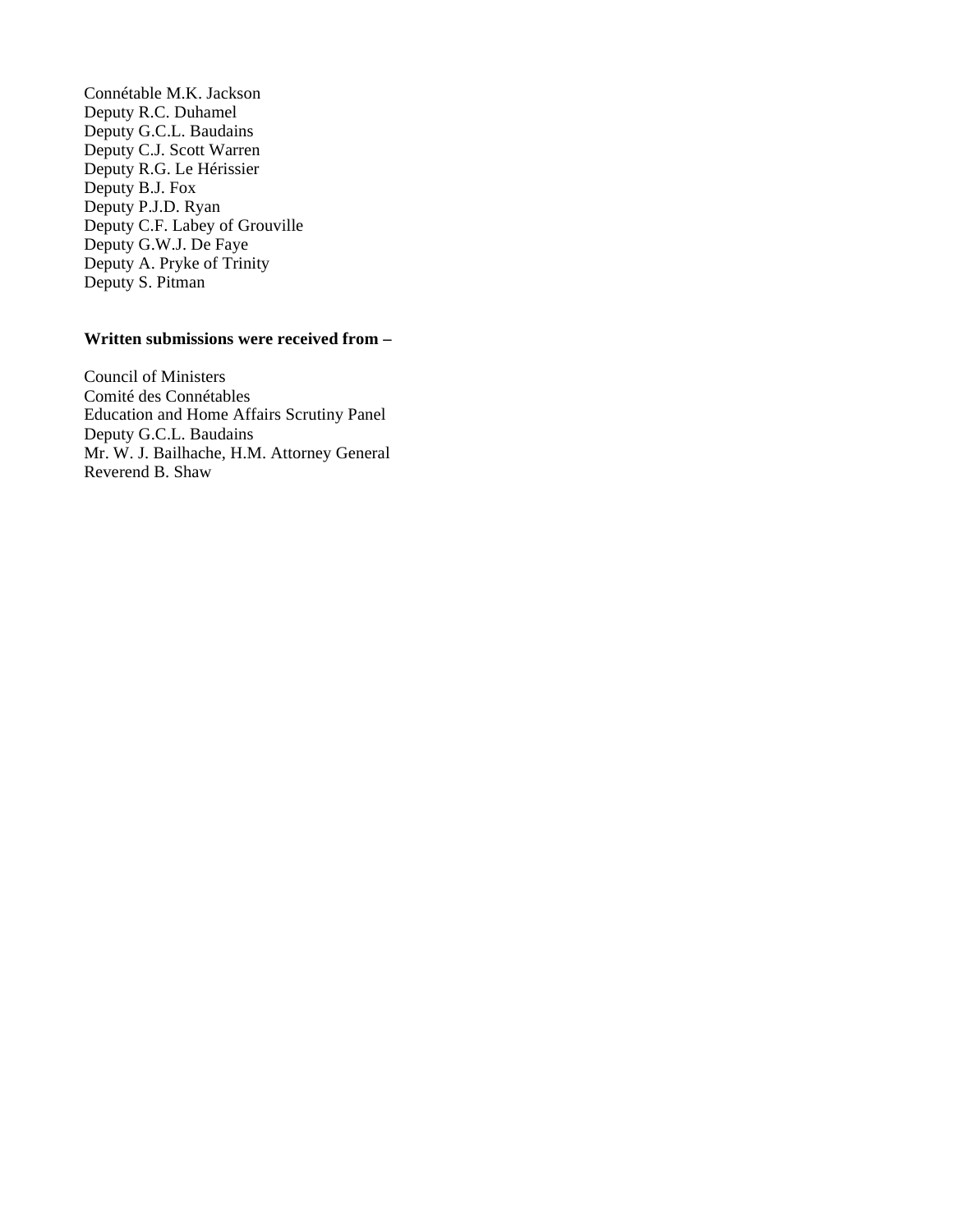Connétable M.K. Jackson
Deputy R.C. Duhamel
Deputy G.C.L. Baudains
Deputy C.J. Scott Warren
Deputy R.G. Le Hérissier
Deputy B.J. Fox
Deputy P.J.D. Ryan
Deputy C.F. Labey of Grouville
Deputy G.W.J. De Faye
Deputy A. Pryke of Trinity
Deputy S. Pitman

**Written submissions were received from –**

Council of Ministers
Comité des Connétables
Education and Home Affairs Scrutiny Panel
Deputy G.C.L. Baudains
Mr. W. J. Bailhache, H.M. Attorney General
Reverend B. Shaw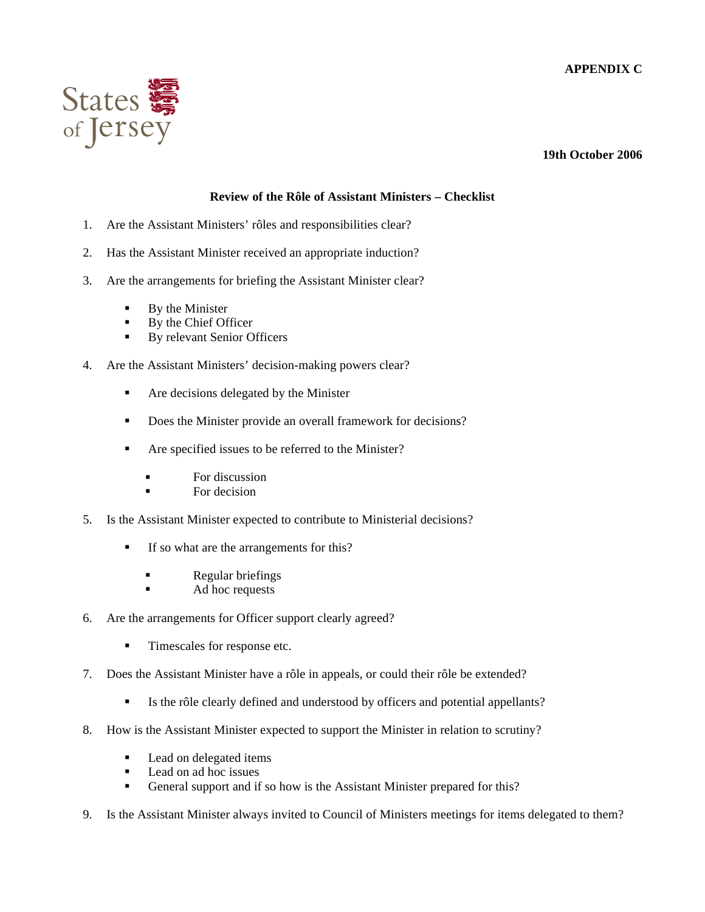**APPENDIX C**

States of Jersey

**19th October 2006**

**Review of the Rôle of Assistant Ministers – Checklist**

1. Are the Assistant Ministers' rôles and responsibilities clear?

2. Has the Assistant Minister received an appropriate induction?

3. Are the arrangements for briefing the Assistant Minister clear?
   - By the Minister
   - By the Chief Officer
   - By relevant Senior Officers

4. Are the Assistant Ministers' decision-making powers clear?
   - Are decisions delegated by the Minister
   - Does the Minister provide an overall framework for decisions?
   - Are specified issues to be referred to the Minister?
     - For discussion
     - For decision

5. Is the Assistant Minister expected to contribute to Ministerial decisions?
   - If so what are the arrangements for this?
     - Regular briefings
     - Ad hoc requests

6. Are the arrangements for Officer support clearly agreed?
   - Timescales for response etc.

7. Does the Assistant Minister have a rôle in appeals, or could their rôle be extended?
   - Is the rôle clearly defined and understood by officers and potential appellants?

8. How is the Assistant Minister expected to support the Minister in relation to scrutiny?
   - Lead on delegated items
   - Lead on ad hoc issues
   - General support and if so how is the Assistant Minister prepared for this?

9. Is the Assistant Minister always invited to Council of Ministers meetings for items delegated to them?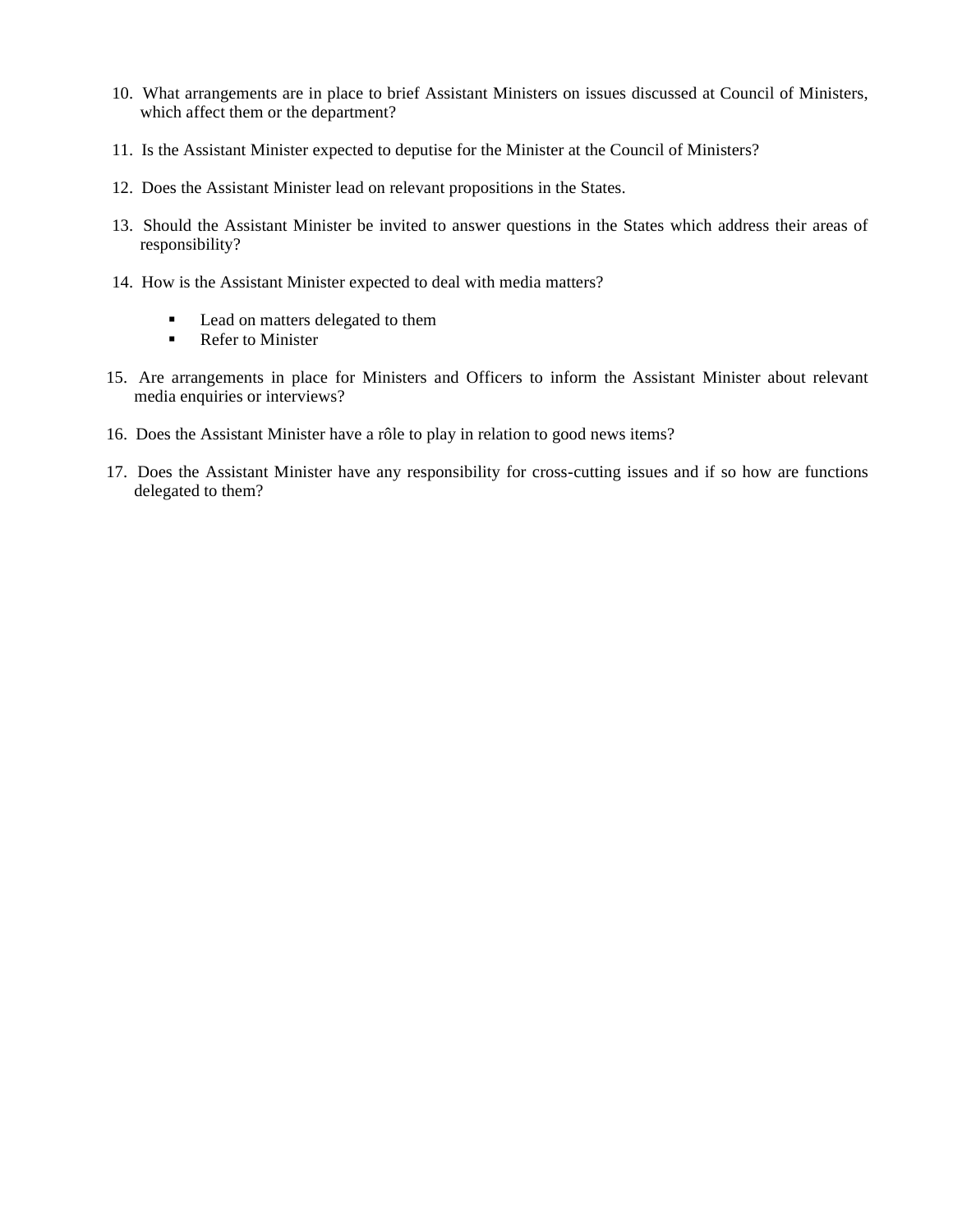10. What arrangements are in place to brief Assistant Ministers on issues discussed at Council of Ministers, which affect them or the department?

11. Is the Assistant Minister expected to deputise for the Minister at the Council of Ministers?

12. Does the Assistant Minister lead on relevant propositions in the States.

13. Should the Assistant Minister be invited to answer questions in the States which address their areas of responsibility?

14. How is the Assistant Minister expected to deal with media matters?

    - Lead on matters delegated to them
    - Refer to Minister

15. Are arrangements in place for Ministers and Officers to inform the Assistant Minister about relevant media enquiries or interviews?

16. Does the Assistant Minister have a rôle to play in relation to good news items?

17. Does the Assistant Minister have any responsibility for cross-cutting issues and if so how are functions delegated to them?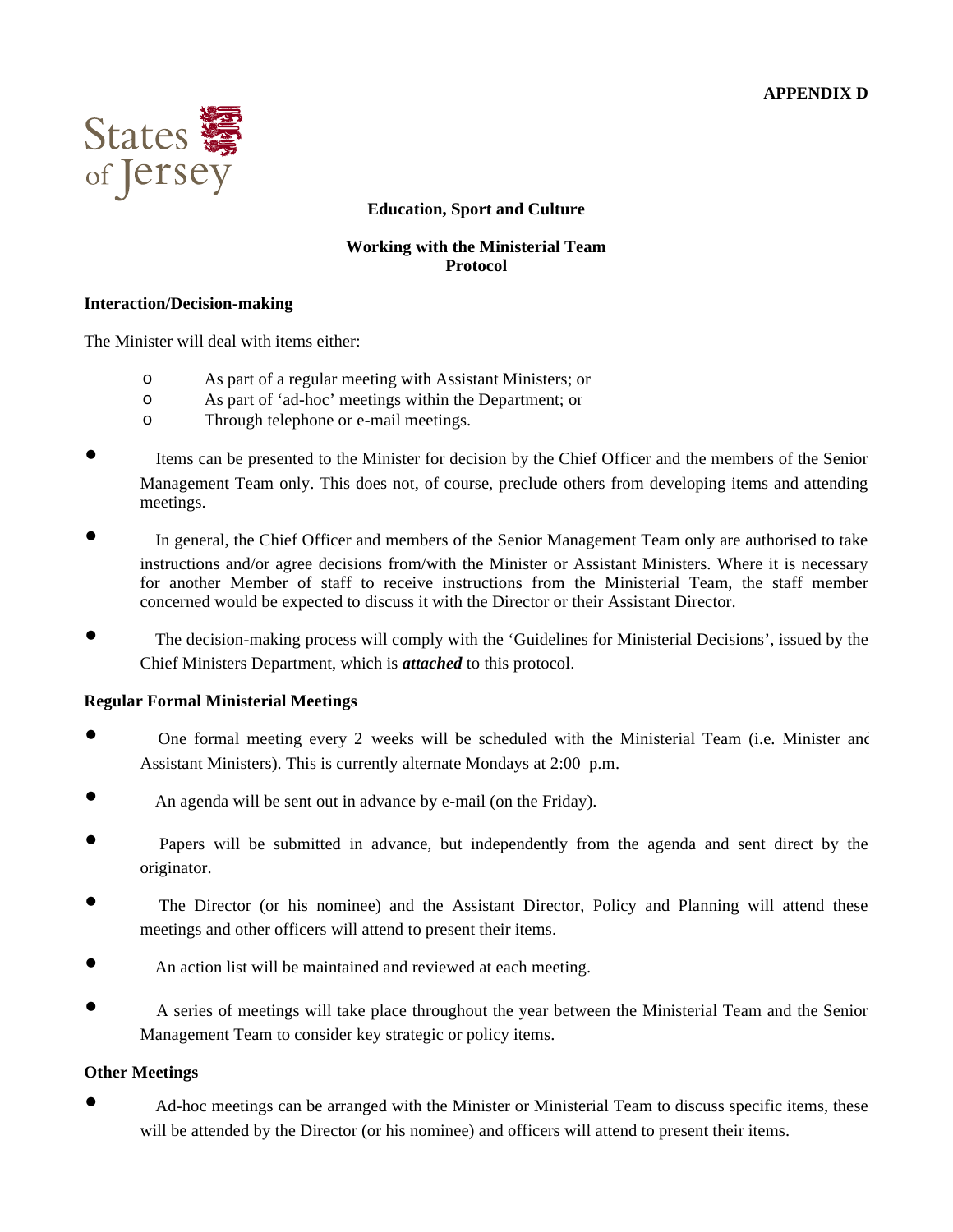**APPENDIX D**

States of Jersey

**Education, Sport and Culture**

**Working with the Ministerial Team**
**Protocol**

**Interaction/Decision-making**

The Minister will deal with items either:

- As part of a regular meeting with Assistant Ministers; or
- As part of 'ad-hoc' meetings within the Department; or
- Through telephone or e-mail meetings.

- Items can be presented to the Minister for decision by the Chief Officer and the members of the Senior Management Team only. This does not, of course, preclude others from developing items and attending meetings.
- In general, the Chief Officer and members of the Senior Management Team only are authorised to take instructions and/or agree decisions from/with the Minister or Assistant Ministers. Where it is necessary for another Member of staff to receive instructions from the Ministerial Team, the staff member concerned would be expected to discuss it with the Director or their Assistant Director.
- The decision-making process will comply with the 'Guidelines for Ministerial Decisions', issued by the Chief Ministers Department, which is ***attached*** to this protocol.

**Regular Formal Ministerial Meetings**

- One formal meeting every 2 weeks will be scheduled with the Ministerial Team (i.e. Minister and Assistant Ministers). This is currently alternate Mondays at 2:00 p.m.
- An agenda will be sent out in advance by e-mail (on the Friday).
- Papers will be submitted in advance, but independently from the agenda and sent direct by the originator.
- The Director (or his nominee) and the Assistant Director, Policy and Planning will attend these meetings and other officers will attend to present their items.
- An action list will be maintained and reviewed at each meeting.
- A series of meetings will take place throughout the year between the Ministerial Team and the Senior Management Team to consider key strategic or policy items.

**Other Meetings**

- Ad-hoc meetings can be arranged with the Minister or Ministerial Team to discuss specific items, these will be attended by the Director (or his nominee) and officers will attend to present their items.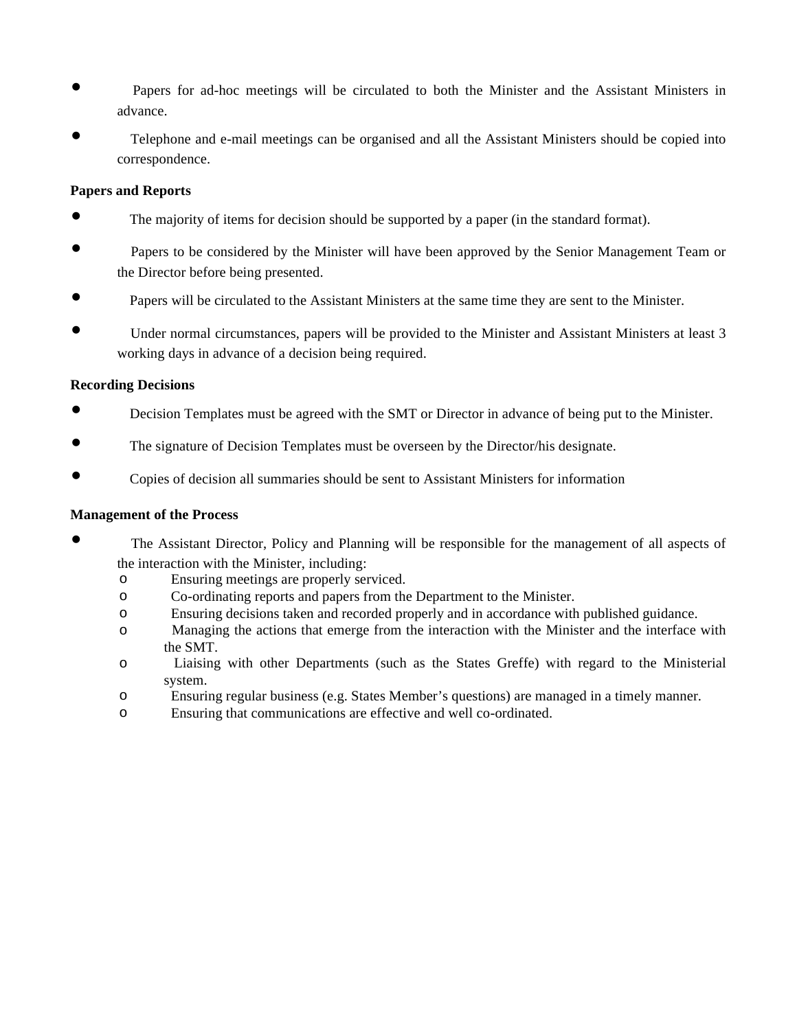- Papers for ad-hoc meetings will be circulated to both the Minister and the Assistant Ministers in advance.
- Telephone and e-mail meetings can be organised and all the Assistant Ministers should be copied into correspondence.

**Papers and Reports**

- The majority of items for decision should be supported by a paper (in the standard format).
- Papers to be considered by the Minister will have been approved by the Senior Management Team or the Director before being presented.
- Papers will be circulated to the Assistant Ministers at the same time they are sent to the Minister.
- Under normal circumstances, papers will be provided to the Minister and Assistant Ministers at least 3 working days in advance of a decision being required.

**Recording Decisions**

- Decision Templates must be agreed with the SMT or Director in advance of being put to the Minister.
- The signature of Decision Templates must be overseen by the Director/his designate.
- Copies of decision all summaries should be sent to Assistant Ministers for information

**Management of the Process**

- The Assistant Director, Policy and Planning will be responsible for the management of all aspects of the interaction with the Minister, including:
  - Ensuring meetings are properly serviced.
  - Co-ordinating reports and papers from the Department to the Minister.
  - Ensuring decisions taken and recorded properly and in accordance with published guidance.
  - Managing the actions that emerge from the interaction with the Minister and the interface with the SMT.
  - Liaising with other Departments (such as the States Greffe) with regard to the Ministerial system.
  - Ensuring regular business (e.g. States Member's questions) are managed in a timely manner.
  - Ensuring that communications are effective and well co-ordinated.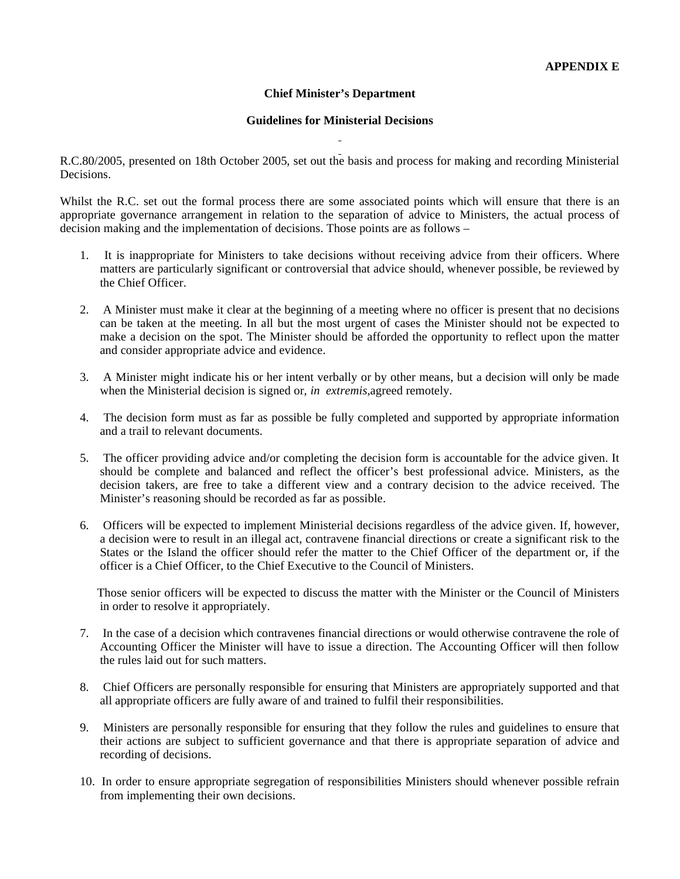**APPENDIX E**

**Chief Minister's Department**

**Guidelines for Ministerial Decisions**

R.C.80/2005, presented on 18th October 2005, set out the basis and process for making and recording Ministerial Decisions.

Whilst the R.C. set out the formal process there are some associated points which will ensure that there is an appropriate governance arrangement in relation to the separation of advice to Ministers, the actual process of decision making and the implementation of decisions. Those points are as follows –

1. It is inappropriate for Ministers to take decisions without receiving advice from their officers. Where matters are particularly significant or controversial that advice should, whenever possible, be reviewed by the Chief Officer.

2. A Minister must make it clear at the beginning of a meeting where no officer is present that no decisions can be taken at the meeting. In all but the most urgent of cases the Minister should not be expected to make a decision on the spot. The Minister should be afforded the opportunity to reflect upon the matter and consider appropriate advice and evidence.

3. A Minister might indicate his or her intent verbally or by other means, but a decision will only be made when the Ministerial decision is signed or, *in extremis*, agreed remotely.

4. The decision form must as far as possible be fully completed and supported by appropriate information and a trail to relevant documents.

5. The officer providing advice and/or completing the decision form is accountable for the advice given. It should be complete and balanced and reflect the officer's best professional advice. Ministers, as the decision takers, are free to take a different view and a contrary decision to the advice received. The Minister's reasoning should be recorded as far as possible.

6. Officers will be expected to implement Ministerial decisions regardless of the advice given. If, however, a decision were to result in an illegal act, contravene financial directions or create a significant risk to the States or the Island the officer should refer the matter to the Chief Officer of the department or, if the officer is a Chief Officer, to the Chief Executive to the Council of Ministers.

   Those senior officers will be expected to discuss the matter with the Minister or the Council of Ministers in order to resolve it appropriately.

7. In the case of a decision which contravenes financial directions or would otherwise contravene the role of Accounting Officer the Minister will have to issue a direction. The Accounting Officer will then follow the rules laid out for such matters.

8. Chief Officers are personally responsible for ensuring that Ministers are appropriately supported and that all appropriate officers are fully aware of and trained to fulfil their responsibilities.

9. Ministers are personally responsible for ensuring that they follow the rules and guidelines to ensure that their actions are subject to sufficient governance and that there is appropriate separation of advice and recording of decisions.

10. In order to ensure appropriate segregation of responsibilities Ministers should whenever possible refrain from implementing their own decisions.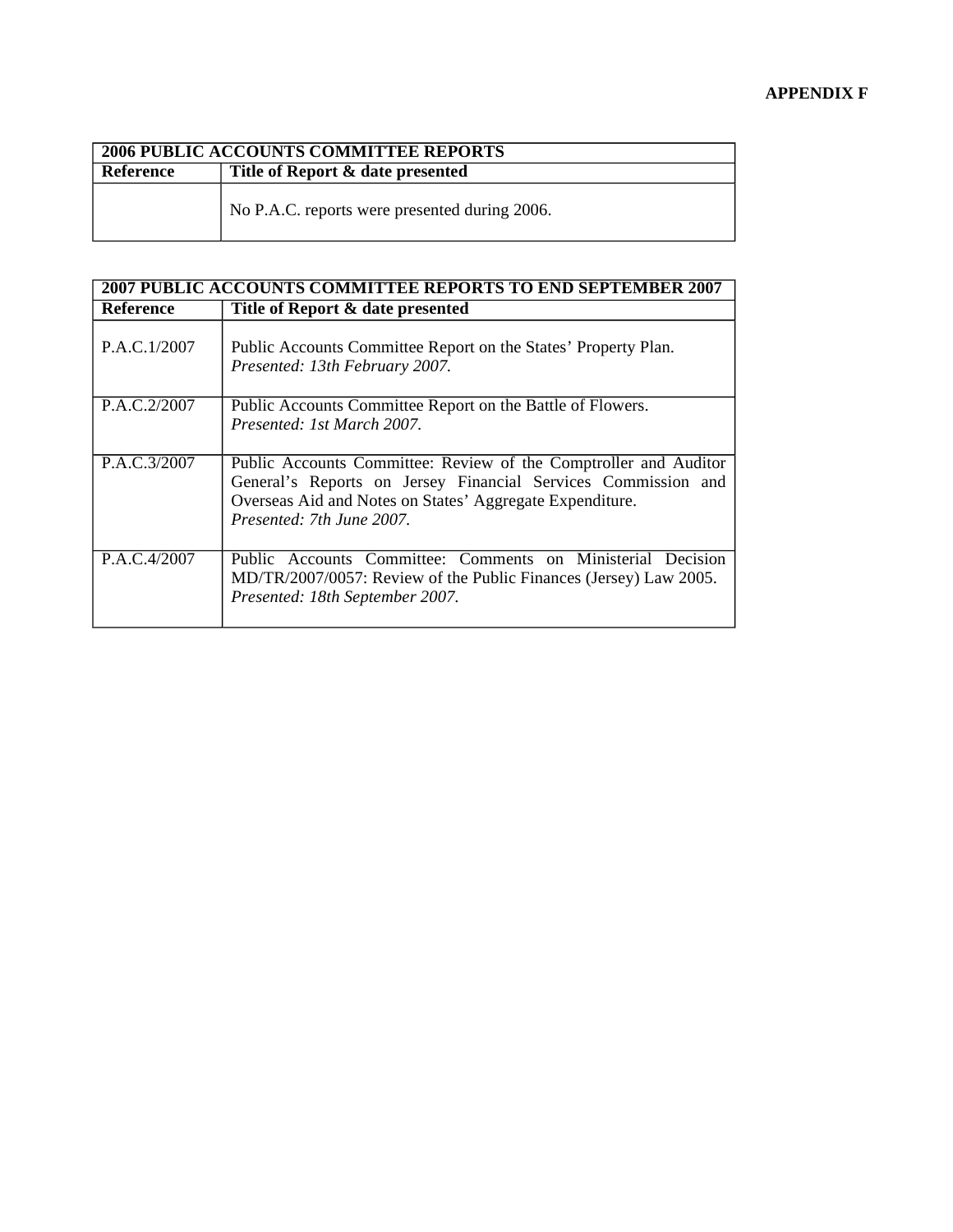**APPENDIX F**

| 2006 PUBLIC ACCOUNTS COMMITTEE REPORTS | |
|---|---|
| **Reference** | **Title of Report & date presented** |
| | No P.A.C. reports were presented during 2006. |

| 2007 PUBLIC ACCOUNTS COMMITTEE REPORTS TO END SEPTEMBER 2007 | |
|---|---|
| **Reference** | **Title of Report & date presented** |
| P.A.C.1/2007 | Public Accounts Committee Report on the States' Property Plan. *Presented: 13th February 2007.* |
| P.A.C.2/2007 | Public Accounts Committee Report on the Battle of Flowers. *Presented: 1st March 2007.* |
| P.A.C.3/2007 | Public Accounts Committee: Review of the Comptroller and Auditor General's Reports on Jersey Financial Services Commission and Overseas Aid and Notes on States' Aggregate Expenditure. *Presented: 7th June 2007.* |
| P.A.C.4/2007 | Public Accounts Committee: Comments on Ministerial Decision MD/TR/2007/0057: Review of the Public Finances (Jersey) Law 2005. *Presented: 18th September 2007.* |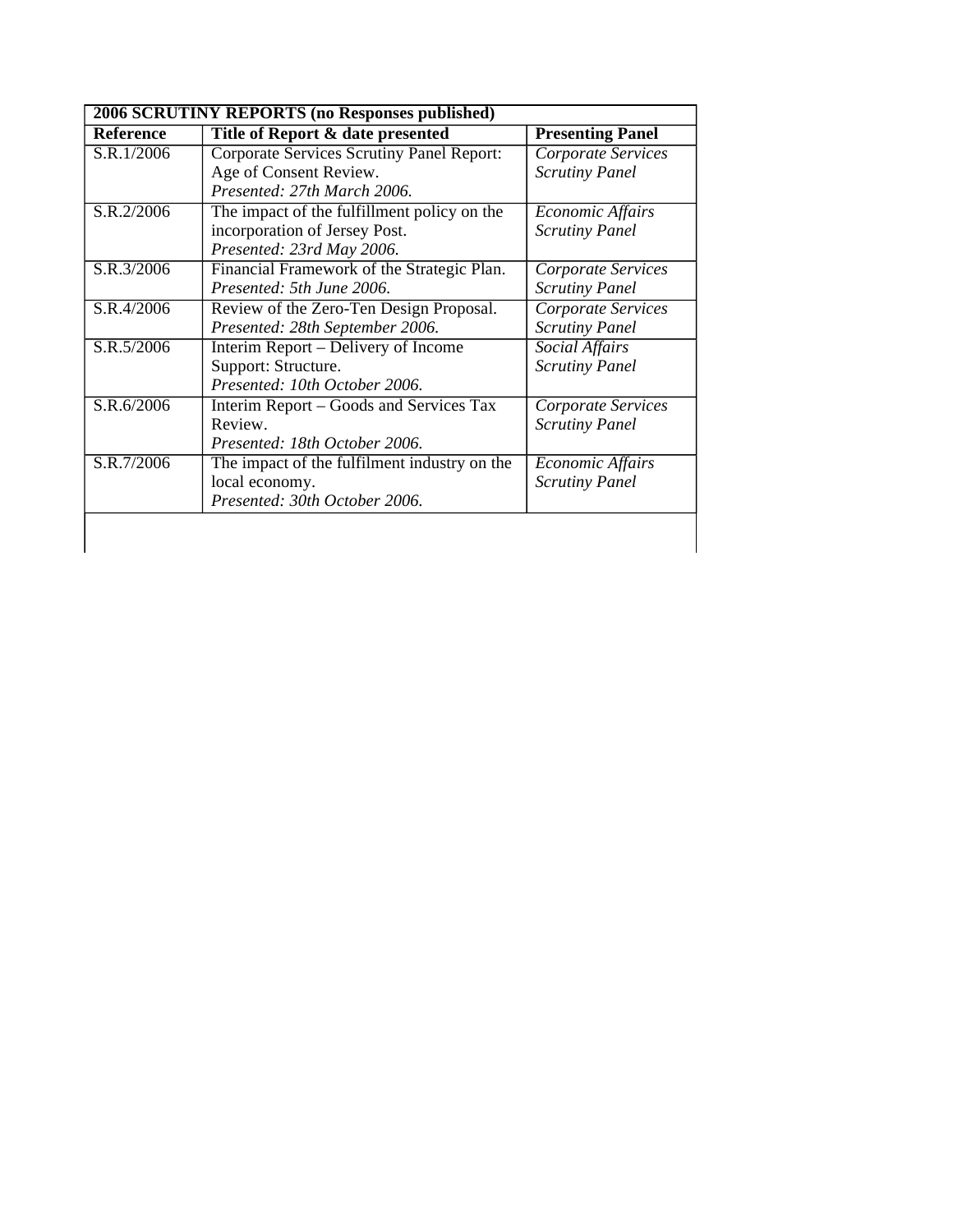| **2006 SCRUTINY REPORTS (no Responses published)** | | |
|---|---|---|
| **Reference** | **Title of Report & date presented** | **Presenting Panel** |
| S.R.1/2006 | Corporate Services Scrutiny Panel Report: Age of Consent Review. *Presented: 27th March 2006.* | *Corporate Services Scrutiny Panel* |
| S.R.2/2006 | The impact of the fulfillment policy on the incorporation of Jersey Post. *Presented: 23rd May 2006.* | *Economic Affairs Scrutiny Panel* |
| S.R.3/2006 | Financial Framework of the Strategic Plan. *Presented: 5th June 2006.* | *Corporate Services Scrutiny Panel* |
| S.R.4/2006 | Review of the Zero-Ten Design Proposal. *Presented: 28th September 2006.* | *Corporate Services Scrutiny Panel* |
| S.R.5/2006 | Interim Report – Delivery of Income Support: Structure. *Presented: 10th October 2006.* | *Social Affairs Scrutiny Panel* |
| S.R.6/2006 | Interim Report – Goods and Services Tax Review. *Presented: 18th October 2006.* | *Corporate Services Scrutiny Panel* |
| S.R.7/2006 | The impact of the fulfilment industry on the local economy. *Presented: 30th October 2006.* | *Economic Affairs Scrutiny Panel* |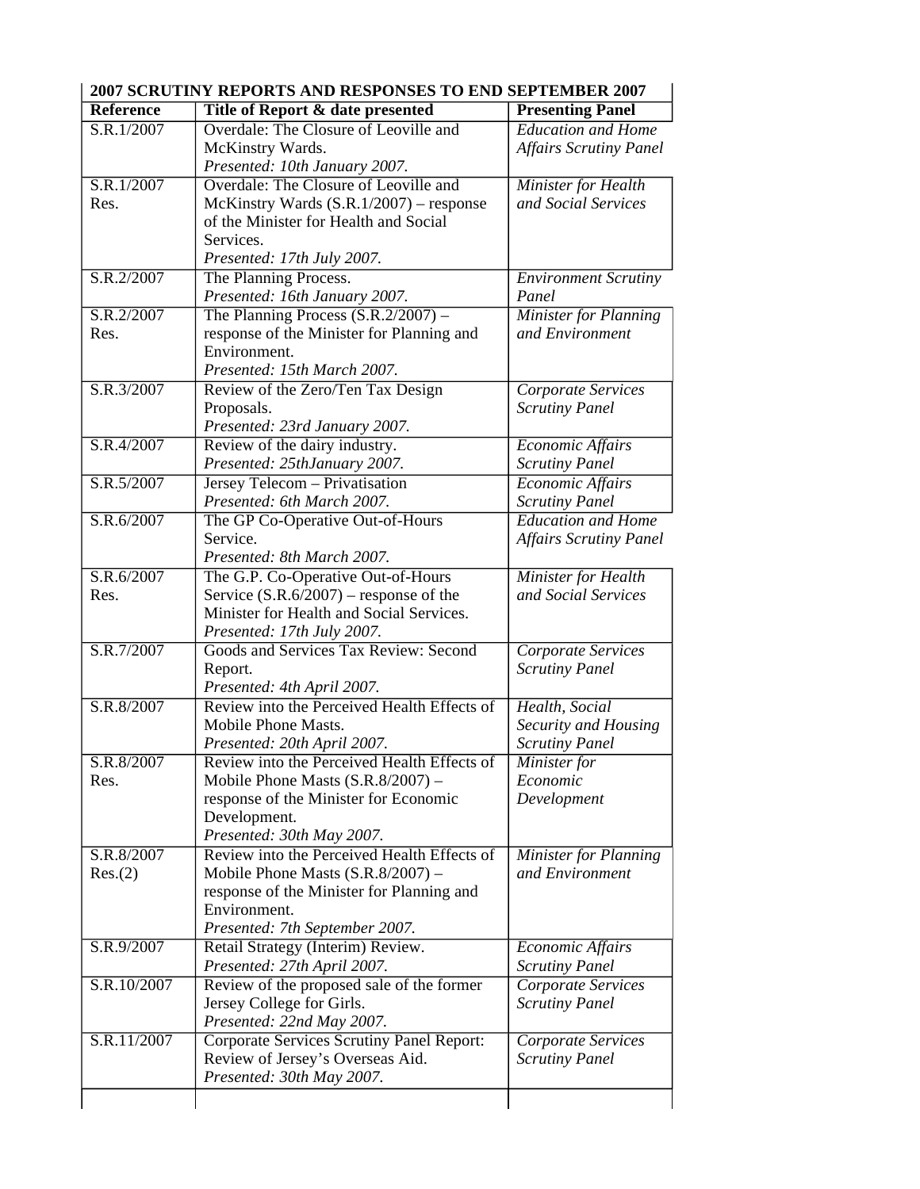| 2007 SCRUTINY REPORTS AND RESPONSES TO END SEPTEMBER 2007 | | |
|---|---|---|
| **Reference** | **Title of Report & date presented** | **Presenting Panel** |
| S.R.1/2007 | Overdale: The Closure of Leoville and McKinstry Wards. *Presented: 10th January 2007.* | *Education and Home Affairs Scrutiny Panel* |
| S.R.1/2007 Res. | Overdale: The Closure of Leoville and McKinstry Wards (S.R.1/2007) – response of the Minister for Health and Social Services. *Presented: 17th July 2007.* | *Minister for Health and Social Services* |
| S.R.2/2007 | The Planning Process. *Presented: 16th January 2007.* | *Environment Scrutiny Panel* |
| S.R.2/2007 Res. | The Planning Process (S.R.2/2007) – response of the Minister for Planning and Environment. *Presented: 15th March 2007.* | *Minister for Planning and Environment* |
| S.R.3/2007 | Review of the Zero/Ten Tax Design Proposals. *Presented: 23rd January 2007.* | *Corporate Services Scrutiny Panel* |
| S.R.4/2007 | Review of the dairy industry. *Presented: 25thJanuary 2007.* | *Economic Affairs Scrutiny Panel* |
| S.R.5/2007 | Jersey Telecom – Privatisation *Presented: 6th March 2007.* | *Economic Affairs Scrutiny Panel* |
| S.R.6/2007 | The GP Co-Operative Out-of-Hours Service. *Presented: 8th March 2007.* | *Education and Home Affairs Scrutiny Panel* |
| S.R.6/2007 Res. | The G.P. Co-Operative Out-of-Hours Service (S.R.6/2007) – response of the Minister for Health and Social Services. *Presented: 17th July 2007.* | *Minister for Health and Social Services* |
| S.R.7/2007 | Goods and Services Tax Review: Second Report. *Presented: 4th April 2007.* | *Corporate Services Scrutiny Panel* |
| S.R.8/2007 | Review into the Perceived Health Effects of Mobile Phone Masts. *Presented: 20th April 2007.* | *Health, Social Security and Housing Scrutiny Panel* |
| S.R.8/2007 Res. | Review into the Perceived Health Effects of Mobile Phone Masts (S.R.8/2007) – response of the Minister for Economic Development. *Presented: 30th May 2007.* | *Minister for Economic Development* |
| S.R.8/2007 Res.(2) | Review into the Perceived Health Effects of Mobile Phone Masts (S.R.8/2007) – response of the Minister for Planning and Environment. *Presented: 7th September 2007.* | *Minister for Planning and Environment* |
| S.R.9/2007 | Retail Strategy (Interim) Review. *Presented: 27th April 2007.* | *Economic Affairs Scrutiny Panel* |
| S.R.10/2007 | Review of the proposed sale of the former Jersey College for Girls. *Presented: 22nd May 2007.* | *Corporate Services Scrutiny Panel* |
| S.R.11/2007 | Corporate Services Scrutiny Panel Report: Review of Jersey's Overseas Aid. *Presented: 30th May 2007.* | *Corporate Services Scrutiny Panel* |
| | | |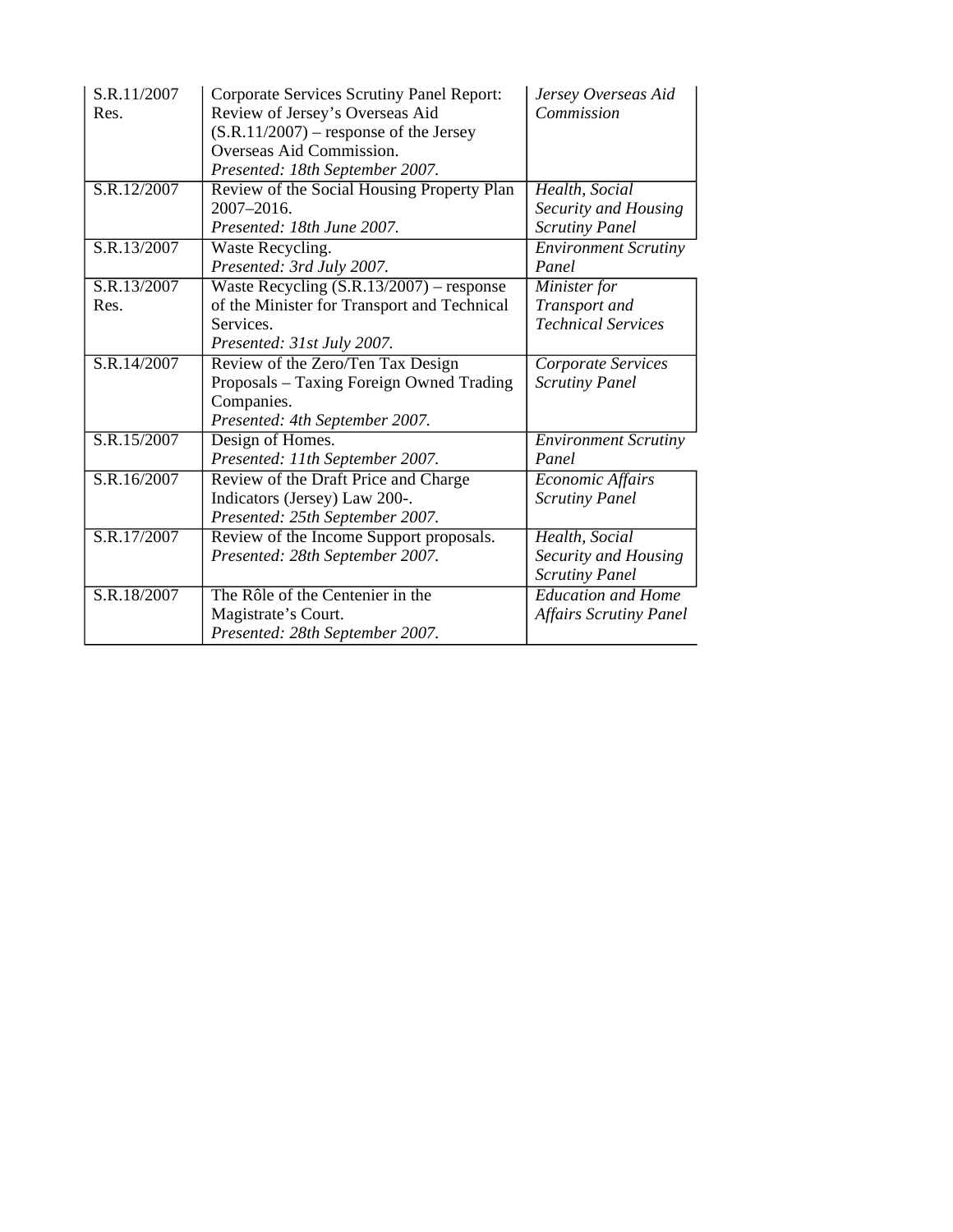| | | |
|---|---|---|
| S.R.11/2007 Res. | Corporate Services Scrutiny Panel Report: Review of Jersey's Overseas Aid (S.R.11/2007) – response of the Jersey Overseas Aid Commission. *Presented: 18th September 2007.* | *Jersey Overseas Aid Commission* |
| S.R.12/2007 | Review of the Social Housing Property Plan 2007–2016. *Presented: 18th June 2007.* | *Health, Social Security and Housing Scrutiny Panel* |
| S.R.13/2007 | Waste Recycling. *Presented: 3rd July 2007.* | *Environment Scrutiny Panel* |
| S.R.13/2007 Res. | Waste Recycling (S.R.13/2007) – response of the Minister for Transport and Technical Services. *Presented: 31st July 2007.* | *Minister for Transport and Technical Services* |
| S.R.14/2007 | Review of the Zero/Ten Tax Design Proposals – Taxing Foreign Owned Trading Companies. *Presented: 4th September 2007.* | *Corporate Services Scrutiny Panel* |
| S.R.15/2007 | Design of Homes. *Presented: 11th September 2007.* | *Environment Scrutiny Panel* |
| S.R.16/2007 | Review of the Draft Price and Charge Indicators (Jersey) Law 200-. *Presented: 25th September 2007.* | *Economic Affairs Scrutiny Panel* |
| S.R.17/2007 | Review of the Income Support proposals. *Presented: 28th September 2007.* | *Health, Social Security and Housing Scrutiny Panel* |
| S.R.18/2007 | The Rôle of the Centenier in the Magistrate's Court. *Presented: 28th September 2007.* | *Education and Home Affairs Scrutiny Panel* |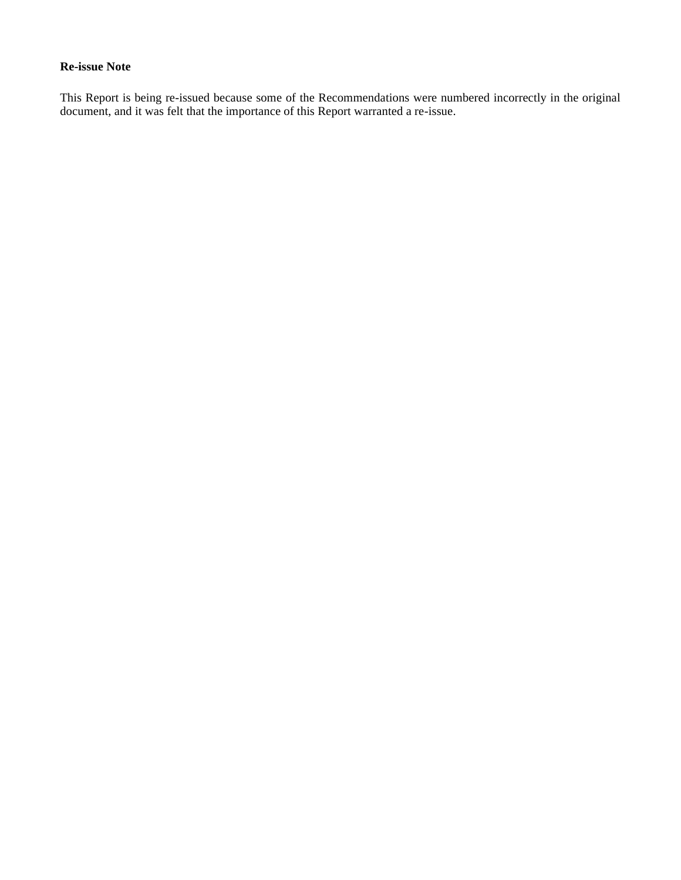**Re-issue Note**

This Report is being re-issued because some of the Recommendations were numbered incorrectly in the original document, and it was felt that the importance of this Report warranted a re-issue.